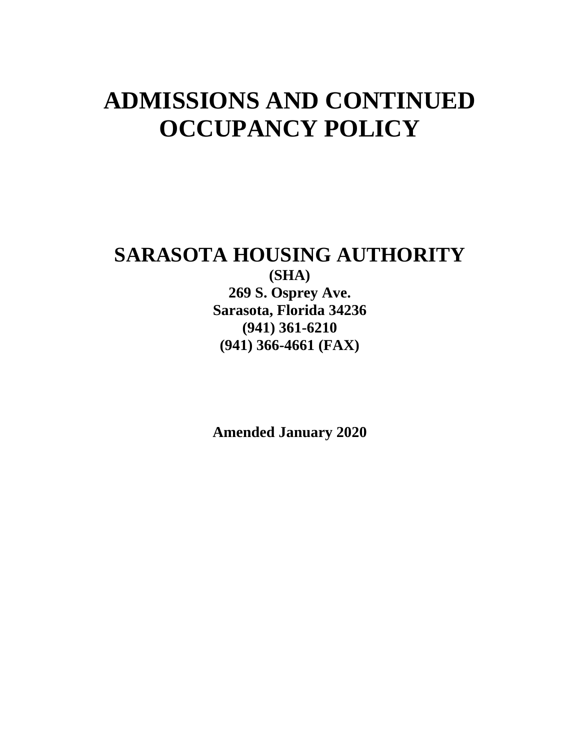# ADMISSIONS AND CONTINUED OCCUPANCY POLICY

## SARASOTA HOUSING AUTHORITY

**(SHA)**
**269 S. Osprey Ave.**
**Sarasota, Florida 34236**
**(941) 361-6210**
**(941) 366-4661 (FAX)**

**Amended January 2020**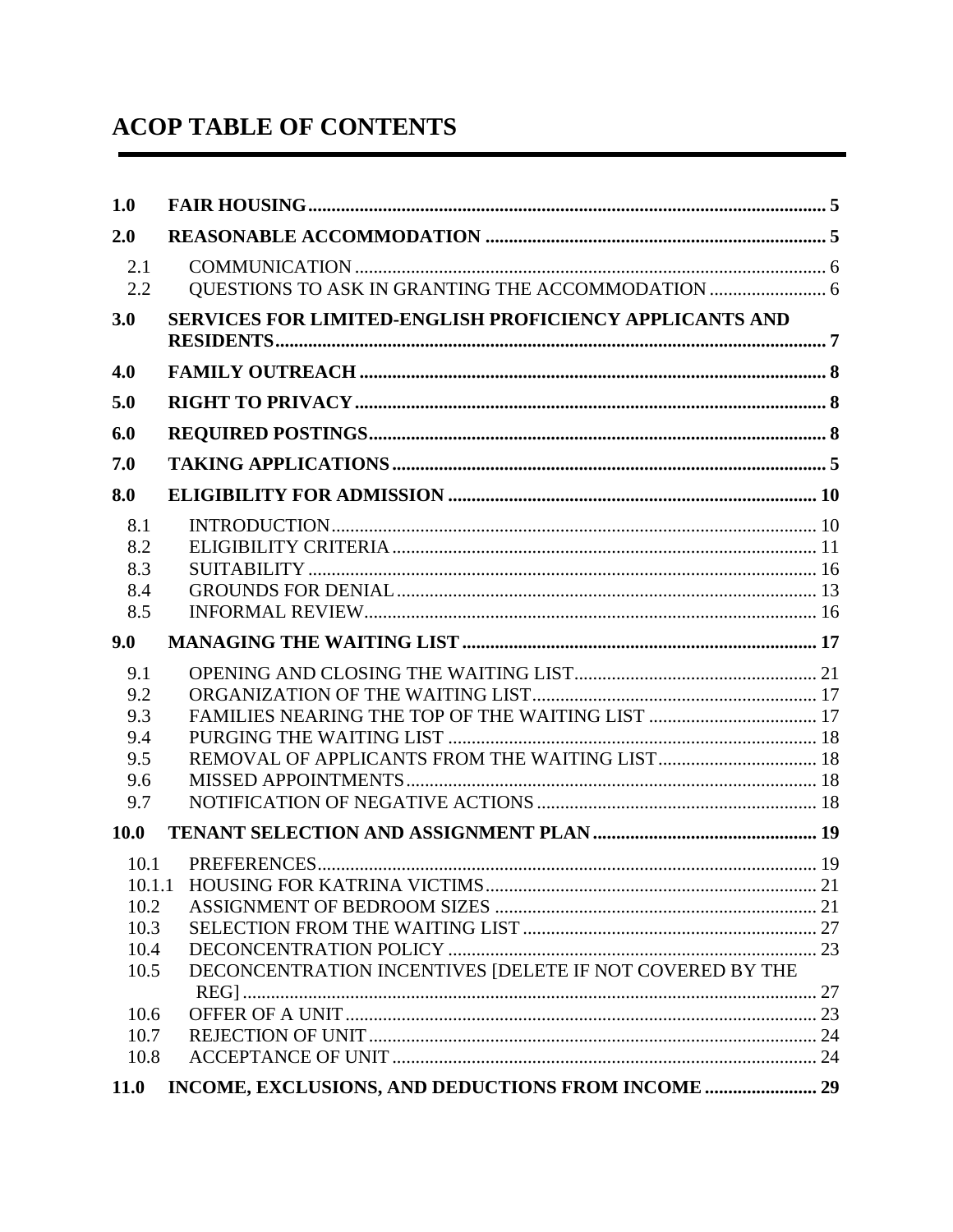# ACOP TABLE OF CONTENTS

| | | |
|---|---|---|
| **1.0** | **FAIR HOUSING** | **5** |
| **2.0** | **REASONABLE ACCOMMODATION** | **5** |
| 2.1 | COMMUNICATION | 6 |
| 2.2 | QUESTIONS TO ASK IN GRANTING THE ACCOMMODATION | 6 |
| **3.0** | **SERVICES FOR LIMITED-ENGLISH PROFICIENCY APPLICANTS AND RESIDENTS** | **7** |
| **4.0** | **FAMILY OUTREACH** | **8** |
| **5.0** | **RIGHT TO PRIVACY** | **8** |
| **6.0** | **REQUIRED POSTINGS** | **8** |
| **7.0** | **TAKING APPLICATIONS** | **5** |
| **8.0** | **ELIGIBILITY FOR ADMISSION** | **10** |
| 8.1 | INTRODUCTION | 10 |
| 8.2 | ELIGIBILITY CRITERIA | 11 |
| 8.3 | SUITABILITY | 16 |
| 8.4 | GROUNDS FOR DENIAL | 13 |
| 8.5 | INFORMAL REVIEW | 16 |
| **9.0** | **MANAGING THE WAITING LIST** | **17** |
| 9.1 | OPENING AND CLOSING THE WAITING LIST | 21 |
| 9.2 | ORGANIZATION OF THE WAITING LIST | 17 |
| 9.3 | FAMILIES NEARING THE TOP OF THE WAITING LIST | 17 |
| 9.4 | PURGING THE WAITING LIST | 18 |
| 9.5 | REMOVAL OF APPLICANTS FROM THE WAITING LIST | 18 |
| 9.6 | MISSED APPOINTMENTS | 18 |
| 9.7 | NOTIFICATION OF NEGATIVE ACTIONS | 18 |
| **10.0** | **TENANT SELECTION AND ASSIGNMENT PLAN** | **19** |
| 10.1 | PREFERENCES | 19 |
| 10.1.1 | HOUSING FOR KATRINA VICTIMS | 21 |
| 10.2 | ASSIGNMENT OF BEDROOM SIZES | 21 |
| 10.3 | SELECTION FROM THE WAITING LIST | 27 |
| 10.4 | DECONCENTRATION POLICY | 23 |
| 10.5 | DECONCENTRATION INCENTIVES [DELETE IF NOT COVERED BY THE REG] | 27 |
| 10.6 | OFFER OF A UNIT | 23 |
| 10.7 | REJECTION OF UNIT | 24 |
| 10.8 | ACCEPTANCE OF UNIT | 24 |
| **11.0** | **INCOME, EXCLUSIONS, AND DEDUCTIONS FROM INCOME** | **29** |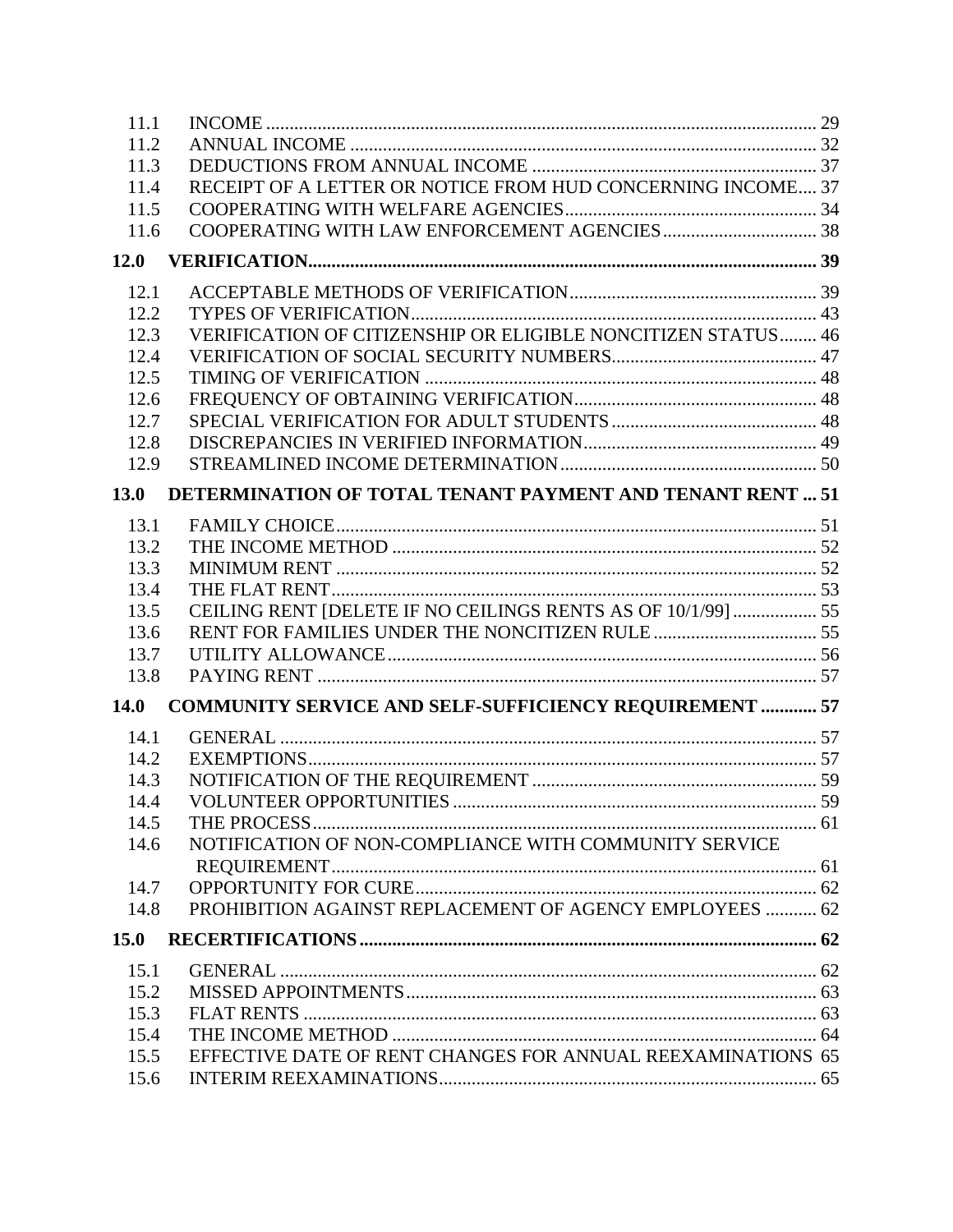| | | |
|---|---|---|
| 11.1 | INCOME | 29 |
| 11.2 | ANNUAL INCOME | 32 |
| 11.3 | DEDUCTIONS FROM ANNUAL INCOME | 37 |
| 11.4 | RECEIPT OF A LETTER OR NOTICE FROM HUD CONCERNING INCOME | 37 |
| 11.5 | COOPERATING WITH WELFARE AGENCIES | 34 |
| 11.6 | COOPERATING WITH LAW ENFORCEMENT AGENCIES | 38 |
| **12.0** | **VERIFICATION** | **39** |
| 12.1 | ACCEPTABLE METHODS OF VERIFICATION | 39 |
| 12.2 | TYPES OF VERIFICATION | 43 |
| 12.3 | VERIFICATION OF CITIZENSHIP OR ELIGIBLE NONCITIZEN STATUS | 46 |
| 12.4 | VERIFICATION OF SOCIAL SECURITY NUMBERS | 47 |
| 12.5 | TIMING OF VERIFICATION | 48 |
| 12.6 | FREQUENCY OF OBTAINING VERIFICATION | 48 |
| 12.7 | SPECIAL VERIFICATION FOR ADULT STUDENTS | 48 |
| 12.8 | DISCREPANCIES IN VERIFIED INFORMATION | 49 |
| 12.9 | STREAMLINED INCOME DETERMINATION | 50 |
| **13.0** | **DETERMINATION OF TOTAL TENANT PAYMENT AND TENANT RENT** | **51** |
| 13.1 | FAMILY CHOICE | 51 |
| 13.2 | THE INCOME METHOD | 52 |
| 13.3 | MINIMUM RENT | 52 |
| 13.4 | THE FLAT RENT | 53 |
| 13.5 | CEILING RENT [DELETE IF NO CEILINGS RENTS AS OF 10/1/99] | 55 |
| 13.6 | RENT FOR FAMILIES UNDER THE NONCITIZEN RULE | 55 |
| 13.7 | UTILITY ALLOWANCE | 56 |
| 13.8 | PAYING RENT | 57 |
| **14.0** | **COMMUNITY SERVICE AND SELF-SUFFICIENCY REQUIREMENT** | **57** |
| 14.1 | GENERAL | 57 |
| 14.2 | EXEMPTIONS | 57 |
| 14.3 | NOTIFICATION OF THE REQUIREMENT | 59 |
| 14.4 | VOLUNTEER OPPORTUNITIES | 59 |
| 14.5 | THE PROCESS | 61 |
| 14.6 | NOTIFICATION OF NON-COMPLIANCE WITH COMMUNITY SERVICE REQUIREMENT | 61 |
| 14.7 | OPPORTUNITY FOR CURE | 62 |
| 14.8 | PROHIBITION AGAINST REPLACEMENT OF AGENCY EMPLOYEES | 62 |
| **15.0** | **RECERTIFICATIONS** | **62** |
| 15.1 | GENERAL | 62 |
| 15.2 | MISSED APPOINTMENTS | 63 |
| 15.3 | FLAT RENTS | 63 |
| 15.4 | THE INCOME METHOD | 64 |
| 15.5 | EFFECTIVE DATE OF RENT CHANGES FOR ANNUAL REEXAMINATIONS | 65 |
| 15.6 | INTERIM REEXAMINATIONS | 65 |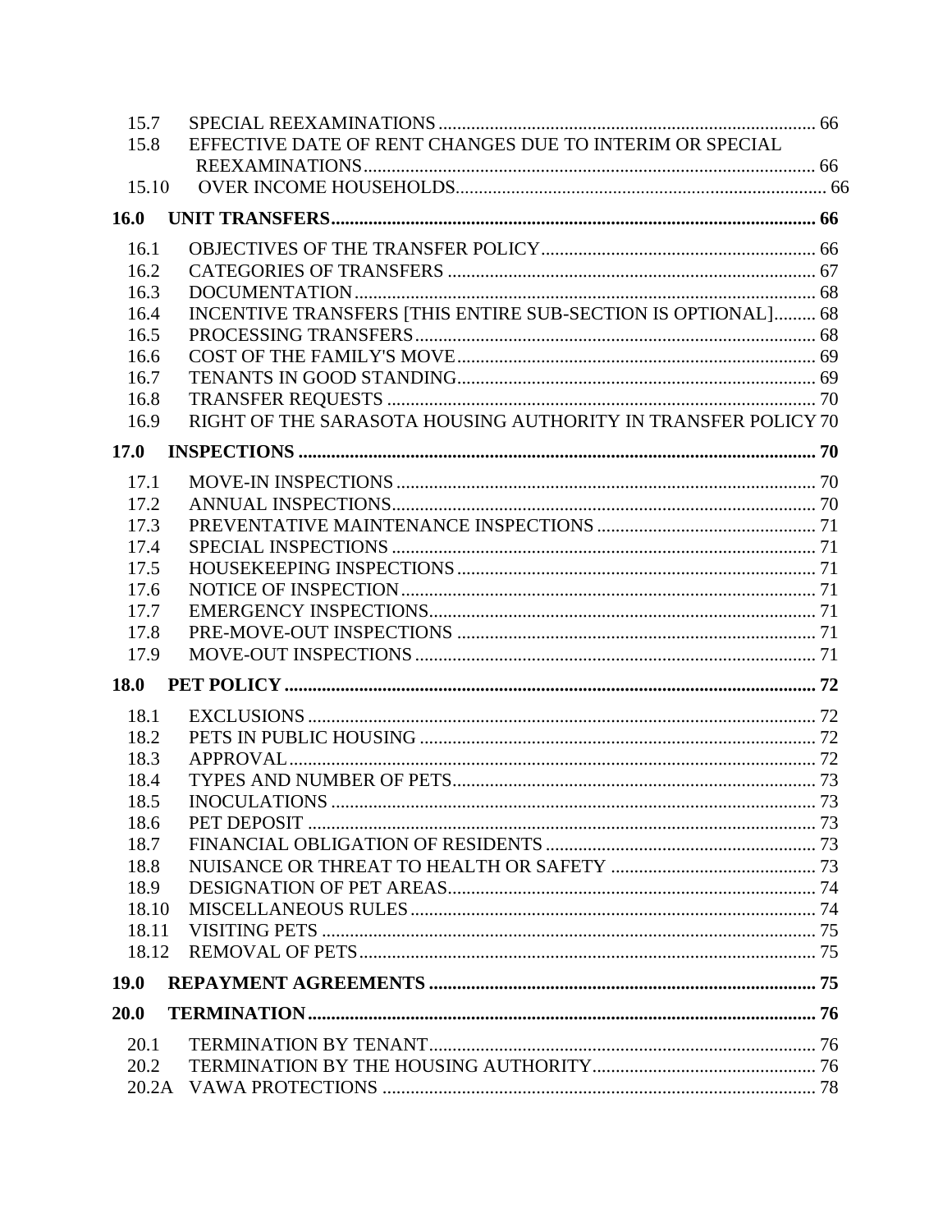15.7 SPECIAL REEXAMINATIONS ... 66
15.8 EFFECTIVE DATE OF RENT CHANGES DUE TO INTERIM OR SPECIAL REEXAMINATIONS ... 66
15.10 OVER INCOME HOUSEHOLDS ... 66

**16.0 UNIT TRANSFERS ... 66**

16.1 OBJECTIVES OF THE TRANSFER POLICY ... 66
16.2 CATEGORIES OF TRANSFERS ... 67
16.3 DOCUMENTATION ... 68
16.4 INCENTIVE TRANSFERS [THIS ENTIRE SUB-SECTION IS OPTIONAL] ... 68
16.5 PROCESSING TRANSFERS ... 68
16.6 COST OF THE FAMILY'S MOVE ... 69
16.7 TENANTS IN GOOD STANDING ... 69
16.8 TRANSFER REQUESTS ... 70
16.9 RIGHT OF THE SARASOTA HOUSING AUTHORITY IN TRANSFER POLICY 70

**17.0 INSPECTIONS ... 70**

17.1 MOVE-IN INSPECTIONS ... 70
17.2 ANNUAL INSPECTIONS ... 70
17.3 PREVENTATIVE MAINTENANCE INSPECTIONS ... 71
17.4 SPECIAL INSPECTIONS ... 71
17.5 HOUSEKEEPING INSPECTIONS ... 71
17.6 NOTICE OF INSPECTION ... 71
17.7 EMERGENCY INSPECTIONS ... 71
17.8 PRE-MOVE-OUT INSPECTIONS ... 71
17.9 MOVE-OUT INSPECTIONS ... 71

**18.0 PET POLICY ... 72**

18.1 EXCLUSIONS ... 72
18.2 PETS IN PUBLIC HOUSING ... 72
18.3 APPROVAL ... 72
18.4 TYPES AND NUMBER OF PETS ... 73
18.5 INOCULATIONS ... 73
18.6 PET DEPOSIT ... 73
18.7 FINANCIAL OBLIGATION OF RESIDENTS ... 73
18.8 NUISANCE OR THREAT TO HEALTH OR SAFETY ... 73
18.9 DESIGNATION OF PET AREAS ... 74
18.10 MISCELLANEOUS RULES ... 74
18.11 VISITING PETS ... 75
18.12 REMOVAL OF PETS ... 75

**19.0 REPAYMENT AGREEMENTS ... 75**

**20.0 TERMINATION ... 76**

20.1 TERMINATION BY TENANT ... 76
20.2 TERMINATION BY THE HOUSING AUTHORITY ... 76
20.2A VAWA PROTECTIONS ... 78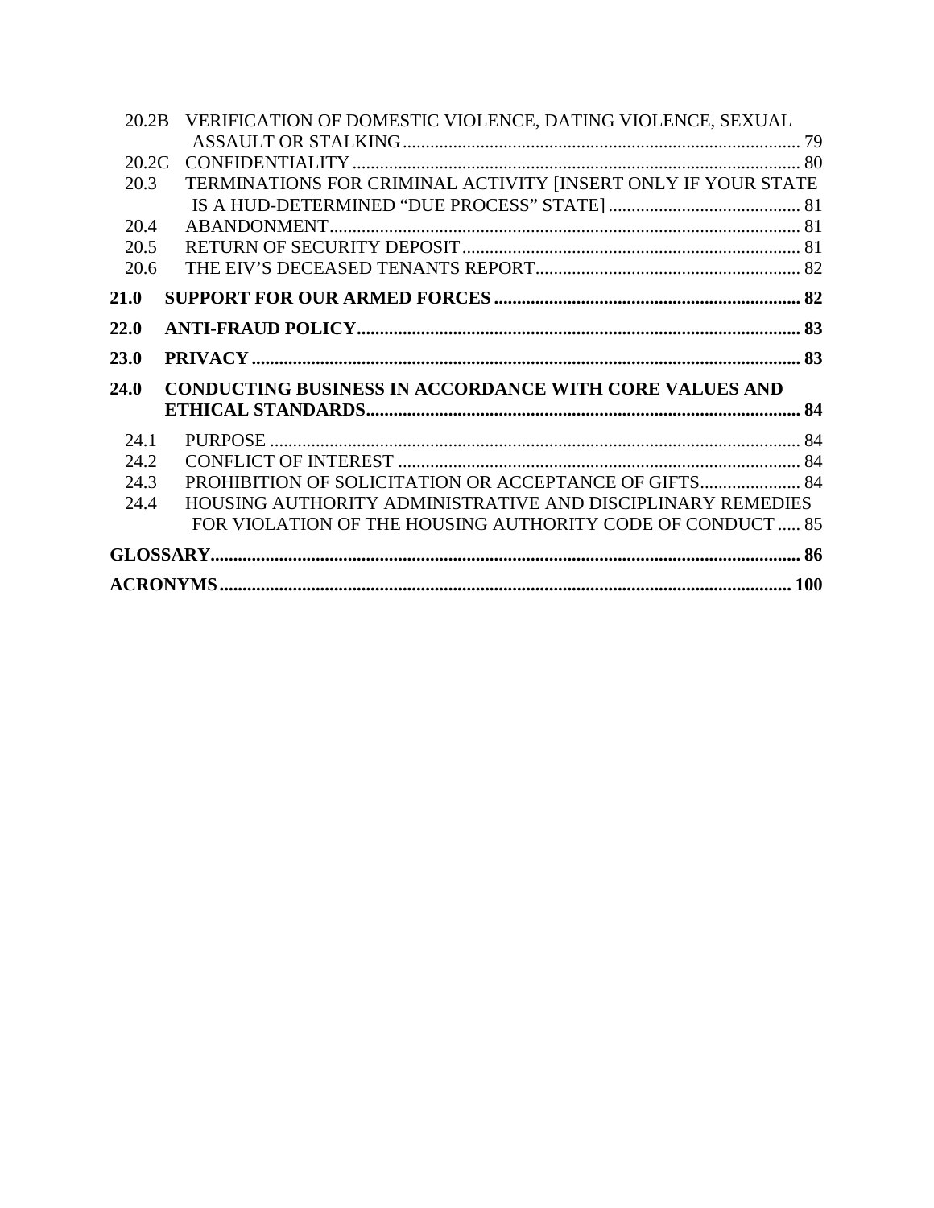20.2B VERIFICATION OF DOMESTIC VIOLENCE, DATING VIOLENCE, SEXUAL ASSAULT OR STALKING ........ 79
20.2C CONFIDENTIALITY ........ 80
20.3 TERMINATIONS FOR CRIMINAL ACTIVITY [INSERT ONLY IF YOUR STATE IS A HUD-DETERMINED "DUE PROCESS" STATE] ........ 81
20.4 ABANDONMENT ........ 81
20.5 RETURN OF SECURITY DEPOSIT ........ 81
20.6 THE EIV'S DECEASED TENANTS REPORT ........ 82

**21.0 SUPPORT FOR OUR ARMED FORCES ........ 82**

**22.0 ANTI-FRAUD POLICY ........ 83**

**23.0 PRIVACY ........ 83**

**24.0 CONDUCTING BUSINESS IN ACCORDANCE WITH CORE VALUES AND ETHICAL STANDARDS ........ 84**

24.1 PURPOSE ........ 84
24.2 CONFLICT OF INTEREST ........ 84
24.3 PROHIBITION OF SOLICITATION OR ACCEPTANCE OF GIFTS ........ 84
24.4 HOUSING AUTHORITY ADMINISTRATIVE AND DISCIPLINARY REMEDIES FOR VIOLATION OF THE HOUSING AUTHORITY CODE OF CONDUCT ........ 85

**GLOSSARY ........ 86**

**ACRONYMS ........ 100**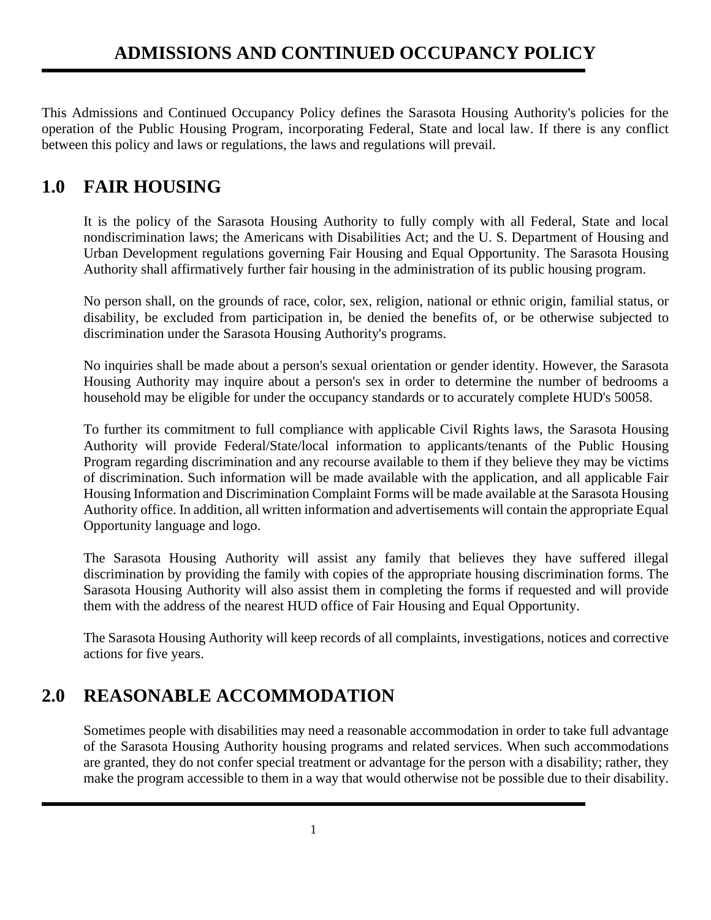# ADMISSIONS AND CONTINUED OCCUPANCY POLICY

This Admissions and Continued Occupancy Policy defines the Sarasota Housing Authority's policies for the operation of the Public Housing Program, incorporating Federal, State and local law. If there is any conflict between this policy and laws or regulations, the laws and regulations will prevail.

## 1.0 FAIR HOUSING

It is the policy of the Sarasota Housing Authority to fully comply with all Federal, State and local nondiscrimination laws; the Americans with Disabilities Act; and the U. S. Department of Housing and Urban Development regulations governing Fair Housing and Equal Opportunity. The Sarasota Housing Authority shall affirmatively further fair housing in the administration of its public housing program.

No person shall, on the grounds of race, color, sex, religion, national or ethnic origin, familial status, or disability, be excluded from participation in, be denied the benefits of, or be otherwise subjected to discrimination under the Sarasota Housing Authority's programs.

No inquiries shall be made about a person's sexual orientation or gender identity. However, the Sarasota Housing Authority may inquire about a person's sex in order to determine the number of bedrooms a household may be eligible for under the occupancy standards or to accurately complete HUD's 50058.

To further its commitment to full compliance with applicable Civil Rights laws, the Sarasota Housing Authority will provide Federal/State/local information to applicants/tenants of the Public Housing Program regarding discrimination and any recourse available to them if they believe they may be victims of discrimination. Such information will be made available with the application, and all applicable Fair Housing Information and Discrimination Complaint Forms will be made available at the Sarasota Housing Authority office. In addition, all written information and advertisements will contain the appropriate Equal Opportunity language and logo.

The Sarasota Housing Authority will assist any family that believes they have suffered illegal discrimination by providing the family with copies of the appropriate housing discrimination forms. The Sarasota Housing Authority will also assist them in completing the forms if requested and will provide them with the address of the nearest HUD office of Fair Housing and Equal Opportunity.

The Sarasota Housing Authority will keep records of all complaints, investigations, notices and corrective actions for five years.

## 2.0 REASONABLE ACCOMMODATION

Sometimes people with disabilities may need a reasonable accommodation in order to take full advantage of the Sarasota Housing Authority housing programs and related services. When such accommodations are granted, they do not confer special treatment or advantage for the person with a disability; rather, they make the program accessible to them in a way that would otherwise not be possible due to their disability.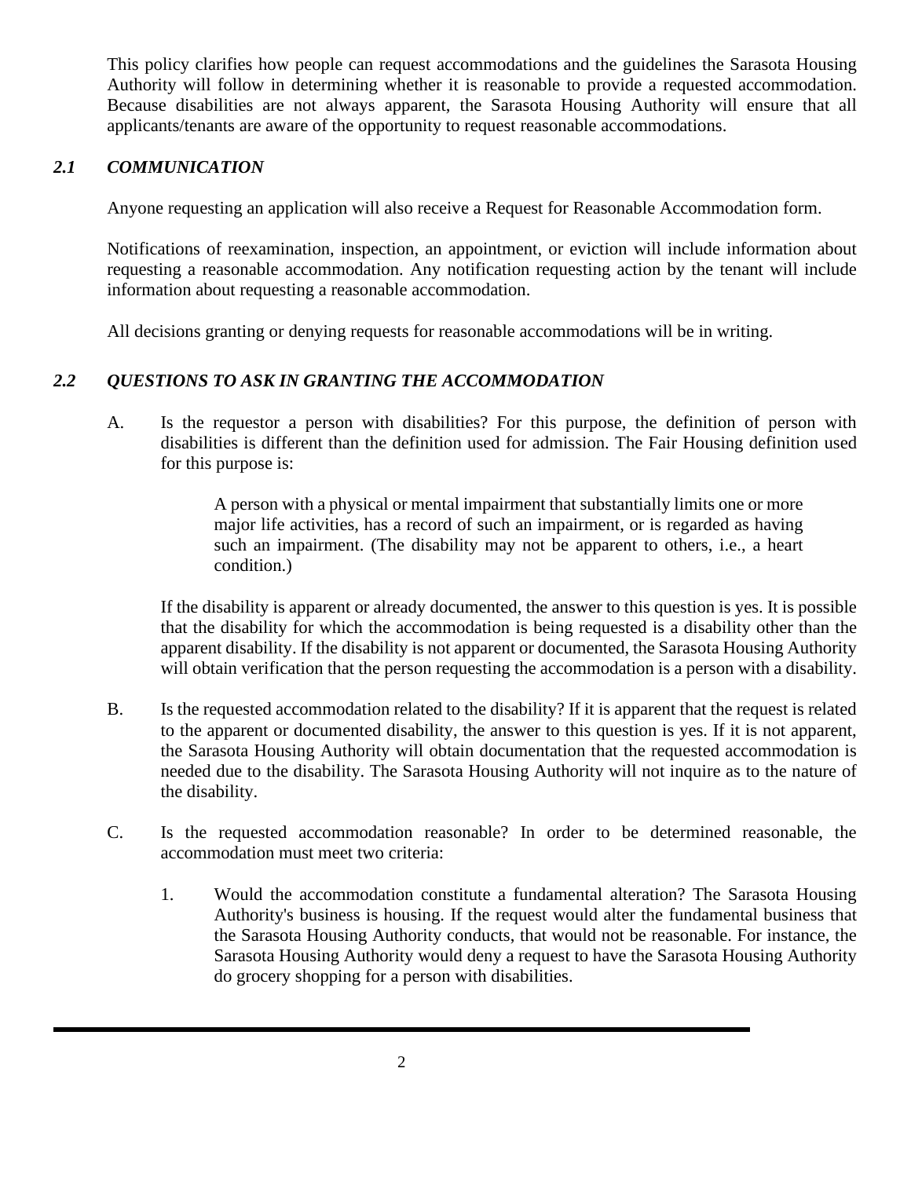This policy clarifies how people can request accommodations and the guidelines the Sarasota Housing Authority will follow in determining whether it is reasonable to provide a requested accommodation. Because disabilities are not always apparent, the Sarasota Housing Authority will ensure that all applicants/tenants are aware of the opportunity to request reasonable accommodations.

### *2.1 COMMUNICATION*

Anyone requesting an application will also receive a Request for Reasonable Accommodation form.

Notifications of reexamination, inspection, an appointment, or eviction will include information about requesting a reasonable accommodation. Any notification requesting action by the tenant will include information about requesting a reasonable accommodation.

All decisions granting or denying requests for reasonable accommodations will be in writing.

### *2.2 QUESTIONS TO ASK IN GRANTING THE ACCOMMODATION*

A. Is the requestor a person with disabilities? For this purpose, the definition of person with disabilities is different than the definition used for admission. The Fair Housing definition used for this purpose is:

> A person with a physical or mental impairment that substantially limits one or more major life activities, has a record of such an impairment, or is regarded as having such an impairment. (The disability may not be apparent to others, i.e., a heart condition.)

If the disability is apparent or already documented, the answer to this question is yes. It is possible that the disability for which the accommodation is being requested is a disability other than the apparent disability. If the disability is not apparent or documented, the Sarasota Housing Authority will obtain verification that the person requesting the accommodation is a person with a disability.

B. Is the requested accommodation related to the disability? If it is apparent that the request is related to the apparent or documented disability, the answer to this question is yes. If it is not apparent, the Sarasota Housing Authority will obtain documentation that the requested accommodation is needed due to the disability. The Sarasota Housing Authority will not inquire as to the nature of the disability.

C. Is the requested accommodation reasonable? In order to be determined reasonable, the accommodation must meet two criteria:

1. Would the accommodation constitute a fundamental alteration? The Sarasota Housing Authority's business is housing. If the request would alter the fundamental business that the Sarasota Housing Authority conducts, that would not be reasonable. For instance, the Sarasota Housing Authority would deny a request to have the Sarasota Housing Authority do grocery shopping for a person with disabilities.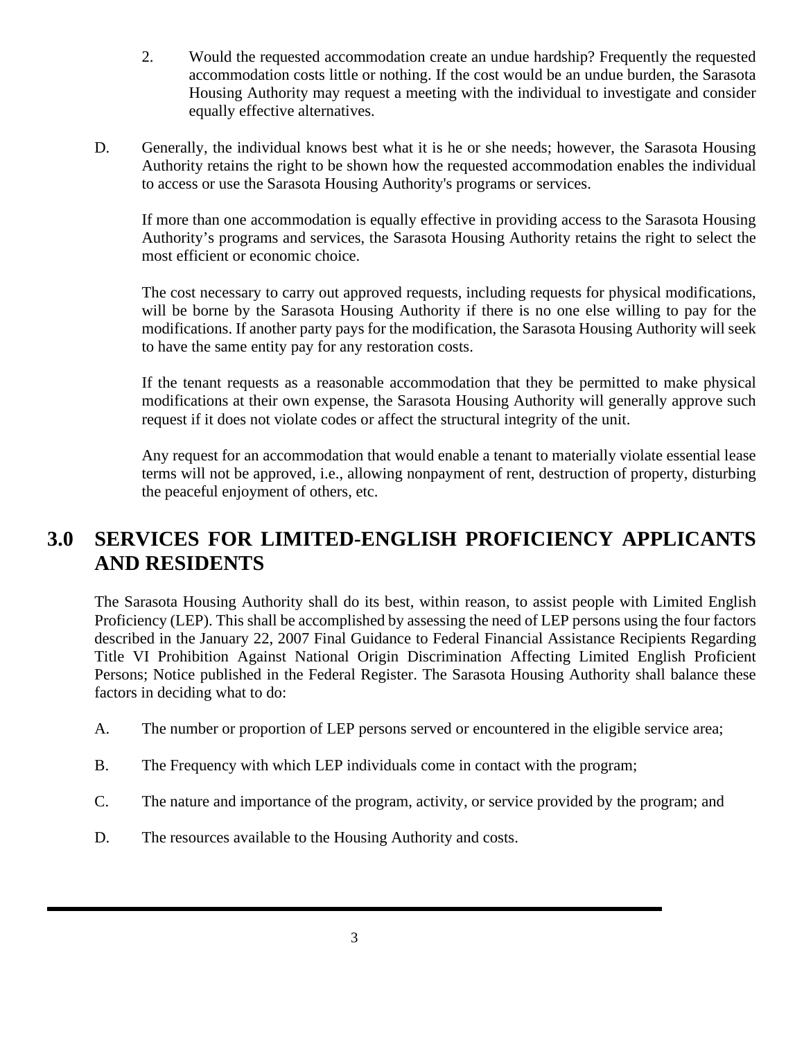2. Would the requested accommodation create an undue hardship? Frequently the requested accommodation costs little or nothing. If the cost would be an undue burden, the Sarasota Housing Authority may request a meeting with the individual to investigate and consider equally effective alternatives.

D. Generally, the individual knows best what it is he or she needs; however, the Sarasota Housing Authority retains the right to be shown how the requested accommodation enables the individual to access or use the Sarasota Housing Authority's programs or services.

If more than one accommodation is equally effective in providing access to the Sarasota Housing Authority's programs and services, the Sarasota Housing Authority retains the right to select the most efficient or economic choice.

The cost necessary to carry out approved requests, including requests for physical modifications, will be borne by the Sarasota Housing Authority if there is no one else willing to pay for the modifications. If another party pays for the modification, the Sarasota Housing Authority will seek to have the same entity pay for any restoration costs.

If the tenant requests as a reasonable accommodation that they be permitted to make physical modifications at their own expense, the Sarasota Housing Authority will generally approve such request if it does not violate codes or affect the structural integrity of the unit.

Any request for an accommodation that would enable a tenant to materially violate essential lease terms will not be approved, i.e., allowing nonpayment of rent, destruction of property, disturbing the peaceful enjoyment of others, etc.

## 3.0 SERVICES FOR LIMITED-ENGLISH PROFICIENCY APPLICANTS AND RESIDENTS

The Sarasota Housing Authority shall do its best, within reason, to assist people with Limited English Proficiency (LEP). This shall be accomplished by assessing the need of LEP persons using the four factors described in the January 22, 2007 Final Guidance to Federal Financial Assistance Recipients Regarding Title VI Prohibition Against National Origin Discrimination Affecting Limited English Proficient Persons; Notice published in the Federal Register. The Sarasota Housing Authority shall balance these factors in deciding what to do:

A. The number or proportion of LEP persons served or encountered in the eligible service area;

B. The Frequency with which LEP individuals come in contact with the program;

C. The nature and importance of the program, activity, or service provided by the program; and

D. The resources available to the Housing Authority and costs.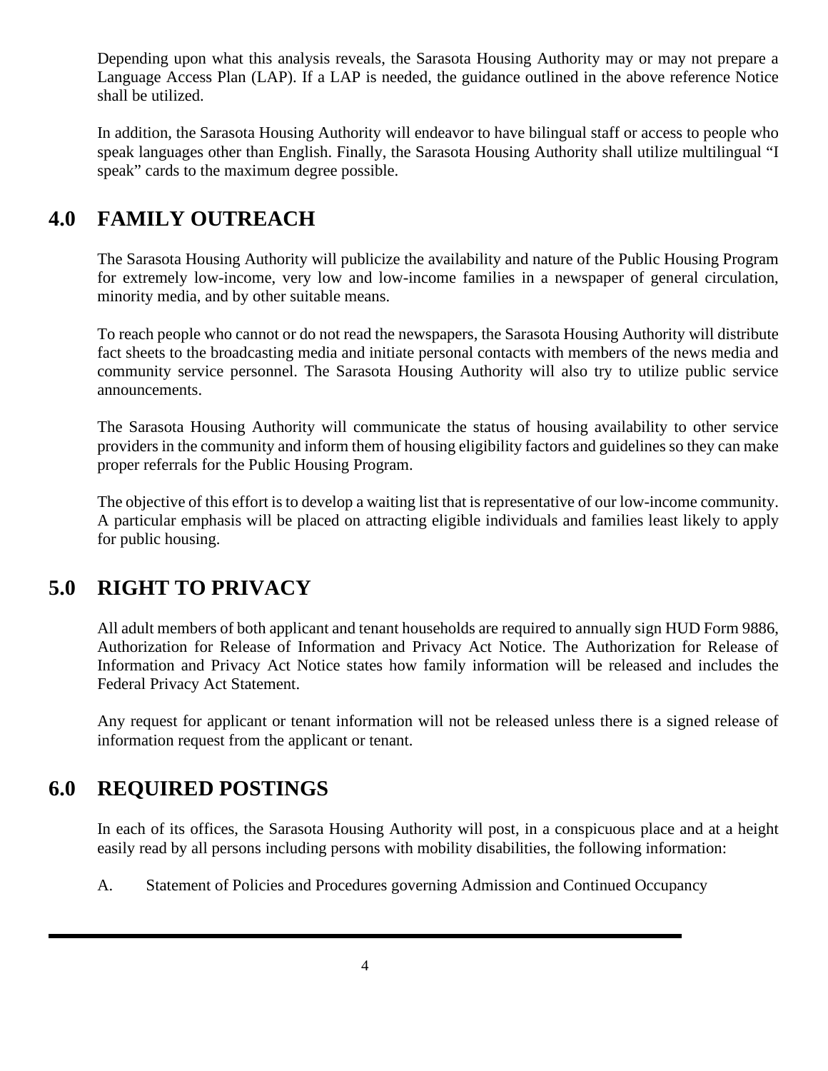Depending upon what this analysis reveals, the Sarasota Housing Authority may or may not prepare a Language Access Plan (LAP). If a LAP is needed, the guidance outlined in the above reference Notice shall be utilized.

In addition, the Sarasota Housing Authority will endeavor to have bilingual staff or access to people who speak languages other than English. Finally, the Sarasota Housing Authority shall utilize multilingual "I speak" cards to the maximum degree possible.

## 4.0 FAMILY OUTREACH

The Sarasota Housing Authority will publicize the availability and nature of the Public Housing Program for extremely low-income, very low and low-income families in a newspaper of general circulation, minority media, and by other suitable means.

To reach people who cannot or do not read the newspapers, the Sarasota Housing Authority will distribute fact sheets to the broadcasting media and initiate personal contacts with members of the news media and community service personnel. The Sarasota Housing Authority will also try to utilize public service announcements.

The Sarasota Housing Authority will communicate the status of housing availability to other service providers in the community and inform them of housing eligibility factors and guidelines so they can make proper referrals for the Public Housing Program.

The objective of this effort is to develop a waiting list that is representative of our low-income community. A particular emphasis will be placed on attracting eligible individuals and families least likely to apply for public housing.

## 5.0 RIGHT TO PRIVACY

All adult members of both applicant and tenant households are required to annually sign HUD Form 9886, Authorization for Release of Information and Privacy Act Notice. The Authorization for Release of Information and Privacy Act Notice states how family information will be released and includes the Federal Privacy Act Statement.

Any request for applicant or tenant information will not be released unless there is a signed release of information request from the applicant or tenant.

## 6.0 REQUIRED POSTINGS

In each of its offices, the Sarasota Housing Authority will post, in a conspicuous place and at a height easily read by all persons including persons with mobility disabilities, the following information:

A. Statement of Policies and Procedures governing Admission and Continued Occupancy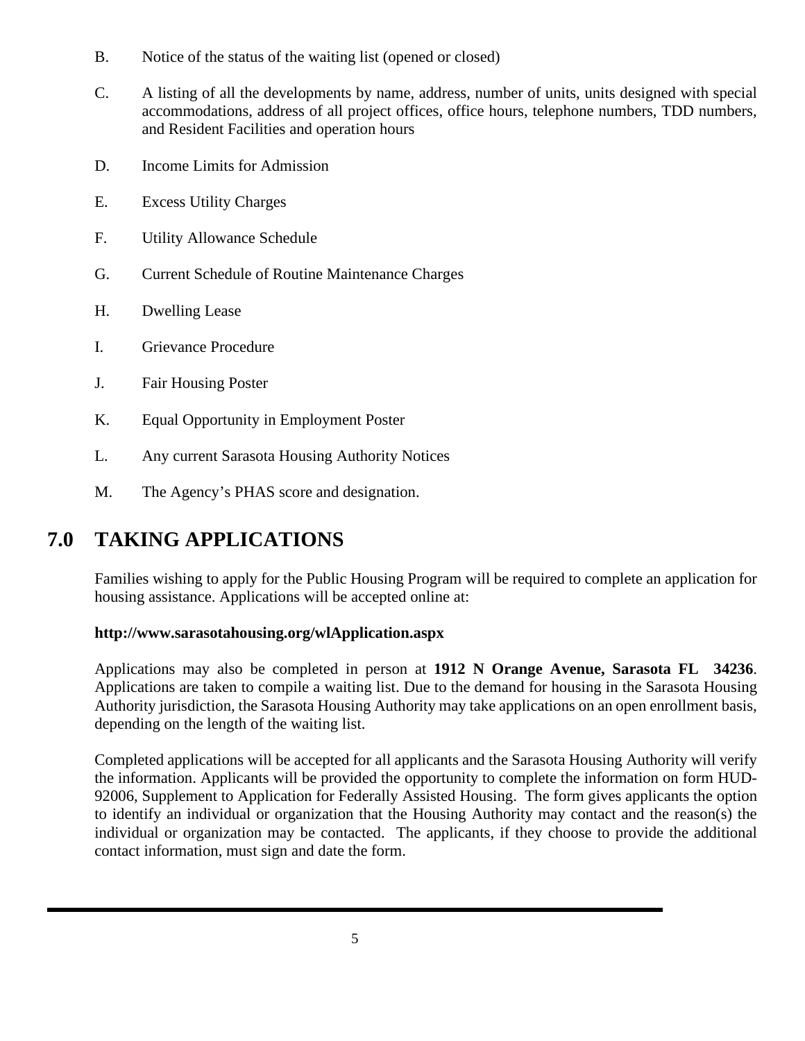B. Notice of the status of the waiting list (opened or closed)

C. A listing of all the developments by name, address, number of units, units designed with special accommodations, address of all project offices, office hours, telephone numbers, TDD numbers, and Resident Facilities and operation hours

D. Income Limits for Admission

E. Excess Utility Charges

F. Utility Allowance Schedule

G. Current Schedule of Routine Maintenance Charges

H. Dwelling Lease

I. Grievance Procedure

J. Fair Housing Poster

K. Equal Opportunity in Employment Poster

L. Any current Sarasota Housing Authority Notices

M. The Agency's PHAS score and designation.

# 7.0 TAKING APPLICATIONS

Families wishing to apply for the Public Housing Program will be required to complete an application for housing assistance. Applications will be accepted online at:

**http://www.sarasotahousing.org/wlApplication.aspx**

Applications may also be completed in person at **1912 N Orange Avenue, Sarasota FL 34236**. Applications are taken to compile a waiting list. Due to the demand for housing in the Sarasota Housing Authority jurisdiction, the Sarasota Housing Authority may take applications on an open enrollment basis, depending on the length of the waiting list.

Completed applications will be accepted for all applicants and the Sarasota Housing Authority will verify the information. Applicants will be provided the opportunity to complete the information on form HUD-92006, Supplement to Application for Federally Assisted Housing. The form gives applicants the option to identify an individual or organization that the Housing Authority may contact and the reason(s) the individual or organization may be contacted. The applicants, if they choose to provide the additional contact information, must sign and date the form.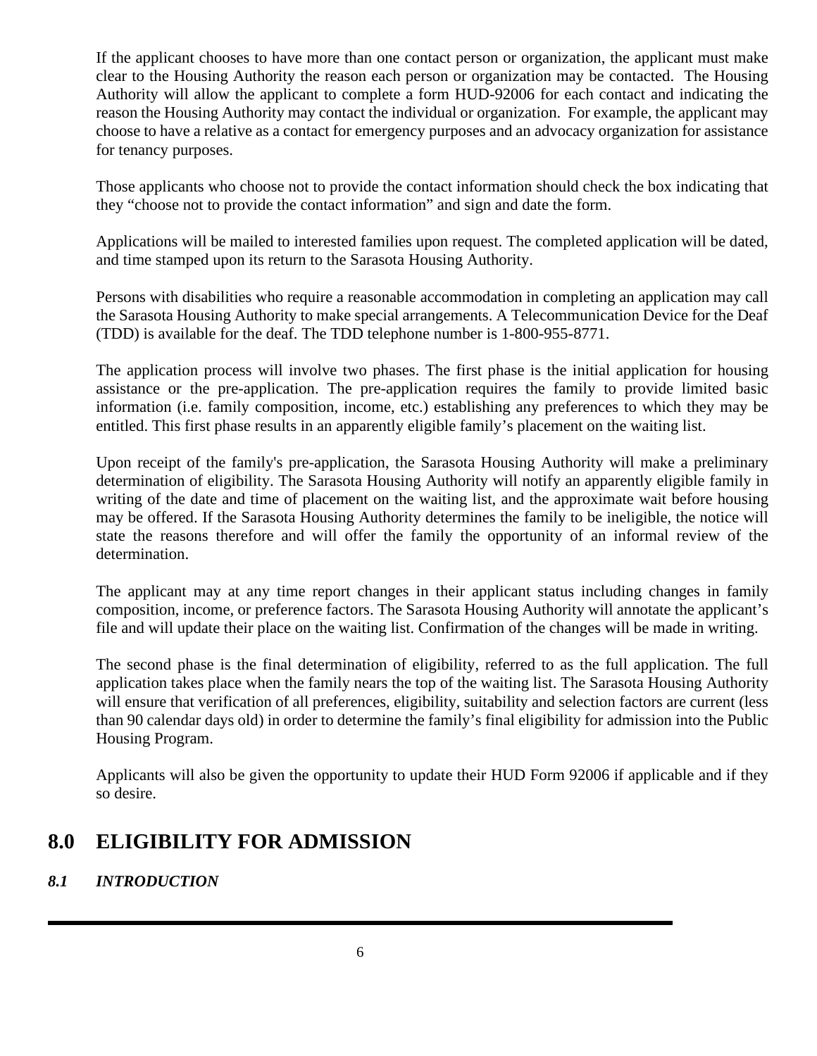If the applicant chooses to have more than one contact person or organization, the applicant must make clear to the Housing Authority the reason each person or organization may be contacted. The Housing Authority will allow the applicant to complete a form HUD-92006 for each contact and indicating the reason the Housing Authority may contact the individual or organization. For example, the applicant may choose to have a relative as a contact for emergency purposes and an advocacy organization for assistance for tenancy purposes.

Those applicants who choose not to provide the contact information should check the box indicating that they “choose not to provide the contact information” and sign and date the form.

Applications will be mailed to interested families upon request. The completed application will be dated, and time stamped upon its return to the Sarasota Housing Authority.

Persons with disabilities who require a reasonable accommodation in completing an application may call the Sarasota Housing Authority to make special arrangements. A Telecommunication Device for the Deaf (TDD) is available for the deaf. The TDD telephone number is 1-800-955-8771.

The application process will involve two phases. The first phase is the initial application for housing assistance or the pre-application. The pre-application requires the family to provide limited basic information (i.e. family composition, income, etc.) establishing any preferences to which they may be entitled. This first phase results in an apparently eligible family’s placement on the waiting list.

Upon receipt of the family's pre-application, the Sarasota Housing Authority will make a preliminary determination of eligibility. The Sarasota Housing Authority will notify an apparently eligible family in writing of the date and time of placement on the waiting list, and the approximate wait before housing may be offered. If the Sarasota Housing Authority determines the family to be ineligible, the notice will state the reasons therefore and will offer the family the opportunity of an informal review of the determination.

The applicant may at any time report changes in their applicant status including changes in family composition, income, or preference factors. The Sarasota Housing Authority will annotate the applicant’s file and will update their place on the waiting list. Confirmation of the changes will be made in writing.

The second phase is the final determination of eligibility, referred to as the full application. The full application takes place when the family nears the top of the waiting list. The Sarasota Housing Authority will ensure that verification of all preferences, eligibility, suitability and selection factors are current (less than 90 calendar days old) in order to determine the family’s final eligibility for admission into the Public Housing Program.

Applicants will also be given the opportunity to update their HUD Form 92006 if applicable and if they so desire.

# 8.0 ELIGIBILITY FOR ADMISSION

### *8.1 INTRODUCTION*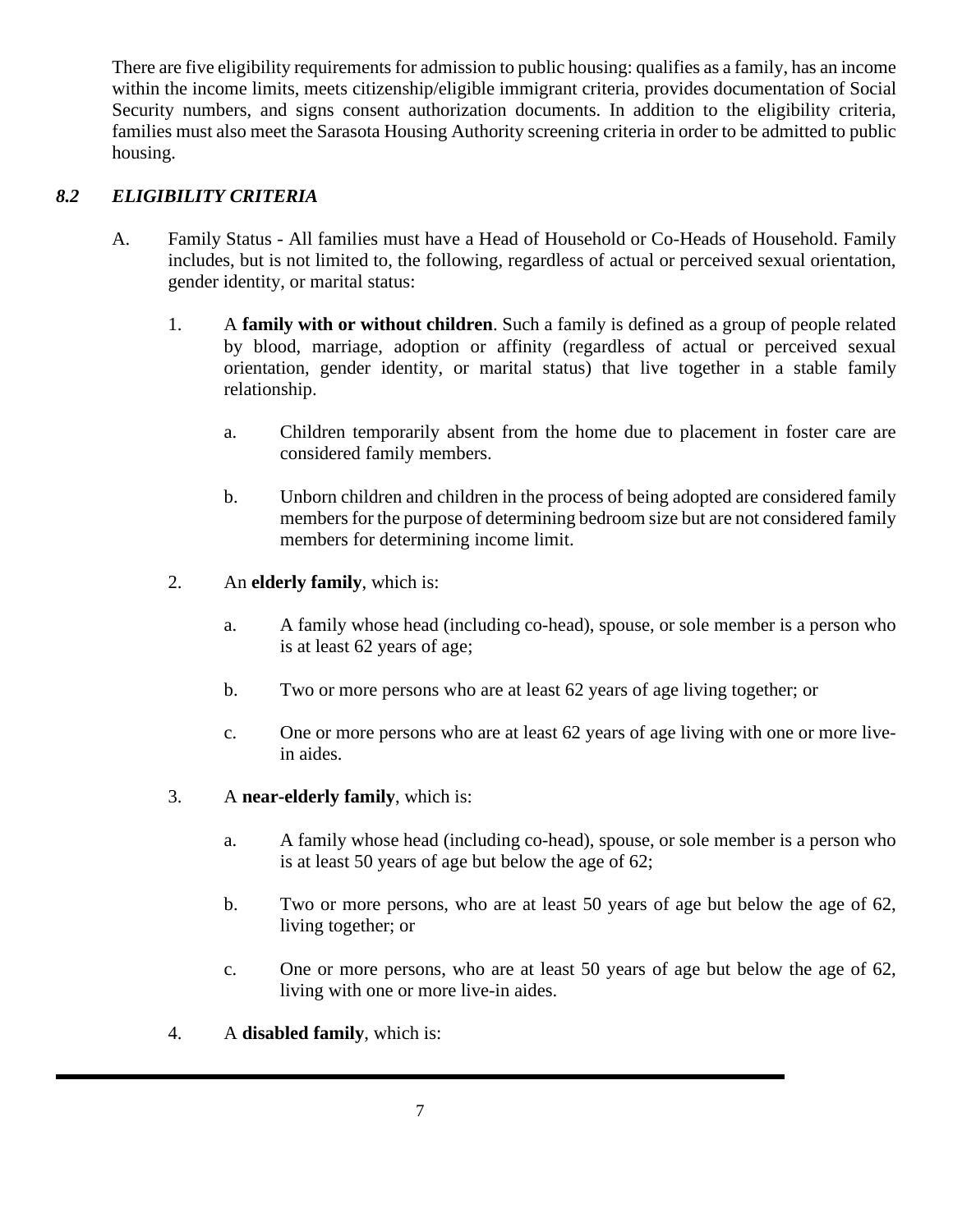There are five eligibility requirements for admission to public housing: qualifies as a family, has an income within the income limits, meets citizenship/eligible immigrant criteria, provides documentation of Social Security numbers, and signs consent authorization documents. In addition to the eligibility criteria, families must also meet the Sarasota Housing Authority screening criteria in order to be admitted to public housing.

## *8.2 ELIGIBILITY CRITERIA*

A. Family Status - All families must have a Head of Household or Co-Heads of Household. Family includes, but is not limited to, the following, regardless of actual or perceived sexual orientation, gender identity, or marital status:

1. A **family with or without children**. Such a family is defined as a group of people related by blood, marriage, adoption or affinity (regardless of actual or perceived sexual orientation, gender identity, or marital status) that live together in a stable family relationship.

   a. Children temporarily absent from the home due to placement in foster care are considered family members.

   b. Unborn children and children in the process of being adopted are considered family members for the purpose of determining bedroom size but are not considered family members for determining income limit.

2. An **elderly family**, which is:

   a. A family whose head (including co-head), spouse, or sole member is a person who is at least 62 years of age;

   b. Two or more persons who are at least 62 years of age living together; or

   c. One or more persons who are at least 62 years of age living with one or more live-in aides.

3. A **near-elderly family**, which is:

   a. A family whose head (including co-head), spouse, or sole member is a person who is at least 50 years of age but below the age of 62;

   b. Two or more persons, who are at least 50 years of age but below the age of 62, living together; or

   c. One or more persons, who are at least 50 years of age but below the age of 62, living with one or more live-in aides.

4. A **disabled family**, which is: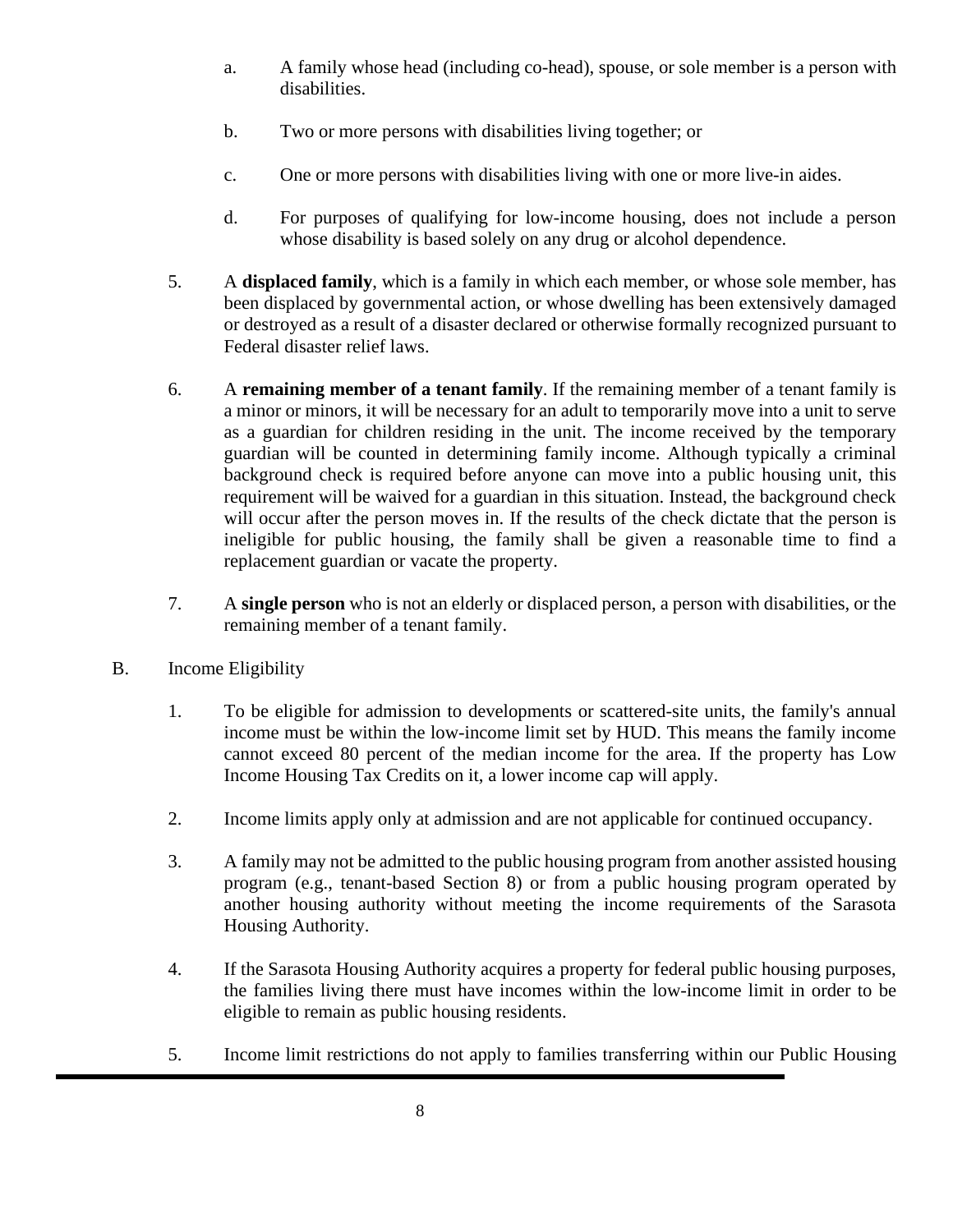a. A family whose head (including co-head), spouse, or sole member is a person with disabilities.

b. Two or more persons with disabilities living together; or

c. One or more persons with disabilities living with one or more live-in aides.

d. For purposes of qualifying for low-income housing, does not include a person whose disability is based solely on any drug or alcohol dependence.

5. A **displaced family**, which is a family in which each member, or whose sole member, has been displaced by governmental action, or whose dwelling has been extensively damaged or destroyed as a result of a disaster declared or otherwise formally recognized pursuant to Federal disaster relief laws.

6. A **remaining member of a tenant family**. If the remaining member of a tenant family is a minor or minors, it will be necessary for an adult to temporarily move into a unit to serve as a guardian for children residing in the unit. The income received by the temporary guardian will be counted in determining family income. Although typically a criminal background check is required before anyone can move into a public housing unit, this requirement will be waived for a guardian in this situation. Instead, the background check will occur after the person moves in. If the results of the check dictate that the person is ineligible for public housing, the family shall be given a reasonable time to find a replacement guardian or vacate the property.

7. A **single person** who is not an elderly or displaced person, a person with disabilities, or the remaining member of a tenant family.

B. Income Eligibility

1. To be eligible for admission to developments or scattered-site units, the family's annual income must be within the low-income limit set by HUD. This means the family income cannot exceed 80 percent of the median income for the area. If the property has Low Income Housing Tax Credits on it, a lower income cap will apply.

2. Income limits apply only at admission and are not applicable for continued occupancy.

3. A family may not be admitted to the public housing program from another assisted housing program (e.g., tenant-based Section 8) or from a public housing program operated by another housing authority without meeting the income requirements of the Sarasota Housing Authority.

4. If the Sarasota Housing Authority acquires a property for federal public housing purposes, the families living there must have incomes within the low-income limit in order to be eligible to remain as public housing residents.

5. Income limit restrictions do not apply to families transferring within our Public Housing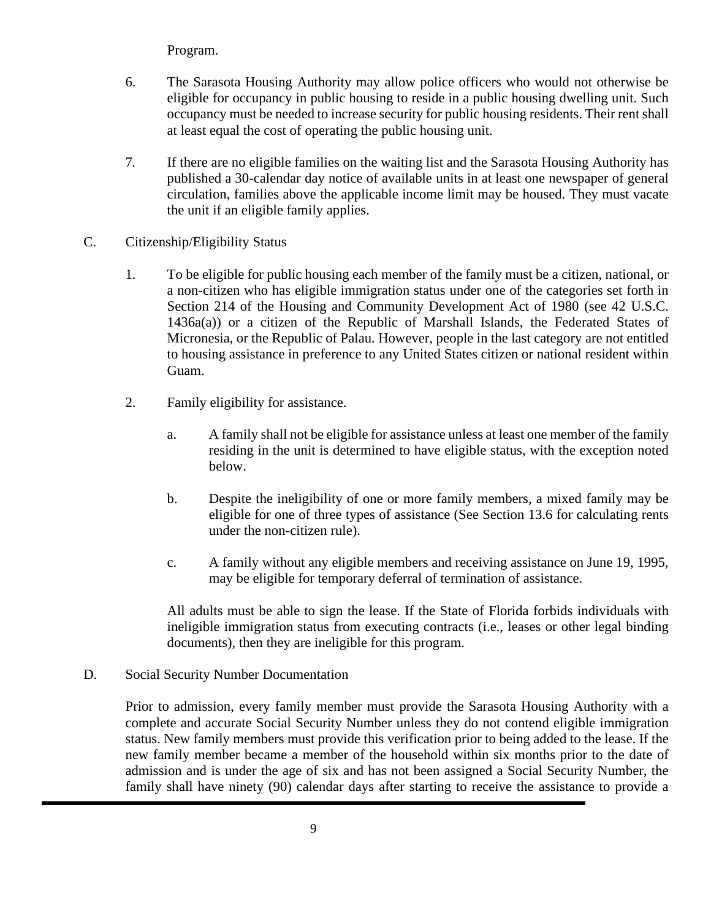Program.

6. The Sarasota Housing Authority may allow police officers who would not otherwise be eligible for occupancy in public housing to reside in a public housing dwelling unit. Such occupancy must be needed to increase security for public housing residents. Their rent shall at least equal the cost of operating the public housing unit.

7. If there are no eligible families on the waiting list and the Sarasota Housing Authority has published a 30-calendar day notice of available units in at least one newspaper of general circulation, families above the applicable income limit may be housed. They must vacate the unit if an eligible family applies.

C. Citizenship/Eligibility Status

1. To be eligible for public housing each member of the family must be a citizen, national, or a non-citizen who has eligible immigration status under one of the categories set forth in Section 214 of the Housing and Community Development Act of 1980 (see 42 U.S.C. 1436a(a)) or a citizen of the Republic of Marshall Islands, the Federated States of Micronesia, or the Republic of Palau. However, people in the last category are not entitled to housing assistance in preference to any United States citizen or national resident within Guam.

2. Family eligibility for assistance.

   a. A family shall not be eligible for assistance unless at least one member of the family residing in the unit is determined to have eligible status, with the exception noted below.

   b. Despite the ineligibility of one or more family members, a mixed family may be eligible for one of three types of assistance (See Section 13.6 for calculating rents under the non-citizen rule).

   c. A family without any eligible members and receiving assistance on June 19, 1995, may be eligible for temporary deferral of termination of assistance.

   All adults must be able to sign the lease. If the State of Florida forbids individuals with ineligible immigration status from executing contracts (i.e., leases or other legal binding documents), then they are ineligible for this program.

D. Social Security Number Documentation

Prior to admission, every family member must provide the Sarasota Housing Authority with a complete and accurate Social Security Number unless they do not contend eligible immigration status. New family members must provide this verification prior to being added to the lease. If the new family member became a member of the household within six months prior to the date of admission and is under the age of six and has not been assigned a Social Security Number, the family shall have ninety (90) calendar days after starting to receive the assistance to provide a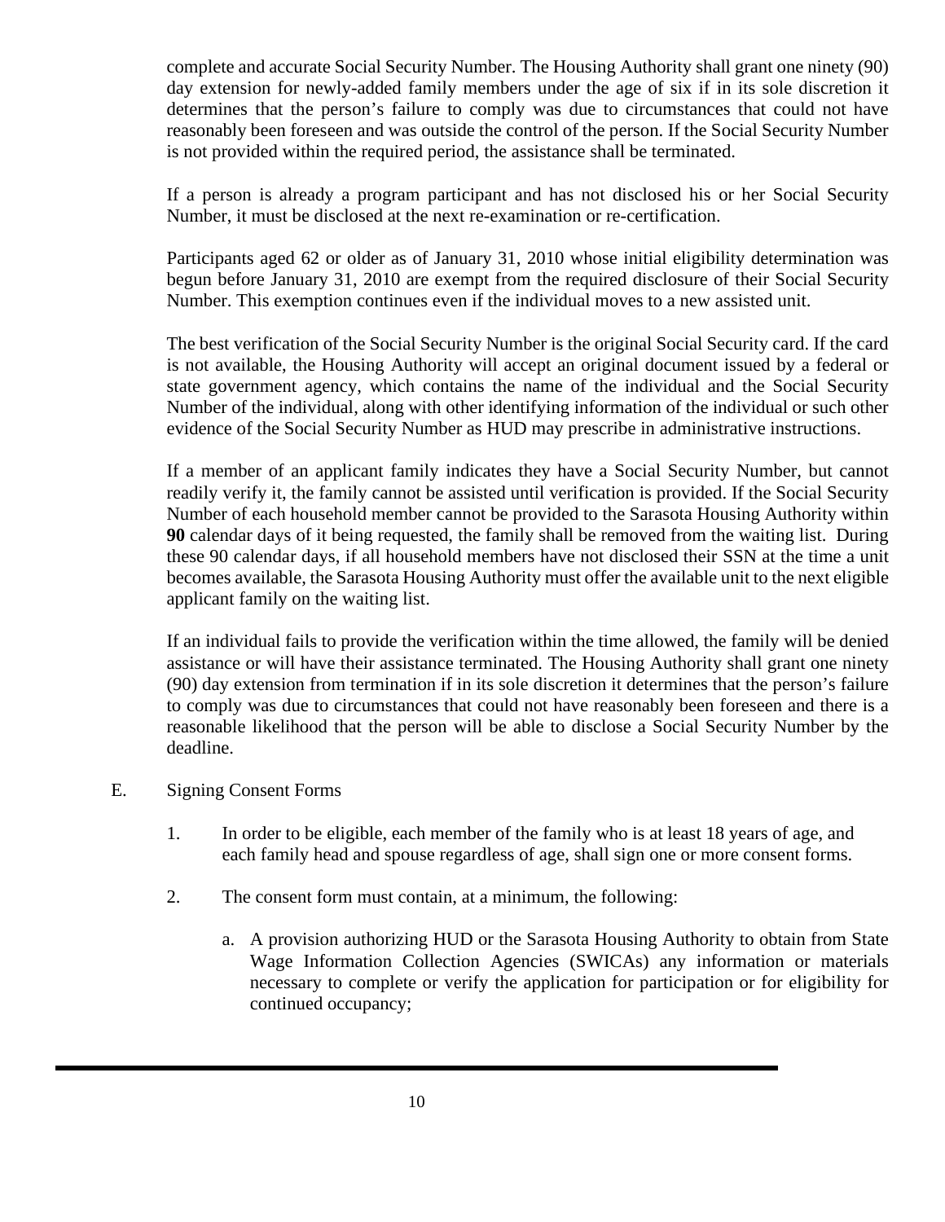complete and accurate Social Security Number. The Housing Authority shall grant one ninety (90) day extension for newly-added family members under the age of six if in its sole discretion it determines that the person's failure to comply was due to circumstances that could not have reasonably been foreseen and was outside the control of the person. If the Social Security Number is not provided within the required period, the assistance shall be terminated.

If a person is already a program participant and has not disclosed his or her Social Security Number, it must be disclosed at the next re-examination or re-certification.

Participants aged 62 or older as of January 31, 2010 whose initial eligibility determination was begun before January 31, 2010 are exempt from the required disclosure of their Social Security Number. This exemption continues even if the individual moves to a new assisted unit.

The best verification of the Social Security Number is the original Social Security card. If the card is not available, the Housing Authority will accept an original document issued by a federal or state government agency, which contains the name of the individual and the Social Security Number of the individual, along with other identifying information of the individual or such other evidence of the Social Security Number as HUD may prescribe in administrative instructions.

If a member of an applicant family indicates they have a Social Security Number, but cannot readily verify it, the family cannot be assisted until verification is provided. If the Social Security Number of each household member cannot be provided to the Sarasota Housing Authority within **90** calendar days of it being requested, the family shall be removed from the waiting list. During these 90 calendar days, if all household members have not disclosed their SSN at the time a unit becomes available, the Sarasota Housing Authority must offer the available unit to the next eligible applicant family on the waiting list.

If an individual fails to provide the verification within the time allowed, the family will be denied assistance or will have their assistance terminated. The Housing Authority shall grant one ninety (90) day extension from termination if in its sole discretion it determines that the person's failure to comply was due to circumstances that could not have reasonably been foreseen and there is a reasonable likelihood that the person will be able to disclose a Social Security Number by the deadline.

E. Signing Consent Forms

1. In order to be eligible, each member of the family who is at least 18 years of age, and each family head and spouse regardless of age, shall sign one or more consent forms.

2. The consent form must contain, at a minimum, the following:

   a. A provision authorizing HUD or the Sarasota Housing Authority to obtain from State Wage Information Collection Agencies (SWICAs) any information or materials necessary to complete or verify the application for participation or for eligibility for continued occupancy;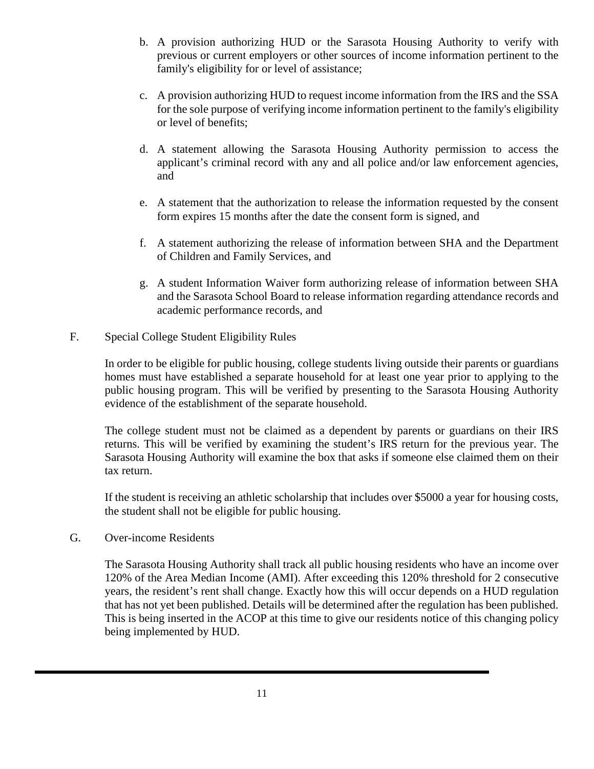b. A provision authorizing HUD or the Sarasota Housing Authority to verify with previous or current employers or other sources of income information pertinent to the family's eligibility for or level of assistance;

c. A provision authorizing HUD to request income information from the IRS and the SSA for the sole purpose of verifying income information pertinent to the family's eligibility or level of benefits;

d. A statement allowing the Sarasota Housing Authority permission to access the applicant's criminal record with any and all police and/or law enforcement agencies, and

e. A statement that the authorization to release the information requested by the consent form expires 15 months after the date the consent form is signed, and

f. A statement authorizing the release of information between SHA and the Department of Children and Family Services, and

g. A student Information Waiver form authorizing release of information between SHA and the Sarasota School Board to release information regarding attendance records and academic performance records, and

F. Special College Student Eligibility Rules

In order to be eligible for public housing, college students living outside their parents or guardians homes must have established a separate household for at least one year prior to applying to the public housing program. This will be verified by presenting to the Sarasota Housing Authority evidence of the establishment of the separate household.

The college student must not be claimed as a dependent by parents or guardians on their IRS returns. This will be verified by examining the student's IRS return for the previous year. The Sarasota Housing Authority will examine the box that asks if someone else claimed them on their tax return.

If the student is receiving an athletic scholarship that includes over $5000 a year for housing costs, the student shall not be eligible for public housing.

G. Over-income Residents

The Sarasota Housing Authority shall track all public housing residents who have an income over 120% of the Area Median Income (AMI). After exceeding this 120% threshold for 2 consecutive years, the resident's rent shall change. Exactly how this will occur depends on a HUD regulation that has not yet been published. Details will be determined after the regulation has been published. This is being inserted in the ACOP at this time to give our residents notice of this changing policy being implemented by HUD.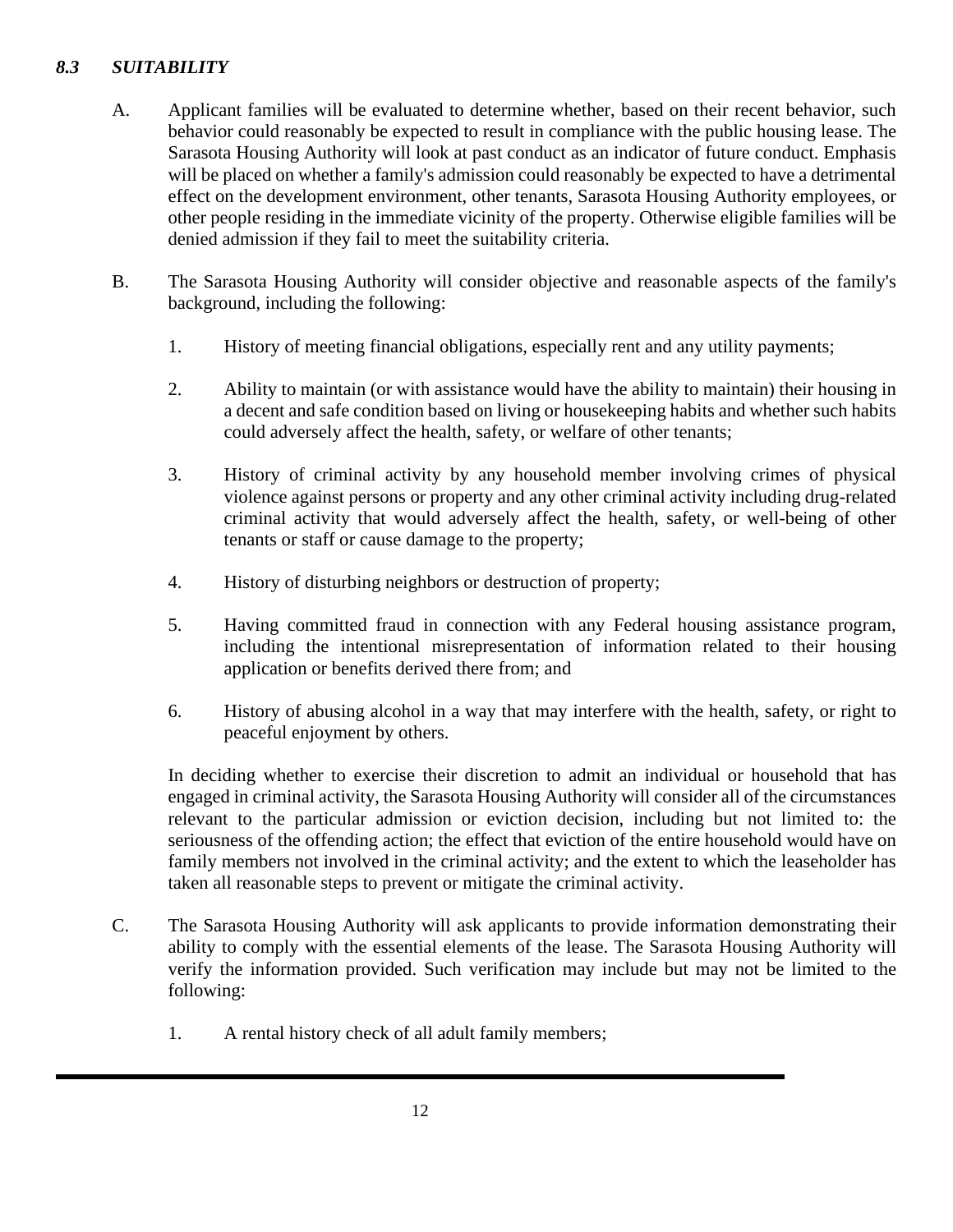### *8.3 SUITABILITY*

A. Applicant families will be evaluated to determine whether, based on their recent behavior, such behavior could reasonably be expected to result in compliance with the public housing lease. The Sarasota Housing Authority will look at past conduct as an indicator of future conduct. Emphasis will be placed on whether a family's admission could reasonably be expected to have a detrimental effect on the development environment, other tenants, Sarasota Housing Authority employees, or other people residing in the immediate vicinity of the property. Otherwise eligible families will be denied admission if they fail to meet the suitability criteria.

B. The Sarasota Housing Authority will consider objective and reasonable aspects of the family's background, including the following:

1. History of meeting financial obligations, especially rent and any utility payments;

2. Ability to maintain (or with assistance would have the ability to maintain) their housing in a decent and safe condition based on living or housekeeping habits and whether such habits could adversely affect the health, safety, or welfare of other tenants;

3. History of criminal activity by any household member involving crimes of physical violence against persons or property and any other criminal activity including drug-related criminal activity that would adversely affect the health, safety, or well-being of other tenants or staff or cause damage to the property;

4. History of disturbing neighbors or destruction of property;

5. Having committed fraud in connection with any Federal housing assistance program, including the intentional misrepresentation of information related to their housing application or benefits derived there from; and

6. History of abusing alcohol in a way that may interfere with the health, safety, or right to peaceful enjoyment by others.

In deciding whether to exercise their discretion to admit an individual or household that has engaged in criminal activity, the Sarasota Housing Authority will consider all of the circumstances relevant to the particular admission or eviction decision, including but not limited to: the seriousness of the offending action; the effect that eviction of the entire household would have on family members not involved in the criminal activity; and the extent to which the leaseholder has taken all reasonable steps to prevent or mitigate the criminal activity.

C. The Sarasota Housing Authority will ask applicants to provide information demonstrating their ability to comply with the essential elements of the lease. The Sarasota Housing Authority will verify the information provided. Such verification may include but may not be limited to the following:

1. A rental history check of all adult family members;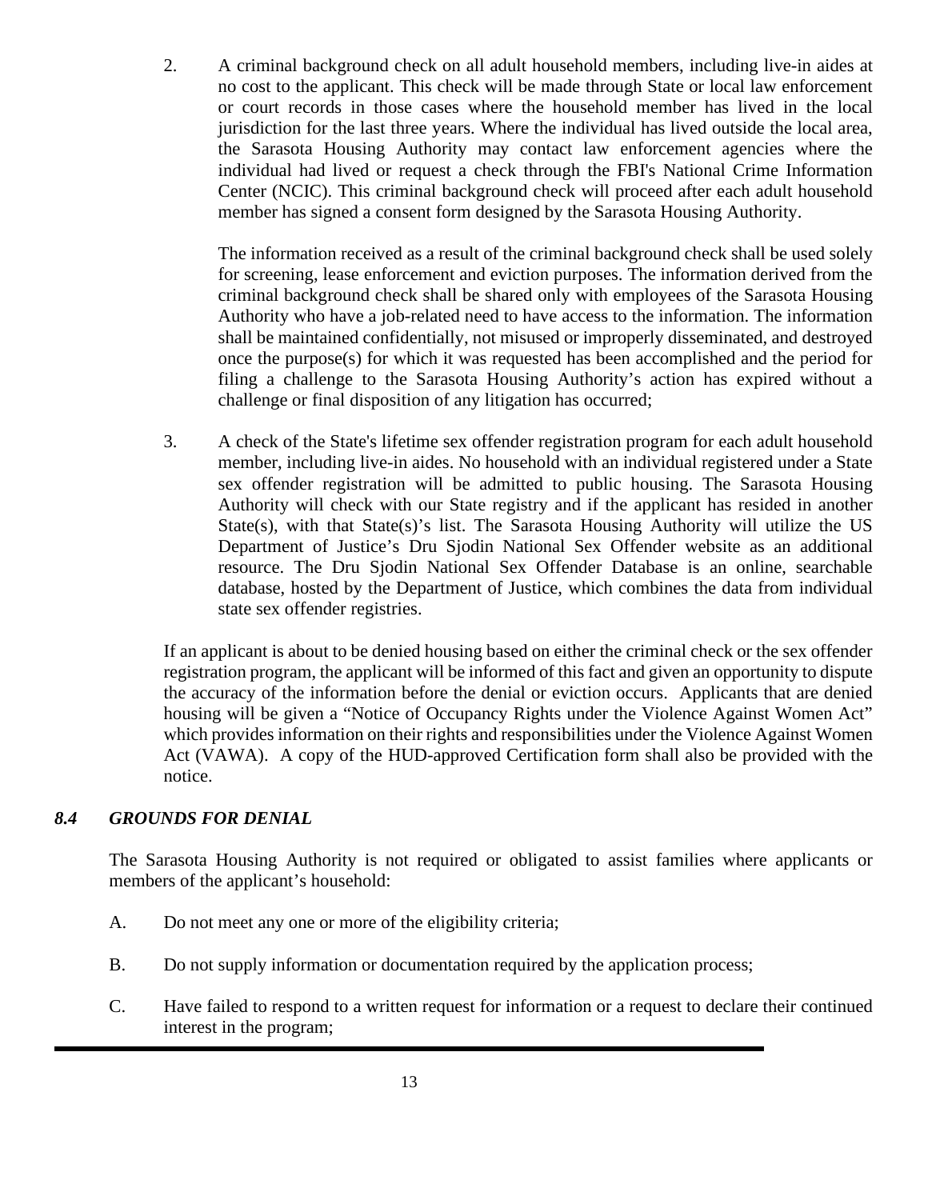2. A criminal background check on all adult household members, including live-in aides at no cost to the applicant. This check will be made through State or local law enforcement or court records in those cases where the household member has lived in the local jurisdiction for the last three years. Where the individual has lived outside the local area, the Sarasota Housing Authority may contact law enforcement agencies where the individual had lived or request a check through the FBI's National Crime Information Center (NCIC). This criminal background check will proceed after each adult household member has signed a consent form designed by the Sarasota Housing Authority.

   The information received as a result of the criminal background check shall be used solely for screening, lease enforcement and eviction purposes. The information derived from the criminal background check shall be shared only with employees of the Sarasota Housing Authority who have a job-related need to have access to the information. The information shall be maintained confidentially, not misused or improperly disseminated, and destroyed once the purpose(s) for which it was requested has been accomplished and the period for filing a challenge to the Sarasota Housing Authority's action has expired without a challenge or final disposition of any litigation has occurred;

3. A check of the State's lifetime sex offender registration program for each adult household member, including live-in aides. No household with an individual registered under a State sex offender registration will be admitted to public housing. The Sarasota Housing Authority will check with our State registry and if the applicant has resided in another State(s), with that State(s)'s list. The Sarasota Housing Authority will utilize the US Department of Justice's Dru Sjodin National Sex Offender website as an additional resource. The Dru Sjodin National Sex Offender Database is an online, searchable database, hosted by the Department of Justice, which combines the data from individual state sex offender registries.

If an applicant is about to be denied housing based on either the criminal check or the sex offender registration program, the applicant will be informed of this fact and given an opportunity to dispute the accuracy of the information before the denial or eviction occurs. Applicants that are denied housing will be given a "Notice of Occupancy Rights under the Violence Against Women Act" which provides information on their rights and responsibilities under the Violence Against Women Act (VAWA). A copy of the HUD-approved Certification form shall also be provided with the notice.

### *8.4 GROUNDS FOR DENIAL*

The Sarasota Housing Authority is not required or obligated to assist families where applicants or members of the applicant's household:

A. Do not meet any one or more of the eligibility criteria;

B. Do not supply information or documentation required by the application process;

C. Have failed to respond to a written request for information or a request to declare their continued interest in the program;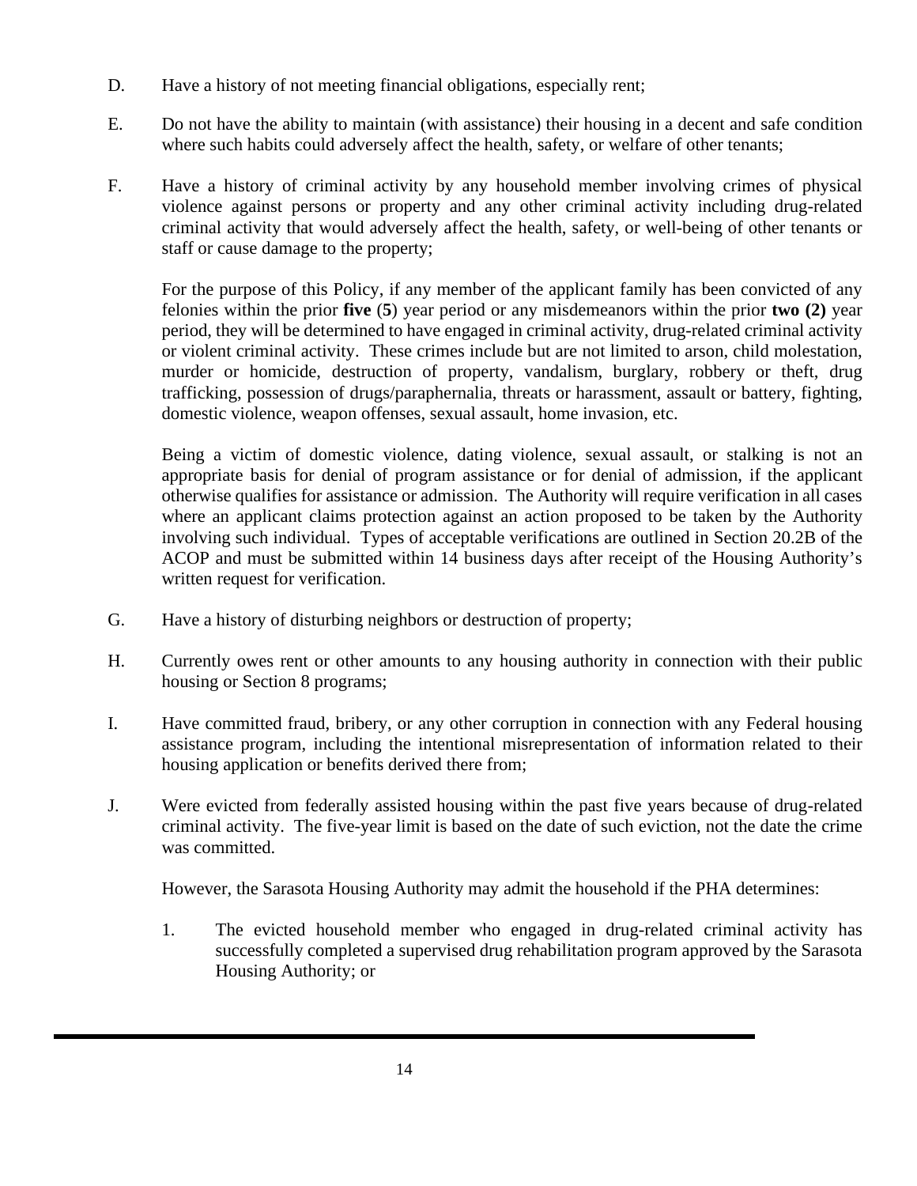D. Have a history of not meeting financial obligations, especially rent;

E. Do not have the ability to maintain (with assistance) their housing in a decent and safe condition where such habits could adversely affect the health, safety, or welfare of other tenants;

F. Have a history of criminal activity by any household member involving crimes of physical violence against persons or property and any other criminal activity including drug-related criminal activity that would adversely affect the health, safety, or well-being of other tenants or staff or cause damage to the property;

   For the purpose of this Policy, if any member of the applicant family has been convicted of any felonies within the prior **five** (**5**) year period or any misdemeanors within the prior **two (2)** year period, they will be determined to have engaged in criminal activity, drug-related criminal activity or violent criminal activity. These crimes include but are not limited to arson, child molestation, murder or homicide, destruction of property, vandalism, burglary, robbery or theft, drug trafficking, possession of drugs/paraphernalia, threats or harassment, assault or battery, fighting, domestic violence, weapon offenses, sexual assault, home invasion, etc.

   Being a victim of domestic violence, dating violence, sexual assault, or stalking is not an appropriate basis for denial of program assistance or for denial of admission, if the applicant otherwise qualifies for assistance or admission. The Authority will require verification in all cases where an applicant claims protection against an action proposed to be taken by the Authority involving such individual. Types of acceptable verifications are outlined in Section 20.2B of the ACOP and must be submitted within 14 business days after receipt of the Housing Authority's written request for verification.

G. Have a history of disturbing neighbors or destruction of property;

H. Currently owes rent or other amounts to any housing authority in connection with their public housing or Section 8 programs;

I. Have committed fraud, bribery, or any other corruption in connection with any Federal housing assistance program, including the intentional misrepresentation of information related to their housing application or benefits derived there from;

J. Were evicted from federally assisted housing within the past five years because of drug-related criminal activity. The five-year limit is based on the date of such eviction, not the date the crime was committed.

   However, the Sarasota Housing Authority may admit the household if the PHA determines:

   1. The evicted household member who engaged in drug-related criminal activity has successfully completed a supervised drug rehabilitation program approved by the Sarasota Housing Authority; or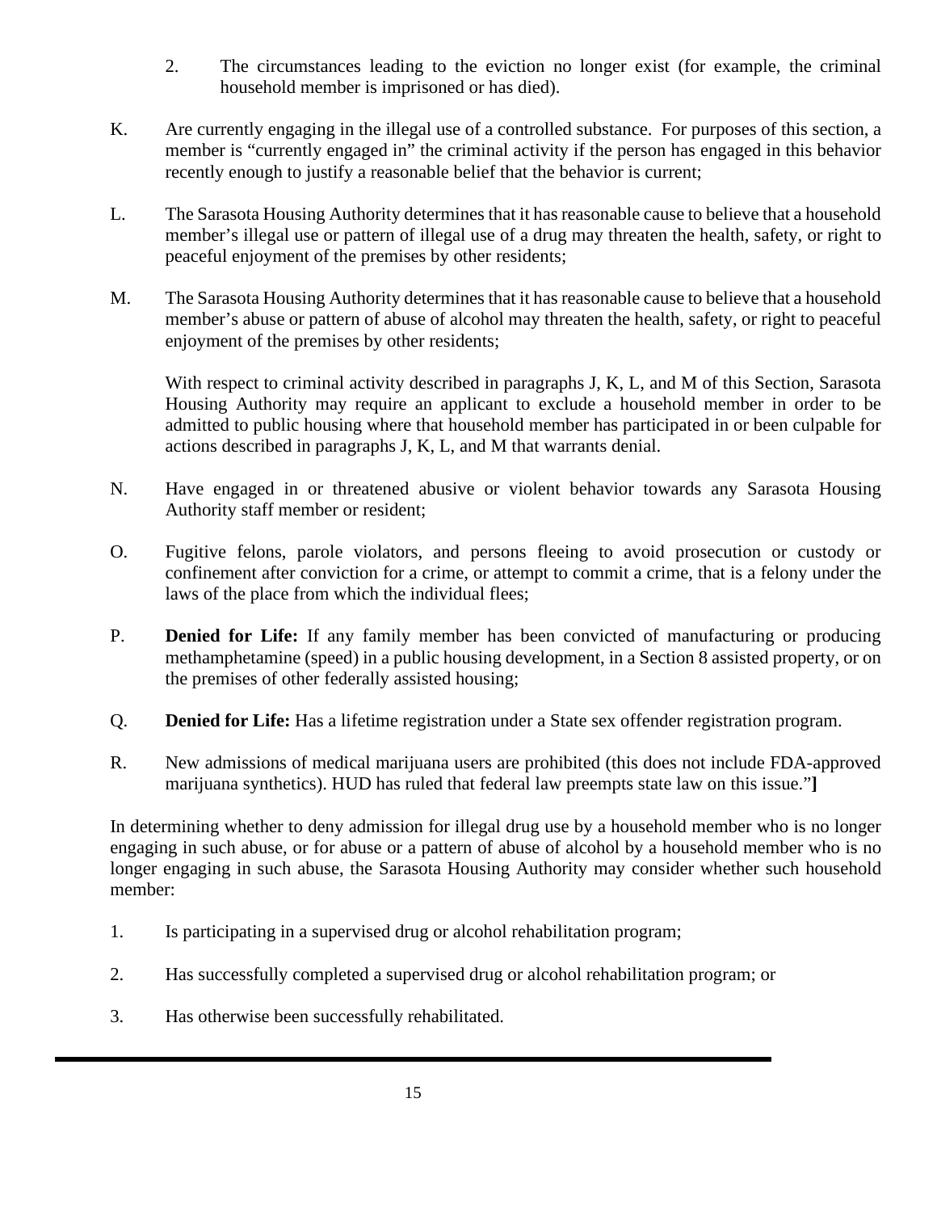2. The circumstances leading to the eviction no longer exist (for example, the criminal household member is imprisoned or has died).

K. Are currently engaging in the illegal use of a controlled substance. For purposes of this section, a member is "currently engaged in" the criminal activity if the person has engaged in this behavior recently enough to justify a reasonable belief that the behavior is current;

L. The Sarasota Housing Authority determines that it has reasonable cause to believe that a household member's illegal use or pattern of illegal use of a drug may threaten the health, safety, or right to peaceful enjoyment of the premises by other residents;

M. The Sarasota Housing Authority determines that it has reasonable cause to believe that a household member's abuse or pattern of abuse of alcohol may threaten the health, safety, or right to peaceful enjoyment of the premises by other residents;

With respect to criminal activity described in paragraphs J, K, L, and M of this Section, Sarasota Housing Authority may require an applicant to exclude a household member in order to be admitted to public housing where that household member has participated in or been culpable for actions described in paragraphs J, K, L, and M that warrants denial.

N. Have engaged in or threatened abusive or violent behavior towards any Sarasota Housing Authority staff member or resident;

O. Fugitive felons, parole violators, and persons fleeing to avoid prosecution or custody or confinement after conviction for a crime, or attempt to commit a crime, that is a felony under the laws of the place from which the individual flees;

P. **Denied for Life:** If any family member has been convicted of manufacturing or producing methamphetamine (speed) in a public housing development, in a Section 8 assisted property, or on the premises of other federally assisted housing;

Q. **Denied for Life:** Has a lifetime registration under a State sex offender registration program.

R. New admissions of medical marijuana users are prohibited (this does not include FDA-approved marijuana synthetics). HUD has ruled that federal law preempts state law on this issue."**]**

In determining whether to deny admission for illegal drug use by a household member who is no longer engaging in such abuse, or for abuse or a pattern of abuse of alcohol by a household member who is no longer engaging in such abuse, the Sarasota Housing Authority may consider whether such household member:

1. Is participating in a supervised drug or alcohol rehabilitation program;

2. Has successfully completed a supervised drug or alcohol rehabilitation program; or

3. Has otherwise been successfully rehabilitated.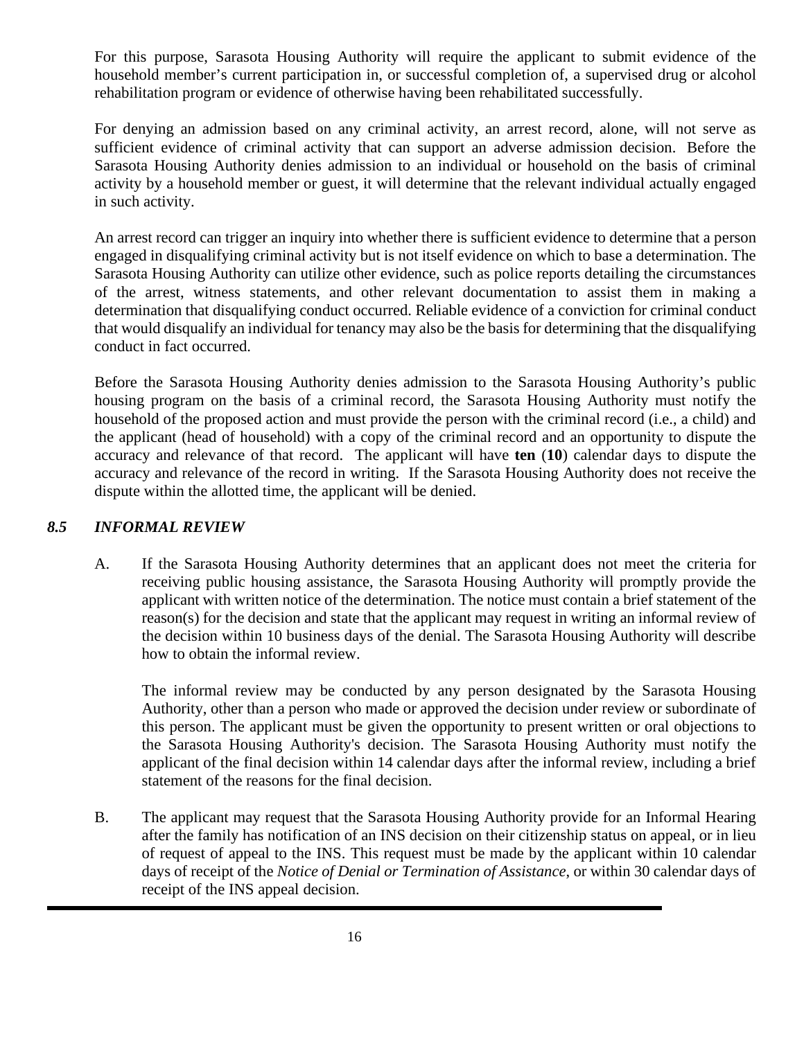For this purpose, Sarasota Housing Authority will require the applicant to submit evidence of the household member's current participation in, or successful completion of, a supervised drug or alcohol rehabilitation program or evidence of otherwise having been rehabilitated successfully.

For denying an admission based on any criminal activity, an arrest record, alone, will not serve as sufficient evidence of criminal activity that can support an adverse admission decision. Before the Sarasota Housing Authority denies admission to an individual or household on the basis of criminal activity by a household member or guest, it will determine that the relevant individual actually engaged in such activity.

An arrest record can trigger an inquiry into whether there is sufficient evidence to determine that a person engaged in disqualifying criminal activity but is not itself evidence on which to base a determination. The Sarasota Housing Authority can utilize other evidence, such as police reports detailing the circumstances of the arrest, witness statements, and other relevant documentation to assist them in making a determination that disqualifying conduct occurred. Reliable evidence of a conviction for criminal conduct that would disqualify an individual for tenancy may also be the basis for determining that the disqualifying conduct in fact occurred.

Before the Sarasota Housing Authority denies admission to the Sarasota Housing Authority's public housing program on the basis of a criminal record, the Sarasota Housing Authority must notify the household of the proposed action and must provide the person with the criminal record (i.e., a child) and the applicant (head of household) with a copy of the criminal record and an opportunity to dispute the accuracy and relevance of that record. The applicant will have **ten** (**10**) calendar days to dispute the accuracy and relevance of the record in writing. If the Sarasota Housing Authority does not receive the dispute within the allotted time, the applicant will be denied.

### *8.5 INFORMAL REVIEW*

A. If the Sarasota Housing Authority determines that an applicant does not meet the criteria for receiving public housing assistance, the Sarasota Housing Authority will promptly provide the applicant with written notice of the determination. The notice must contain a brief statement of the reason(s) for the decision and state that the applicant may request in writing an informal review of the decision within 10 business days of the denial. The Sarasota Housing Authority will describe how to obtain the informal review.

   The informal review may be conducted by any person designated by the Sarasota Housing Authority, other than a person who made or approved the decision under review or subordinate of this person. The applicant must be given the opportunity to present written or oral objections to the Sarasota Housing Authority's decision. The Sarasota Housing Authority must notify the applicant of the final decision within 14 calendar days after the informal review, including a brief statement of the reasons for the final decision.

B. The applicant may request that the Sarasota Housing Authority provide for an Informal Hearing after the family has notification of an INS decision on their citizenship status on appeal, or in lieu of request of appeal to the INS. This request must be made by the applicant within 10 calendar days of receipt of the *Notice of Denial or Termination of Assistance*, or within 30 calendar days of receipt of the INS appeal decision.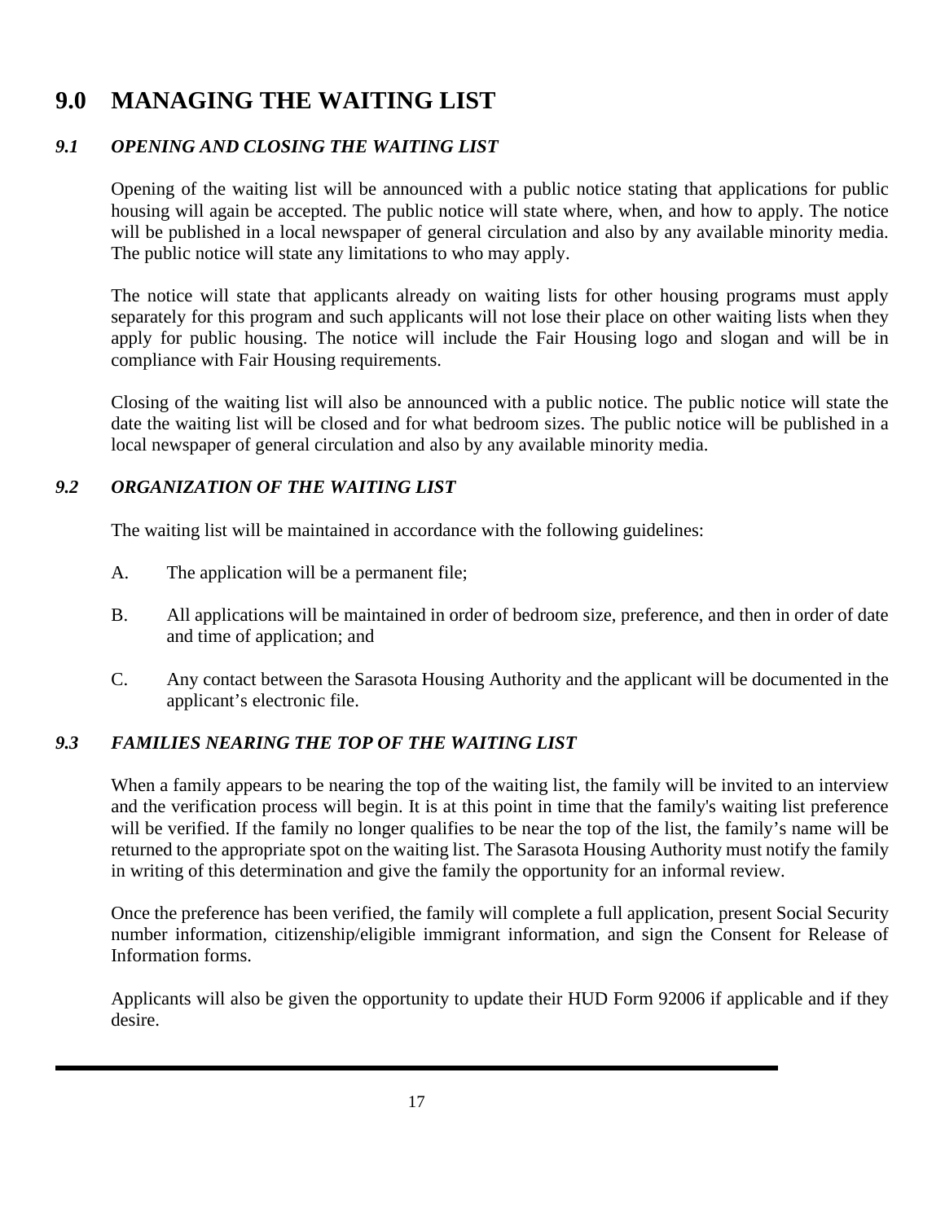# 9.0 MANAGING THE WAITING LIST

### *9.1 OPENING AND CLOSING THE WAITING LIST*

Opening of the waiting list will be announced with a public notice stating that applications for public housing will again be accepted. The public notice will state where, when, and how to apply. The notice will be published in a local newspaper of general circulation and also by any available minority media. The public notice will state any limitations to who may apply.

The notice will state that applicants already on waiting lists for other housing programs must apply separately for this program and such applicants will not lose their place on other waiting lists when they apply for public housing. The notice will include the Fair Housing logo and slogan and will be in compliance with Fair Housing requirements.

Closing of the waiting list will also be announced with a public notice. The public notice will state the date the waiting list will be closed and for what bedroom sizes. The public notice will be published in a local newspaper of general circulation and also by any available minority media.

### *9.2 ORGANIZATION OF THE WAITING LIST*

The waiting list will be maintained in accordance with the following guidelines:

A. The application will be a permanent file;

B. All applications will be maintained in order of bedroom size, preference, and then in order of date and time of application; and

C. Any contact between the Sarasota Housing Authority and the applicant will be documented in the applicant's electronic file.

### *9.3 FAMILIES NEARING THE TOP OF THE WAITING LIST*

When a family appears to be nearing the top of the waiting list, the family will be invited to an interview and the verification process will begin. It is at this point in time that the family's waiting list preference will be verified. If the family no longer qualifies to be near the top of the list, the family's name will be returned to the appropriate spot on the waiting list. The Sarasota Housing Authority must notify the family in writing of this determination and give the family the opportunity for an informal review.

Once the preference has been verified, the family will complete a full application, present Social Security number information, citizenship/eligible immigrant information, and sign the Consent for Release of Information forms.

Applicants will also be given the opportunity to update their HUD Form 92006 if applicable and if they desire.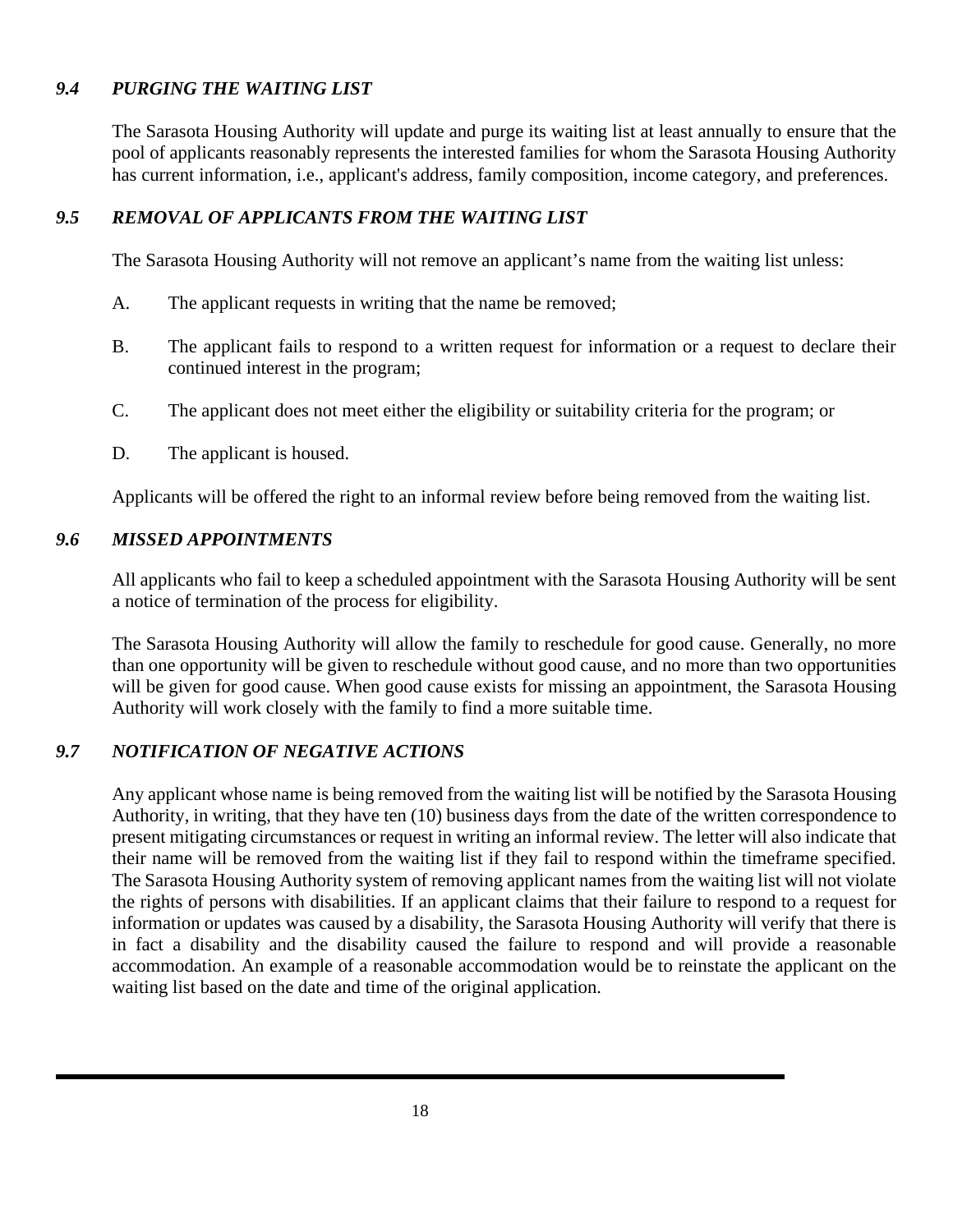### *9.4 PURGING THE WAITING LIST*

The Sarasota Housing Authority will update and purge its waiting list at least annually to ensure that the pool of applicants reasonably represents the interested families for whom the Sarasota Housing Authority has current information, i.e., applicant's address, family composition, income category, and preferences.

### *9.5 REMOVAL OF APPLICANTS FROM THE WAITING LIST*

The Sarasota Housing Authority will not remove an applicant’s name from the waiting list unless:

A. The applicant requests in writing that the name be removed;

B. The applicant fails to respond to a written request for information or a request to declare their continued interest in the program;

C. The applicant does not meet either the eligibility or suitability criteria for the program; or

D. The applicant is housed.

Applicants will be offered the right to an informal review before being removed from the waiting list.

### *9.6 MISSED APPOINTMENTS*

All applicants who fail to keep a scheduled appointment with the Sarasota Housing Authority will be sent a notice of termination of the process for eligibility.

The Sarasota Housing Authority will allow the family to reschedule for good cause. Generally, no more than one opportunity will be given to reschedule without good cause, and no more than two opportunities will be given for good cause. When good cause exists for missing an appointment, the Sarasota Housing Authority will work closely with the family to find a more suitable time.

### *9.7 NOTIFICATION OF NEGATIVE ACTIONS*

Any applicant whose name is being removed from the waiting list will be notified by the Sarasota Housing Authority, in writing, that they have ten (10) business days from the date of the written correspondence to present mitigating circumstances or request in writing an informal review. The letter will also indicate that their name will be removed from the waiting list if they fail to respond within the timeframe specified. The Sarasota Housing Authority system of removing applicant names from the waiting list will not violate the rights of persons with disabilities. If an applicant claims that their failure to respond to a request for information or updates was caused by a disability, the Sarasota Housing Authority will verify that there is in fact a disability and the disability caused the failure to respond and will provide a reasonable accommodation. An example of a reasonable accommodation would be to reinstate the applicant on the waiting list based on the date and time of the original application.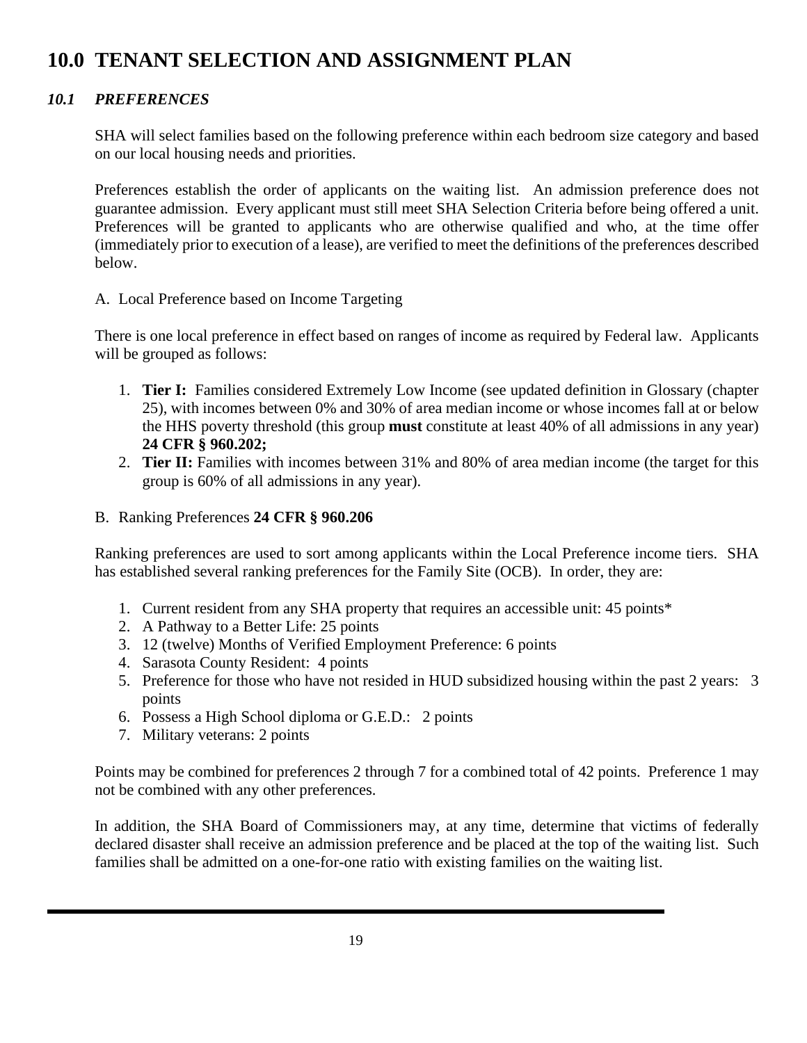# 10.0 TENANT SELECTION AND ASSIGNMENT PLAN

## *10.1 PREFERENCES*

SHA will select families based on the following preference within each bedroom size category and based on our local housing needs and priorities.

Preferences establish the order of applicants on the waiting list. An admission preference does not guarantee admission. Every applicant must still meet SHA Selection Criteria before being offered a unit. Preferences will be granted to applicants who are otherwise qualified and who, at the time offer (immediately prior to execution of a lease), are verified to meet the definitions of the preferences described below.

A. Local Preference based on Income Targeting

There is one local preference in effect based on ranges of income as required by Federal law. Applicants will be grouped as follows:

1. **Tier I:** Families considered Extremely Low Income (see updated definition in Glossary (chapter 25), with incomes between 0% and 30% of area median income or whose incomes fall at or below the HHS poverty threshold (this group **must** constitute at least 40% of all admissions in any year) **24 CFR § 960.202;**
2. **Tier II:** Families with incomes between 31% and 80% of area median income (the target for this group is 60% of all admissions in any year).

B. Ranking Preferences **24 CFR § 960.206**

Ranking preferences are used to sort among applicants within the Local Preference income tiers. SHA has established several ranking preferences for the Family Site (OCB). In order, they are:

1. Current resident from any SHA property that requires an accessible unit: 45 points*
2. A Pathway to a Better Life: 25 points
3. 12 (twelve) Months of Verified Employment Preference: 6 points
4. Sarasota County Resident: 4 points
5. Preference for those who have not resided in HUD subsidized housing within the past 2 years: 3 points
6. Possess a High School diploma or G.E.D.: 2 points
7. Military veterans: 2 points

Points may be combined for preferences 2 through 7 for a combined total of 42 points. Preference 1 may not be combined with any other preferences.

In addition, the SHA Board of Commissioners may, at any time, determine that victims of federally declared disaster shall receive an admission preference and be placed at the top of the waiting list. Such families shall be admitted on a one-for-one ratio with existing families on the waiting list.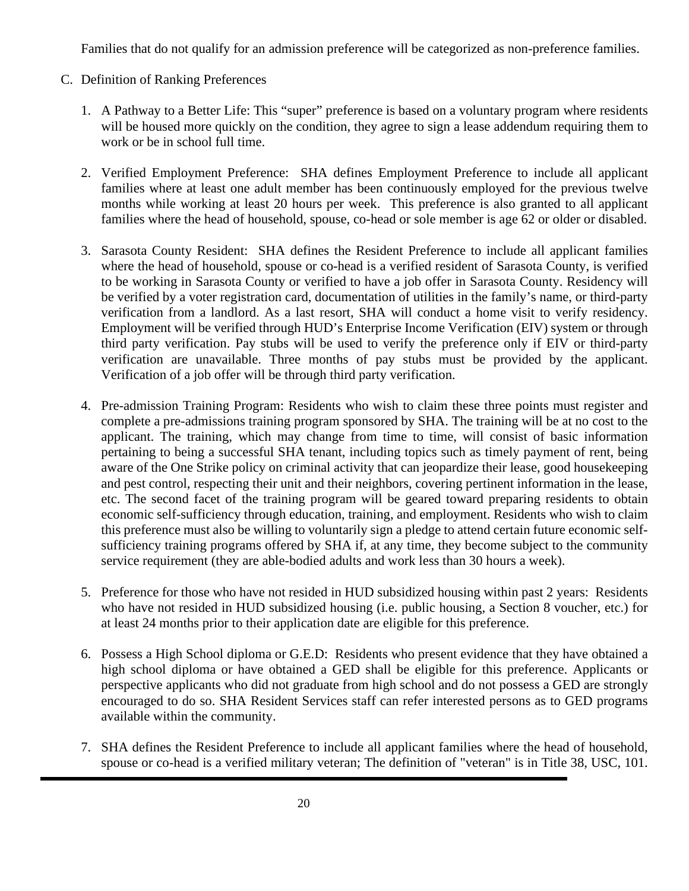Families that do not qualify for an admission preference will be categorized as non-preference families.

C. Definition of Ranking Preferences

1. A Pathway to a Better Life: This "super" preference is based on a voluntary program where residents will be housed more quickly on the condition, they agree to sign a lease addendum requiring them to work or be in school full time.

2. Verified Employment Preference: SHA defines Employment Preference to include all applicant families where at least one adult member has been continuously employed for the previous twelve months while working at least 20 hours per week. This preference is also granted to all applicant families where the head of household, spouse, co-head or sole member is age 62 or older or disabled.

3. Sarasota County Resident: SHA defines the Resident Preference to include all applicant families where the head of household, spouse or co-head is a verified resident of Sarasota County, is verified to be working in Sarasota County or verified to have a job offer in Sarasota County. Residency will be verified by a voter registration card, documentation of utilities in the family's name, or third-party verification from a landlord. As a last resort, SHA will conduct a home visit to verify residency. Employment will be verified through HUD's Enterprise Income Verification (EIV) system or through third party verification. Pay stubs will be used to verify the preference only if EIV or third-party verification are unavailable. Three months of pay stubs must be provided by the applicant. Verification of a job offer will be through third party verification.

4. Pre-admission Training Program: Residents who wish to claim these three points must register and complete a pre-admissions training program sponsored by SHA. The training will be at no cost to the applicant. The training, which may change from time to time, will consist of basic information pertaining to being a successful SHA tenant, including topics such as timely payment of rent, being aware of the One Strike policy on criminal activity that can jeopardize their lease, good housekeeping and pest control, respecting their unit and their neighbors, covering pertinent information in the lease, etc. The second facet of the training program will be geared toward preparing residents to obtain economic self-sufficiency through education, training, and employment. Residents who wish to claim this preference must also be willing to voluntarily sign a pledge to attend certain future economic self-sufficiency training programs offered by SHA if, at any time, they become subject to the community service requirement (they are able-bodied adults and work less than 30 hours a week).

5. Preference for those who have not resided in HUD subsidized housing within past 2 years: Residents who have not resided in HUD subsidized housing (i.e. public housing, a Section 8 voucher, etc.) for at least 24 months prior to their application date are eligible for this preference.

6. Possess a High School diploma or G.E.D: Residents who present evidence that they have obtained a high school diploma or have obtained a GED shall be eligible for this preference. Applicants or perspective applicants who did not graduate from high school and do not possess a GED are strongly encouraged to do so. SHA Resident Services staff can refer interested persons as to GED programs available within the community.

7. SHA defines the Resident Preference to include all applicant families where the head of household, spouse or co-head is a verified military veteran; The definition of "veteran" is in Title 38, USC, 101.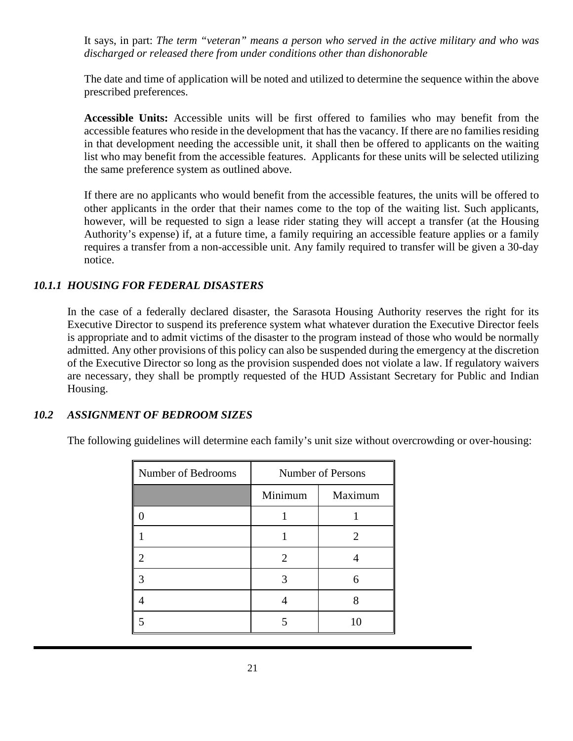It says, in part: *The term "veteran" means a person who served in the active military and who was discharged or released there from under conditions other than dishonorable*

The date and time of application will be noted and utilized to determine the sequence within the above prescribed preferences.

**Accessible Units:** Accessible units will be first offered to families who may benefit from the accessible features who reside in the development that has the vacancy. If there are no families residing in that development needing the accessible unit, it shall then be offered to applicants on the waiting list who may benefit from the accessible features. Applicants for these units will be selected utilizing the same preference system as outlined above.

If there are no applicants who would benefit from the accessible features, the units will be offered to other applicants in the order that their names come to the top of the waiting list. Such applicants, however, will be requested to sign a lease rider stating they will accept a transfer (at the Housing Authority's expense) if, at a future time, a family requiring an accessible feature applies or a family requires a transfer from a non-accessible unit. Any family required to transfer will be given a 30-day notice.

### *10.1.1 HOUSING FOR FEDERAL DISASTERS*

In the case of a federally declared disaster, the Sarasota Housing Authority reserves the right for its Executive Director to suspend its preference system what whatever duration the Executive Director feels is appropriate and to admit victims of the disaster to the program instead of those who would be normally admitted. Any other provisions of this policy can also be suspended during the emergency at the discretion of the Executive Director so long as the provision suspended does not violate a law. If regulatory waivers are necessary, they shall be promptly requested of the HUD Assistant Secretary for Public and Indian Housing.

### *10.2 ASSIGNMENT OF BEDROOM SIZES*

The following guidelines will determine each family's unit size without overcrowding or over-housing:

| Number of Bedrooms | Number of Persons | |
|---|---|---|
| | Minimum | Maximum |
| 0 | 1 | 1 |
| 1 | 1 | 2 |
| 2 | 2 | 4 |
| 3 | 3 | 6 |
| 4 | 4 | 8 |
| 5 | 5 | 10 |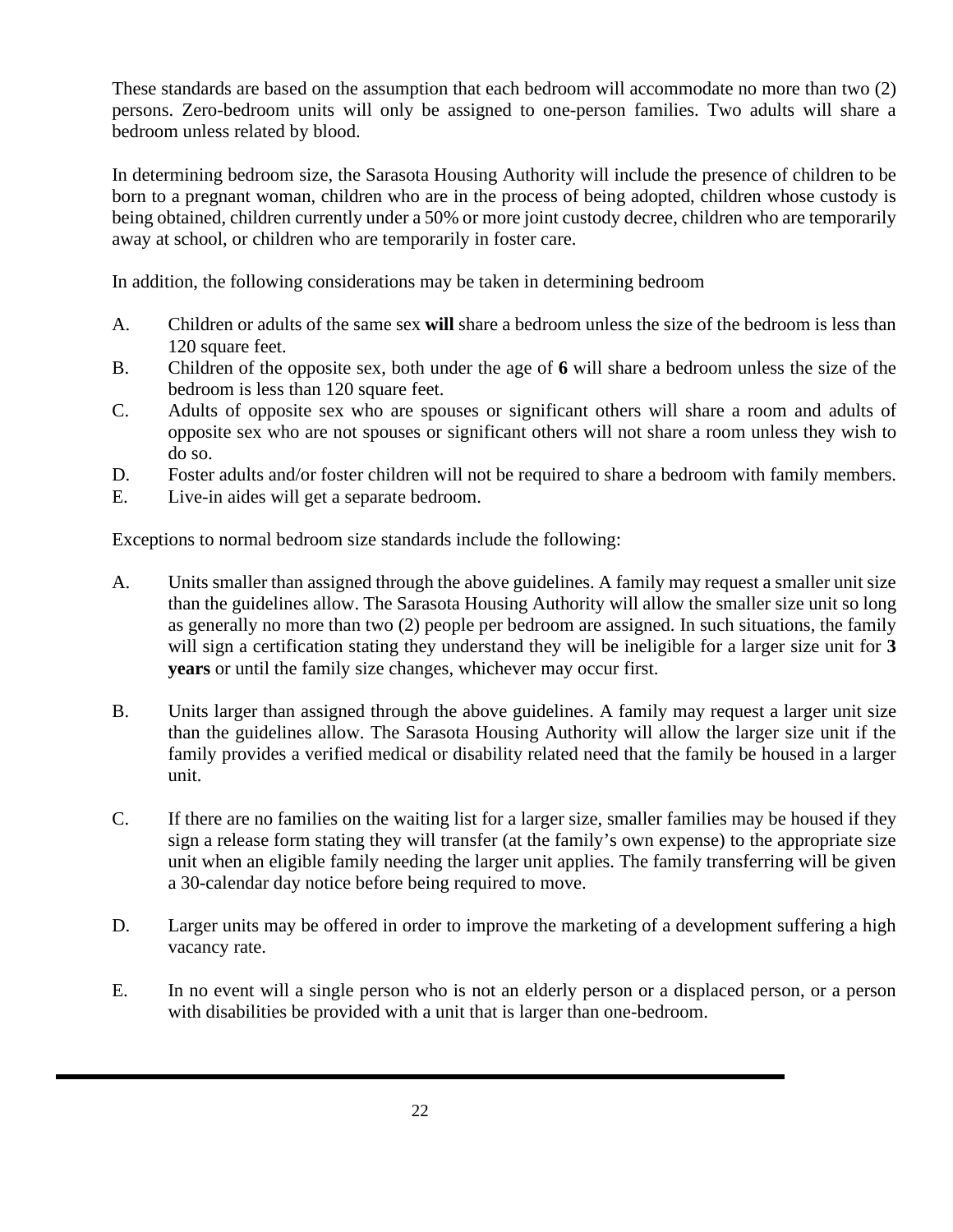These standards are based on the assumption that each bedroom will accommodate no more than two (2) persons. Zero-bedroom units will only be assigned to one-person families. Two adults will share a bedroom unless related by blood.

In determining bedroom size, the Sarasota Housing Authority will include the presence of children to be born to a pregnant woman, children who are in the process of being adopted, children whose custody is being obtained, children currently under a 50% or more joint custody decree, children who are temporarily away at school, or children who are temporarily in foster care.

In addition, the following considerations may be taken in determining bedroom

A. Children or adults of the same sex **will** share a bedroom unless the size of the bedroom is less than 120 square feet.
B. Children of the opposite sex, both under the age of **6** will share a bedroom unless the size of the bedroom is less than 120 square feet.
C. Adults of opposite sex who are spouses or significant others will share a room and adults of opposite sex who are not spouses or significant others will not share a room unless they wish to do so.
D. Foster adults and/or foster children will not be required to share a bedroom with family members.
E. Live-in aides will get a separate bedroom.

Exceptions to normal bedroom size standards include the following:

A. Units smaller than assigned through the above guidelines. A family may request a smaller unit size than the guidelines allow. The Sarasota Housing Authority will allow the smaller size unit so long as generally no more than two (2) people per bedroom are assigned. In such situations, the family will sign a certification stating they understand they will be ineligible for a larger size unit for **3 years** or until the family size changes, whichever may occur first.

B. Units larger than assigned through the above guidelines. A family may request a larger unit size than the guidelines allow. The Sarasota Housing Authority will allow the larger size unit if the family provides a verified medical or disability related need that the family be housed in a larger unit.

C. If there are no families on the waiting list for a larger size, smaller families may be housed if they sign a release form stating they will transfer (at the family's own expense) to the appropriate size unit when an eligible family needing the larger unit applies. The family transferring will be given a 30-calendar day notice before being required to move.

D. Larger units may be offered in order to improve the marketing of a development suffering a high vacancy rate.

E. In no event will a single person who is not an elderly person or a displaced person, or a person with disabilities be provided with a unit that is larger than one-bedroom.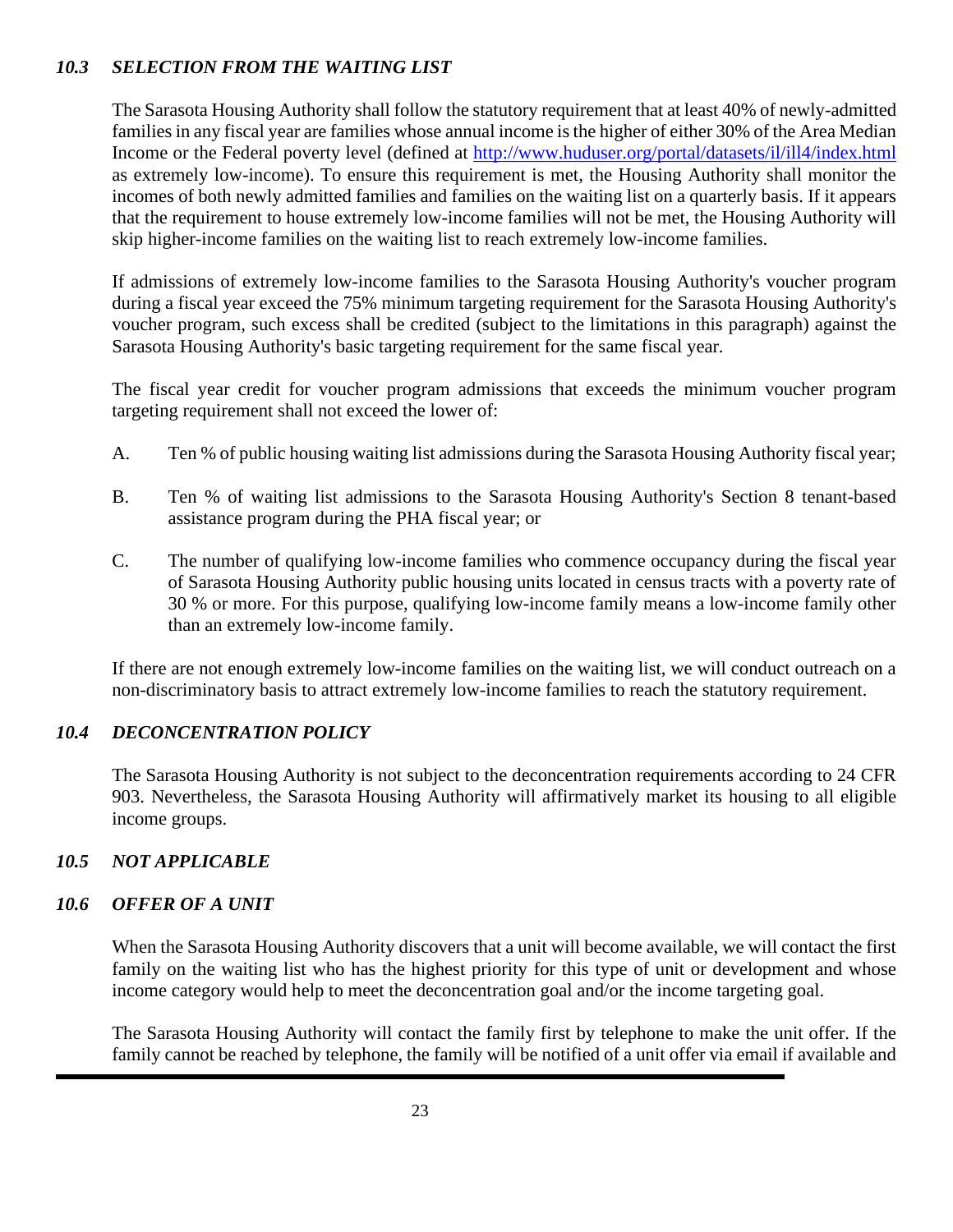### *10.3 SELECTION FROM THE WAITING LIST*

The Sarasota Housing Authority shall follow the statutory requirement that at least 40% of newly-admitted families in any fiscal year are families whose annual income is the higher of either 30% of the Area Median Income or the Federal poverty level (defined at http://www.huduser.org/portal/datasets/il/ill4/index.html as extremely low-income). To ensure this requirement is met, the Housing Authority shall monitor the incomes of both newly admitted families and families on the waiting list on a quarterly basis. If it appears that the requirement to house extremely low-income families will not be met, the Housing Authority will skip higher-income families on the waiting list to reach extremely low-income families.

If admissions of extremely low-income families to the Sarasota Housing Authority's voucher program during a fiscal year exceed the 75% minimum targeting requirement for the Sarasota Housing Authority's voucher program, such excess shall be credited (subject to the limitations in this paragraph) against the Sarasota Housing Authority's basic targeting requirement for the same fiscal year.

The fiscal year credit for voucher program admissions that exceeds the minimum voucher program targeting requirement shall not exceed the lower of:

A. Ten % of public housing waiting list admissions during the Sarasota Housing Authority fiscal year;

B. Ten % of waiting list admissions to the Sarasota Housing Authority's Section 8 tenant-based assistance program during the PHA fiscal year; or

C. The number of qualifying low-income families who commence occupancy during the fiscal year of Sarasota Housing Authority public housing units located in census tracts with a poverty rate of 30 % or more. For this purpose, qualifying low-income family means a low-income family other than an extremely low-income family.

If there are not enough extremely low-income families on the waiting list, we will conduct outreach on a non-discriminatory basis to attract extremely low-income families to reach the statutory requirement.

### *10.4 DECONCENTRATION POLICY*

The Sarasota Housing Authority is not subject to the deconcentration requirements according to 24 CFR 903. Nevertheless, the Sarasota Housing Authority will affirmatively market its housing to all eligible income groups.

### *10.5 NOT APPLICABLE*

### *10.6 OFFER OF A UNIT*

When the Sarasota Housing Authority discovers that a unit will become available, we will contact the first family on the waiting list who has the highest priority for this type of unit or development and whose income category would help to meet the deconcentration goal and/or the income targeting goal.

The Sarasota Housing Authority will contact the family first by telephone to make the unit offer. If the family cannot be reached by telephone, the family will be notified of a unit offer via email if available and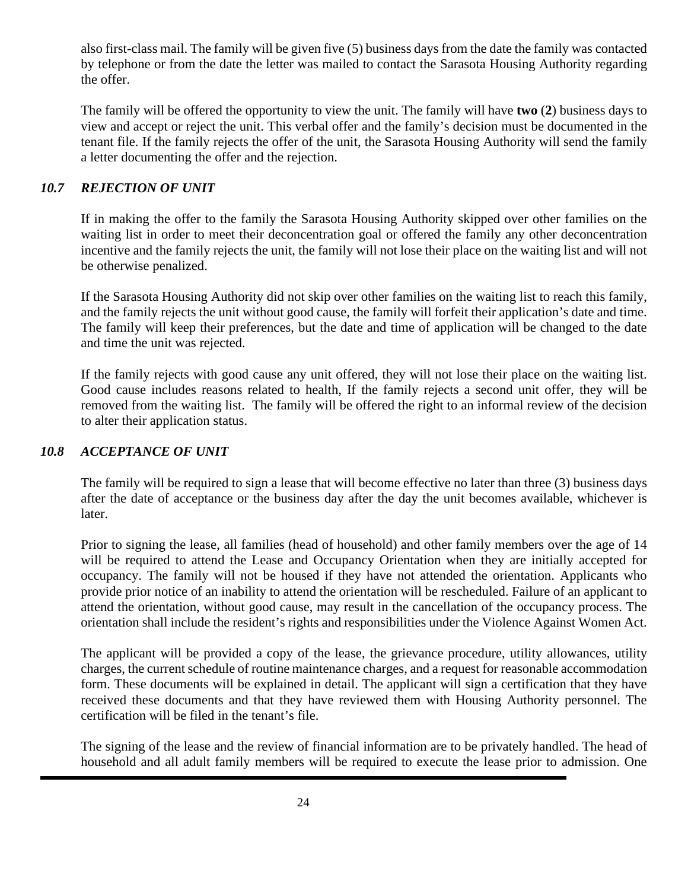also first-class mail. The family will be given five (5) business days from the date the family was contacted by telephone or from the date the letter was mailed to contact the Sarasota Housing Authority regarding the offer.

The family will be offered the opportunity to view the unit. The family will have **two** (**2**) business days to view and accept or reject the unit. This verbal offer and the family's decision must be documented in the tenant file. If the family rejects the offer of the unit, the Sarasota Housing Authority will send the family a letter documenting the offer and the rejection.

### *10.7 REJECTION OF UNIT*

If in making the offer to the family the Sarasota Housing Authority skipped over other families on the waiting list in order to meet their deconcentration goal or offered the family any other deconcentration incentive and the family rejects the unit, the family will not lose their place on the waiting list and will not be otherwise penalized.

If the Sarasota Housing Authority did not skip over other families on the waiting list to reach this family, and the family rejects the unit without good cause, the family will forfeit their application's date and time. The family will keep their preferences, but the date and time of application will be changed to the date and time the unit was rejected.

If the family rejects with good cause any unit offered, they will not lose their place on the waiting list. Good cause includes reasons related to health, If the family rejects a second unit offer, they will be removed from the waiting list. The family will be offered the right to an informal review of the decision to alter their application status.

### *10.8 ACCEPTANCE OF UNIT*

The family will be required to sign a lease that will become effective no later than three (3) business days after the date of acceptance or the business day after the day the unit becomes available, whichever is later.

Prior to signing the lease, all families (head of household) and other family members over the age of 14 will be required to attend the Lease and Occupancy Orientation when they are initially accepted for occupancy. The family will not be housed if they have not attended the orientation. Applicants who provide prior notice of an inability to attend the orientation will be rescheduled. Failure of an applicant to attend the orientation, without good cause, may result in the cancellation of the occupancy process. The orientation shall include the resident's rights and responsibilities under the Violence Against Women Act.

The applicant will be provided a copy of the lease, the grievance procedure, utility allowances, utility charges, the current schedule of routine maintenance charges, and a request for reasonable accommodation form. These documents will be explained in detail. The applicant will sign a certification that they have received these documents and that they have reviewed them with Housing Authority personnel. The certification will be filed in the tenant's file.

The signing of the lease and the review of financial information are to be privately handled. The head of household and all adult family members will be required to execute the lease prior to admission. One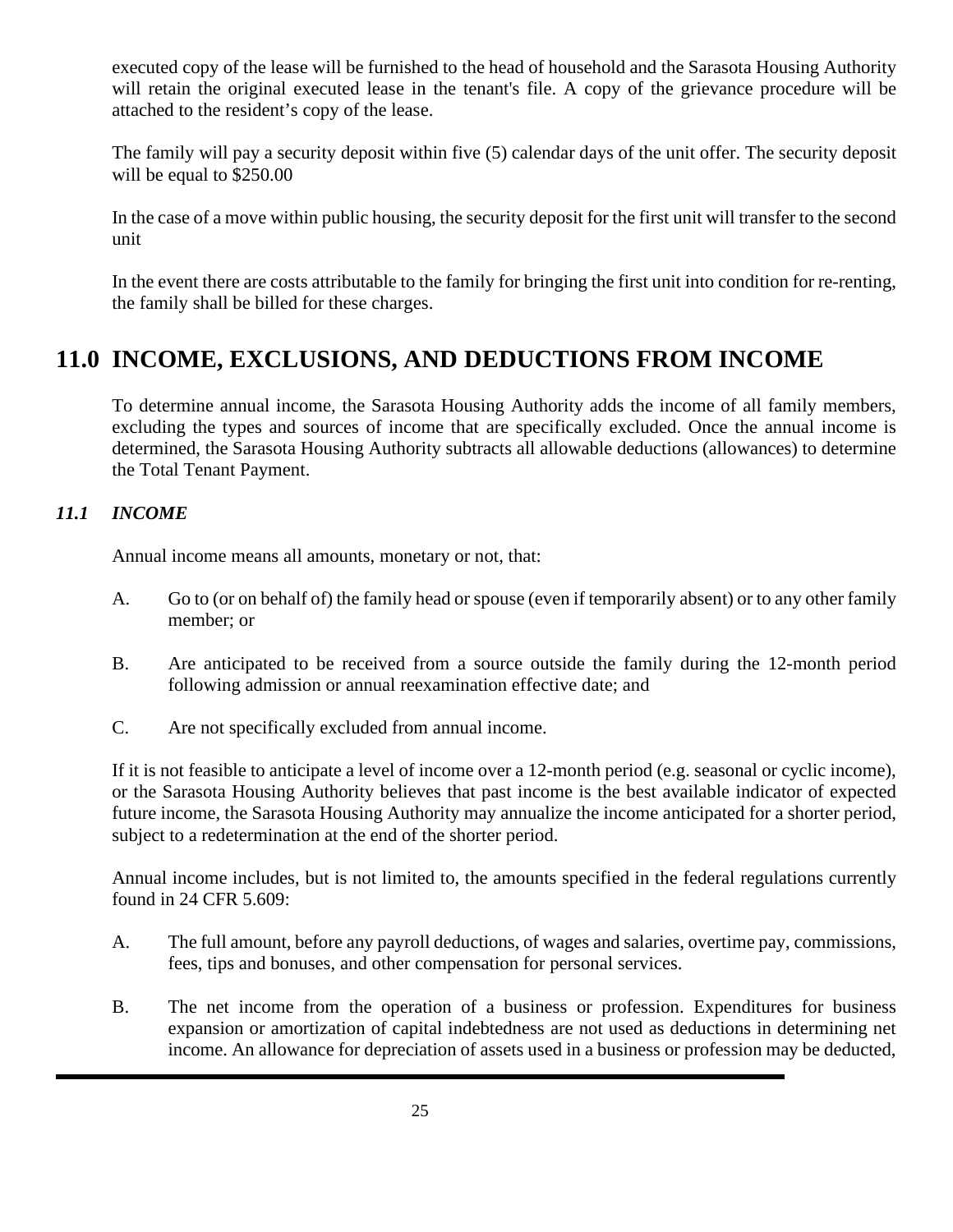executed copy of the lease will be furnished to the head of household and the Sarasota Housing Authority will retain the original executed lease in the tenant's file. A copy of the grievance procedure will be attached to the resident's copy of the lease.

The family will pay a security deposit within five (5) calendar days of the unit offer. The security deposit will be equal to $250.00

In the case of a move within public housing, the security deposit for the first unit will transfer to the second unit

In the event there are costs attributable to the family for bringing the first unit into condition for re-renting, the family shall be billed for these charges.

# 11.0 INCOME, EXCLUSIONS, AND DEDUCTIONS FROM INCOME

To determine annual income, the Sarasota Housing Authority adds the income of all family members, excluding the types and sources of income that are specifically excluded. Once the annual income is determined, the Sarasota Housing Authority subtracts all allowable deductions (allowances) to determine the Total Tenant Payment.

### *11.1 INCOME*

Annual income means all amounts, monetary or not, that:

A. Go to (or on behalf of) the family head or spouse (even if temporarily absent) or to any other family member; or

B. Are anticipated to be received from a source outside the family during the 12-month period following admission or annual reexamination effective date; and

C. Are not specifically excluded from annual income.

If it is not feasible to anticipate a level of income over a 12-month period (e.g. seasonal or cyclic income), or the Sarasota Housing Authority believes that past income is the best available indicator of expected future income, the Sarasota Housing Authority may annualize the income anticipated for a shorter period, subject to a redetermination at the end of the shorter period.

Annual income includes, but is not limited to, the amounts specified in the federal regulations currently found in 24 CFR 5.609:

A. The full amount, before any payroll deductions, of wages and salaries, overtime pay, commissions, fees, tips and bonuses, and other compensation for personal services.

B. The net income from the operation of a business or profession. Expenditures for business expansion or amortization of capital indebtedness are not used as deductions in determining net income. An allowance for depreciation of assets used in a business or profession may be deducted,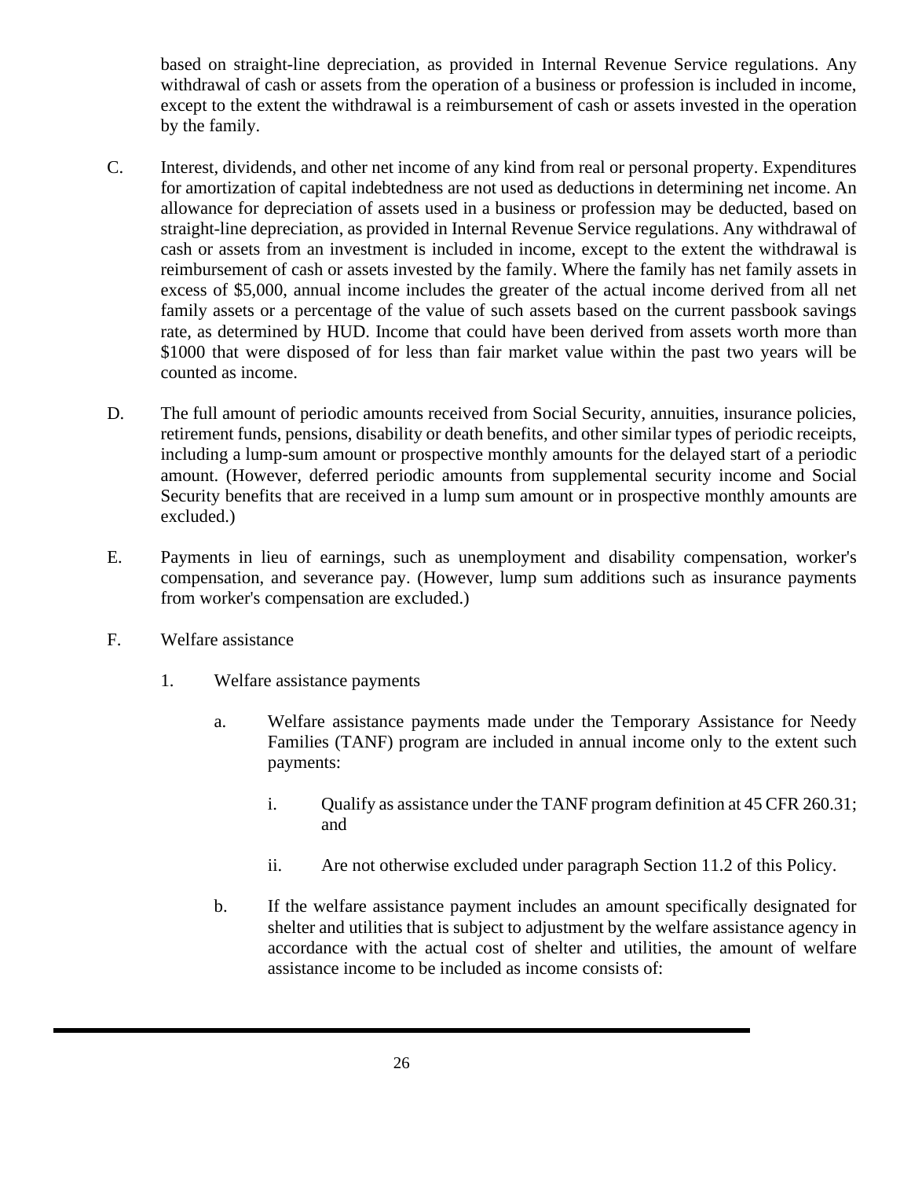based on straight-line depreciation, as provided in Internal Revenue Service regulations. Any withdrawal of cash or assets from the operation of a business or profession is included in income, except to the extent the withdrawal is a reimbursement of cash or assets invested in the operation by the family.

C. Interest, dividends, and other net income of any kind from real or personal property. Expenditures for amortization of capital indebtedness are not used as deductions in determining net income. An allowance for depreciation of assets used in a business or profession may be deducted, based on straight-line depreciation, as provided in Internal Revenue Service regulations. Any withdrawal of cash or assets from an investment is included in income, except to the extent the withdrawal is reimbursement of cash or assets invested by the family. Where the family has net family assets in excess of $5,000, annual income includes the greater of the actual income derived from all net family assets or a percentage of the value of such assets based on the current passbook savings rate, as determined by HUD. Income that could have been derived from assets worth more than $1000 that were disposed of for less than fair market value within the past two years will be counted as income.

D. The full amount of periodic amounts received from Social Security, annuities, insurance policies, retirement funds, pensions, disability or death benefits, and other similar types of periodic receipts, including a lump-sum amount or prospective monthly amounts for the delayed start of a periodic amount. (However, deferred periodic amounts from supplemental security income and Social Security benefits that are received in a lump sum amount or in prospective monthly amounts are excluded.)

E. Payments in lieu of earnings, such as unemployment and disability compensation, worker's compensation, and severance pay. (However, lump sum additions such as insurance payments from worker's compensation are excluded.)

F. Welfare assistance

   1. Welfare assistance payments

      a. Welfare assistance payments made under the Temporary Assistance for Needy Families (TANF) program are included in annual income only to the extent such payments:

         i. Qualify as assistance under the TANF program definition at 45 CFR 260.31; and

         ii. Are not otherwise excluded under paragraph Section 11.2 of this Policy.

      b. If the welfare assistance payment includes an amount specifically designated for shelter and utilities that is subject to adjustment by the welfare assistance agency in accordance with the actual cost of shelter and utilities, the amount of welfare assistance income to be included as income consists of: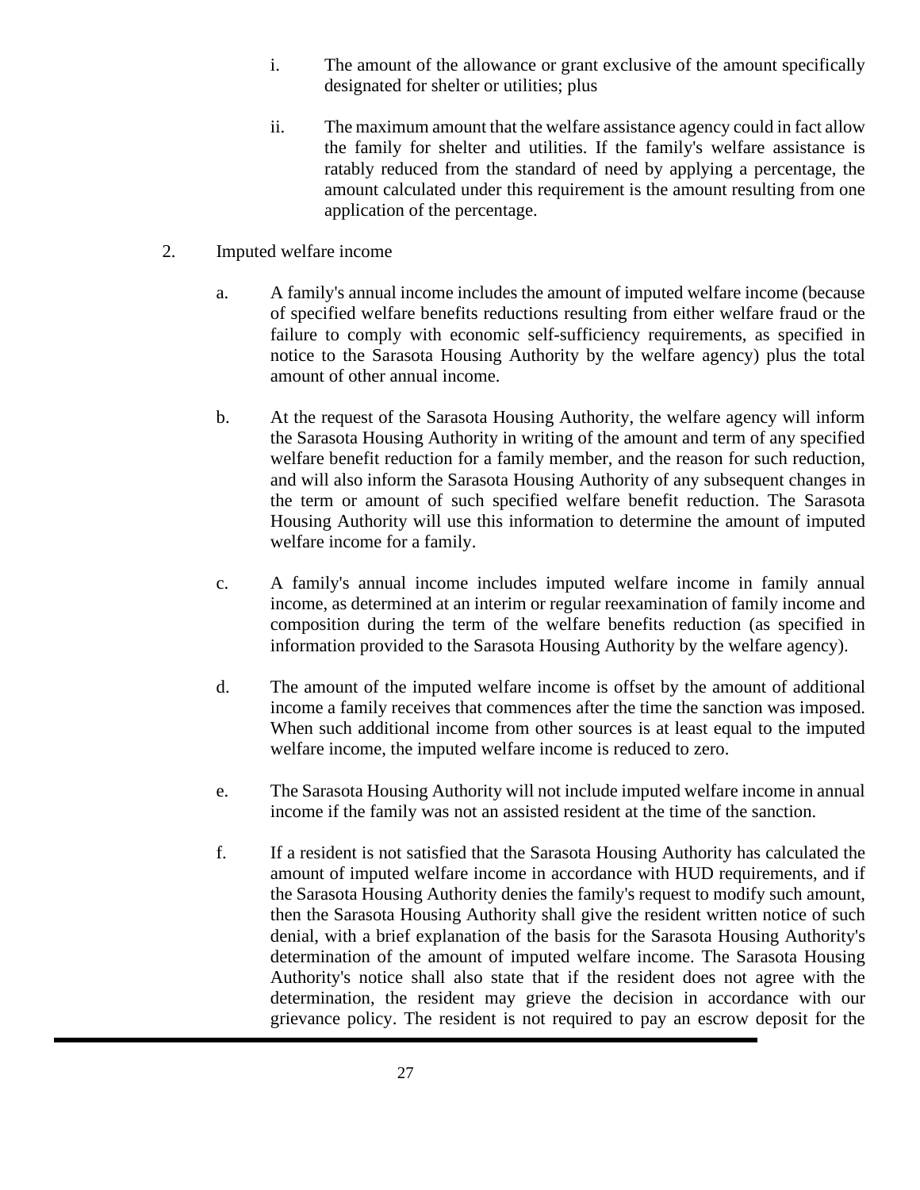i. The amount of the allowance or grant exclusive of the amount specifically designated for shelter or utilities; plus

ii. The maximum amount that the welfare assistance agency could in fact allow the family for shelter and utilities. If the family's welfare assistance is ratably reduced from the standard of need by applying a percentage, the amount calculated under this requirement is the amount resulting from one application of the percentage.

2. Imputed welfare income

a. A family's annual income includes the amount of imputed welfare income (because of specified welfare benefits reductions resulting from either welfare fraud or the failure to comply with economic self-sufficiency requirements, as specified in notice to the Sarasota Housing Authority by the welfare agency) plus the total amount of other annual income.

b. At the request of the Sarasota Housing Authority, the welfare agency will inform the Sarasota Housing Authority in writing of the amount and term of any specified welfare benefit reduction for a family member, and the reason for such reduction, and will also inform the Sarasota Housing Authority of any subsequent changes in the term or amount of such specified welfare benefit reduction. The Sarasota Housing Authority will use this information to determine the amount of imputed welfare income for a family.

c. A family's annual income includes imputed welfare income in family annual income, as determined at an interim or regular reexamination of family income and composition during the term of the welfare benefits reduction (as specified in information provided to the Sarasota Housing Authority by the welfare agency).

d. The amount of the imputed welfare income is offset by the amount of additional income a family receives that commences after the time the sanction was imposed. When such additional income from other sources is at least equal to the imputed welfare income, the imputed welfare income is reduced to zero.

e. The Sarasota Housing Authority will not include imputed welfare income in annual income if the family was not an assisted resident at the time of the sanction.

f. If a resident is not satisfied that the Sarasota Housing Authority has calculated the amount of imputed welfare income in accordance with HUD requirements, and if the Sarasota Housing Authority denies the family's request to modify such amount, then the Sarasota Housing Authority shall give the resident written notice of such denial, with a brief explanation of the basis for the Sarasota Housing Authority's determination of the amount of imputed welfare income. The Sarasota Housing Authority's notice shall also state that if the resident does not agree with the determination, the resident may grieve the decision in accordance with our grievance policy. The resident is not required to pay an escrow deposit for the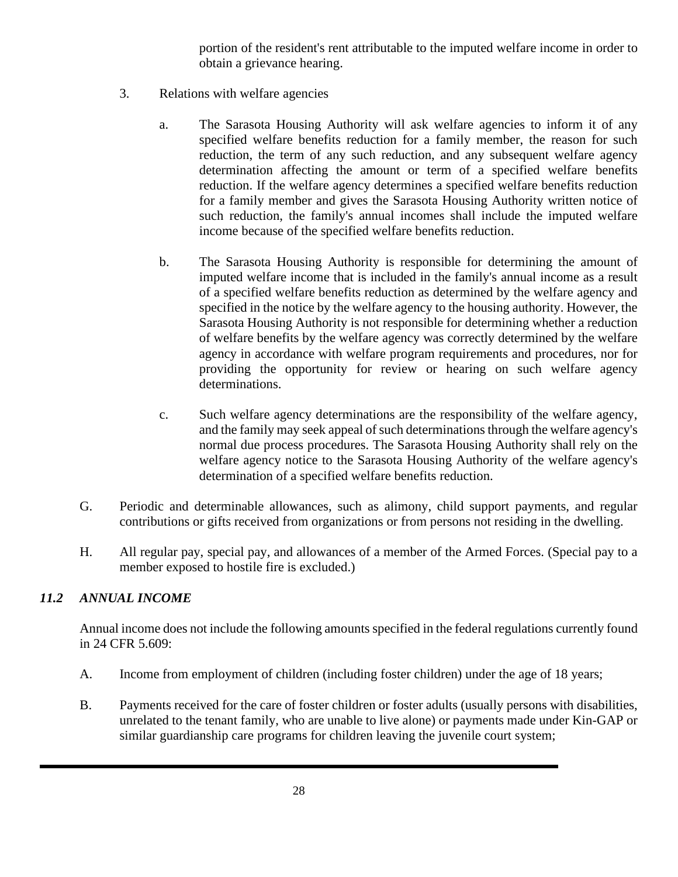portion of the resident's rent attributable to the imputed welfare income in order to obtain a grievance hearing.

3. Relations with welfare agencies

   a. The Sarasota Housing Authority will ask welfare agencies to inform it of any specified welfare benefits reduction for a family member, the reason for such reduction, the term of any such reduction, and any subsequent welfare agency determination affecting the amount or term of a specified welfare benefits reduction. If the welfare agency determines a specified welfare benefits reduction for a family member and gives the Sarasota Housing Authority written notice of such reduction, the family's annual incomes shall include the imputed welfare income because of the specified welfare benefits reduction.

   b. The Sarasota Housing Authority is responsible for determining the amount of imputed welfare income that is included in the family's annual income as a result of a specified welfare benefits reduction as determined by the welfare agency and specified in the notice by the welfare agency to the housing authority. However, the Sarasota Housing Authority is not responsible for determining whether a reduction of welfare benefits by the welfare agency was correctly determined by the welfare agency in accordance with welfare program requirements and procedures, nor for providing the opportunity for review or hearing on such welfare agency determinations.

   c. Such welfare agency determinations are the responsibility of the welfare agency, and the family may seek appeal of such determinations through the welfare agency's normal due process procedures. The Sarasota Housing Authority shall rely on the welfare agency notice to the Sarasota Housing Authority of the welfare agency's determination of a specified welfare benefits reduction.

G. Periodic and determinable allowances, such as alimony, child support payments, and regular contributions or gifts received from organizations or from persons not residing in the dwelling.

H. All regular pay, special pay, and allowances of a member of the Armed Forces. (Special pay to a member exposed to hostile fire is excluded.)

### *11.2 ANNUAL INCOME*

Annual income does not include the following amounts specified in the federal regulations currently found in 24 CFR 5.609:

A. Income from employment of children (including foster children) under the age of 18 years;

B. Payments received for the care of foster children or foster adults (usually persons with disabilities, unrelated to the tenant family, who are unable to live alone) or payments made under Kin-GAP or similar guardianship care programs for children leaving the juvenile court system;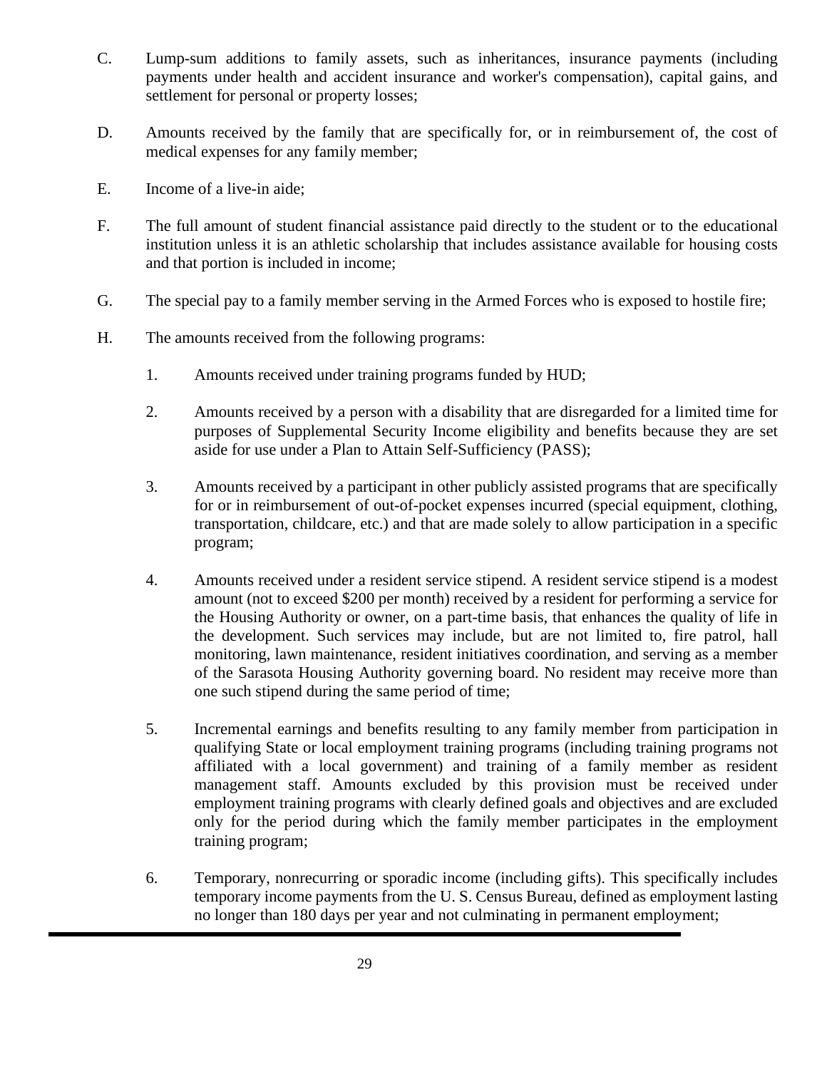C. Lump-sum additions to family assets, such as inheritances, insurance payments (including payments under health and accident insurance and worker's compensation), capital gains, and settlement for personal or property losses;

D. Amounts received by the family that are specifically for, or in reimbursement of, the cost of medical expenses for any family member;

E. Income of a live-in aide;

F. The full amount of student financial assistance paid directly to the student or to the educational institution unless it is an athletic scholarship that includes assistance available for housing costs and that portion is included in income;

G. The special pay to a family member serving in the Armed Forces who is exposed to hostile fire;

H. The amounts received from the following programs:

1. Amounts received under training programs funded by HUD;

2. Amounts received by a person with a disability that are disregarded for a limited time for purposes of Supplemental Security Income eligibility and benefits because they are set aside for use under a Plan to Attain Self-Sufficiency (PASS);

3. Amounts received by a participant in other publicly assisted programs that are specifically for or in reimbursement of out-of-pocket expenses incurred (special equipment, clothing, transportation, childcare, etc.) and that are made solely to allow participation in a specific program;

4. Amounts received under a resident service stipend. A resident service stipend is a modest amount (not to exceed $200 per month) received by a resident for performing a service for the Housing Authority or owner, on a part-time basis, that enhances the quality of life in the development. Such services may include, but are not limited to, fire patrol, hall monitoring, lawn maintenance, resident initiatives coordination, and serving as a member of the Sarasota Housing Authority governing board. No resident may receive more than one such stipend during the same period of time;

5. Incremental earnings and benefits resulting to any family member from participation in qualifying State or local employment training programs (including training programs not affiliated with a local government) and training of a family member as resident management staff. Amounts excluded by this provision must be received under employment training programs with clearly defined goals and objectives and are excluded only for the period during which the family member participates in the employment training program;

6. Temporary, nonrecurring or sporadic income (including gifts). This specifically includes temporary income payments from the U. S. Census Bureau, defined as employment lasting no longer than 180 days per year and not culminating in permanent employment;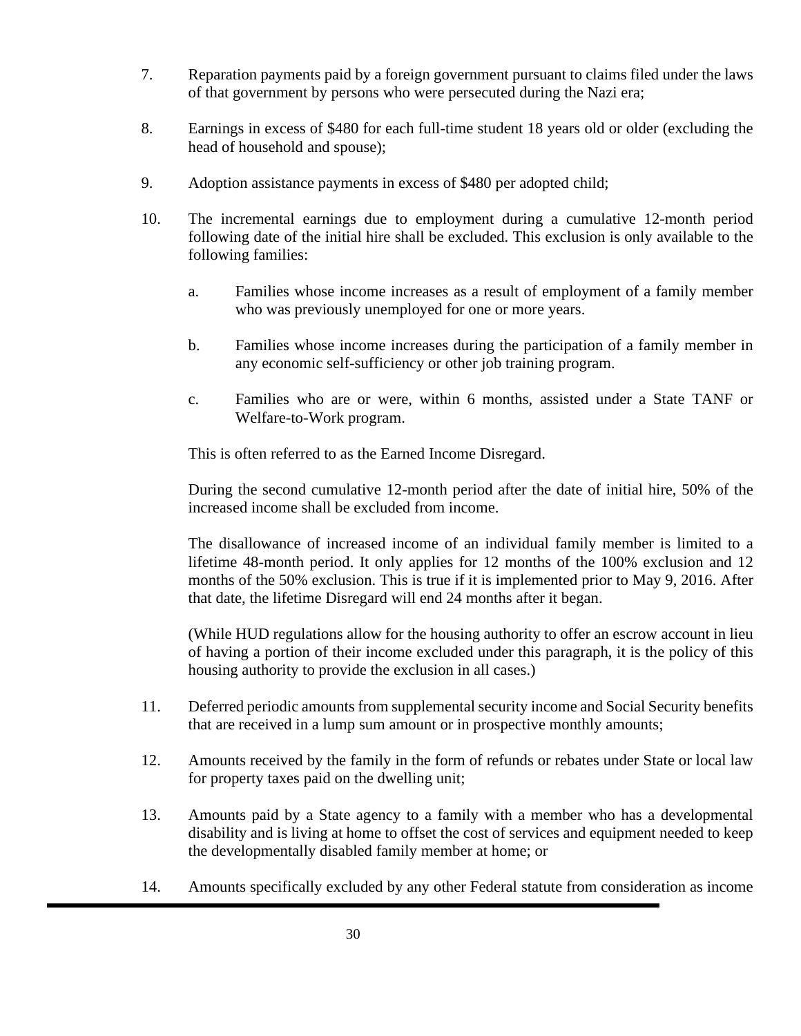7. Reparation payments paid by a foreign government pursuant to claims filed under the laws of that government by persons who were persecuted during the Nazi era;

8. Earnings in excess of $480 for each full-time student 18 years old or older (excluding the head of household and spouse);

9. Adoption assistance payments in excess of $480 per adopted child;

10. The incremental earnings due to employment during a cumulative 12-month period following date of the initial hire shall be excluded. This exclusion is only available to the following families:

    a. Families whose income increases as a result of employment of a family member who was previously unemployed for one or more years.

    b. Families whose income increases during the participation of a family member in any economic self-sufficiency or other job training program.

    c. Families who are or were, within 6 months, assisted under a State TANF or Welfare-to-Work program.

    This is often referred to as the Earned Income Disregard.

    During the second cumulative 12-month period after the date of initial hire, 50% of the increased income shall be excluded from income.

    The disallowance of increased income of an individual family member is limited to a lifetime 48-month period. It only applies for 12 months of the 100% exclusion and 12 months of the 50% exclusion. This is true if it is implemented prior to May 9, 2016. After that date, the lifetime Disregard will end 24 months after it began.

    (While HUD regulations allow for the housing authority to offer an escrow account in lieu of having a portion of their income excluded under this paragraph, it is the policy of this housing authority to provide the exclusion in all cases.)

11. Deferred periodic amounts from supplemental security income and Social Security benefits that are received in a lump sum amount or in prospective monthly amounts;

12. Amounts received by the family in the form of refunds or rebates under State or local law for property taxes paid on the dwelling unit;

13. Amounts paid by a State agency to a family with a member who has a developmental disability and is living at home to offset the cost of services and equipment needed to keep the developmentally disabled family member at home; or

14. Amounts specifically excluded by any other Federal statute from consideration as income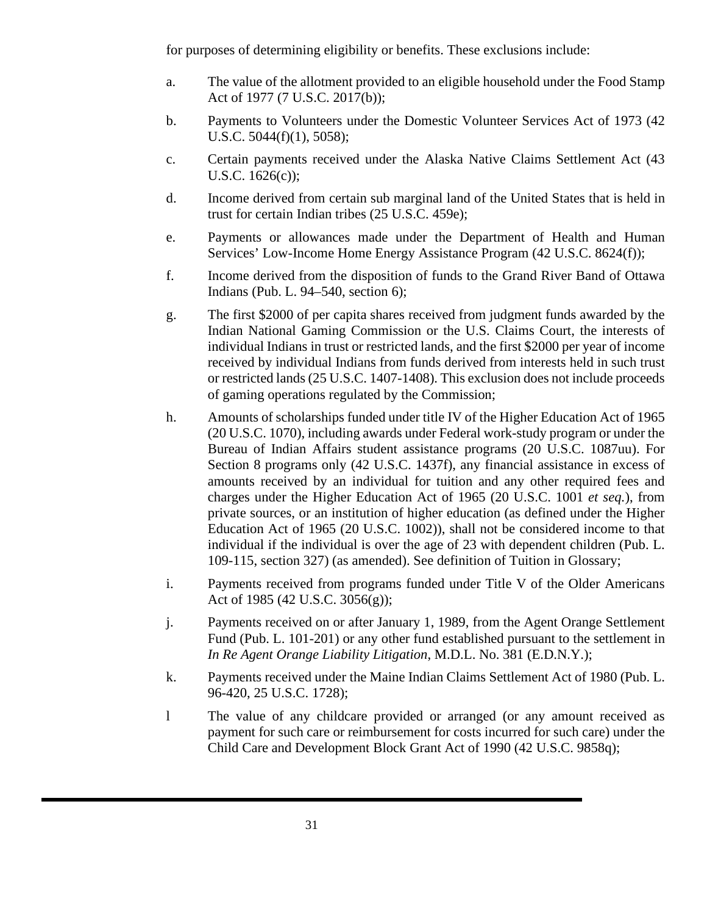for purposes of determining eligibility or benefits. These exclusions include:

a. The value of the allotment provided to an eligible household under the Food Stamp Act of 1977 (7 U.S.C. 2017(b));

b. Payments to Volunteers under the Domestic Volunteer Services Act of 1973 (42 U.S.C. 5044(f)(1), 5058);

c. Certain payments received under the Alaska Native Claims Settlement Act (43 U.S.C. 1626(c));

d. Income derived from certain sub marginal land of the United States that is held in trust for certain Indian tribes (25 U.S.C. 459e);

e. Payments or allowances made under the Department of Health and Human Services' Low-Income Home Energy Assistance Program (42 U.S.C. 8624(f));

f. Income derived from the disposition of funds to the Grand River Band of Ottawa Indians (Pub. L. 94–540, section 6);

g. The first $2000 of per capita shares received from judgment funds awarded by the Indian National Gaming Commission or the U.S. Claims Court, the interests of individual Indians in trust or restricted lands, and the first $2000 per year of income received by individual Indians from funds derived from interests held in such trust or restricted lands (25 U.S.C. 1407-1408). This exclusion does not include proceeds of gaming operations regulated by the Commission;

h. Amounts of scholarships funded under title IV of the Higher Education Act of 1965 (20 U.S.C. 1070), including awards under Federal work-study program or under the Bureau of Indian Affairs student assistance programs (20 U.S.C. 1087uu). For Section 8 programs only (42 U.S.C. 1437f), any financial assistance in excess of amounts received by an individual for tuition and any other required fees and charges under the Higher Education Act of 1965 (20 U.S.C. 1001 *et seq.*), from private sources, or an institution of higher education (as defined under the Higher Education Act of 1965 (20 U.S.C. 1002)), shall not be considered income to that individual if the individual is over the age of 23 with dependent children (Pub. L. 109-115, section 327) (as amended). See definition of Tuition in Glossary;

i. Payments received from programs funded under Title V of the Older Americans Act of 1985 (42 U.S.C. 3056(g));

j. Payments received on or after January 1, 1989, from the Agent Orange Settlement Fund (Pub. L. 101-201) or any other fund established pursuant to the settlement in *In Re Agent Orange Liability Litigation*, M.D.L. No. 381 (E.D.N.Y.);

k. Payments received under the Maine Indian Claims Settlement Act of 1980 (Pub. L. 96-420, 25 U.S.C. 1728);

l The value of any childcare provided or arranged (or any amount received as payment for such care or reimbursement for costs incurred for such care) under the Child Care and Development Block Grant Act of 1990 (42 U.S.C. 9858q);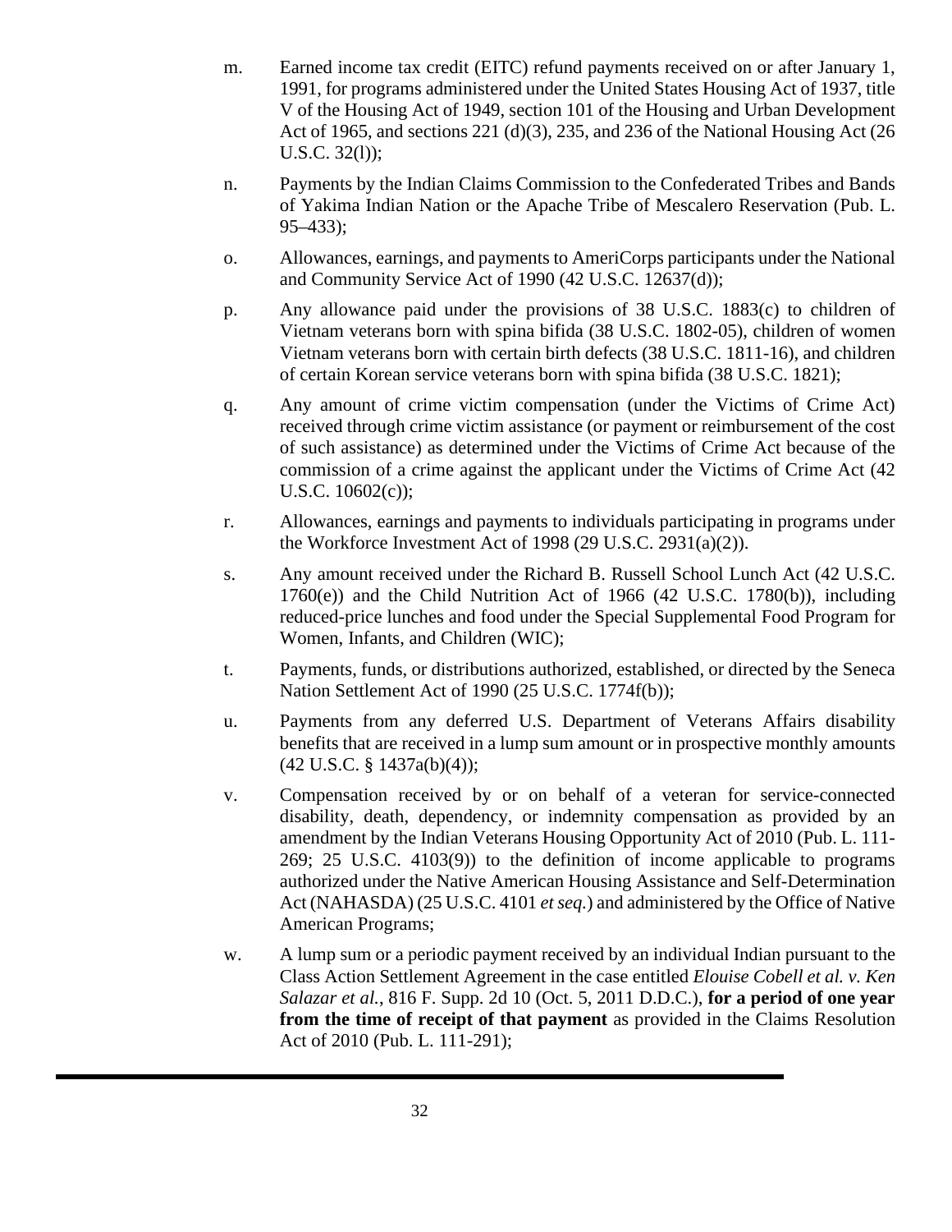m. Earned income tax credit (EITC) refund payments received on or after January 1, 1991, for programs administered under the United States Housing Act of 1937, title V of the Housing Act of 1949, section 101 of the Housing and Urban Development Act of 1965, and sections 221 (d)(3), 235, and 236 of the National Housing Act (26 U.S.C. 32(l));

n. Payments by the Indian Claims Commission to the Confederated Tribes and Bands of Yakima Indian Nation or the Apache Tribe of Mescalero Reservation (Pub. L. 95–433);

o. Allowances, earnings, and payments to AmeriCorps participants under the National and Community Service Act of 1990 (42 U.S.C. 12637(d));

p. Any allowance paid under the provisions of 38 U.S.C. 1883(c) to children of Vietnam veterans born with spina bifida (38 U.S.C. 1802-05), children of women Vietnam veterans born with certain birth defects (38 U.S.C. 1811-16), and children of certain Korean service veterans born with spina bifida (38 U.S.C. 1821);

q. Any amount of crime victim compensation (under the Victims of Crime Act) received through crime victim assistance (or payment or reimbursement of the cost of such assistance) as determined under the Victims of Crime Act because of the commission of a crime against the applicant under the Victims of Crime Act (42 U.S.C. 10602(c));

r. Allowances, earnings and payments to individuals participating in programs under the Workforce Investment Act of 1998 (29 U.S.C. 2931(a)(2)).

s. Any amount received under the Richard B. Russell School Lunch Act (42 U.S.C. 1760(e)) and the Child Nutrition Act of 1966 (42 U.S.C. 1780(b)), including reduced-price lunches and food under the Special Supplemental Food Program for Women, Infants, and Children (WIC);

t. Payments, funds, or distributions authorized, established, or directed by the Seneca Nation Settlement Act of 1990 (25 U.S.C. 1774f(b));

u. Payments from any deferred U.S. Department of Veterans Affairs disability benefits that are received in a lump sum amount or in prospective monthly amounts (42 U.S.C. § 1437a(b)(4));

v. Compensation received by or on behalf of a veteran for service-connected disability, death, dependency, or indemnity compensation as provided by an amendment by the Indian Veterans Housing Opportunity Act of 2010 (Pub. L. 111-269; 25 U.S.C. 4103(9)) to the definition of income applicable to programs authorized under the Native American Housing Assistance and Self-Determination Act (NAHASDA) (25 U.S.C. 4101 *et seq.*) and administered by the Office of Native American Programs;

w. A lump sum or a periodic payment received by an individual Indian pursuant to the Class Action Settlement Agreement in the case entitled *Elouise Cobell et al. v. Ken Salazar et al.*, 816 F. Supp. 2d 10 (Oct. 5, 2011 D.D.C.), **for a period of one year from the time of receipt of that payment** as provided in the Claims Resolution Act of 2010 (Pub. L. 111-291);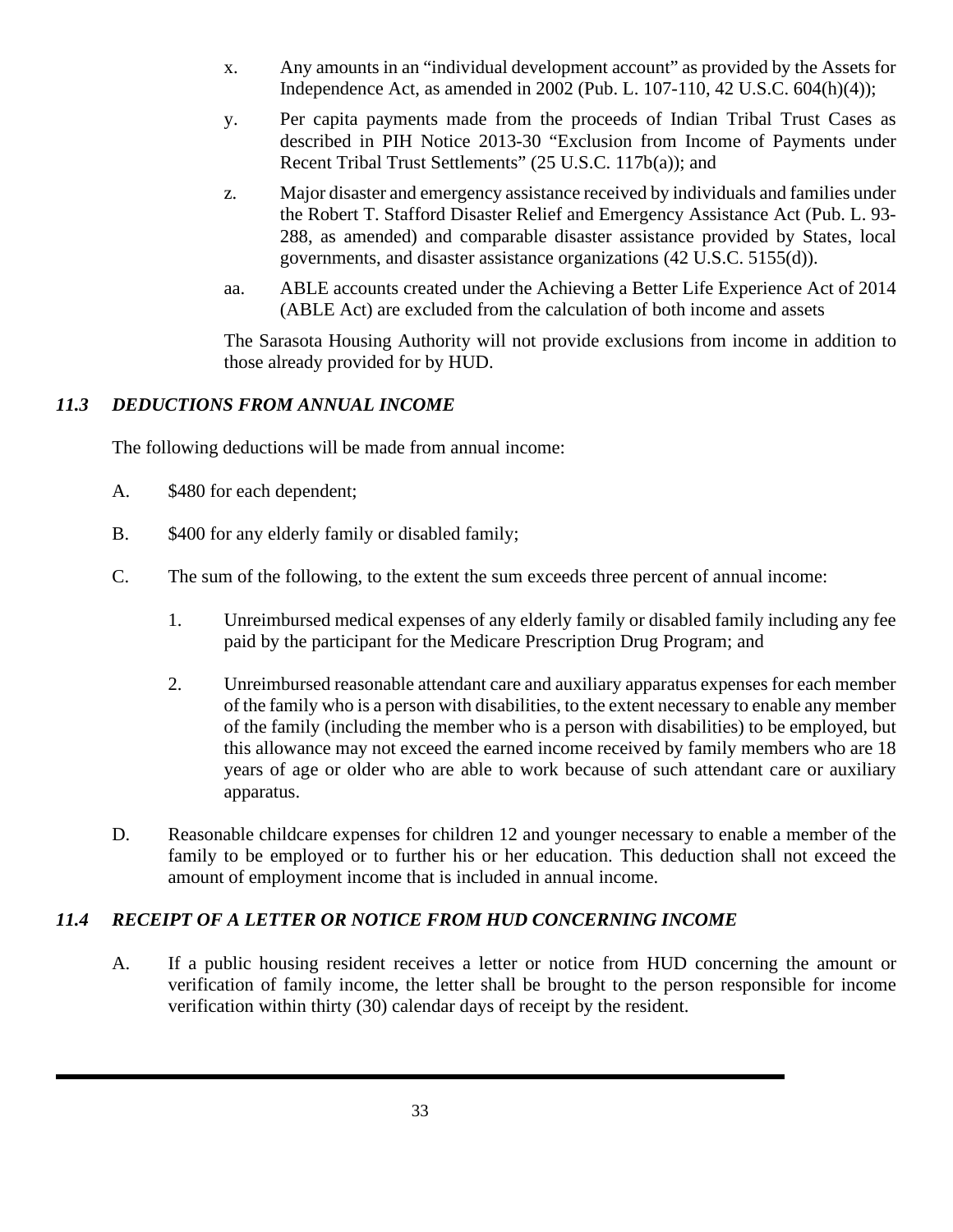x. Any amounts in an "individual development account" as provided by the Assets for Independence Act, as amended in 2002 (Pub. L. 107-110, 42 U.S.C. 604(h)(4));

y. Per capita payments made from the proceeds of Indian Tribal Trust Cases as described in PIH Notice 2013-30 "Exclusion from Income of Payments under Recent Tribal Trust Settlements" (25 U.S.C. 117b(a)); and

z. Major disaster and emergency assistance received by individuals and families under the Robert T. Stafford Disaster Relief and Emergency Assistance Act (Pub. L. 93-288, as amended) and comparable disaster assistance provided by States, local governments, and disaster assistance organizations (42 U.S.C. 5155(d)).

aa. ABLE accounts created under the Achieving a Better Life Experience Act of 2014 (ABLE Act) are excluded from the calculation of both income and assets

The Sarasota Housing Authority will not provide exclusions from income in addition to those already provided for by HUD.

### *11.3 DEDUCTIONS FROM ANNUAL INCOME*

The following deductions will be made from annual income:

A. $480 for each dependent;

B. $400 for any elderly family or disabled family;

C. The sum of the following, to the extent the sum exceeds three percent of annual income:

1. Unreimbursed medical expenses of any elderly family or disabled family including any fee paid by the participant for the Medicare Prescription Drug Program; and

2. Unreimbursed reasonable attendant care and auxiliary apparatus expenses for each member of the family who is a person with disabilities, to the extent necessary to enable any member of the family (including the member who is a person with disabilities) to be employed, but this allowance may not exceed the earned income received by family members who are 18 years of age or older who are able to work because of such attendant care or auxiliary apparatus.

D. Reasonable childcare expenses for children 12 and younger necessary to enable a member of the family to be employed or to further his or her education. This deduction shall not exceed the amount of employment income that is included in annual income.

### *11.4 RECEIPT OF A LETTER OR NOTICE FROM HUD CONCERNING INCOME*

A. If a public housing resident receives a letter or notice from HUD concerning the amount or verification of family income, the letter shall be brought to the person responsible for income verification within thirty (30) calendar days of receipt by the resident.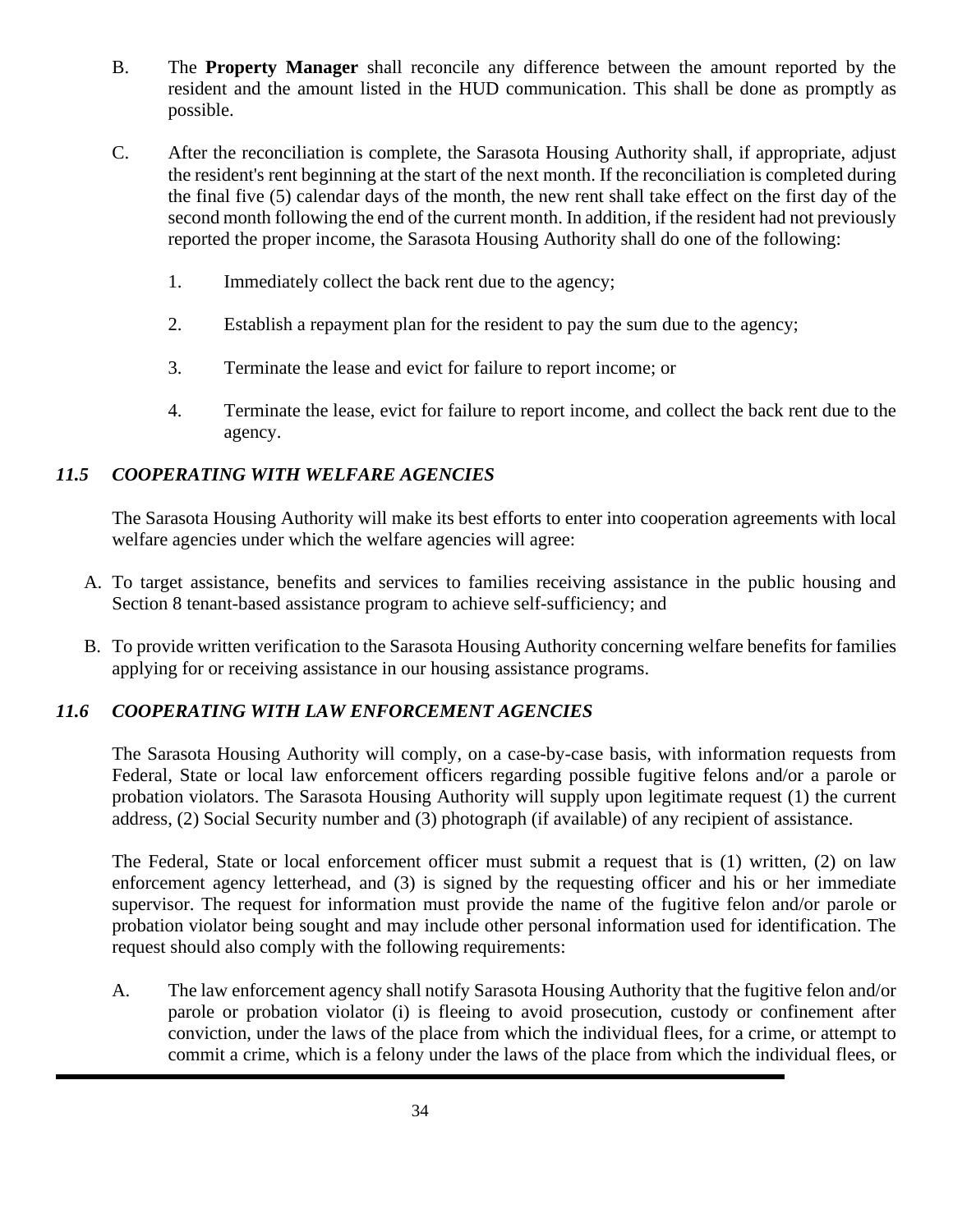B. The **Property Manager** shall reconcile any difference between the amount reported by the resident and the amount listed in the HUD communication. This shall be done as promptly as possible.

C. After the reconciliation is complete, the Sarasota Housing Authority shall, if appropriate, adjust the resident's rent beginning at the start of the next month. If the reconciliation is completed during the final five (5) calendar days of the month, the new rent shall take effect on the first day of the second month following the end of the current month. In addition, if the resident had not previously reported the proper income, the Sarasota Housing Authority shall do one of the following:

1. Immediately collect the back rent due to the agency;
2. Establish a repayment plan for the resident to pay the sum due to the agency;
3. Terminate the lease and evict for failure to report income; or
4. Terminate the lease, evict for failure to report income, and collect the back rent due to the agency.

### *11.5 COOPERATING WITH WELFARE AGENCIES*

The Sarasota Housing Authority will make its best efforts to enter into cooperation agreements with local welfare agencies under which the welfare agencies will agree:

A. To target assistance, benefits and services to families receiving assistance in the public housing and Section 8 tenant-based assistance program to achieve self-sufficiency; and

B. To provide written verification to the Sarasota Housing Authority concerning welfare benefits for families applying for or receiving assistance in our housing assistance programs.

### *11.6 COOPERATING WITH LAW ENFORCEMENT AGENCIES*

The Sarasota Housing Authority will comply, on a case-by-case basis, with information requests from Federal, State or local law enforcement officers regarding possible fugitive felons and/or a parole or probation violators. The Sarasota Housing Authority will supply upon legitimate request (1) the current address, (2) Social Security number and (3) photograph (if available) of any recipient of assistance.

The Federal, State or local enforcement officer must submit a request that is (1) written, (2) on law enforcement agency letterhead, and (3) is signed by the requesting officer and his or her immediate supervisor. The request for information must provide the name of the fugitive felon and/or parole or probation violator being sought and may include other personal information used for identification. The request should also comply with the following requirements:

A. The law enforcement agency shall notify Sarasota Housing Authority that the fugitive felon and/or parole or probation violator (i) is fleeing to avoid prosecution, custody or confinement after conviction, under the laws of the place from which the individual flees, for a crime, or attempt to commit a crime, which is a felony under the laws of the place from which the individual flees, or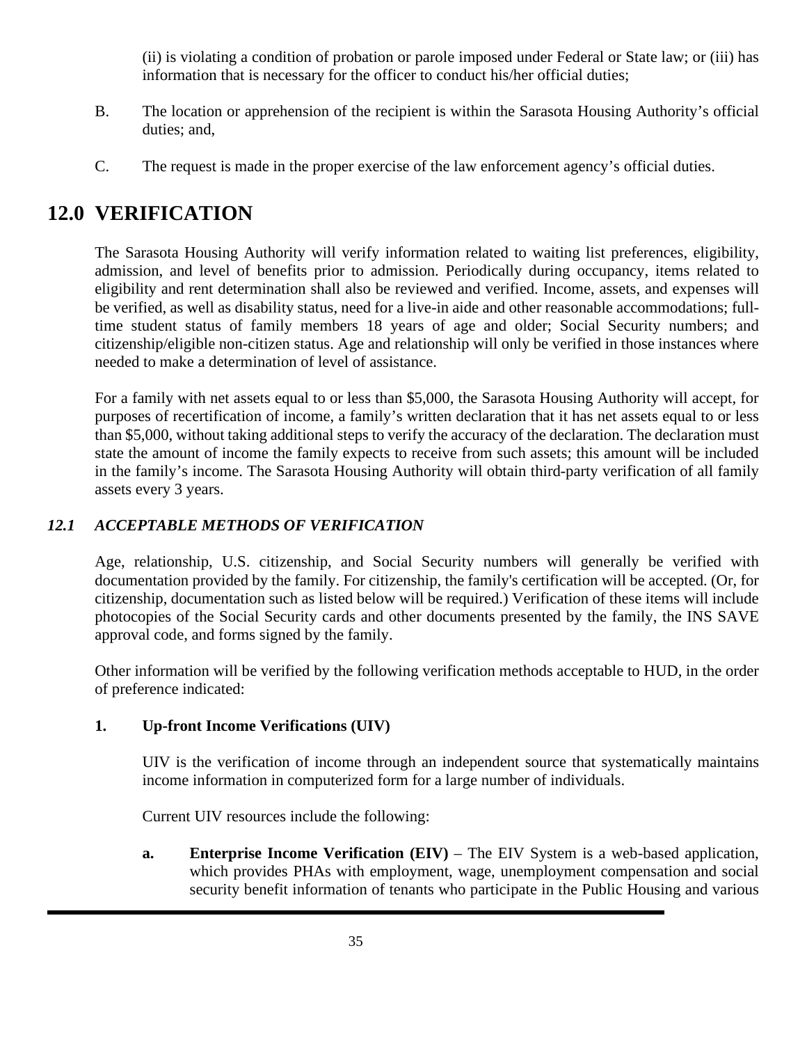(ii) is violating a condition of probation or parole imposed under Federal or State law; or (iii) has information that is necessary for the officer to conduct his/her official duties;

B. The location or apprehension of the recipient is within the Sarasota Housing Authority's official duties; and,

C. The request is made in the proper exercise of the law enforcement agency's official duties.

# 12.0 VERIFICATION

The Sarasota Housing Authority will verify information related to waiting list preferences, eligibility, admission, and level of benefits prior to admission. Periodically during occupancy, items related to eligibility and rent determination shall also be reviewed and verified. Income, assets, and expenses will be verified, as well as disability status, need for a live-in aide and other reasonable accommodations; full-time student status of family members 18 years of age and older; Social Security numbers; and citizenship/eligible non-citizen status. Age and relationship will only be verified in those instances where needed to make a determination of level of assistance.

For a family with net assets equal to or less than $5,000, the Sarasota Housing Authority will accept, for purposes of recertification of income, a family's written declaration that it has net assets equal to or less than $5,000, without taking additional steps to verify the accuracy of the declaration. The declaration must state the amount of income the family expects to receive from such assets; this amount will be included in the family's income. The Sarasota Housing Authority will obtain third-party verification of all family assets every 3 years.

## *12.1 ACCEPTABLE METHODS OF VERIFICATION*

Age, relationship, U.S. citizenship, and Social Security numbers will generally be verified with documentation provided by the family. For citizenship, the family's certification will be accepted. (Or, for citizenship, documentation such as listed below will be required.) Verification of these items will include photocopies of the Social Security cards and other documents presented by the family, the INS SAVE approval code, and forms signed by the family.

Other information will be verified by the following verification methods acceptable to HUD, in the order of preference indicated:

**1. Up-front Income Verifications (UIV)**

UIV is the verification of income through an independent source that systematically maintains income information in computerized form for a large number of individuals.

Current UIV resources include the following:

**a. Enterprise Income Verification (EIV)** – The EIV System is a web-based application, which provides PHAs with employment, wage, unemployment compensation and social security benefit information of tenants who participate in the Public Housing and various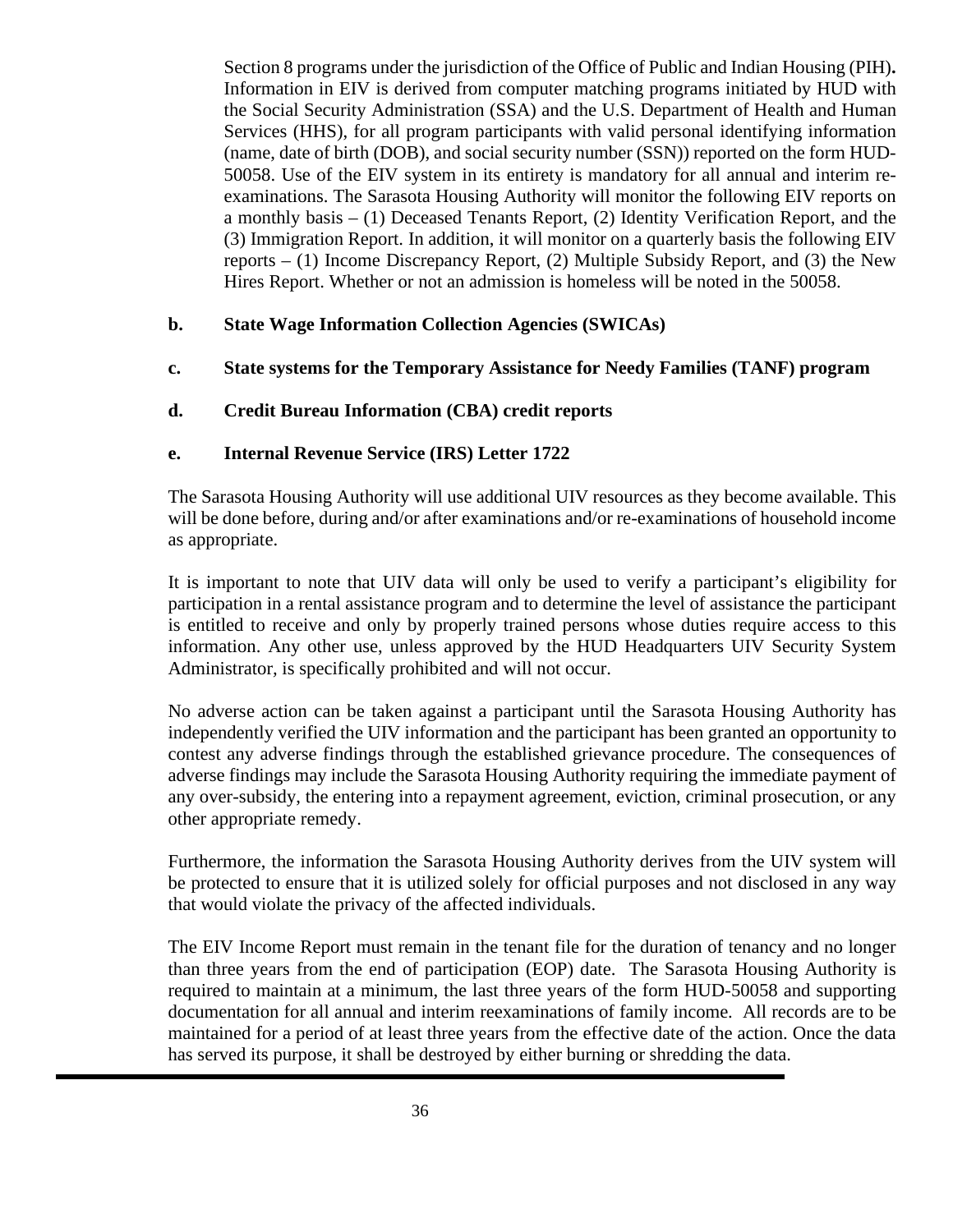Section 8 programs under the jurisdiction of the Office of Public and Indian Housing (PIH)**.** Information in EIV is derived from computer matching programs initiated by HUD with the Social Security Administration (SSA) and the U.S. Department of Health and Human Services (HHS), for all program participants with valid personal identifying information (name, date of birth (DOB), and social security number (SSN)) reported on the form HUD-50058. Use of the EIV system in its entirety is mandatory for all annual and interim re-examinations. The Sarasota Housing Authority will monitor the following EIV reports on a monthly basis – (1) Deceased Tenants Report, (2) Identity Verification Report, and the (3) Immigration Report. In addition, it will monitor on a quarterly basis the following EIV reports – (1) Income Discrepancy Report, (2) Multiple Subsidy Report, and (3) the New Hires Report. Whether or not an admission is homeless will be noted in the 50058.

**b. State Wage Information Collection Agencies (SWICAs)**

**c. State systems for the Temporary Assistance for Needy Families (TANF) program**

**d. Credit Bureau Information (CBA) credit reports**

**e. Internal Revenue Service (IRS) Letter 1722**

The Sarasota Housing Authority will use additional UIV resources as they become available. This will be done before, during and/or after examinations and/or re-examinations of household income as appropriate.

It is important to note that UIV data will only be used to verify a participant's eligibility for participation in a rental assistance program and to determine the level of assistance the participant is entitled to receive and only by properly trained persons whose duties require access to this information. Any other use, unless approved by the HUD Headquarters UIV Security System Administrator, is specifically prohibited and will not occur.

No adverse action can be taken against a participant until the Sarasota Housing Authority has independently verified the UIV information and the participant has been granted an opportunity to contest any adverse findings through the established grievance procedure. The consequences of adverse findings may include the Sarasota Housing Authority requiring the immediate payment of any over-subsidy, the entering into a repayment agreement, eviction, criminal prosecution, or any other appropriate remedy.

Furthermore, the information the Sarasota Housing Authority derives from the UIV system will be protected to ensure that it is utilized solely for official purposes and not disclosed in any way that would violate the privacy of the affected individuals.

The EIV Income Report must remain in the tenant file for the duration of tenancy and no longer than three years from the end of participation (EOP) date. The Sarasota Housing Authority is required to maintain at a minimum, the last three years of the form HUD-50058 and supporting documentation for all annual and interim reexaminations of family income. All records are to be maintained for a period of at least three years from the effective date of the action. Once the data has served its purpose, it shall be destroyed by either burning or shredding the data.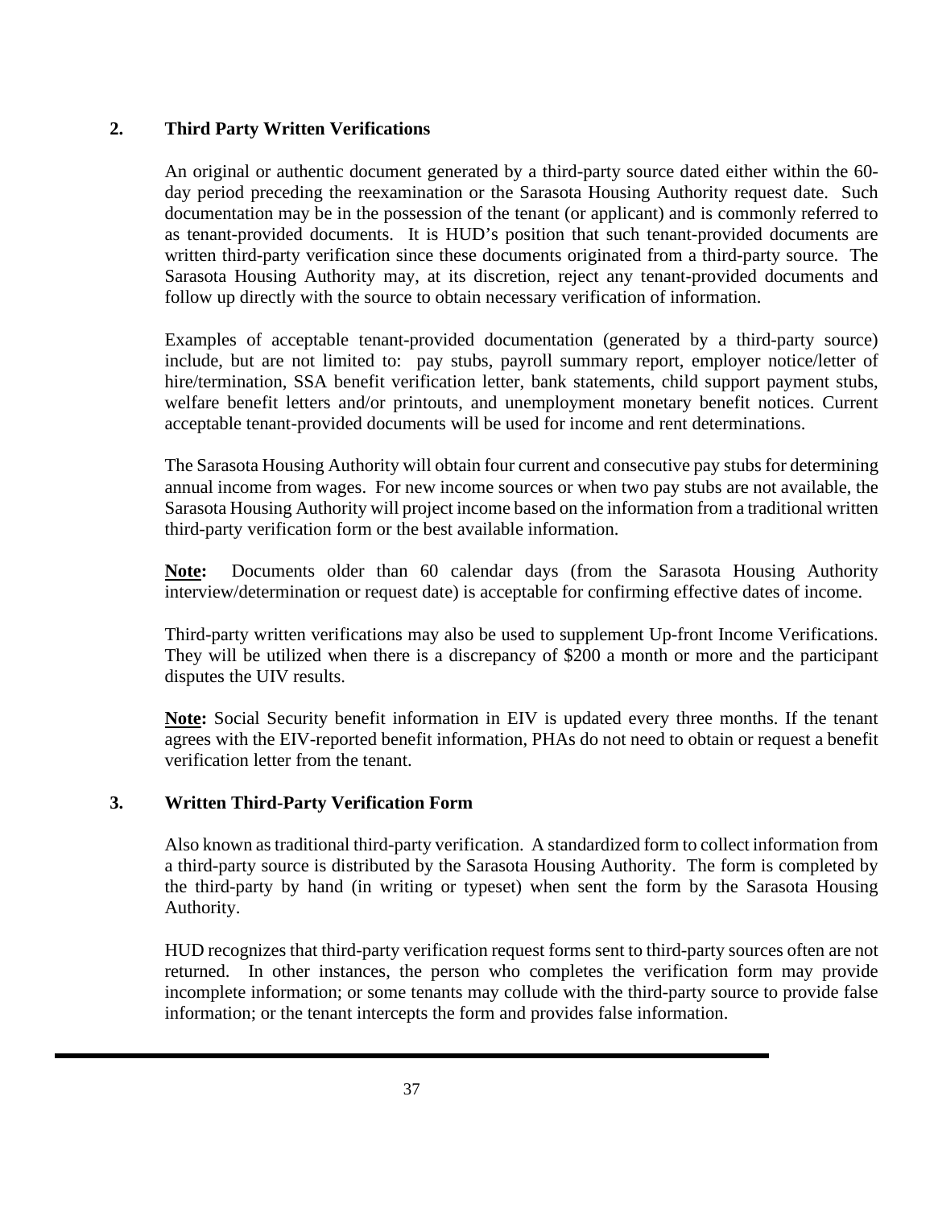## 2. Third Party Written Verifications

An original or authentic document generated by a third-party source dated either within the 60-day period preceding the reexamination or the Sarasota Housing Authority request date. Such documentation may be in the possession of the tenant (or applicant) and is commonly referred to as tenant-provided documents. It is HUD's position that such tenant-provided documents are written third-party verification since these documents originated from a third-party source. The Sarasota Housing Authority may, at its discretion, reject any tenant-provided documents and follow up directly with the source to obtain necessary verification of information.

Examples of acceptable tenant-provided documentation (generated by a third-party source) include, but are not limited to: pay stubs, payroll summary report, employer notice/letter of hire/termination, SSA benefit verification letter, bank statements, child support payment stubs, welfare benefit letters and/or printouts, and unemployment monetary benefit notices. Current acceptable tenant-provided documents will be used for income and rent determinations.

The Sarasota Housing Authority will obtain four current and consecutive pay stubs for determining annual income from wages. For new income sources or when two pay stubs are not available, the Sarasota Housing Authority will project income based on the information from a traditional written third-party verification form or the best available information.

**Note:** Documents older than 60 calendar days (from the Sarasota Housing Authority interview/determination or request date) is acceptable for confirming effective dates of income.

Third-party written verifications may also be used to supplement Up-front Income Verifications. They will be utilized when there is a discrepancy of $200 a month or more and the participant disputes the UIV results.

**Note:** Social Security benefit information in EIV is updated every three months. If the tenant agrees with the EIV-reported benefit information, PHAs do not need to obtain or request a benefit verification letter from the tenant.

## 3. Written Third-Party Verification Form

Also known as traditional third-party verification. A standardized form to collect information from a third-party source is distributed by the Sarasota Housing Authority. The form is completed by the third-party by hand (in writing or typeset) when sent the form by the Sarasota Housing Authority.

HUD recognizes that third-party verification request forms sent to third-party sources often are not returned. In other instances, the person who completes the verification form may provide incomplete information; or some tenants may collude with the third-party source to provide false information; or the tenant intercepts the form and provides false information.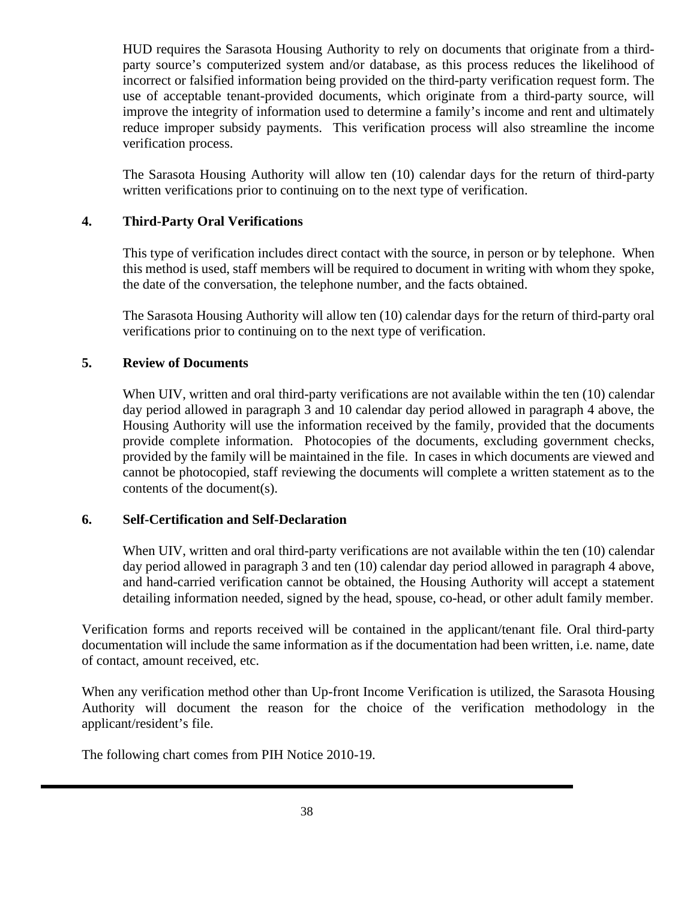HUD requires the Sarasota Housing Authority to rely on documents that originate from a third-party source's computerized system and/or database, as this process reduces the likelihood of incorrect or falsified information being provided on the third-party verification request form. The use of acceptable tenant-provided documents, which originate from a third-party source, will improve the integrity of information used to determine a family's income and rent and ultimately reduce improper subsidy payments. This verification process will also streamline the income verification process.

The Sarasota Housing Authority will allow ten (10) calendar days for the return of third-party written verifications prior to continuing on to the next type of verification.

**4. Third-Party Oral Verifications**

This type of verification includes direct contact with the source, in person or by telephone. When this method is used, staff members will be required to document in writing with whom they spoke, the date of the conversation, the telephone number, and the facts obtained.

The Sarasota Housing Authority will allow ten (10) calendar days for the return of third-party oral verifications prior to continuing on to the next type of verification.

**5. Review of Documents**

When UIV, written and oral third-party verifications are not available within the ten (10) calendar day period allowed in paragraph 3 and 10 calendar day period allowed in paragraph 4 above, the Housing Authority will use the information received by the family, provided that the documents provide complete information. Photocopies of the documents, excluding government checks, provided by the family will be maintained in the file. In cases in which documents are viewed and cannot be photocopied, staff reviewing the documents will complete a written statement as to the contents of the document(s).

**6. Self-Certification and Self-Declaration**

When UIV, written and oral third-party verifications are not available within the ten (10) calendar day period allowed in paragraph 3 and ten (10) calendar day period allowed in paragraph 4 above, and hand-carried verification cannot be obtained, the Housing Authority will accept a statement detailing information needed, signed by the head, spouse, co-head, or other adult family member.

Verification forms and reports received will be contained in the applicant/tenant file. Oral third-party documentation will include the same information as if the documentation had been written, i.e. name, date of contact, amount received, etc.

When any verification method other than Up-front Income Verification is utilized, the Sarasota Housing Authority will document the reason for the choice of the verification methodology in the applicant/resident's file.

The following chart comes from PIH Notice 2010-19.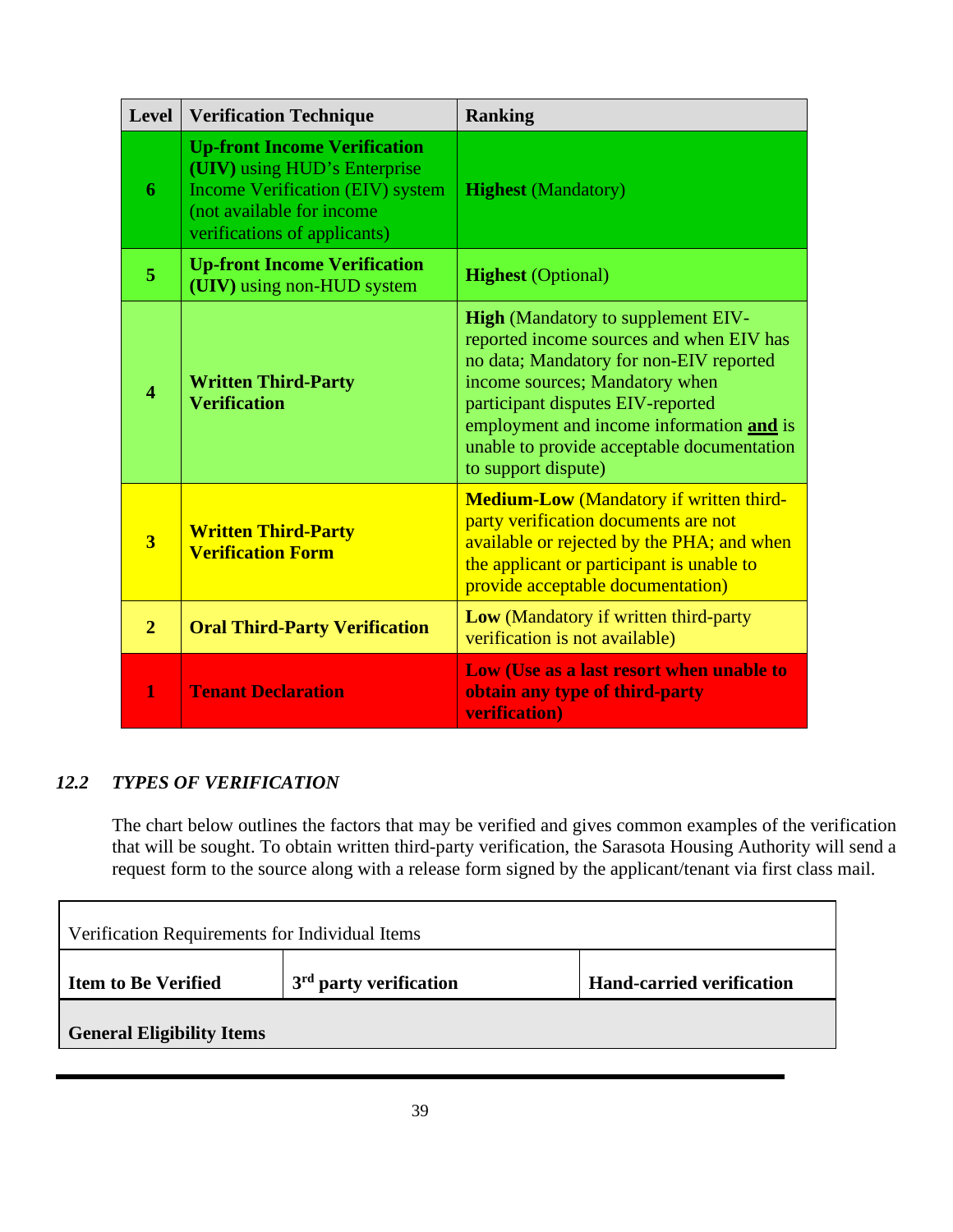| Level | Verification Technique | Ranking |
|---|---|---|
| **6** | **Up-front Income Verification (UIV)** using HUD's Enterprise Income Verification (EIV) system (not available for income verifications of applicants) | **Highest** (Mandatory) |
| **5** | **Up-front Income Verification (UIV)** using non-HUD system | **Highest** (Optional) |
| **4** | **Written Third-Party Verification** | **High** (Mandatory to supplement EIV-reported income sources and when EIV has no data; Mandatory for non-EIV reported income sources; Mandatory when participant disputes EIV-reported employment and income information **and** is unable to provide acceptable documentation to support dispute) |
| **3** | **Written Third-Party Verification Form** | **Medium-Low** (Mandatory if written third-party verification documents are not available or rejected by the PHA; and when the applicant or participant is unable to provide acceptable documentation) |
| **2** | **Oral Third-Party Verification** | **Low** (Mandatory if written third-party verification is not available) |
| **1** | **Tenant Declaration** | **Low (Use as a last resort when unable to obtain any type of third-party verification)** |

### *12.2 TYPES OF VERIFICATION*

The chart below outlines the factors that may be verified and gives common examples of the verification that will be sought. To obtain written third-party verification, the Sarasota Housing Authority will send a request form to the source along with a release form signed by the applicant/tenant via first class mail.

| Verification Requirements for Individual Items | | |
|---|---|---|
| **Item to Be Verified** | **3rd party verification** | **Hand-carried verification** |
| **General Eligibility Items** | | |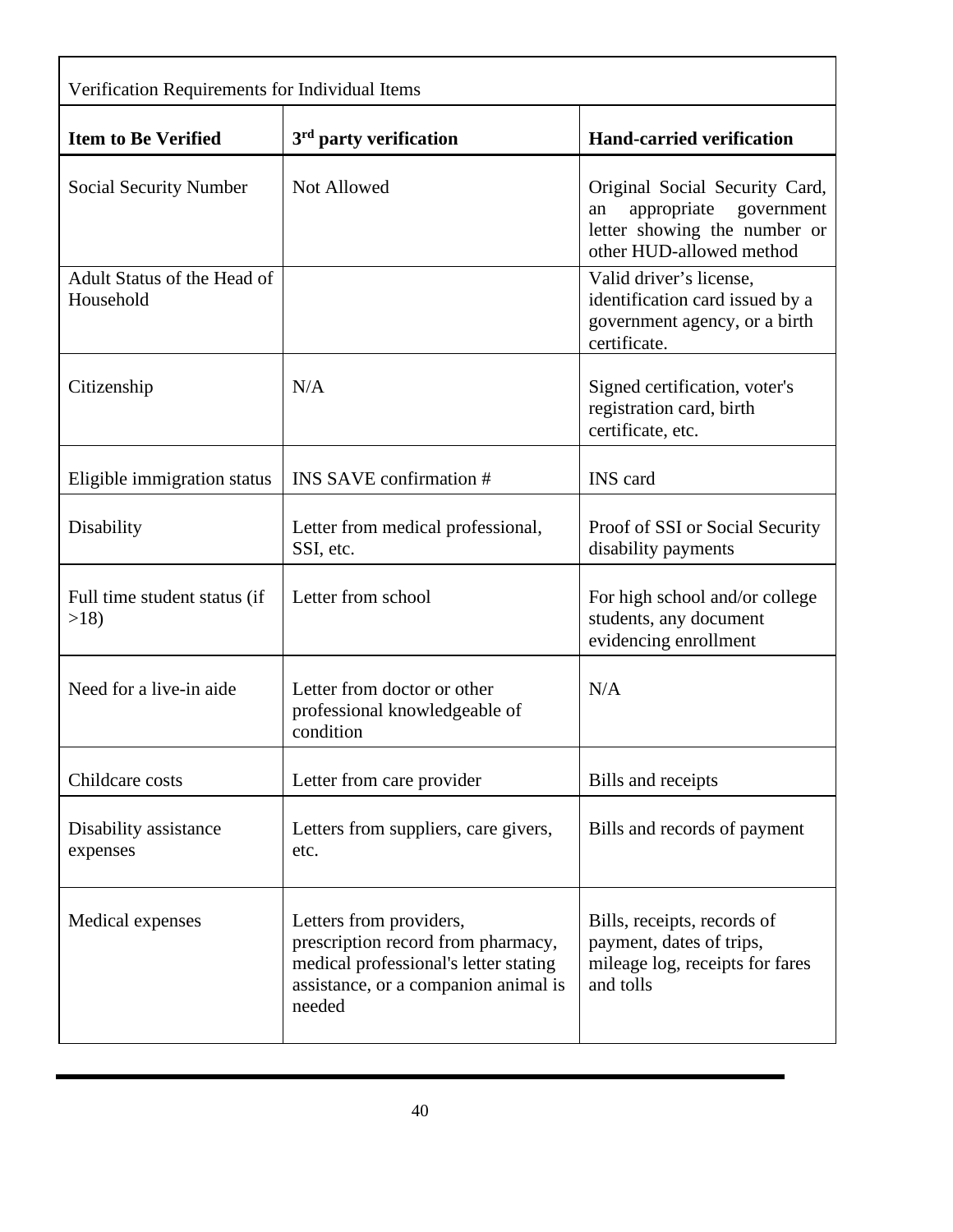Verification Requirements for Individual Items

| Item to Be Verified | 3rd party verification | Hand-carried verification |
|---|---|---|
| Social Security Number | Not Allowed | Original Social Security Card, an appropriate government letter showing the number or other HUD-allowed method |
| Adult Status of the Head of Household | | Valid driver's license, identification card issued by a government agency, or a birth certificate. |
| Citizenship | N/A | Signed certification, voter's registration card, birth certificate, etc. |
| Eligible immigration status | INS SAVE confirmation # | INS card |
| Disability | Letter from medical professional, SSI, etc. | Proof of SSI or Social Security disability payments |
| Full time student status (if >18) | Letter from school | For high school and/or college students, any document evidencing enrollment |
| Need for a live-in aide | Letter from doctor or other professional knowledgeable of condition | N/A |
| Childcare costs | Letter from care provider | Bills and receipts |
| Disability assistance expenses | Letters from suppliers, care givers, etc. | Bills and records of payment |
| Medical expenses | Letters from providers, prescription record from pharmacy, medical professional's letter stating assistance, or a companion animal is needed | Bills, receipts, records of payment, dates of trips, mileage log, receipts for fares and tolls |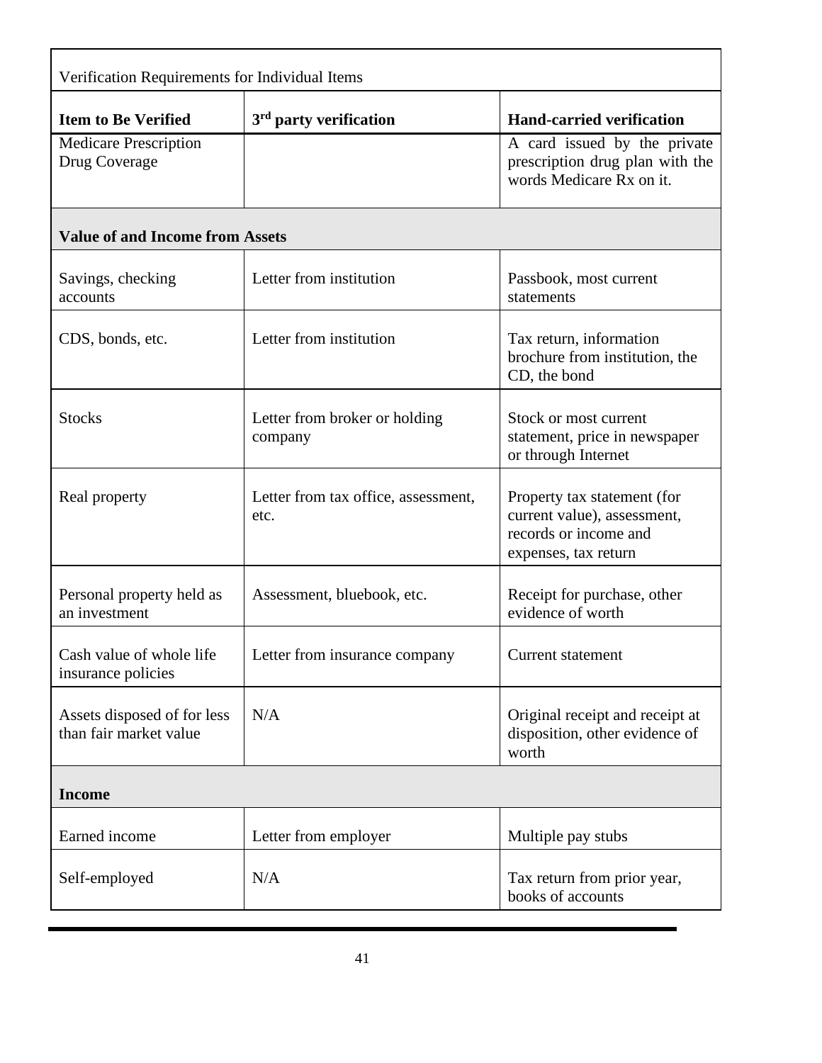| Verification Requirements for Individual Items | | |
|---|---|---|
| **Item to Be Verified** | **3rd party verification** | **Hand-carried verification** |
| Medicare Prescription Drug Coverage | | A card issued by the private prescription drug plan with the words Medicare Rx on it. |
| **Value of and Income from Assets** | | |
| Savings, checking accounts | Letter from institution | Passbook, most current statements |
| CDS, bonds, etc. | Letter from institution | Tax return, information brochure from institution, the CD, the bond |
| Stocks | Letter from broker or holding company | Stock or most current statement, price in newspaper or through Internet |
| Real property | Letter from tax office, assessment, etc. | Property tax statement (for current value), assessment, records or income and expenses, tax return |
| Personal property held as an investment | Assessment, bluebook, etc. | Receipt for purchase, other evidence of worth |
| Cash value of whole life insurance policies | Letter from insurance company | Current statement |
| Assets disposed of for less than fair market value | N/A | Original receipt and receipt at disposition, other evidence of worth |
| **Income** | | |
| Earned income | Letter from employer | Multiple pay stubs |
| Self-employed | N/A | Tax return from prior year, books of accounts |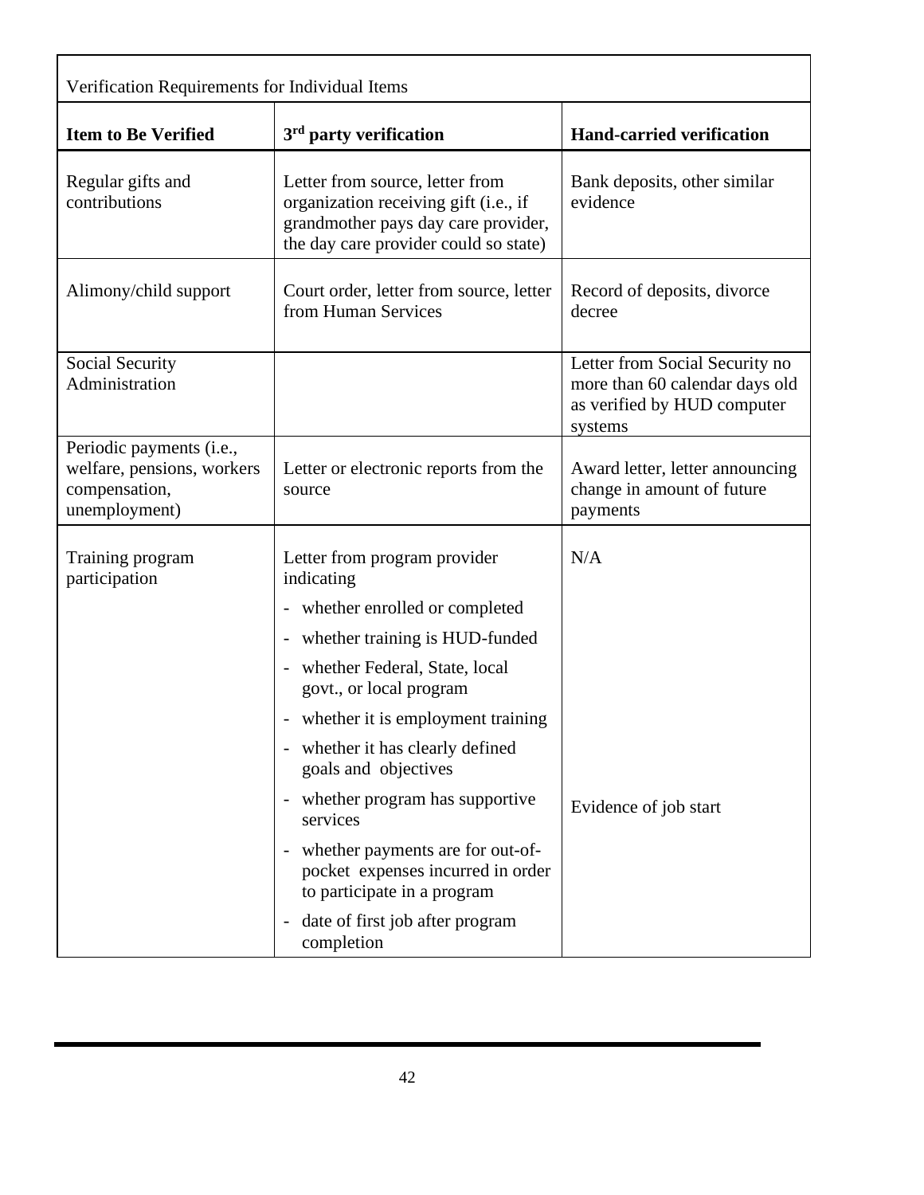| Verification Requirements for Individual Items | | |
|---|---|---|
| **Item to Be Verified** | **3rd party verification** | **Hand-carried verification** |
| Regular gifts and contributions | Letter from source, letter from organization receiving gift (i.e., if grandmother pays day care provider, the day care provider could so state) | Bank deposits, other similar evidence |
| Alimony/child support | Court order, letter from source, letter from Human Services | Record of deposits, divorce decree |
| Social Security Administration | | Letter from Social Security no more than 60 calendar days old as verified by HUD computer systems |
| Periodic payments (i.e., welfare, pensions, workers compensation, unemployment) | Letter or electronic reports from the source | Award letter, letter announcing change in amount of future payments |
| Training program participation | Letter from program provider indicating<br>- whether enrolled or completed<br>- whether training is HUD-funded<br>- whether Federal, State, local govt., or local program<br>- whether it is employment training<br>- whether it has clearly defined goals and objectives<br>- whether program has supportive services<br>- whether payments are for out-of-pocket expenses incurred in order to participate in a program<br>- date of first job after program completion | N/A<br><br>Evidence of job start |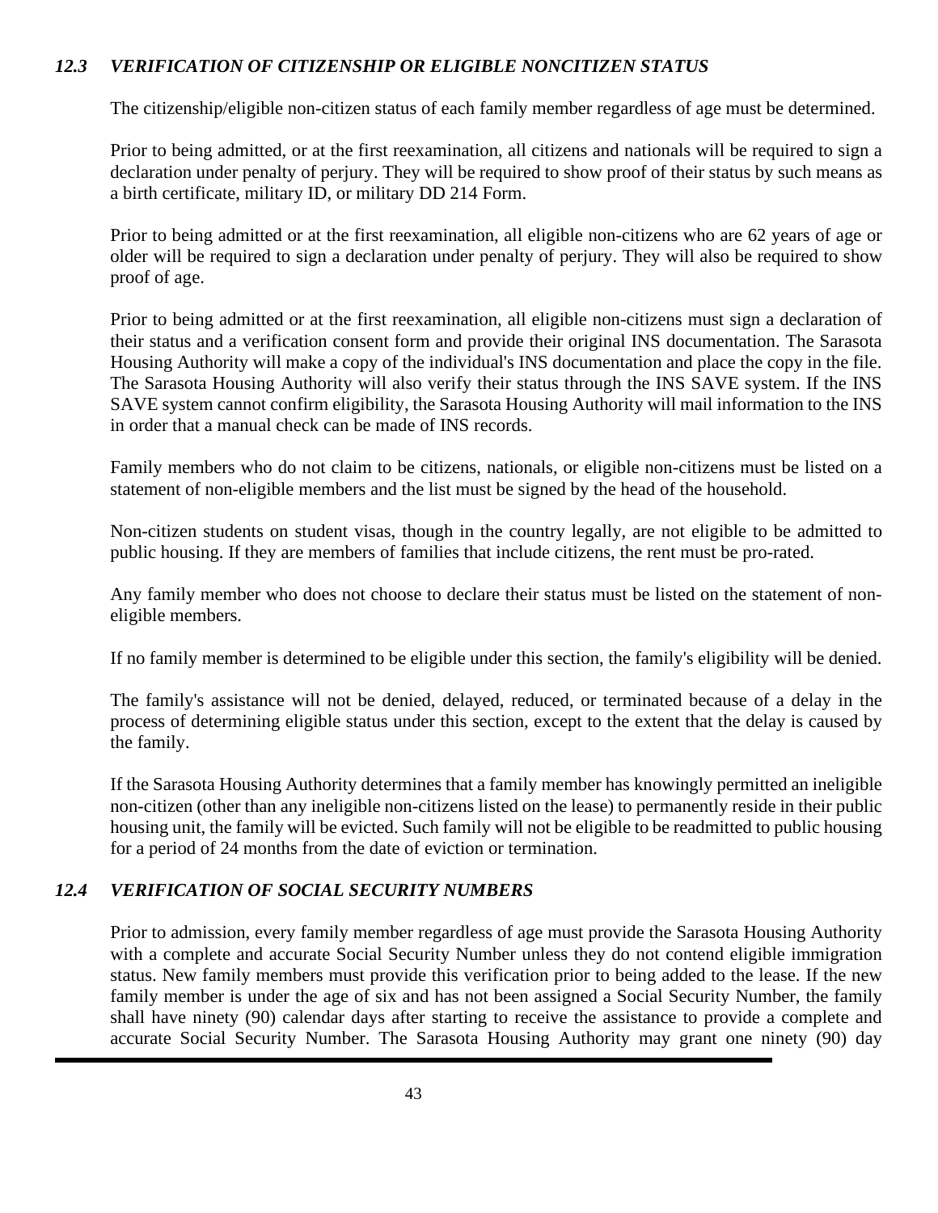### *12.3 VERIFICATION OF CITIZENSHIP OR ELIGIBLE NONCITIZEN STATUS*

The citizenship/eligible non-citizen status of each family member regardless of age must be determined.

Prior to being admitted, or at the first reexamination, all citizens and nationals will be required to sign a declaration under penalty of perjury. They will be required to show proof of their status by such means as a birth certificate, military ID, or military DD 214 Form.

Prior to being admitted or at the first reexamination, all eligible non-citizens who are 62 years of age or older will be required to sign a declaration under penalty of perjury. They will also be required to show proof of age.

Prior to being admitted or at the first reexamination, all eligible non-citizens must sign a declaration of their status and a verification consent form and provide their original INS documentation. The Sarasota Housing Authority will make a copy of the individual's INS documentation and place the copy in the file. The Sarasota Housing Authority will also verify their status through the INS SAVE system. If the INS SAVE system cannot confirm eligibility, the Sarasota Housing Authority will mail information to the INS in order that a manual check can be made of INS records.

Family members who do not claim to be citizens, nationals, or eligible non-citizens must be listed on a statement of non-eligible members and the list must be signed by the head of the household.

Non-citizen students on student visas, though in the country legally, are not eligible to be admitted to public housing. If they are members of families that include citizens, the rent must be pro-rated.

Any family member who does not choose to declare their status must be listed on the statement of non-eligible members.

If no family member is determined to be eligible under this section, the family's eligibility will be denied.

The family's assistance will not be denied, delayed, reduced, or terminated because of a delay in the process of determining eligible status under this section, except to the extent that the delay is caused by the family.

If the Sarasota Housing Authority determines that a family member has knowingly permitted an ineligible non-citizen (other than any ineligible non-citizens listed on the lease) to permanently reside in their public housing unit, the family will be evicted. Such family will not be eligible to be readmitted to public housing for a period of 24 months from the date of eviction or termination.

### *12.4 VERIFICATION OF SOCIAL SECURITY NUMBERS*

Prior to admission, every family member regardless of age must provide the Sarasota Housing Authority with a complete and accurate Social Security Number unless they do not contend eligible immigration status. New family members must provide this verification prior to being added to the lease. If the new family member is under the age of six and has not been assigned a Social Security Number, the family shall have ninety (90) calendar days after starting to receive the assistance to provide a complete and accurate Social Security Number. The Sarasota Housing Authority may grant one ninety (90) day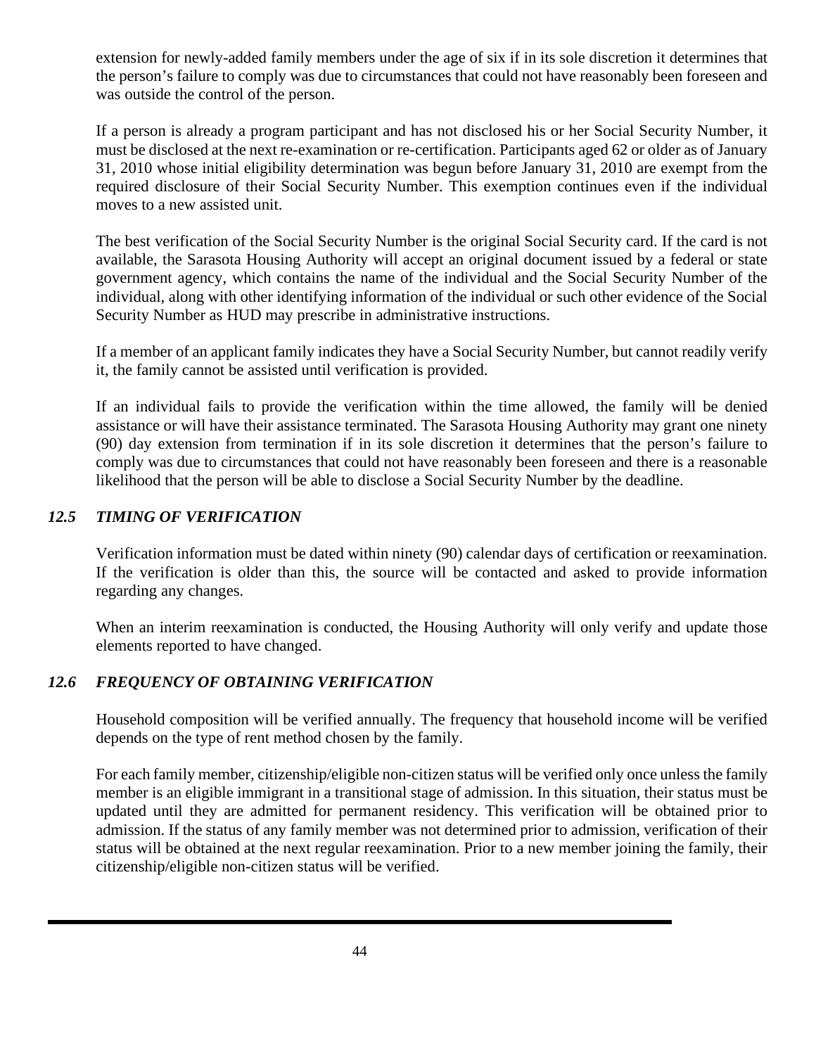extension for newly-added family members under the age of six if in its sole discretion it determines that the person's failure to comply was due to circumstances that could not have reasonably been foreseen and was outside the control of the person.

If a person is already a program participant and has not disclosed his or her Social Security Number, it must be disclosed at the next re-examination or re-certification. Participants aged 62 or older as of January 31, 2010 whose initial eligibility determination was begun before January 31, 2010 are exempt from the required disclosure of their Social Security Number. This exemption continues even if the individual moves to a new assisted unit.

The best verification of the Social Security Number is the original Social Security card. If the card is not available, the Sarasota Housing Authority will accept an original document issued by a federal or state government agency, which contains the name of the individual and the Social Security Number of the individual, along with other identifying information of the individual or such other evidence of the Social Security Number as HUD may prescribe in administrative instructions.

If a member of an applicant family indicates they have a Social Security Number, but cannot readily verify it, the family cannot be assisted until verification is provided.

If an individual fails to provide the verification within the time allowed, the family will be denied assistance or will have their assistance terminated. The Sarasota Housing Authority may grant one ninety (90) day extension from termination if in its sole discretion it determines that the person's failure to comply was due to circumstances that could not have reasonably been foreseen and there is a reasonable likelihood that the person will be able to disclose a Social Security Number by the deadline.

### *12.5 TIMING OF VERIFICATION*

Verification information must be dated within ninety (90) calendar days of certification or reexamination. If the verification is older than this, the source will be contacted and asked to provide information regarding any changes.

When an interim reexamination is conducted, the Housing Authority will only verify and update those elements reported to have changed.

### *12.6 FREQUENCY OF OBTAINING VERIFICATION*

Household composition will be verified annually. The frequency that household income will be verified depends on the type of rent method chosen by the family.

For each family member, citizenship/eligible non-citizen status will be verified only once unless the family member is an eligible immigrant in a transitional stage of admission. In this situation, their status must be updated until they are admitted for permanent residency. This verification will be obtained prior to admission. If the status of any family member was not determined prior to admission, verification of their status will be obtained at the next regular reexamination. Prior to a new member joining the family, their citizenship/eligible non-citizen status will be verified.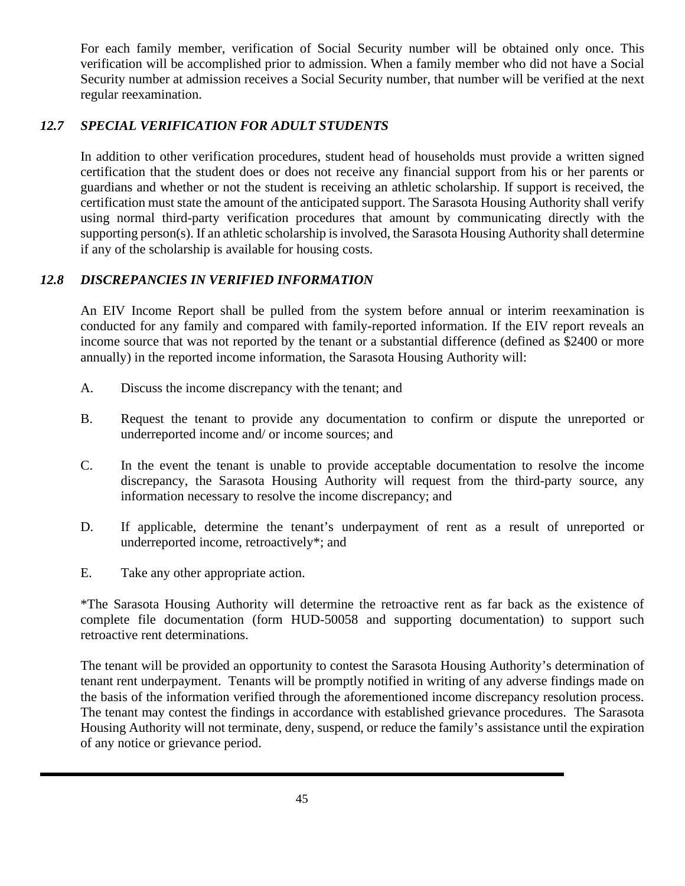For each family member, verification of Social Security number will be obtained only once. This verification will be accomplished prior to admission. When a family member who did not have a Social Security number at admission receives a Social Security number, that number will be verified at the next regular reexamination.

### *12.7 SPECIAL VERIFICATION FOR ADULT STUDENTS*

In addition to other verification procedures, student head of households must provide a written signed certification that the student does or does not receive any financial support from his or her parents or guardians and whether or not the student is receiving an athletic scholarship. If support is received, the certification must state the amount of the anticipated support. The Sarasota Housing Authority shall verify using normal third-party verification procedures that amount by communicating directly with the supporting person(s). If an athletic scholarship is involved, the Sarasota Housing Authority shall determine if any of the scholarship is available for housing costs.

### *12.8 DISCREPANCIES IN VERIFIED INFORMATION*

An EIV Income Report shall be pulled from the system before annual or interim reexamination is conducted for any family and compared with family-reported information. If the EIV report reveals an income source that was not reported by the tenant or a substantial difference (defined as $2400 or more annually) in the reported income information, the Sarasota Housing Authority will:

A. Discuss the income discrepancy with the tenant; and

B. Request the tenant to provide any documentation to confirm or dispute the unreported or underreported income and/ or income sources; and

C. In the event the tenant is unable to provide acceptable documentation to resolve the income discrepancy, the Sarasota Housing Authority will request from the third-party source, any information necessary to resolve the income discrepancy; and

D. If applicable, determine the tenant's underpayment of rent as a result of unreported or underreported income, retroactively*; and

E. Take any other appropriate action.

*The Sarasota Housing Authority will determine the retroactive rent as far back as the existence of complete file documentation (form HUD-50058 and supporting documentation) to support such retroactive rent determinations.

The tenant will be provided an opportunity to contest the Sarasota Housing Authority's determination of tenant rent underpayment. Tenants will be promptly notified in writing of any adverse findings made on the basis of the information verified through the aforementioned income discrepancy resolution process. The tenant may contest the findings in accordance with established grievance procedures. The Sarasota Housing Authority will not terminate, deny, suspend, or reduce the family's assistance until the expiration of any notice or grievance period.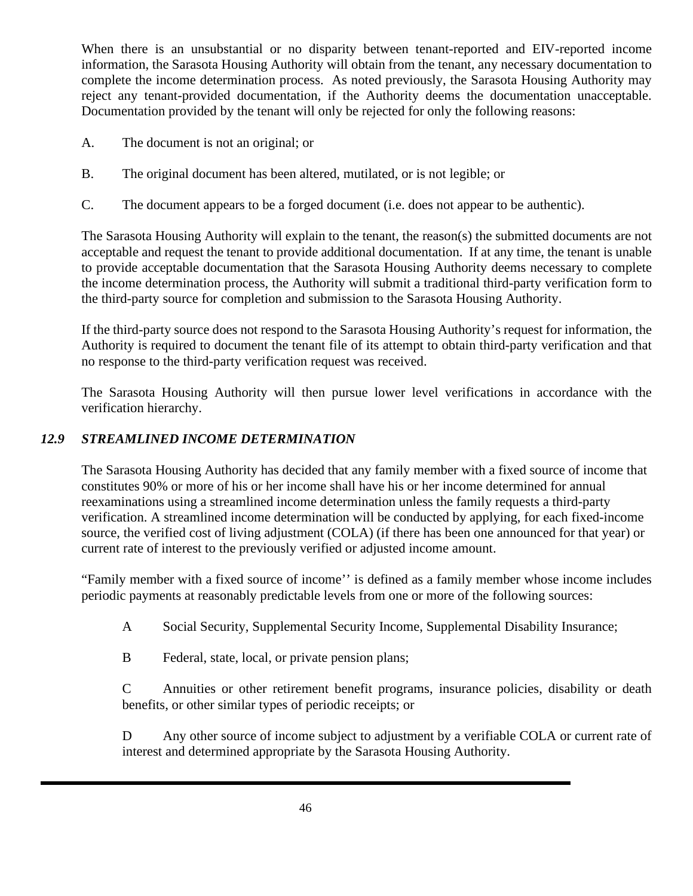When there is an unsubstantial or no disparity between tenant-reported and EIV-reported income information, the Sarasota Housing Authority will obtain from the tenant, any necessary documentation to complete the income determination process. As noted previously, the Sarasota Housing Authority may reject any tenant-provided documentation, if the Authority deems the documentation unacceptable. Documentation provided by the tenant will only be rejected for only the following reasons:

A. The document is not an original; or

B. The original document has been altered, mutilated, or is not legible; or

C. The document appears to be a forged document (i.e. does not appear to be authentic).

The Sarasota Housing Authority will explain to the tenant, the reason(s) the submitted documents are not acceptable and request the tenant to provide additional documentation. If at any time, the tenant is unable to provide acceptable documentation that the Sarasota Housing Authority deems necessary to complete the income determination process, the Authority will submit a traditional third-party verification form to the third-party source for completion and submission to the Sarasota Housing Authority.

If the third-party source does not respond to the Sarasota Housing Authority's request for information, the Authority is required to document the tenant file of its attempt to obtain third-party verification and that no response to the third-party verification request was received.

The Sarasota Housing Authority will then pursue lower level verifications in accordance with the verification hierarchy.

### *12.9 STREAMLINED INCOME DETERMINATION*

The Sarasota Housing Authority has decided that any family member with a fixed source of income that constitutes 90% or more of his or her income shall have his or her income determined for annual reexaminations using a streamlined income determination unless the family requests a third-party verification. A streamlined income determination will be conducted by applying, for each fixed-income source, the verified cost of living adjustment (COLA) (if there has been one announced for that year) or current rate of interest to the previously verified or adjusted income amount.

"Family member with a fixed source of income'' is defined as a family member whose income includes periodic payments at reasonably predictable levels from one or more of the following sources:

A Social Security, Supplemental Security Income, Supplemental Disability Insurance;

B Federal, state, local, or private pension plans;

C Annuities or other retirement benefit programs, insurance policies, disability or death benefits, or other similar types of periodic receipts; or

D Any other source of income subject to adjustment by a verifiable COLA or current rate of interest and determined appropriate by the Sarasota Housing Authority.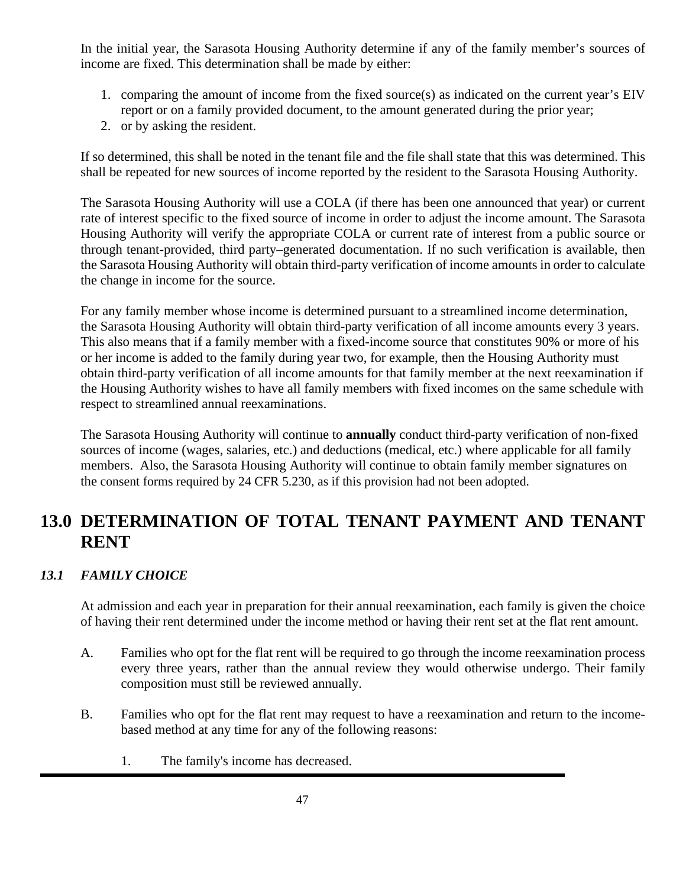In the initial year, the Sarasota Housing Authority determine if any of the family member's sources of income are fixed. This determination shall be made by either:

1. comparing the amount of income from the fixed source(s) as indicated on the current year's EIV report or on a family provided document, to the amount generated during the prior year;
2. or by asking the resident.

If so determined, this shall be noted in the tenant file and the file shall state that this was determined. This shall be repeated for new sources of income reported by the resident to the Sarasota Housing Authority.

The Sarasota Housing Authority will use a COLA (if there has been one announced that year) or current rate of interest specific to the fixed source of income in order to adjust the income amount. The Sarasota Housing Authority will verify the appropriate COLA or current rate of interest from a public source or through tenant-provided, third party–generated documentation. If no such verification is available, then the Sarasota Housing Authority will obtain third-party verification of income amounts in order to calculate the change in income for the source.

For any family member whose income is determined pursuant to a streamlined income determination, the Sarasota Housing Authority will obtain third-party verification of all income amounts every 3 years. This also means that if a family member with a fixed-income source that constitutes 90% or more of his or her income is added to the family during year two, for example, then the Housing Authority must obtain third-party verification of all income amounts for that family member at the next reexamination if the Housing Authority wishes to have all family members with fixed incomes on the same schedule with respect to streamlined annual reexaminations.

The Sarasota Housing Authority will continue to **annually** conduct third-party verification of non-fixed sources of income (wages, salaries, etc.) and deductions (medical, etc.) where applicable for all family members. Also, the Sarasota Housing Authority will continue to obtain family member signatures on the consent forms required by 24 CFR 5.230, as if this provision had not been adopted.

# 13.0 DETERMINATION OF TOTAL TENANT PAYMENT AND TENANT RENT

## *13.1 FAMILY CHOICE*

At admission and each year in preparation for their annual reexamination, each family is given the choice of having their rent determined under the income method or having their rent set at the flat rent amount.

A. Families who opt for the flat rent will be required to go through the income reexamination process every three years, rather than the annual review they would otherwise undergo. Their family composition must still be reviewed annually.

B. Families who opt for the flat rent may request to have a reexamination and return to the income-based method at any time for any of the following reasons:

   1. The family's income has decreased.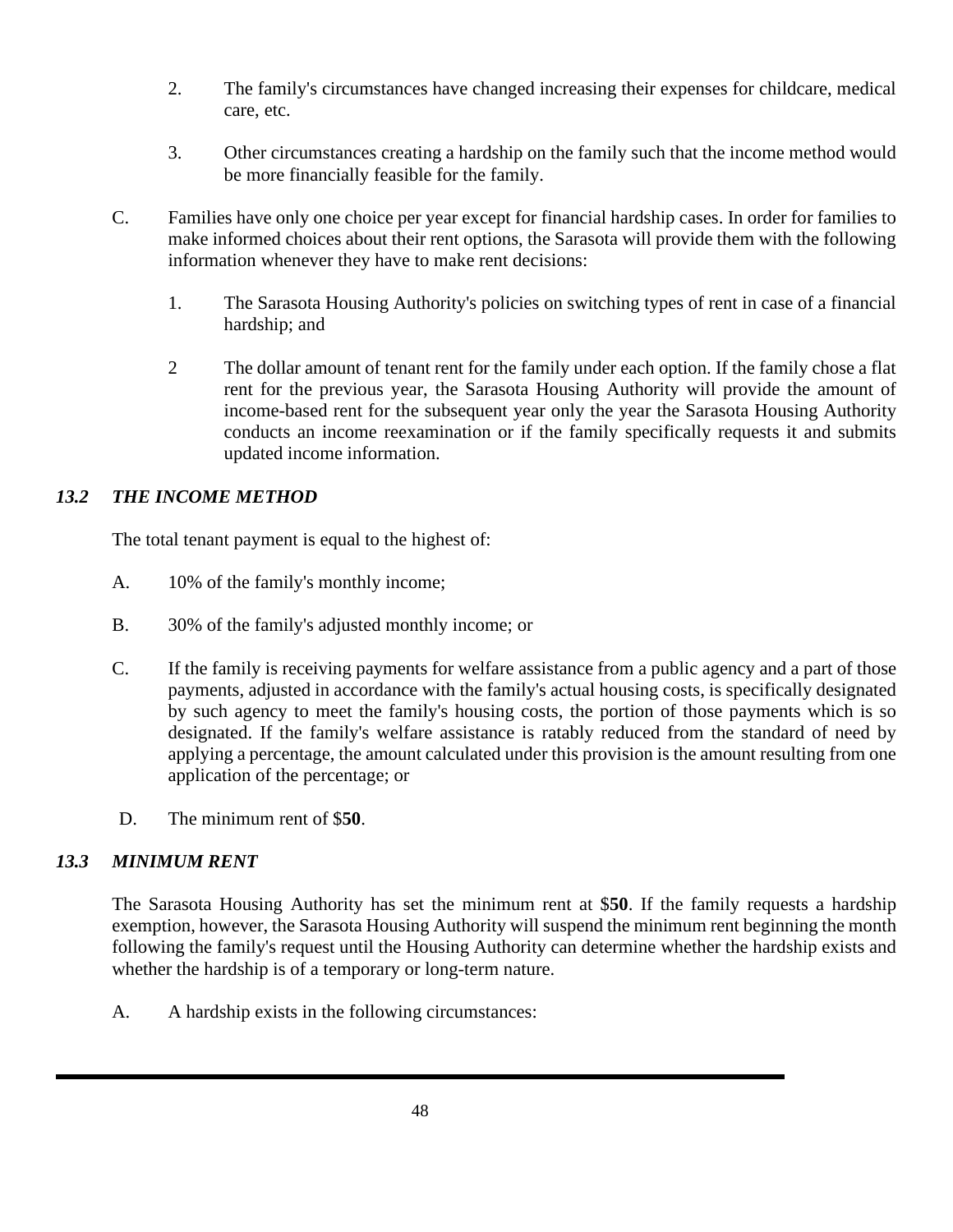2. The family's circumstances have changed increasing their expenses for childcare, medical care, etc.

3. Other circumstances creating a hardship on the family such that the income method would be more financially feasible for the family.

C. Families have only one choice per year except for financial hardship cases. In order for families to make informed choices about their rent options, the Sarasota will provide them with the following information whenever they have to make rent decisions:

1. The Sarasota Housing Authority's policies on switching types of rent in case of a financial hardship; and

2 The dollar amount of tenant rent for the family under each option. If the family chose a flat rent for the previous year, the Sarasota Housing Authority will provide the amount of income-based rent for the subsequent year only the year the Sarasota Housing Authority conducts an income reexamination or if the family specifically requests it and submits updated income information.

### *13.2 THE INCOME METHOD*

The total tenant payment is equal to the highest of:

A. 10% of the family's monthly income;

B. 30% of the family's adjusted monthly income; or

C. If the family is receiving payments for welfare assistance from a public agency and a part of those payments, adjusted in accordance with the family's actual housing costs, is specifically designated by such agency to meet the family's housing costs, the portion of those payments which is so designated. If the family's welfare assistance is ratably reduced from the standard of need by applying a percentage, the amount calculated under this provision is the amount resulting from one application of the percentage; or

D. The minimum rent of $**50**.

### *13.3 MINIMUM RENT*

The Sarasota Housing Authority has set the minimum rent at $**50**. If the family requests a hardship exemption, however, the Sarasota Housing Authority will suspend the minimum rent beginning the month following the family's request until the Housing Authority can determine whether the hardship exists and whether the hardship is of a temporary or long-term nature.

A. A hardship exists in the following circumstances: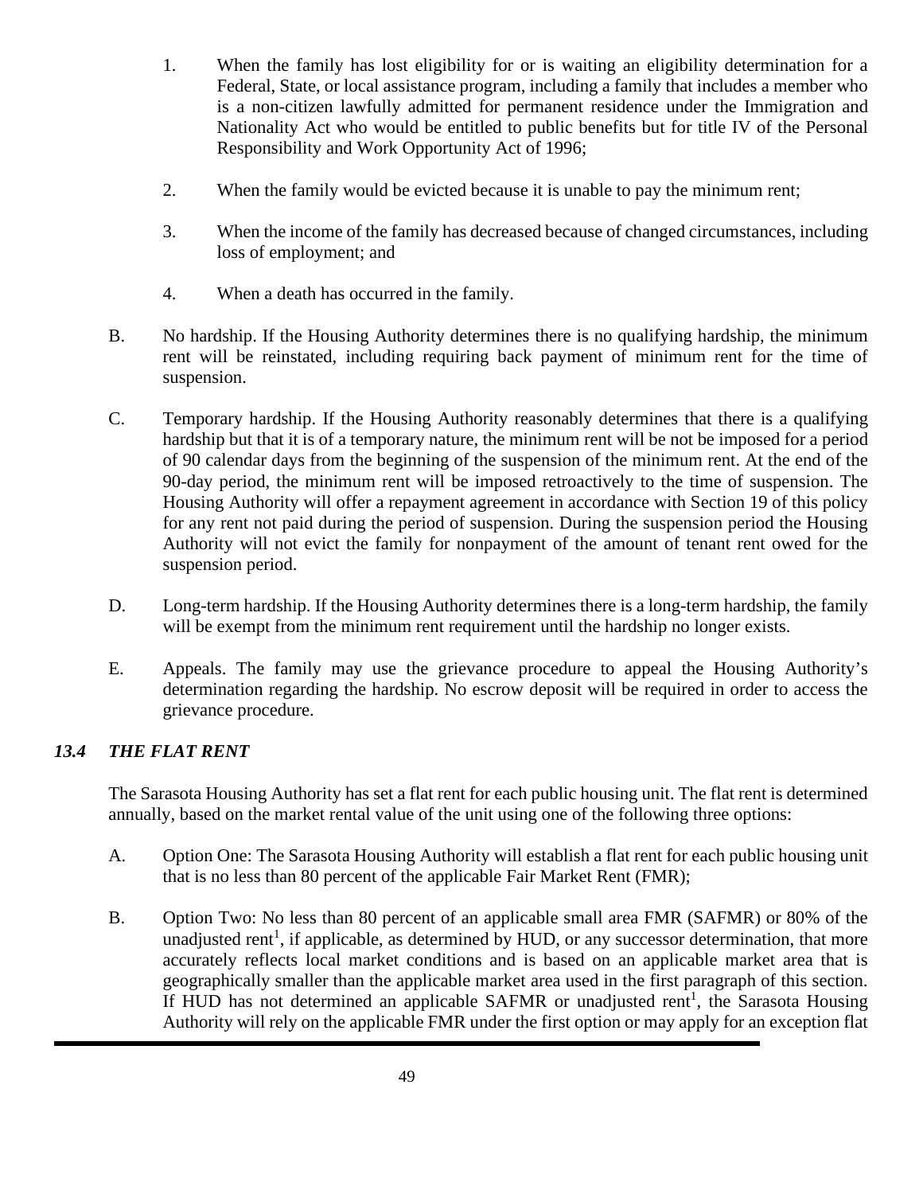1. When the family has lost eligibility for or is waiting an eligibility determination for a Federal, State, or local assistance program, including a family that includes a member who is a non-citizen lawfully admitted for permanent residence under the Immigration and Nationality Act who would be entitled to public benefits but for title IV of the Personal Responsibility and Work Opportunity Act of 1996;

2. When the family would be evicted because it is unable to pay the minimum rent;

3. When the income of the family has decreased because of changed circumstances, including loss of employment; and

4. When a death has occurred in the family.

B. No hardship. If the Housing Authority determines there is no qualifying hardship, the minimum rent will be reinstated, including requiring back payment of minimum rent for the time of suspension.

C. Temporary hardship. If the Housing Authority reasonably determines that there is a qualifying hardship but that it is of a temporary nature, the minimum rent will be not be imposed for a period of 90 calendar days from the beginning of the suspension of the minimum rent. At the end of the 90-day period, the minimum rent will be imposed retroactively to the time of suspension. The Housing Authority will offer a repayment agreement in accordance with Section 19 of this policy for any rent not paid during the period of suspension. During the suspension period the Housing Authority will not evict the family for nonpayment of the amount of tenant rent owed for the suspension period.

D. Long-term hardship. If the Housing Authority determines there is a long-term hardship, the family will be exempt from the minimum rent requirement until the hardship no longer exists.

E. Appeals. The family may use the grievance procedure to appeal the Housing Authority's determination regarding the hardship. No escrow deposit will be required in order to access the grievance procedure.

### *13.4 THE FLAT RENT*

The Sarasota Housing Authority has set a flat rent for each public housing unit. The flat rent is determined annually, based on the market rental value of the unit using one of the following three options:

A. Option One: The Sarasota Housing Authority will establish a flat rent for each public housing unit that is no less than 80 percent of the applicable Fair Market Rent (FMR);

B. Option Two: No less than 80 percent of an applicable small area FMR (SAFMR) or 80% of the unadjusted rent[1], if applicable, as determined by HUD, or any successor determination, that more accurately reflects local market conditions and is based on an applicable market area that is geographically smaller than the applicable market area used in the first paragraph of this section. If HUD has not determined an applicable SAFMR or unadjusted rent[1], the Sarasota Housing Authority will rely on the applicable FMR under the first option or may apply for an exception flat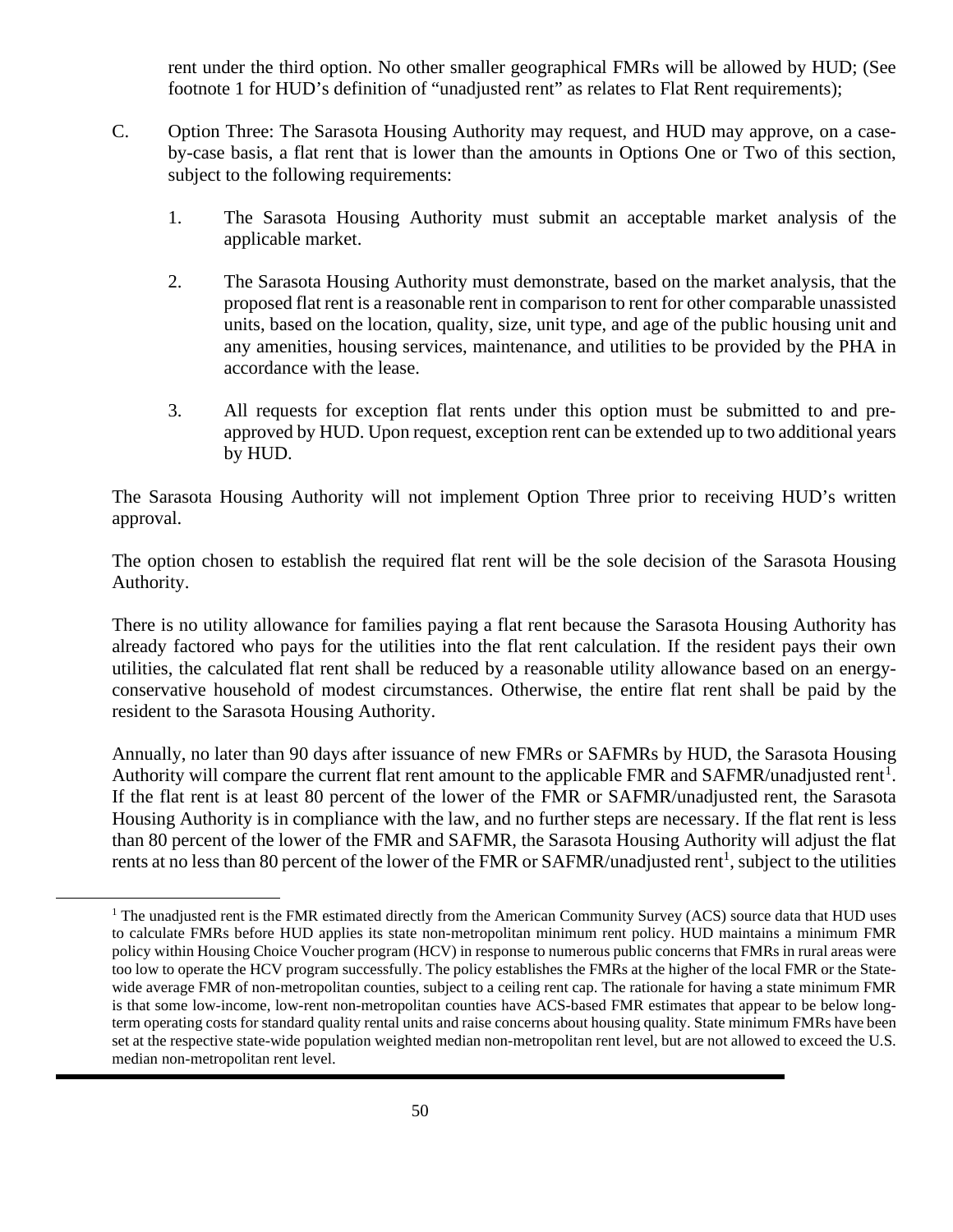rent under the third option. No other smaller geographical FMRs will be allowed by HUD; (See footnote 1 for HUD's definition of "unadjusted rent" as relates to Flat Rent requirements);

C. Option Three: The Sarasota Housing Authority may request, and HUD may approve, on a case-by-case basis, a flat rent that is lower than the amounts in Options One or Two of this section, subject to the following requirements:

   1. The Sarasota Housing Authority must submit an acceptable market analysis of the applicable market.

   2. The Sarasota Housing Authority must demonstrate, based on the market analysis, that the proposed flat rent is a reasonable rent in comparison to rent for other comparable unassisted units, based on the location, quality, size, unit type, and age of the public housing unit and any amenities, housing services, maintenance, and utilities to be provided by the PHA in accordance with the lease.

   3. All requests for exception flat rents under this option must be submitted to and pre-approved by HUD. Upon request, exception rent can be extended up to two additional years by HUD.

The Sarasota Housing Authority will not implement Option Three prior to receiving HUD's written approval.

The option chosen to establish the required flat rent will be the sole decision of the Sarasota Housing Authority.

There is no utility allowance for families paying a flat rent because the Sarasota Housing Authority has already factored who pays for the utilities into the flat rent calculation. If the resident pays their own utilities, the calculated flat rent shall be reduced by a reasonable utility allowance based on an energy-conservative household of modest circumstances. Otherwise, the entire flat rent shall be paid by the resident to the Sarasota Housing Authority.

Annually, no later than 90 days after issuance of new FMRs or SAFMRs by HUD, the Sarasota Housing Authority will compare the current flat rent amount to the applicable FMR and SAFMR/unadjusted rent[1]. If the flat rent is at least 80 percent of the lower of the FMR or SAFMR/unadjusted rent, the Sarasota Housing Authority is in compliance with the law, and no further steps are necessary. If the flat rent is less than 80 percent of the lower of the FMR and SAFMR, the Sarasota Housing Authority will adjust the flat rents at no less than 80 percent of the lower of the FMR or SAFMR/unadjusted rent[1], subject to the utilities

---

[1] The unadjusted rent is the FMR estimated directly from the American Community Survey (ACS) source data that HUD uses to calculate FMRs before HUD applies its state non-metropolitan minimum rent policy. HUD maintains a minimum FMR policy within Housing Choice Voucher program (HCV) in response to numerous public concerns that FMRs in rural areas were too low to operate the HCV program successfully. The policy establishes the FMRs at the higher of the local FMR or the State-wide average FMR of non-metropolitan counties, subject to a ceiling rent cap. The rationale for having a state minimum FMR is that some low-income, low-rent non-metropolitan counties have ACS-based FMR estimates that appear to be below long-term operating costs for standard quality rental units and raise concerns about housing quality. State minimum FMRs have been set at the respective state-wide population weighted median non-metropolitan rent level, but are not allowed to exceed the U.S. median non-metropolitan rent level.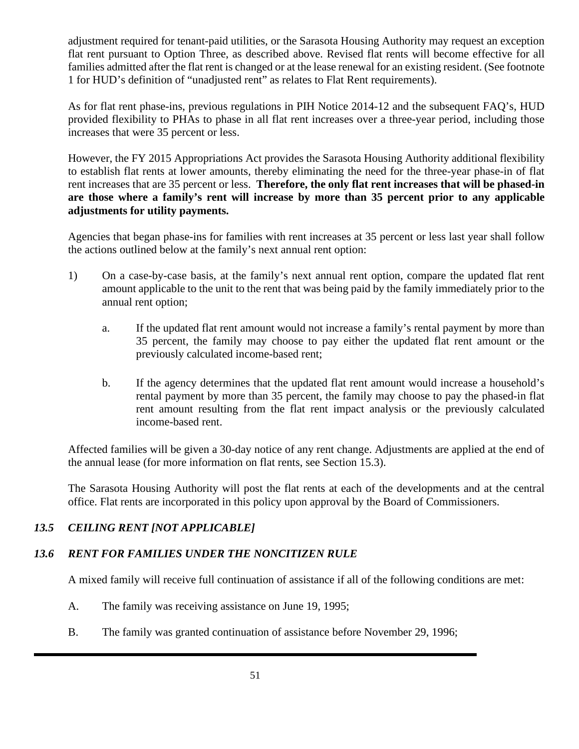adjustment required for tenant-paid utilities, or the Sarasota Housing Authority may request an exception flat rent pursuant to Option Three, as described above. Revised flat rents will become effective for all families admitted after the flat rent is changed or at the lease renewal for an existing resident. (See footnote 1 for HUD's definition of "unadjusted rent" as relates to Flat Rent requirements).

As for flat rent phase-ins, previous regulations in PIH Notice 2014-12 and the subsequent FAQ's, HUD provided flexibility to PHAs to phase in all flat rent increases over a three-year period, including those increases that were 35 percent or less.

However, the FY 2015 Appropriations Act provides the Sarasota Housing Authority additional flexibility to establish flat rents at lower amounts, thereby eliminating the need for the three-year phase-in of flat rent increases that are 35 percent or less. **Therefore, the only flat rent increases that will be phased-in are those where a family's rent will increase by more than 35 percent prior to any applicable adjustments for utility payments.**

Agencies that began phase-ins for families with rent increases at 35 percent or less last year shall follow the actions outlined below at the family's next annual rent option:

1) On a case-by-case basis, at the family's next annual rent option, compare the updated flat rent amount applicable to the unit to the rent that was being paid by the family immediately prior to the annual rent option;

   a. If the updated flat rent amount would not increase a family's rental payment by more than 35 percent, the family may choose to pay either the updated flat rent amount or the previously calculated income-based rent;

   b. If the agency determines that the updated flat rent amount would increase a household's rental payment by more than 35 percent, the family may choose to pay the phased-in flat rent amount resulting from the flat rent impact analysis or the previously calculated income-based rent.

Affected families will be given a 30-day notice of any rent change. Adjustments are applied at the end of the annual lease (for more information on flat rents, see Section 15.3).

The Sarasota Housing Authority will post the flat rents at each of the developments and at the central office. Flat rents are incorporated in this policy upon approval by the Board of Commissioners.

### *13.5 CEILING RENT [NOT APPLICABLE]*

### *13.6 RENT FOR FAMILIES UNDER THE NONCITIZEN RULE*

A mixed family will receive full continuation of assistance if all of the following conditions are met:

A. The family was receiving assistance on June 19, 1995;

B. The family was granted continuation of assistance before November 29, 1996;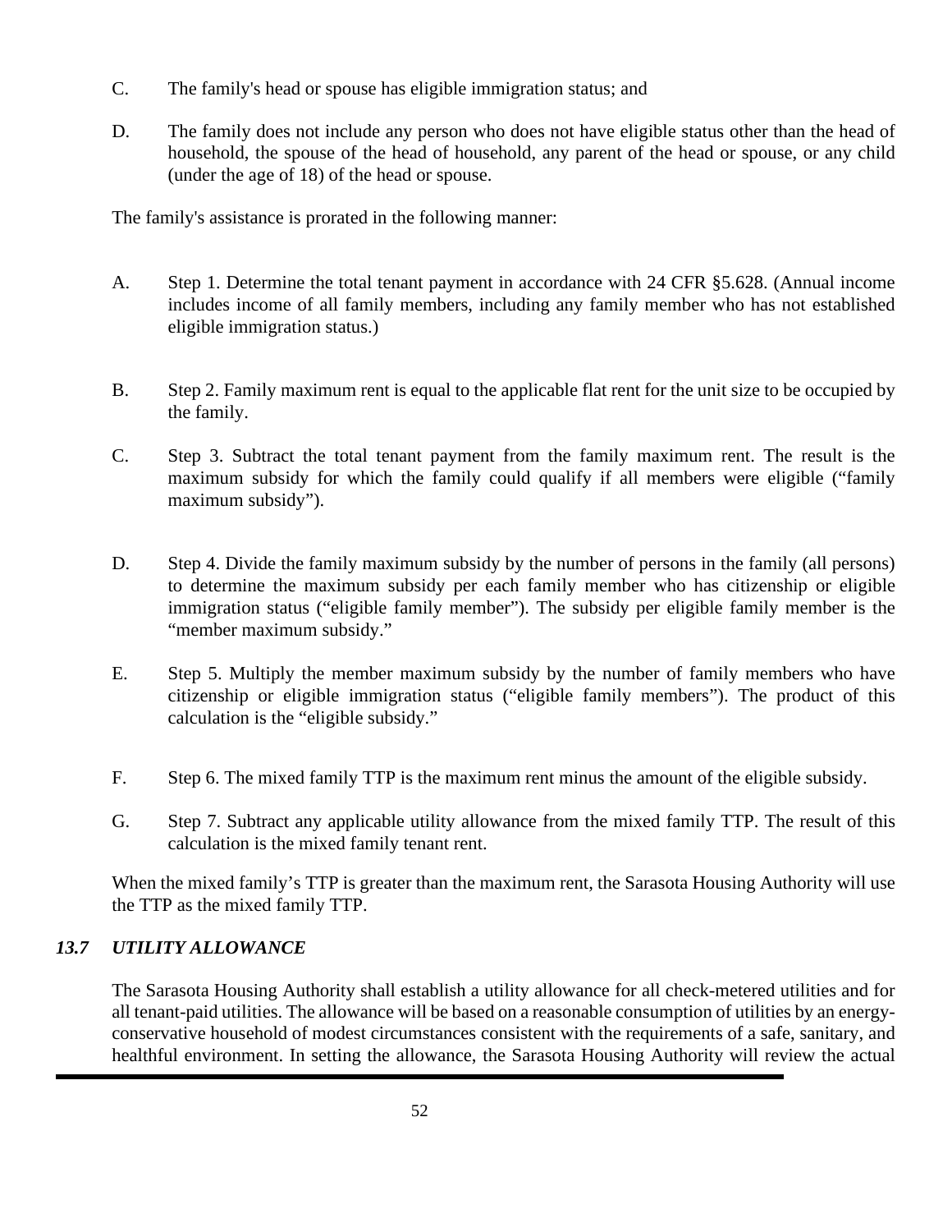C. The family's head or spouse has eligible immigration status; and

D. The family does not include any person who does not have eligible status other than the head of household, the spouse of the head of household, any parent of the head or spouse, or any child (under the age of 18) of the head or spouse.

The family's assistance is prorated in the following manner:

A. Step 1. Determine the total tenant payment in accordance with 24 CFR §5.628. (Annual income includes income of all family members, including any family member who has not established eligible immigration status.)

B. Step 2. Family maximum rent is equal to the applicable flat rent for the unit size to be occupied by the family.

C. Step 3. Subtract the total tenant payment from the family maximum rent. The result is the maximum subsidy for which the family could qualify if all members were eligible ("family maximum subsidy").

D. Step 4. Divide the family maximum subsidy by the number of persons in the family (all persons) to determine the maximum subsidy per each family member who has citizenship or eligible immigration status ("eligible family member"). The subsidy per eligible family member is the "member maximum subsidy."

E. Step 5. Multiply the member maximum subsidy by the number of family members who have citizenship or eligible immigration status ("eligible family members"). The product of this calculation is the "eligible subsidy."

F. Step 6. The mixed family TTP is the maximum rent minus the amount of the eligible subsidy.

G. Step 7. Subtract any applicable utility allowance from the mixed family TTP. The result of this calculation is the mixed family tenant rent.

When the mixed family's TTP is greater than the maximum rent, the Sarasota Housing Authority will use the TTP as the mixed family TTP.

### *13.7 UTILITY ALLOWANCE*

The Sarasota Housing Authority shall establish a utility allowance for all check-metered utilities and for all tenant-paid utilities. The allowance will be based on a reasonable consumption of utilities by an energy-conservative household of modest circumstances consistent with the requirements of a safe, sanitary, and healthful environment. In setting the allowance, the Sarasota Housing Authority will review the actual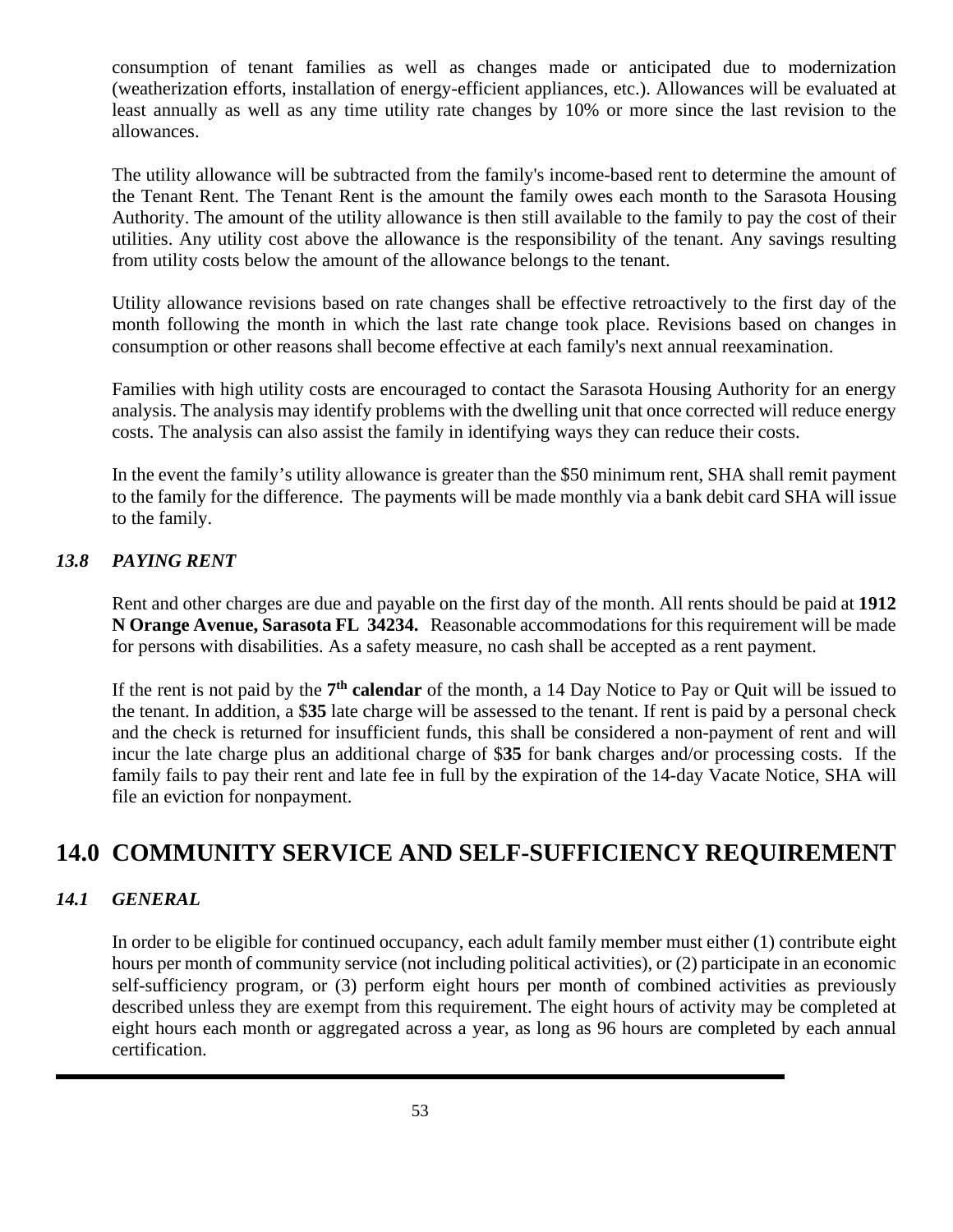consumption of tenant families as well as changes made or anticipated due to modernization (weatherization efforts, installation of energy-efficient appliances, etc.). Allowances will be evaluated at least annually as well as any time utility rate changes by 10% or more since the last revision to the allowances.

The utility allowance will be subtracted from the family's income-based rent to determine the amount of the Tenant Rent. The Tenant Rent is the amount the family owes each month to the Sarasota Housing Authority. The amount of the utility allowance is then still available to the family to pay the cost of their utilities. Any utility cost above the allowance is the responsibility of the tenant. Any savings resulting from utility costs below the amount of the allowance belongs to the tenant.

Utility allowance revisions based on rate changes shall be effective retroactively to the first day of the month following the month in which the last rate change took place. Revisions based on changes in consumption or other reasons shall become effective at each family's next annual reexamination.

Families with high utility costs are encouraged to contact the Sarasota Housing Authority for an energy analysis. The analysis may identify problems with the dwelling unit that once corrected will reduce energy costs. The analysis can also assist the family in identifying ways they can reduce their costs.

In the event the family's utility allowance is greater than the $50 minimum rent, SHA shall remit payment to the family for the difference. The payments will be made monthly via a bank debit card SHA will issue to the family.

### *13.8 PAYING RENT*

Rent and other charges are due and payable on the first day of the month. All rents should be paid at **1912 N Orange Avenue, Sarasota FL 34234.** Reasonable accommodations for this requirement will be made for persons with disabilities. As a safety measure, no cash shall be accepted as a rent payment.

If the rent is not paid by the **7th calendar** of the month, a 14 Day Notice to Pay or Quit will be issued to the tenant. In addition, a $**35** late charge will be assessed to the tenant. If rent is paid by a personal check and the check is returned for insufficient funds, this shall be considered a non-payment of rent and will incur the late charge plus an additional charge of $**35** for bank charges and/or processing costs. If the family fails to pay their rent and late fee in full by the expiration of the 14-day Vacate Notice, SHA will file an eviction for nonpayment.

## 14.0 COMMUNITY SERVICE AND SELF-SUFFICIENCY REQUIREMENT

### *14.1 GENERAL*

In order to be eligible for continued occupancy, each adult family member must either (1) contribute eight hours per month of community service (not including political activities), or (2) participate in an economic self-sufficiency program, or (3) perform eight hours per month of combined activities as previously described unless they are exempt from this requirement. The eight hours of activity may be completed at eight hours each month or aggregated across a year, as long as 96 hours are completed by each annual certification.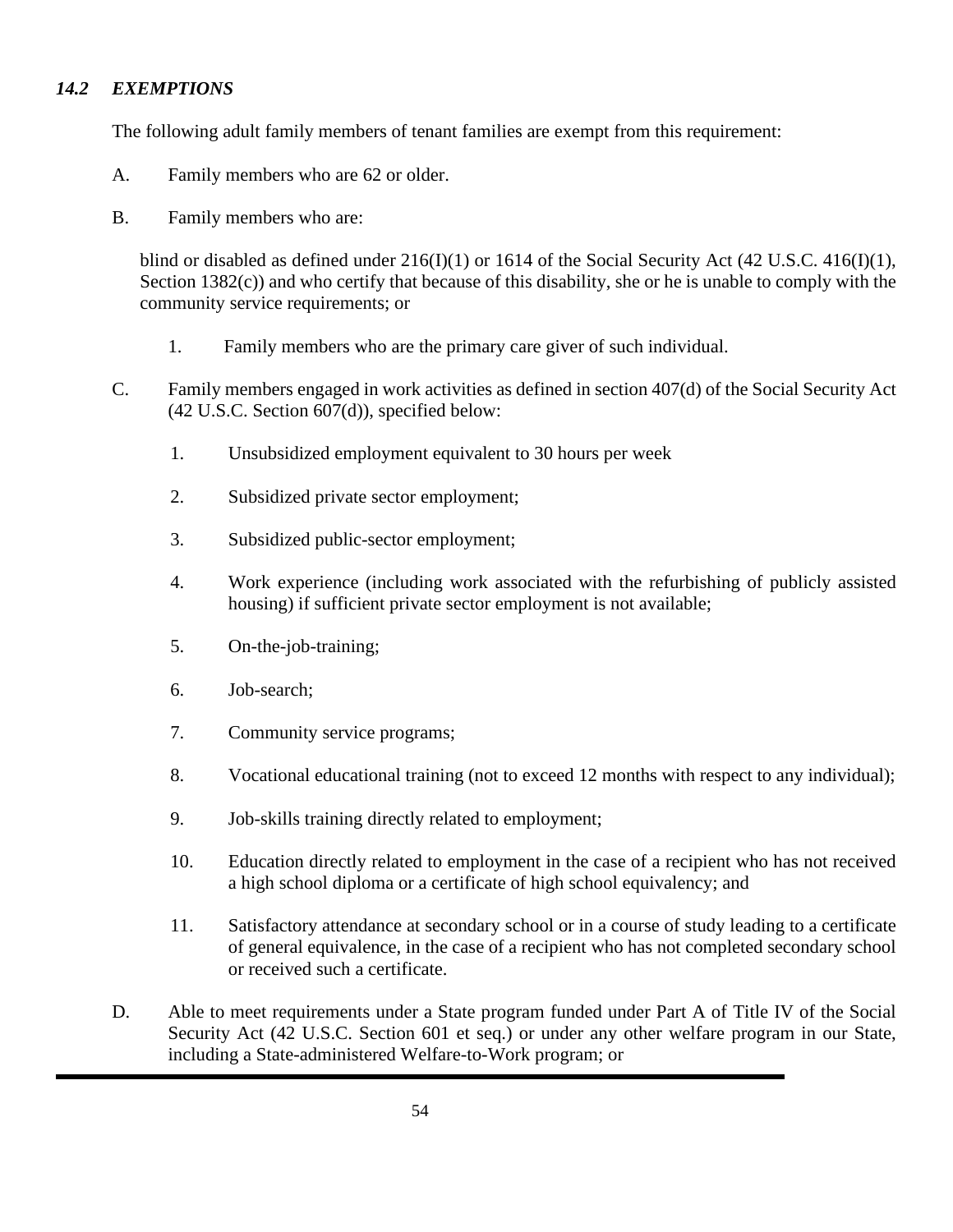### *14.2 EXEMPTIONS*

The following adult family members of tenant families are exempt from this requirement:

A. Family members who are 62 or older.

B. Family members who are:

blind or disabled as defined under 216(I)(1) or 1614 of the Social Security Act (42 U.S.C. 416(I)(1), Section 1382(c)) and who certify that because of this disability, she or he is unable to comply with the community service requirements; or

1. Family members who are the primary care giver of such individual.

C. Family members engaged in work activities as defined in section 407(d) of the Social Security Act (42 U.S.C. Section 607(d)), specified below:

1. Unsubsidized employment equivalent to 30 hours per week
2. Subsidized private sector employment;
3. Subsidized public-sector employment;
4. Work experience (including work associated with the refurbishing of publicly assisted housing) if sufficient private sector employment is not available;
5. On-the-job-training;
6. Job-search;
7. Community service programs;
8. Vocational educational training (not to exceed 12 months with respect to any individual);
9. Job-skills training directly related to employment;
10. Education directly related to employment in the case of a recipient who has not received a high school diploma or a certificate of high school equivalency; and
11. Satisfactory attendance at secondary school or in a course of study leading to a certificate of general equivalence, in the case of a recipient who has not completed secondary school or received such a certificate.

D. Able to meet requirements under a State program funded under Part A of Title IV of the Social Security Act (42 U.S.C. Section 601 et seq.) or under any other welfare program in our State, including a State-administered Welfare-to-Work program; or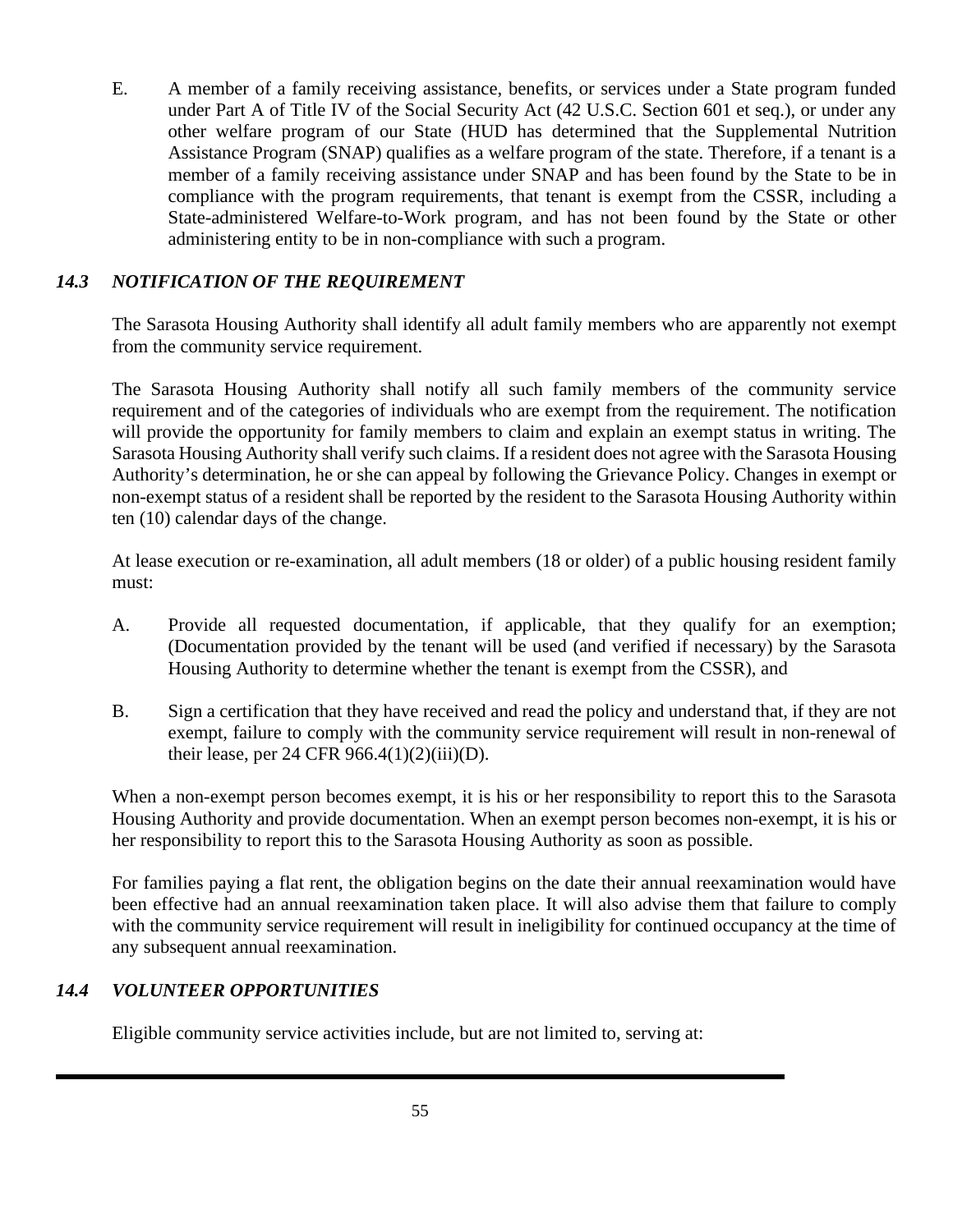E. A member of a family receiving assistance, benefits, or services under a State program funded under Part A of Title IV of the Social Security Act (42 U.S.C. Section 601 et seq.), or under any other welfare program of our State (HUD has determined that the Supplemental Nutrition Assistance Program (SNAP) qualifies as a welfare program of the state. Therefore, if a tenant is a member of a family receiving assistance under SNAP and has been found by the State to be in compliance with the program requirements, that tenant is exempt from the CSSR, including a State-administered Welfare-to-Work program, and has not been found by the State or other administering entity to be in non-compliance with such a program.

### *14.3 NOTIFICATION OF THE REQUIREMENT*

The Sarasota Housing Authority shall identify all adult family members who are apparently not exempt from the community service requirement.

The Sarasota Housing Authority shall notify all such family members of the community service requirement and of the categories of individuals who are exempt from the requirement. The notification will provide the opportunity for family members to claim and explain an exempt status in writing. The Sarasota Housing Authority shall verify such claims. If a resident does not agree with the Sarasota Housing Authority's determination, he or she can appeal by following the Grievance Policy. Changes in exempt or non-exempt status of a resident shall be reported by the resident to the Sarasota Housing Authority within ten (10) calendar days of the change.

At lease execution or re-examination, all adult members (18 or older) of a public housing resident family must:

A. Provide all requested documentation, if applicable, that they qualify for an exemption; (Documentation provided by the tenant will be used (and verified if necessary) by the Sarasota Housing Authority to determine whether the tenant is exempt from the CSSR), and

B. Sign a certification that they have received and read the policy and understand that, if they are not exempt, failure to comply with the community service requirement will result in non-renewal of their lease, per 24 CFR 966.4(1)(2)(iii)(D).

When a non-exempt person becomes exempt, it is his or her responsibility to report this to the Sarasota Housing Authority and provide documentation. When an exempt person becomes non-exempt, it is his or her responsibility to report this to the Sarasota Housing Authority as soon as possible.

For families paying a flat rent, the obligation begins on the date their annual reexamination would have been effective had an annual reexamination taken place. It will also advise them that failure to comply with the community service requirement will result in ineligibility for continued occupancy at the time of any subsequent annual reexamination.

### *14.4 VOLUNTEER OPPORTUNITIES*

Eligible community service activities include, but are not limited to, serving at: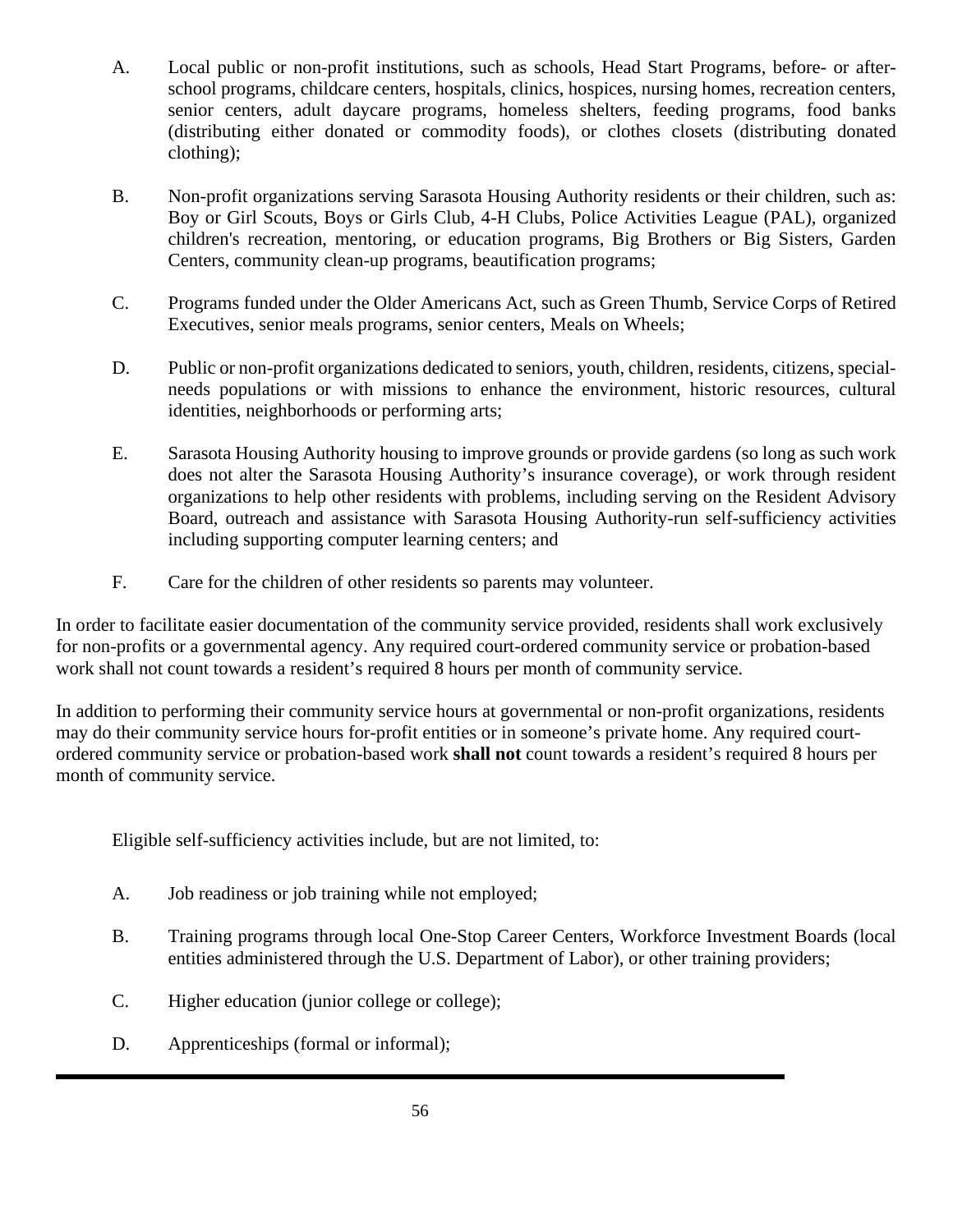A. Local public or non-profit institutions, such as schools, Head Start Programs, before- or after-school programs, childcare centers, hospitals, clinics, hospices, nursing homes, recreation centers, senior centers, adult daycare programs, homeless shelters, feeding programs, food banks (distributing either donated or commodity foods), or clothes closets (distributing donated clothing);

B. Non-profit organizations serving Sarasota Housing Authority residents or their children, such as: Boy or Girl Scouts, Boys or Girls Club, 4-H Clubs, Police Activities League (PAL), organized children's recreation, mentoring, or education programs, Big Brothers or Big Sisters, Garden Centers, community clean-up programs, beautification programs;

C. Programs funded under the Older Americans Act, such as Green Thumb, Service Corps of Retired Executives, senior meals programs, senior centers, Meals on Wheels;

D. Public or non-profit organizations dedicated to seniors, youth, children, residents, citizens, special-needs populations or with missions to enhance the environment, historic resources, cultural identities, neighborhoods or performing arts;

E. Sarasota Housing Authority housing to improve grounds or provide gardens (so long as such work does not alter the Sarasota Housing Authority's insurance coverage), or work through resident organizations to help other residents with problems, including serving on the Resident Advisory Board, outreach and assistance with Sarasota Housing Authority-run self-sufficiency activities including supporting computer learning centers; and

F. Care for the children of other residents so parents may volunteer.

In order to facilitate easier documentation of the community service provided, residents shall work exclusively for non-profits or a governmental agency. Any required court-ordered community service or probation-based work shall not count towards a resident's required 8 hours per month of community service.

In addition to performing their community service hours at governmental or non-profit organizations, residents may do their community service hours for-profit entities or in someone's private home. Any required court-ordered community service or probation-based work **shall not** count towards a resident's required 8 hours per month of community service.

Eligible self-sufficiency activities include, but are not limited, to:

A. Job readiness or job training while not employed;

B. Training programs through local One-Stop Career Centers, Workforce Investment Boards (local entities administered through the U.S. Department of Labor), or other training providers;

C. Higher education (junior college or college);

D. Apprenticeships (formal or informal);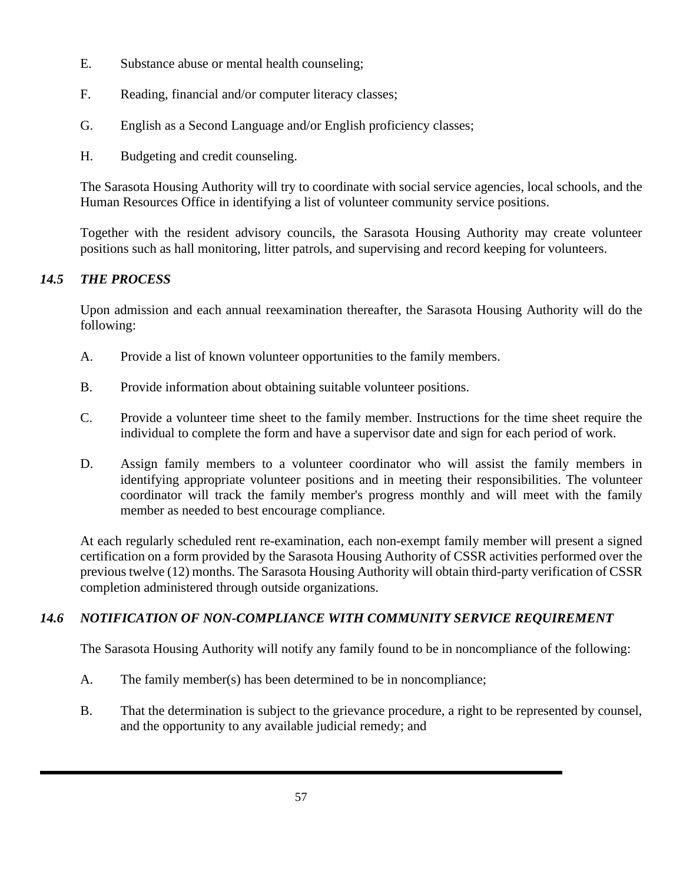E. Substance abuse or mental health counseling;

F. Reading, financial and/or computer literacy classes;

G. English as a Second Language and/or English proficiency classes;

H. Budgeting and credit counseling.

The Sarasota Housing Authority will try to coordinate with social service agencies, local schools, and the Human Resources Office in identifying a list of volunteer community service positions.

Together with the resident advisory councils, the Sarasota Housing Authority may create volunteer positions such as hall monitoring, litter patrols, and supervising and record keeping for volunteers.

### *14.5 THE PROCESS*

Upon admission and each annual reexamination thereafter, the Sarasota Housing Authority will do the following:

A. Provide a list of known volunteer opportunities to the family members.

B. Provide information about obtaining suitable volunteer positions.

C. Provide a volunteer time sheet to the family member. Instructions for the time sheet require the individual to complete the form and have a supervisor date and sign for each period of work.

D. Assign family members to a volunteer coordinator who will assist the family members in identifying appropriate volunteer positions and in meeting their responsibilities. The volunteer coordinator will track the family member's progress monthly and will meet with the family member as needed to best encourage compliance.

At each regularly scheduled rent re-examination, each non-exempt family member will present a signed certification on a form provided by the Sarasota Housing Authority of CSSR activities performed over the previous twelve (12) months. The Sarasota Housing Authority will obtain third-party verification of CSSR completion administered through outside organizations.

### *14.6 NOTIFICATION OF NON-COMPLIANCE WITH COMMUNITY SERVICE REQUIREMENT*

The Sarasota Housing Authority will notify any family found to be in noncompliance of the following:

A. The family member(s) has been determined to be in noncompliance;

B. That the determination is subject to the grievance procedure, a right to be represented by counsel, and the opportunity to any available judicial remedy; and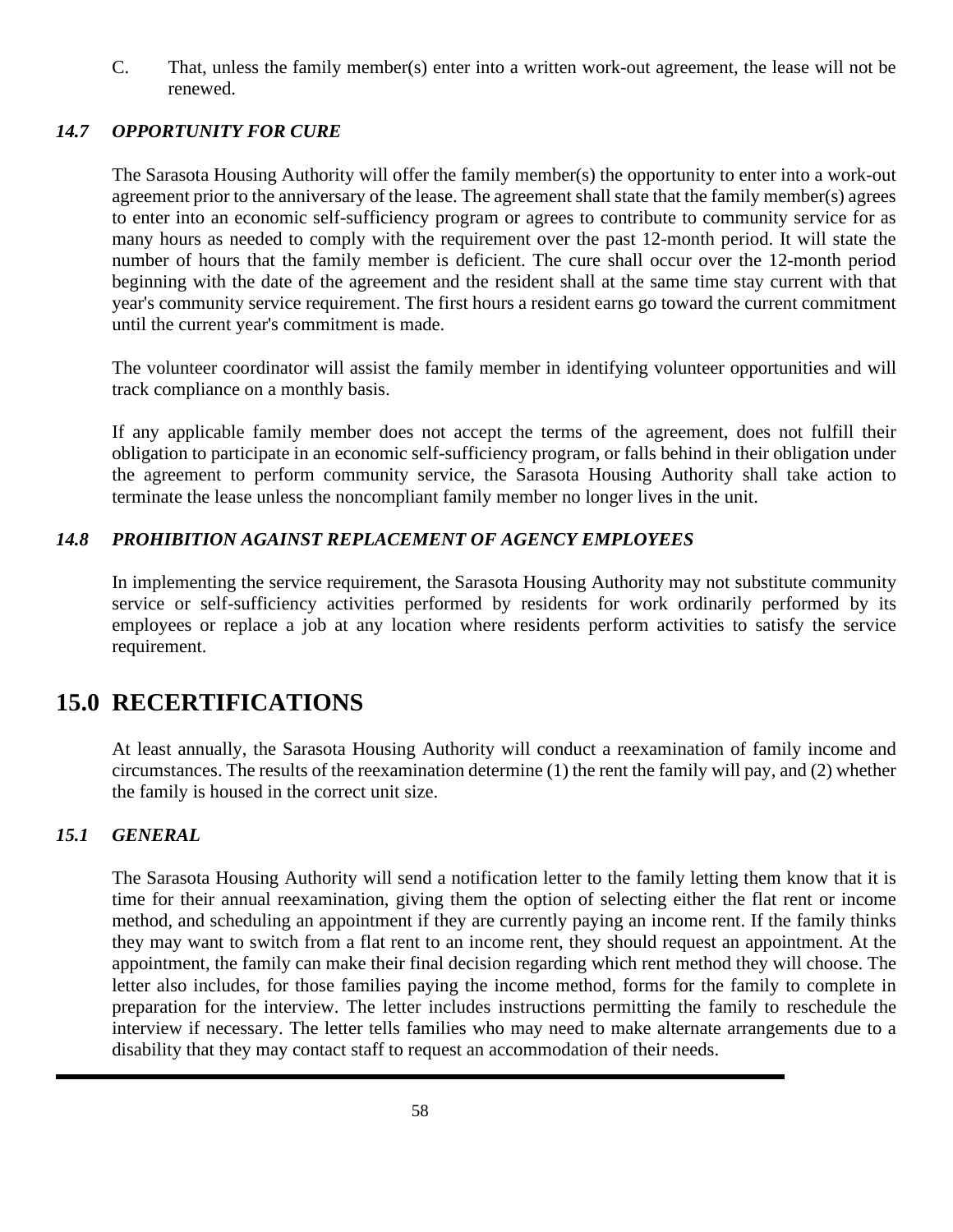C. That, unless the family member(s) enter into a written work-out agreement, the lease will not be renewed.

### *14.7 OPPORTUNITY FOR CURE*

The Sarasota Housing Authority will offer the family member(s) the opportunity to enter into a work-out agreement prior to the anniversary of the lease. The agreement shall state that the family member(s) agrees to enter into an economic self-sufficiency program or agrees to contribute to community service for as many hours as needed to comply with the requirement over the past 12-month period. It will state the number of hours that the family member is deficient. The cure shall occur over the 12-month period beginning with the date of the agreement and the resident shall at the same time stay current with that year's community service requirement. The first hours a resident earns go toward the current commitment until the current year's commitment is made.

The volunteer coordinator will assist the family member in identifying volunteer opportunities and will track compliance on a monthly basis.

If any applicable family member does not accept the terms of the agreement, does not fulfill their obligation to participate in an economic self-sufficiency program, or falls behind in their obligation under the agreement to perform community service, the Sarasota Housing Authority shall take action to terminate the lease unless the noncompliant family member no longer lives in the unit.

### *14.8 PROHIBITION AGAINST REPLACEMENT OF AGENCY EMPLOYEES*

In implementing the service requirement, the Sarasota Housing Authority may not substitute community service or self-sufficiency activities performed by residents for work ordinarily performed by its employees or replace a job at any location where residents perform activities to satisfy the service requirement.

## 15.0 RECERTIFICATIONS

At least annually, the Sarasota Housing Authority will conduct a reexamination of family income and circumstances. The results of the reexamination determine (1) the rent the family will pay, and (2) whether the family is housed in the correct unit size.

### *15.1 GENERAL*

The Sarasota Housing Authority will send a notification letter to the family letting them know that it is time for their annual reexamination, giving them the option of selecting either the flat rent or income method, and scheduling an appointment if they are currently paying an income rent. If the family thinks they may want to switch from a flat rent to an income rent, they should request an appointment. At the appointment, the family can make their final decision regarding which rent method they will choose. The letter also includes, for those families paying the income method, forms for the family to complete in preparation for the interview. The letter includes instructions permitting the family to reschedule the interview if necessary. The letter tells families who may need to make alternate arrangements due to a disability that they may contact staff to request an accommodation of their needs.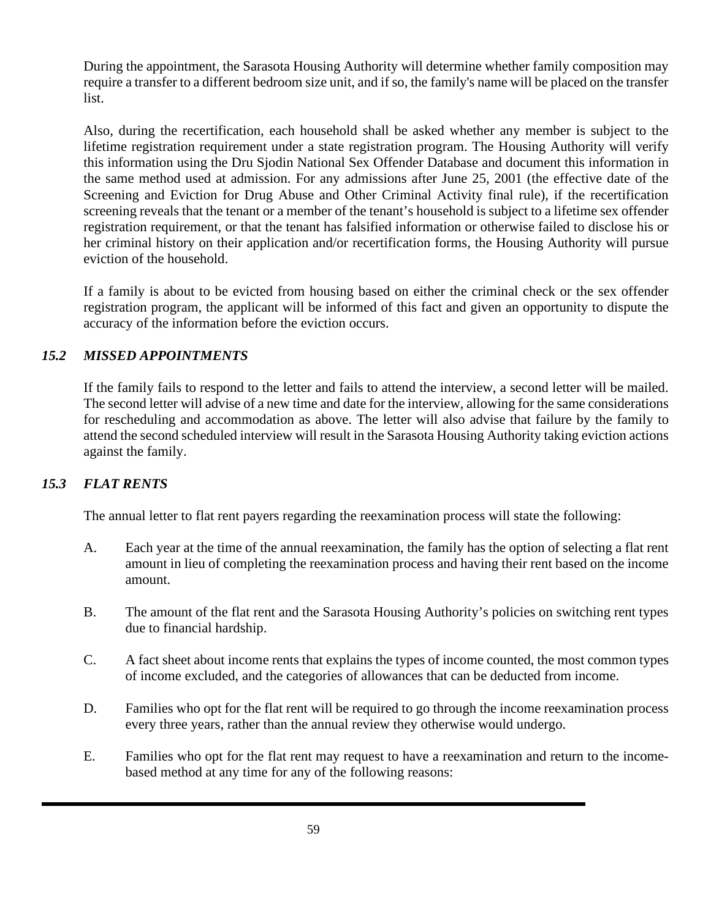During the appointment, the Sarasota Housing Authority will determine whether family composition may require a transfer to a different bedroom size unit, and if so, the family's name will be placed on the transfer list.

Also, during the recertification, each household shall be asked whether any member is subject to the lifetime registration requirement under a state registration program. The Housing Authority will verify this information using the Dru Sjodin National Sex Offender Database and document this information in the same method used at admission. For any admissions after June 25, 2001 (the effective date of the Screening and Eviction for Drug Abuse and Other Criminal Activity final rule), if the recertification screening reveals that the tenant or a member of the tenant's household is subject to a lifetime sex offender registration requirement, or that the tenant has falsified information or otherwise failed to disclose his or her criminal history on their application and/or recertification forms, the Housing Authority will pursue eviction of the household.

If a family is about to be evicted from housing based on either the criminal check or the sex offender registration program, the applicant will be informed of this fact and given an opportunity to dispute the accuracy of the information before the eviction occurs.

### *15.2 MISSED APPOINTMENTS*

If the family fails to respond to the letter and fails to attend the interview, a second letter will be mailed. The second letter will advise of a new time and date for the interview, allowing for the same considerations for rescheduling and accommodation as above. The letter will also advise that failure by the family to attend the second scheduled interview will result in the Sarasota Housing Authority taking eviction actions against the family.

### *15.3 FLAT RENTS*

The annual letter to flat rent payers regarding the reexamination process will state the following:

A. Each year at the time of the annual reexamination, the family has the option of selecting a flat rent amount in lieu of completing the reexamination process and having their rent based on the income amount.

B. The amount of the flat rent and the Sarasota Housing Authority's policies on switching rent types due to financial hardship.

C. A fact sheet about income rents that explains the types of income counted, the most common types of income excluded, and the categories of allowances that can be deducted from income.

D. Families who opt for the flat rent will be required to go through the income reexamination process every three years, rather than the annual review they otherwise would undergo.

E. Families who opt for the flat rent may request to have a reexamination and return to the income-based method at any time for any of the following reasons: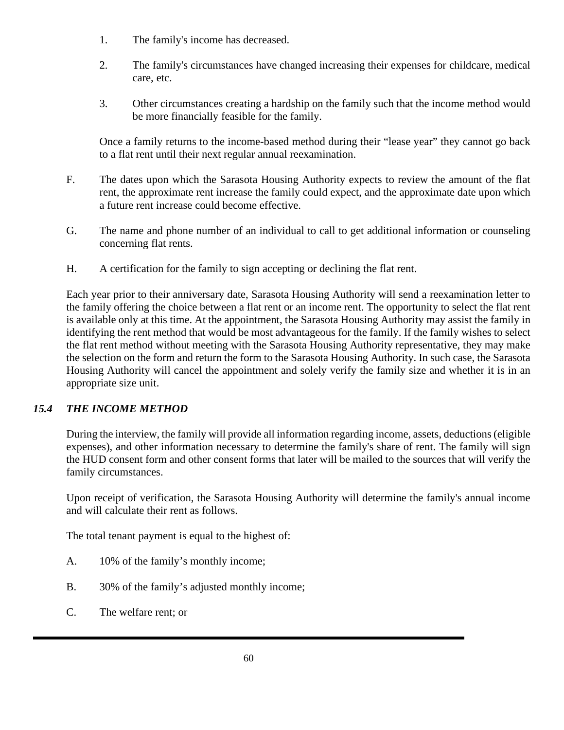1. The family's income has decreased.

2. The family's circumstances have changed increasing their expenses for childcare, medical care, etc.

3. Other circumstances creating a hardship on the family such that the income method would be more financially feasible for the family.

Once a family returns to the income-based method during their "lease year" they cannot go back to a flat rent until their next regular annual reexamination.

F. The dates upon which the Sarasota Housing Authority expects to review the amount of the flat rent, the approximate rent increase the family could expect, and the approximate date upon which a future rent increase could become effective.

G. The name and phone number of an individual to call to get additional information or counseling concerning flat rents.

H. A certification for the family to sign accepting or declining the flat rent.

Each year prior to their anniversary date, Sarasota Housing Authority will send a reexamination letter to the family offering the choice between a flat rent or an income rent. The opportunity to select the flat rent is available only at this time. At the appointment, the Sarasota Housing Authority may assist the family in identifying the rent method that would be most advantageous for the family. If the family wishes to select the flat rent method without meeting with the Sarasota Housing Authority representative, they may make the selection on the form and return the form to the Sarasota Housing Authority. In such case, the Sarasota Housing Authority will cancel the appointment and solely verify the family size and whether it is in an appropriate size unit.

### *15.4 THE INCOME METHOD*

During the interview, the family will provide all information regarding income, assets, deductions (eligible expenses), and other information necessary to determine the family's share of rent. The family will sign the HUD consent form and other consent forms that later will be mailed to the sources that will verify the family circumstances.

Upon receipt of verification, the Sarasota Housing Authority will determine the family's annual income and will calculate their rent as follows.

The total tenant payment is equal to the highest of:

A. 10% of the family's monthly income;

B. 30% of the family's adjusted monthly income;

C. The welfare rent; or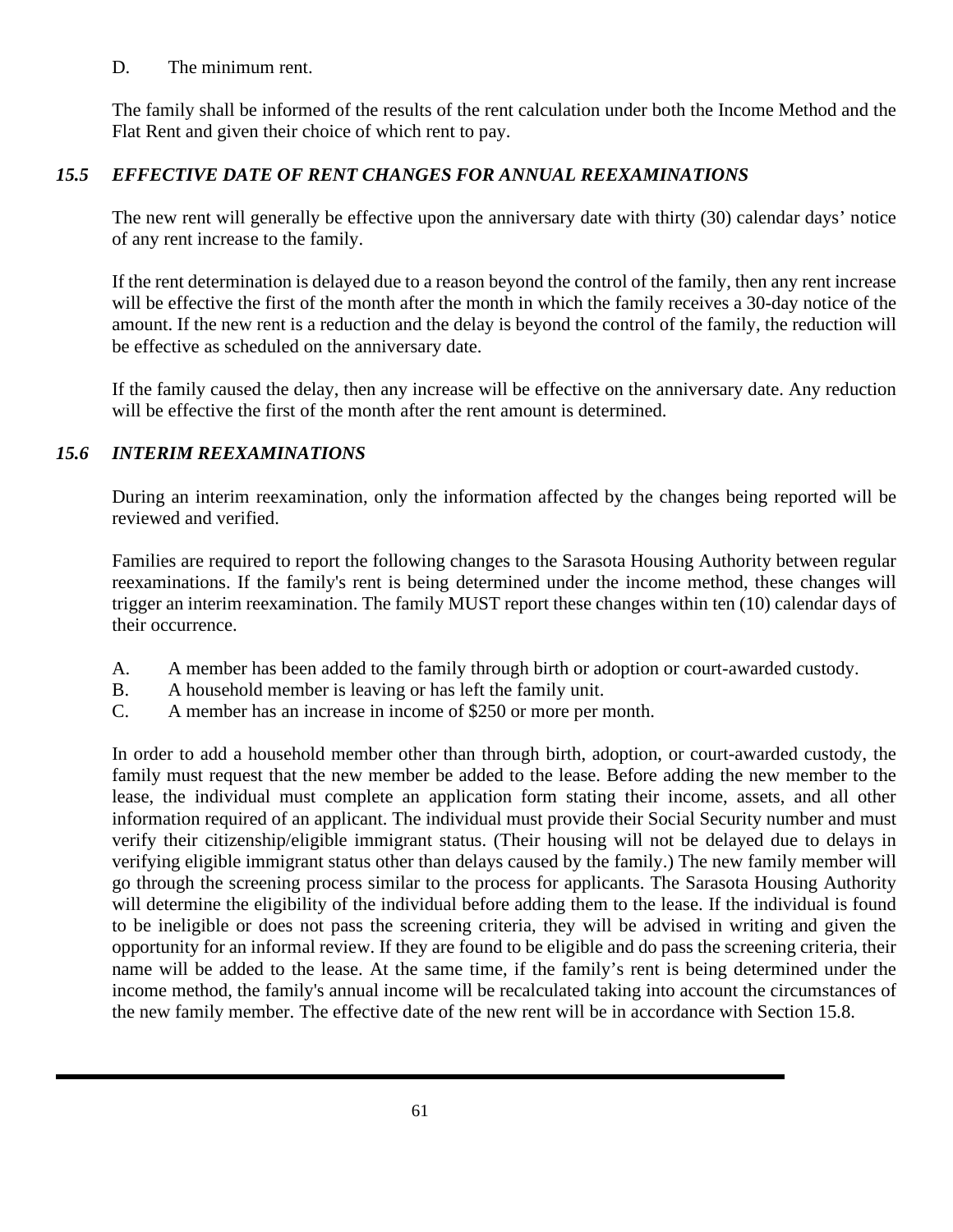D. The minimum rent.

The family shall be informed of the results of the rent calculation under both the Income Method and the Flat Rent and given their choice of which rent to pay.

### *15.5 EFFECTIVE DATE OF RENT CHANGES FOR ANNUAL REEXAMINATIONS*

The new rent will generally be effective upon the anniversary date with thirty (30) calendar days' notice of any rent increase to the family.

If the rent determination is delayed due to a reason beyond the control of the family, then any rent increase will be effective the first of the month after the month in which the family receives a 30-day notice of the amount. If the new rent is a reduction and the delay is beyond the control of the family, the reduction will be effective as scheduled on the anniversary date.

If the family caused the delay, then any increase will be effective on the anniversary date. Any reduction will be effective the first of the month after the rent amount is determined.

### *15.6 INTERIM REEXAMINATIONS*

During an interim reexamination, only the information affected by the changes being reported will be reviewed and verified.

Families are required to report the following changes to the Sarasota Housing Authority between regular reexaminations. If the family's rent is being determined under the income method, these changes will trigger an interim reexamination. The family MUST report these changes within ten (10) calendar days of their occurrence.

A. A member has been added to the family through birth or adoption or court-awarded custody.
B. A household member is leaving or has left the family unit.
C. A member has an increase in income of $250 or more per month.

In order to add a household member other than through birth, adoption, or court-awarded custody, the family must request that the new member be added to the lease. Before adding the new member to the lease, the individual must complete an application form stating their income, assets, and all other information required of an applicant. The individual must provide their Social Security number and must verify their citizenship/eligible immigrant status. (Their housing will not be delayed due to delays in verifying eligible immigrant status other than delays caused by the family.) The new family member will go through the screening process similar to the process for applicants. The Sarasota Housing Authority will determine the eligibility of the individual before adding them to the lease. If the individual is found to be ineligible or does not pass the screening criteria, they will be advised in writing and given the opportunity for an informal review. If they are found to be eligible and do pass the screening criteria, their name will be added to the lease. At the same time, if the family's rent is being determined under the income method, the family's annual income will be recalculated taking into account the circumstances of the new family member. The effective date of the new rent will be in accordance with Section 15.8.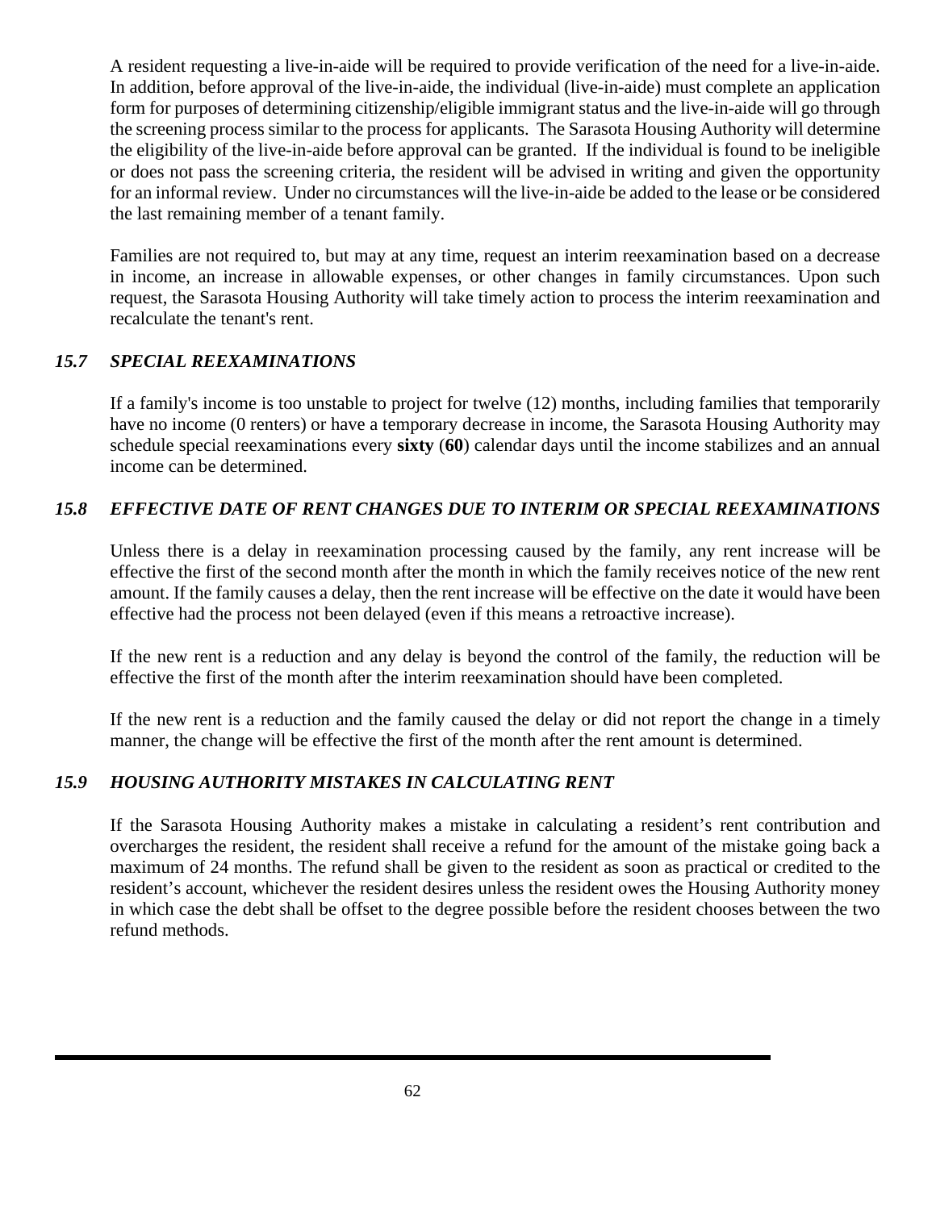A resident requesting a live-in-aide will be required to provide verification of the need for a live-in-aide. In addition, before approval of the live-in-aide, the individual (live-in-aide) must complete an application form for purposes of determining citizenship/eligible immigrant status and the live-in-aide will go through the screening process similar to the process for applicants. The Sarasota Housing Authority will determine the eligibility of the live-in-aide before approval can be granted. If the individual is found to be ineligible or does not pass the screening criteria, the resident will be advised in writing and given the opportunity for an informal review. Under no circumstances will the live-in-aide be added to the lease or be considered the last remaining member of a tenant family.

Families are not required to, but may at any time, request an interim reexamination based on a decrease in income, an increase in allowable expenses, or other changes in family circumstances. Upon such request, the Sarasota Housing Authority will take timely action to process the interim reexamination and recalculate the tenant's rent.

### *15.7 SPECIAL REEXAMINATIONS*

If a family's income is too unstable to project for twelve (12) months, including families that temporarily have no income (0 renters) or have a temporary decrease in income, the Sarasota Housing Authority may schedule special reexaminations every **sixty** (**60**) calendar days until the income stabilizes and an annual income can be determined.

### *15.8 EFFECTIVE DATE OF RENT CHANGES DUE TO INTERIM OR SPECIAL REEXAMINATIONS*

Unless there is a delay in reexamination processing caused by the family, any rent increase will be effective the first of the second month after the month in which the family receives notice of the new rent amount. If the family causes a delay, then the rent increase will be effective on the date it would have been effective had the process not been delayed (even if this means a retroactive increase).

If the new rent is a reduction and any delay is beyond the control of the family, the reduction will be effective the first of the month after the interim reexamination should have been completed.

If the new rent is a reduction and the family caused the delay or did not report the change in a timely manner, the change will be effective the first of the month after the rent amount is determined.

### *15.9 HOUSING AUTHORITY MISTAKES IN CALCULATING RENT*

If the Sarasota Housing Authority makes a mistake in calculating a resident's rent contribution and overcharges the resident, the resident shall receive a refund for the amount of the mistake going back a maximum of 24 months. The refund shall be given to the resident as soon as practical or credited to the resident's account, whichever the resident desires unless the resident owes the Housing Authority money in which case the debt shall be offset to the degree possible before the resident chooses between the two refund methods.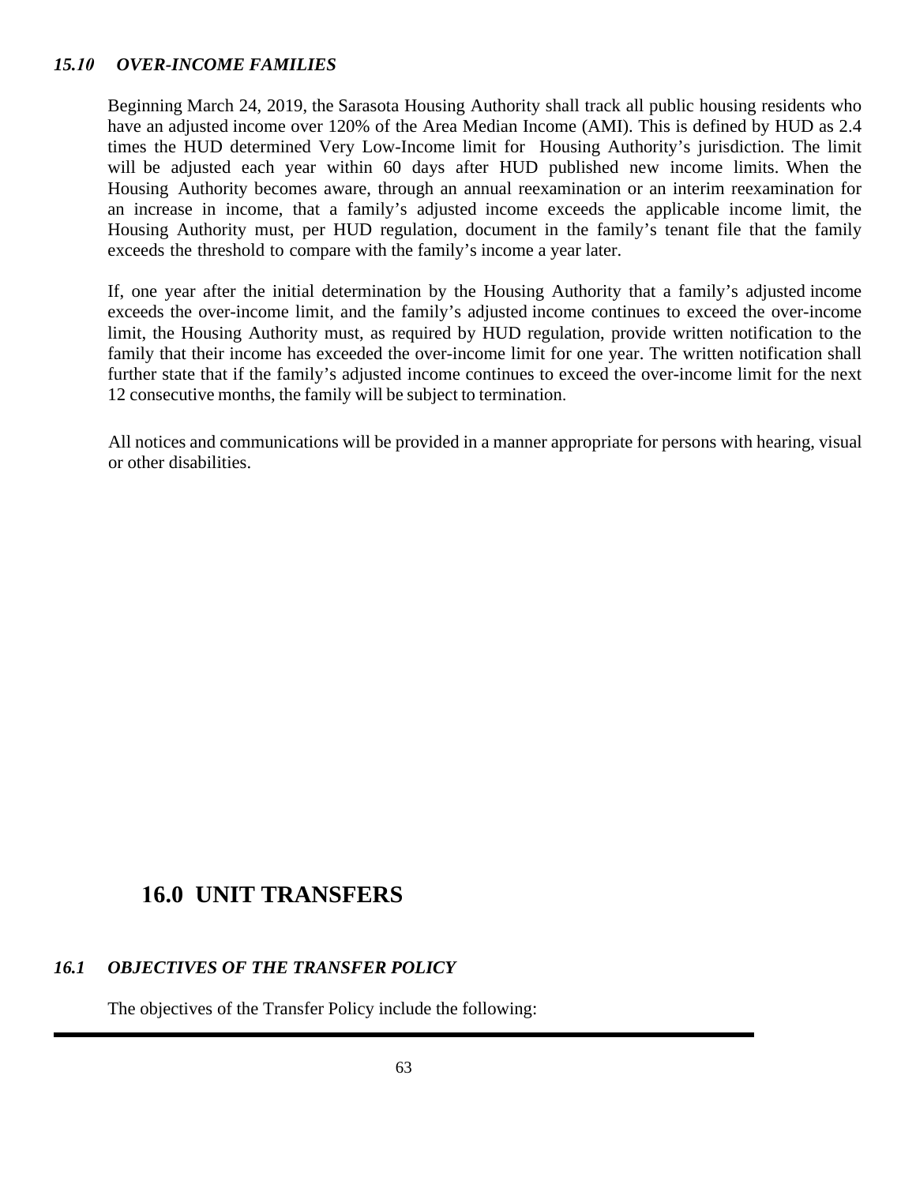### *15.10 OVER-INCOME FAMILIES*

Beginning March 24, 2019, the Sarasota Housing Authority shall track all public housing residents who have an adjusted income over 120% of the Area Median Income (AMI). This is defined by HUD as 2.4 times the HUD determined Very Low-Income limit for Housing Authority's jurisdiction. The limit will be adjusted each year within 60 days after HUD published new income limits. When the Housing Authority becomes aware, through an annual reexamination or an interim reexamination for an increase in income, that a family's adjusted income exceeds the applicable income limit, the Housing Authority must, per HUD regulation, document in the family's tenant file that the family exceeds the threshold to compare with the family's income a year later.

If, one year after the initial determination by the Housing Authority that a family's adjusted income exceeds the over-income limit, and the family's adjusted income continues to exceed the over-income limit, the Housing Authority must, as required by HUD regulation, provide written notification to the family that their income has exceeded the over-income limit for one year. The written notification shall further state that if the family's adjusted income continues to exceed the over-income limit for the next 12 consecutive months, the family will be subject to termination.

All notices and communications will be provided in a manner appropriate for persons with hearing, visual or other disabilities.

## 16.0 UNIT TRANSFERS

### *16.1 OBJECTIVES OF THE TRANSFER POLICY*

The objectives of the Transfer Policy include the following: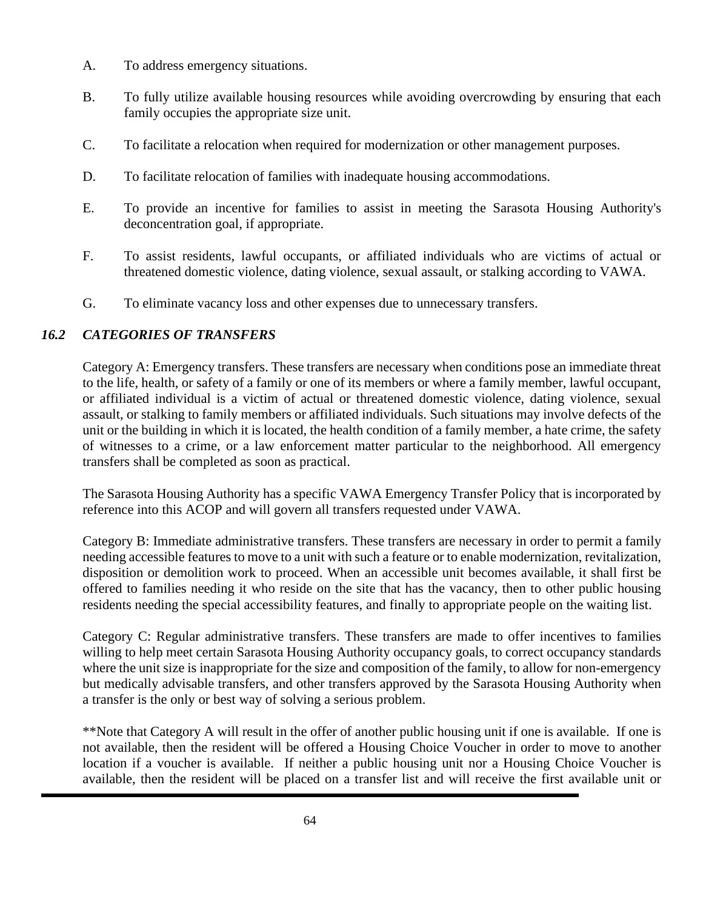A. To address emergency situations.

B. To fully utilize available housing resources while avoiding overcrowding by ensuring that each family occupies the appropriate size unit.

C. To facilitate a relocation when required for modernization or other management purposes.

D. To facilitate relocation of families with inadequate housing accommodations.

E. To provide an incentive for families to assist in meeting the Sarasota Housing Authority's deconcentration goal, if appropriate.

F. To assist residents, lawful occupants, or affiliated individuals who are victims of actual or threatened domestic violence, dating violence, sexual assault, or stalking according to VAWA.

G. To eliminate vacancy loss and other expenses due to unnecessary transfers.

### *16.2 CATEGORIES OF TRANSFERS*

Category A: Emergency transfers. These transfers are necessary when conditions pose an immediate threat to the life, health, or safety of a family or one of its members or where a family member, lawful occupant, or affiliated individual is a victim of actual or threatened domestic violence, dating violence, sexual assault, or stalking to family members or affiliated individuals. Such situations may involve defects of the unit or the building in which it is located, the health condition of a family member, a hate crime, the safety of witnesses to a crime, or a law enforcement matter particular to the neighborhood. All emergency transfers shall be completed as soon as practical.

The Sarasota Housing Authority has a specific VAWA Emergency Transfer Policy that is incorporated by reference into this ACOP and will govern all transfers requested under VAWA.

Category B: Immediate administrative transfers. These transfers are necessary in order to permit a family needing accessible features to move to a unit with such a feature or to enable modernization, revitalization, disposition or demolition work to proceed. When an accessible unit becomes available, it shall first be offered to families needing it who reside on the site that has the vacancy, then to other public housing residents needing the special accessibility features, and finally to appropriate people on the waiting list.

Category C: Regular administrative transfers. These transfers are made to offer incentives to families willing to help meet certain Sarasota Housing Authority occupancy goals, to correct occupancy standards where the unit size is inappropriate for the size and composition of the family, to allow for non-emergency but medically advisable transfers, and other transfers approved by the Sarasota Housing Authority when a transfer is the only or best way of solving a serious problem.

**Note that Category A will result in the offer of another public housing unit if one is available. If one is not available, then the resident will be offered a Housing Choice Voucher in order to move to another location if a voucher is available. If neither a public housing unit nor a Housing Choice Voucher is available, then the resident will be placed on a transfer list and will receive the first available unit or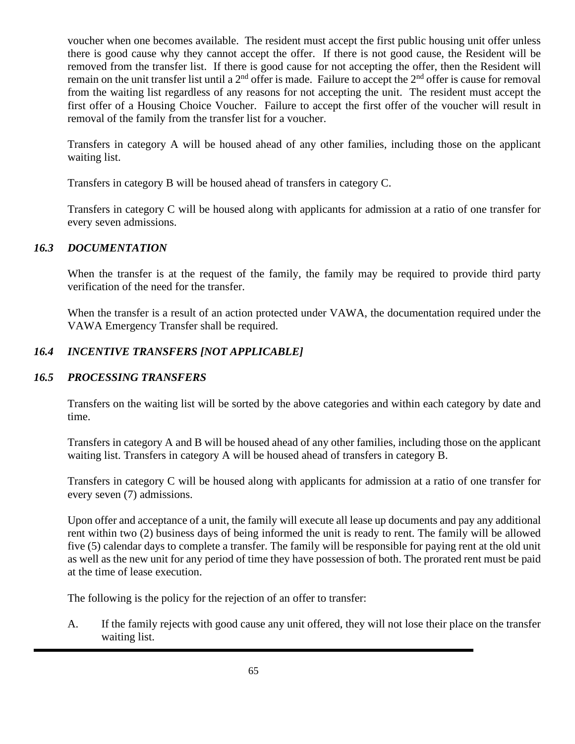voucher when one becomes available. The resident must accept the first public housing unit offer unless there is good cause why they cannot accept the offer. If there is not good cause, the Resident will be removed from the transfer list. If there is good cause for not accepting the offer, then the Resident will remain on the unit transfer list until a 2nd offer is made. Failure to accept the 2nd offer is cause for removal from the waiting list regardless of any reasons for not accepting the unit. The resident must accept the first offer of a Housing Choice Voucher. Failure to accept the first offer of the voucher will result in removal of the family from the transfer list for a voucher.

Transfers in category A will be housed ahead of any other families, including those on the applicant waiting list.

Transfers in category B will be housed ahead of transfers in category C.

Transfers in category C will be housed along with applicants for admission at a ratio of one transfer for every seven admissions.

### *16.3 DOCUMENTATION*

When the transfer is at the request of the family, the family may be required to provide third party verification of the need for the transfer.

When the transfer is a result of an action protected under VAWA, the documentation required under the VAWA Emergency Transfer shall be required.

### *16.4 INCENTIVE TRANSFERS [NOT APPLICABLE]*

### *16.5 PROCESSING TRANSFERS*

Transfers on the waiting list will be sorted by the above categories and within each category by date and time.

Transfers in category A and B will be housed ahead of any other families, including those on the applicant waiting list. Transfers in category A will be housed ahead of transfers in category B.

Transfers in category C will be housed along with applicants for admission at a ratio of one transfer for every seven (7) admissions.

Upon offer and acceptance of a unit, the family will execute all lease up documents and pay any additional rent within two (2) business days of being informed the unit is ready to rent. The family will be allowed five (5) calendar days to complete a transfer. The family will be responsible for paying rent at the old unit as well as the new unit for any period of time they have possession of both. The prorated rent must be paid at the time of lease execution.

The following is the policy for the rejection of an offer to transfer:

A. If the family rejects with good cause any unit offered, they will not lose their place on the transfer waiting list.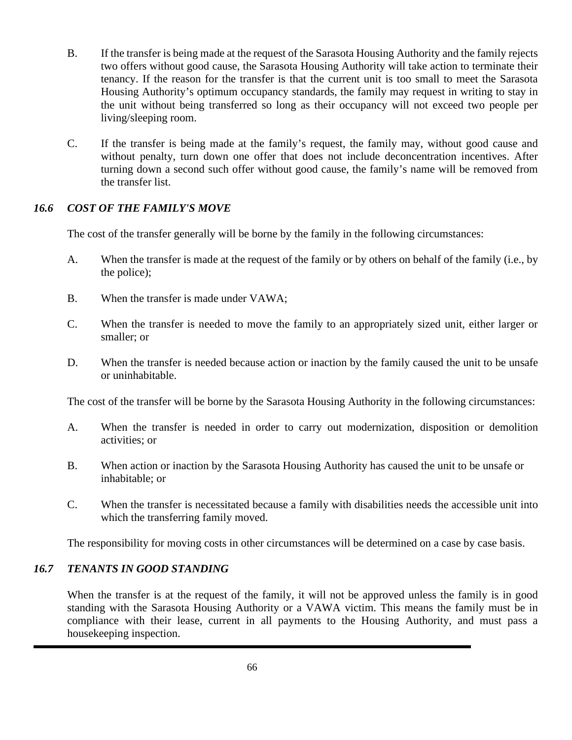B. If the transfer is being made at the request of the Sarasota Housing Authority and the family rejects two offers without good cause, the Sarasota Housing Authority will take action to terminate their tenancy. If the reason for the transfer is that the current unit is too small to meet the Sarasota Housing Authority's optimum occupancy standards, the family may request in writing to stay in the unit without being transferred so long as their occupancy will not exceed two people per living/sleeping room.

C. If the transfer is being made at the family's request, the family may, without good cause and without penalty, turn down one offer that does not include deconcentration incentives. After turning down a second such offer without good cause, the family's name will be removed from the transfer list.

### *16.6 COST OF THE FAMILY'S MOVE*

The cost of the transfer generally will be borne by the family in the following circumstances:

A. When the transfer is made at the request of the family or by others on behalf of the family (i.e., by the police);

B. When the transfer is made under VAWA;

C. When the transfer is needed to move the family to an appropriately sized unit, either larger or smaller; or

D. When the transfer is needed because action or inaction by the family caused the unit to be unsafe or uninhabitable.

The cost of the transfer will be borne by the Sarasota Housing Authority in the following circumstances:

A. When the transfer is needed in order to carry out modernization, disposition or demolition activities; or

B. When action or inaction by the Sarasota Housing Authority has caused the unit to be unsafe or inhabitable; or

C. When the transfer is necessitated because a family with disabilities needs the accessible unit into which the transferring family moved.

The responsibility for moving costs in other circumstances will be determined on a case by case basis.

### *16.7 TENANTS IN GOOD STANDING*

When the transfer is at the request of the family, it will not be approved unless the family is in good standing with the Sarasota Housing Authority or a VAWA victim. This means the family must be in compliance with their lease, current in all payments to the Housing Authority, and must pass a housekeeping inspection.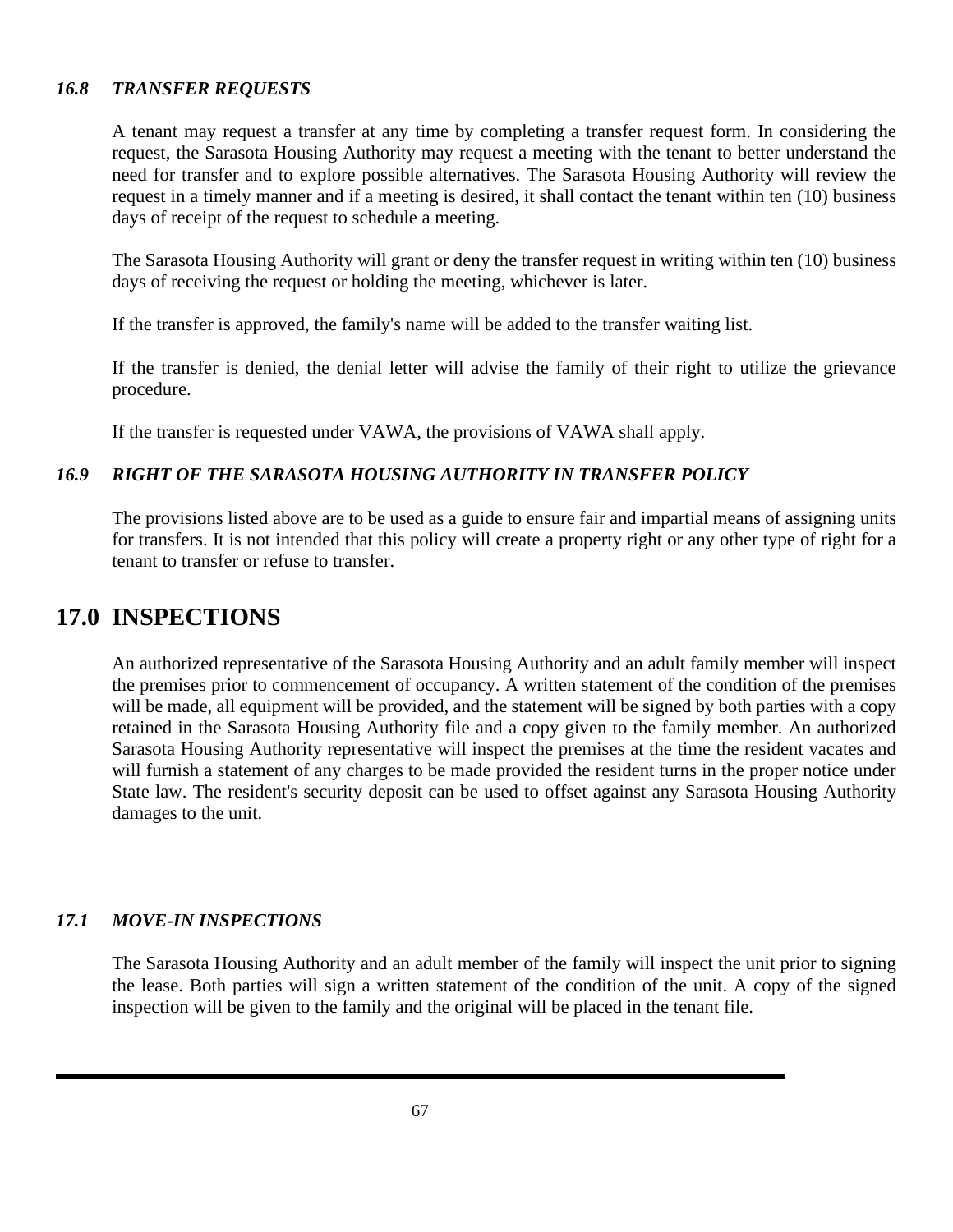### *16.8 TRANSFER REQUESTS*

A tenant may request a transfer at any time by completing a transfer request form. In considering the request, the Sarasota Housing Authority may request a meeting with the tenant to better understand the need for transfer and to explore possible alternatives. The Sarasota Housing Authority will review the request in a timely manner and if a meeting is desired, it shall contact the tenant within ten (10) business days of receipt of the request to schedule a meeting.

The Sarasota Housing Authority will grant or deny the transfer request in writing within ten (10) business days of receiving the request or holding the meeting, whichever is later.

If the transfer is approved, the family's name will be added to the transfer waiting list.

If the transfer is denied, the denial letter will advise the family of their right to utilize the grievance procedure.

If the transfer is requested under VAWA, the provisions of VAWA shall apply.

### *16.9 RIGHT OF THE SARASOTA HOUSING AUTHORITY IN TRANSFER POLICY*

The provisions listed above are to be used as a guide to ensure fair and impartial means of assigning units for transfers. It is not intended that this policy will create a property right or any other type of right for a tenant to transfer or refuse to transfer.

## 17.0 INSPECTIONS

An authorized representative of the Sarasota Housing Authority and an adult family member will inspect the premises prior to commencement of occupancy. A written statement of the condition of the premises will be made, all equipment will be provided, and the statement will be signed by both parties with a copy retained in the Sarasota Housing Authority file and a copy given to the family member. An authorized Sarasota Housing Authority representative will inspect the premises at the time the resident vacates and will furnish a statement of any charges to be made provided the resident turns in the proper notice under State law. The resident's security deposit can be used to offset against any Sarasota Housing Authority damages to the unit.

### *17.1 MOVE-IN INSPECTIONS*

The Sarasota Housing Authority and an adult member of the family will inspect the unit prior to signing the lease. Both parties will sign a written statement of the condition of the unit. A copy of the signed inspection will be given to the family and the original will be placed in the tenant file.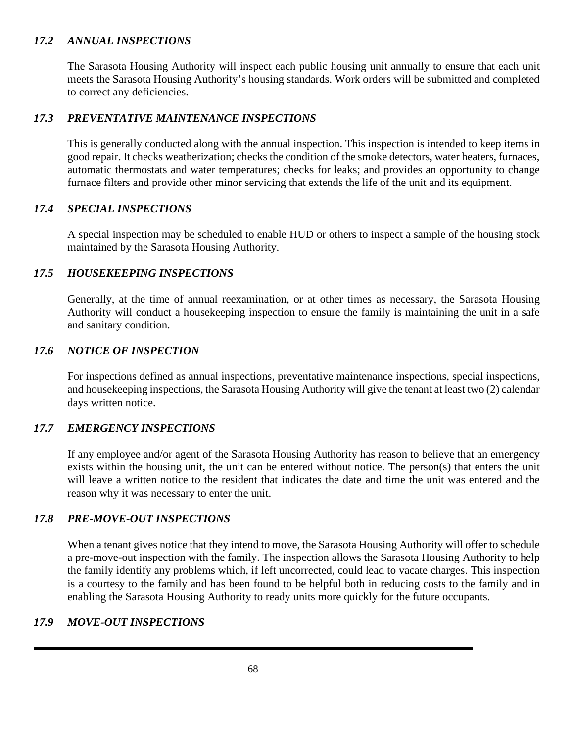### *17.2 ANNUAL INSPECTIONS*

The Sarasota Housing Authority will inspect each public housing unit annually to ensure that each unit meets the Sarasota Housing Authority's housing standards. Work orders will be submitted and completed to correct any deficiencies.

### *17.3 PREVENTATIVE MAINTENANCE INSPECTIONS*

This is generally conducted along with the annual inspection. This inspection is intended to keep items in good repair. It checks weatherization; checks the condition of the smoke detectors, water heaters, furnaces, automatic thermostats and water temperatures; checks for leaks; and provides an opportunity to change furnace filters and provide other minor servicing that extends the life of the unit and its equipment.

### *17.4 SPECIAL INSPECTIONS*

A special inspection may be scheduled to enable HUD or others to inspect a sample of the housing stock maintained by the Sarasota Housing Authority.

### *17.5 HOUSEKEEPING INSPECTIONS*

Generally, at the time of annual reexamination, or at other times as necessary, the Sarasota Housing Authority will conduct a housekeeping inspection to ensure the family is maintaining the unit in a safe and sanitary condition.

### *17.6 NOTICE OF INSPECTION*

For inspections defined as annual inspections, preventative maintenance inspections, special inspections, and housekeeping inspections, the Sarasota Housing Authority will give the tenant at least two (2) calendar days written notice.

### *17.7 EMERGENCY INSPECTIONS*

If any employee and/or agent of the Sarasota Housing Authority has reason to believe that an emergency exists within the housing unit, the unit can be entered without notice. The person(s) that enters the unit will leave a written notice to the resident that indicates the date and time the unit was entered and the reason why it was necessary to enter the unit.

### *17.8 PRE-MOVE-OUT INSPECTIONS*

When a tenant gives notice that they intend to move, the Sarasota Housing Authority will offer to schedule a pre-move-out inspection with the family. The inspection allows the Sarasota Housing Authority to help the family identify any problems which, if left uncorrected, could lead to vacate charges. This inspection is a courtesy to the family and has been found to be helpful both in reducing costs to the family and in enabling the Sarasota Housing Authority to ready units more quickly for the future occupants.

### *17.9 MOVE-OUT INSPECTIONS*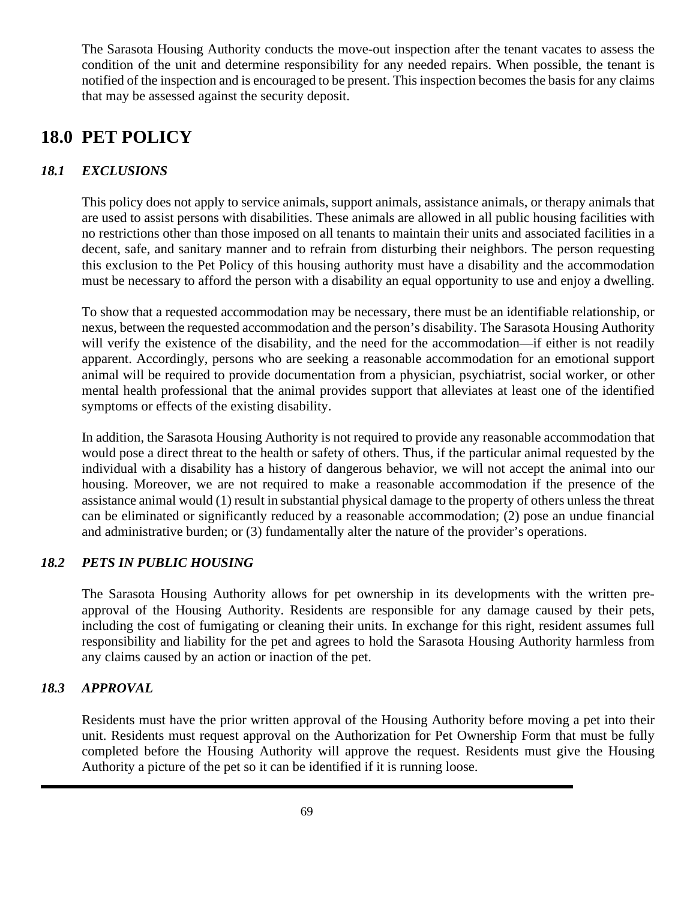The Sarasota Housing Authority conducts the move-out inspection after the tenant vacates to assess the condition of the unit and determine responsibility for any needed repairs. When possible, the tenant is notified of the inspection and is encouraged to be present. This inspection becomes the basis for any claims that may be assessed against the security deposit.

# 18.0 PET POLICY

### *18.1 EXCLUSIONS*

This policy does not apply to service animals, support animals, assistance animals, or therapy animals that are used to assist persons with disabilities. These animals are allowed in all public housing facilities with no restrictions other than those imposed on all tenants to maintain their units and associated facilities in a decent, safe, and sanitary manner and to refrain from disturbing their neighbors. The person requesting this exclusion to the Pet Policy of this housing authority must have a disability and the accommodation must be necessary to afford the person with a disability an equal opportunity to use and enjoy a dwelling.

To show that a requested accommodation may be necessary, there must be an identifiable relationship, or nexus, between the requested accommodation and the person's disability. The Sarasota Housing Authority will verify the existence of the disability, and the need for the accommodation—if either is not readily apparent. Accordingly, persons who are seeking a reasonable accommodation for an emotional support animal will be required to provide documentation from a physician, psychiatrist, social worker, or other mental health professional that the animal provides support that alleviates at least one of the identified symptoms or effects of the existing disability.

In addition, the Sarasota Housing Authority is not required to provide any reasonable accommodation that would pose a direct threat to the health or safety of others. Thus, if the particular animal requested by the individual with a disability has a history of dangerous behavior, we will not accept the animal into our housing. Moreover, we are not required to make a reasonable accommodation if the presence of the assistance animal would (1) result in substantial physical damage to the property of others unless the threat can be eliminated or significantly reduced by a reasonable accommodation; (2) pose an undue financial and administrative burden; or (3) fundamentally alter the nature of the provider's operations.

### *18.2 PETS IN PUBLIC HOUSING*

The Sarasota Housing Authority allows for pet ownership in its developments with the written pre-approval of the Housing Authority. Residents are responsible for any damage caused by their pets, including the cost of fumigating or cleaning their units. In exchange for this right, resident assumes full responsibility and liability for the pet and agrees to hold the Sarasota Housing Authority harmless from any claims caused by an action or inaction of the pet.

### *18.3 APPROVAL*

Residents must have the prior written approval of the Housing Authority before moving a pet into their unit. Residents must request approval on the Authorization for Pet Ownership Form that must be fully completed before the Housing Authority will approve the request. Residents must give the Housing Authority a picture of the pet so it can be identified if it is running loose.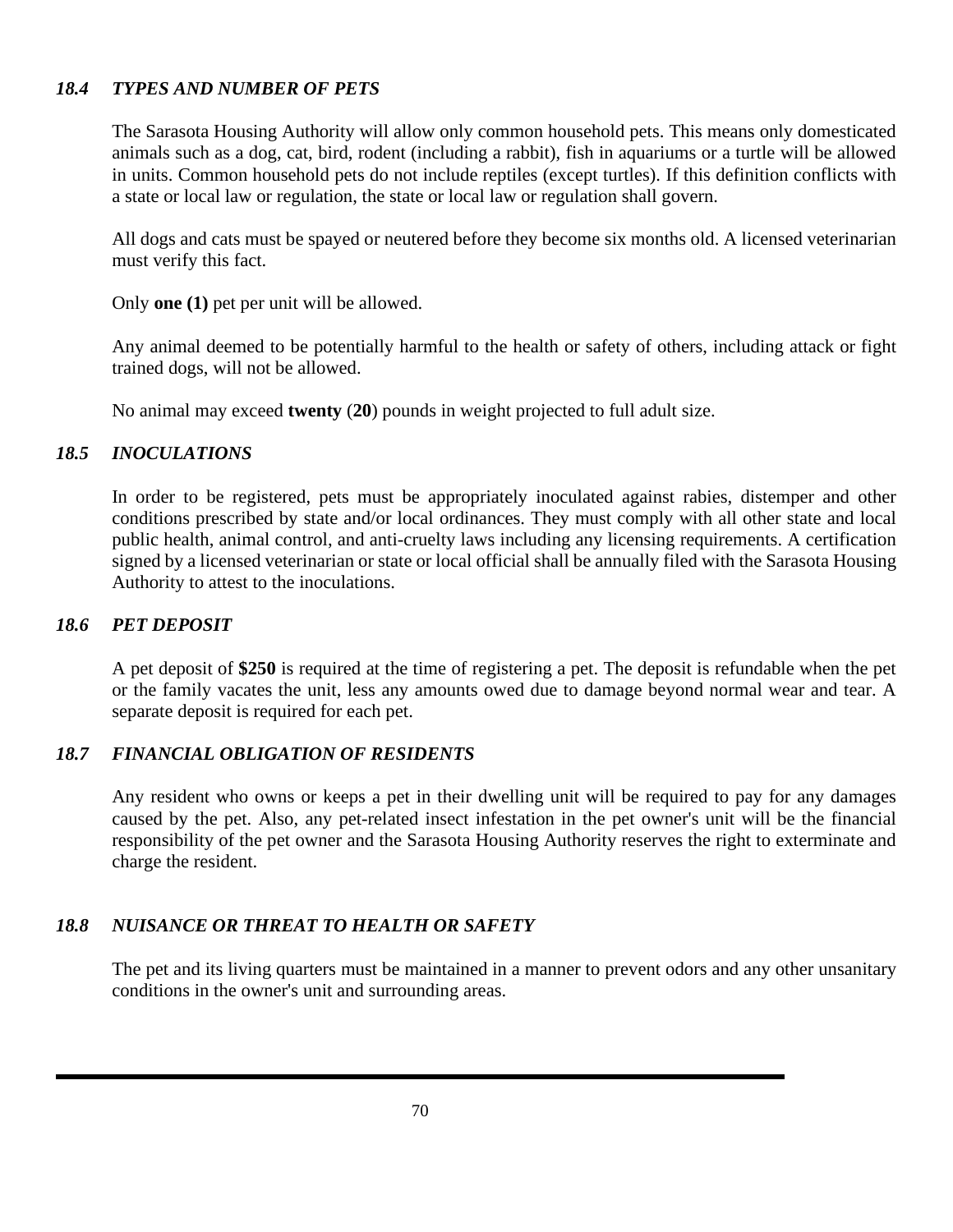### *18.4 TYPES AND NUMBER OF PETS*

The Sarasota Housing Authority will allow only common household pets. This means only domesticated animals such as a dog, cat, bird, rodent (including a rabbit), fish in aquariums or a turtle will be allowed in units. Common household pets do not include reptiles (except turtles). If this definition conflicts with a state or local law or regulation, the state or local law or regulation shall govern.

All dogs and cats must be spayed or neutered before they become six months old. A licensed veterinarian must verify this fact.

Only **one (1)** pet per unit will be allowed.

Any animal deemed to be potentially harmful to the health or safety of others, including attack or fight trained dogs, will not be allowed.

No animal may exceed **twenty** (**20**) pounds in weight projected to full adult size.

### *18.5 INOCULATIONS*

In order to be registered, pets must be appropriately inoculated against rabies, distemper and other conditions prescribed by state and/or local ordinances. They must comply with all other state and local public health, animal control, and anti-cruelty laws including any licensing requirements. A certification signed by a licensed veterinarian or state or local official shall be annually filed with the Sarasota Housing Authority to attest to the inoculations.

### *18.6 PET DEPOSIT*

A pet deposit of **$250** is required at the time of registering a pet. The deposit is refundable when the pet or the family vacates the unit, less any amounts owed due to damage beyond normal wear and tear. A separate deposit is required for each pet.

### *18.7 FINANCIAL OBLIGATION OF RESIDENTS*

Any resident who owns or keeps a pet in their dwelling unit will be required to pay for any damages caused by the pet. Also, any pet-related insect infestation in the pet owner's unit will be the financial responsibility of the pet owner and the Sarasota Housing Authority reserves the right to exterminate and charge the resident.

### *18.8 NUISANCE OR THREAT TO HEALTH OR SAFETY*

The pet and its living quarters must be maintained in a manner to prevent odors and any other unsanitary conditions in the owner's unit and surrounding areas.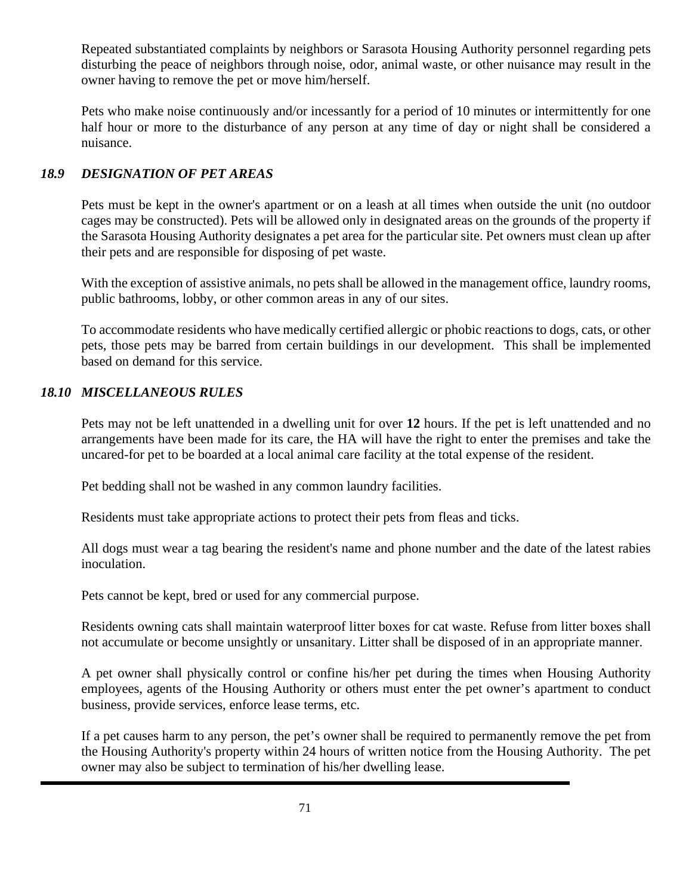Repeated substantiated complaints by neighbors or Sarasota Housing Authority personnel regarding pets disturbing the peace of neighbors through noise, odor, animal waste, or other nuisance may result in the owner having to remove the pet or move him/herself.

Pets who make noise continuously and/or incessantly for a period of 10 minutes or intermittently for one half hour or more to the disturbance of any person at any time of day or night shall be considered a nuisance.

### *18.9 DESIGNATION OF PET AREAS*

Pets must be kept in the owner's apartment or on a leash at all times when outside the unit (no outdoor cages may be constructed). Pets will be allowed only in designated areas on the grounds of the property if the Sarasota Housing Authority designates a pet area for the particular site. Pet owners must clean up after their pets and are responsible for disposing of pet waste.

With the exception of assistive animals, no pets shall be allowed in the management office, laundry rooms, public bathrooms, lobby, or other common areas in any of our sites.

To accommodate residents who have medically certified allergic or phobic reactions to dogs, cats, or other pets, those pets may be barred from certain buildings in our development. This shall be implemented based on demand for this service.

### *18.10 MISCELLANEOUS RULES*

Pets may not be left unattended in a dwelling unit for over **12** hours. If the pet is left unattended and no arrangements have been made for its care, the HA will have the right to enter the premises and take the uncared-for pet to be boarded at a local animal care facility at the total expense of the resident.

Pet bedding shall not be washed in any common laundry facilities.

Residents must take appropriate actions to protect their pets from fleas and ticks.

All dogs must wear a tag bearing the resident's name and phone number and the date of the latest rabies inoculation.

Pets cannot be kept, bred or used for any commercial purpose.

Residents owning cats shall maintain waterproof litter boxes for cat waste. Refuse from litter boxes shall not accumulate or become unsightly or unsanitary. Litter shall be disposed of in an appropriate manner.

A pet owner shall physically control or confine his/her pet during the times when Housing Authority employees, agents of the Housing Authority or others must enter the pet owner's apartment to conduct business, provide services, enforce lease terms, etc.

If a pet causes harm to any person, the pet's owner shall be required to permanently remove the pet from the Housing Authority's property within 24 hours of written notice from the Housing Authority. The pet owner may also be subject to termination of his/her dwelling lease.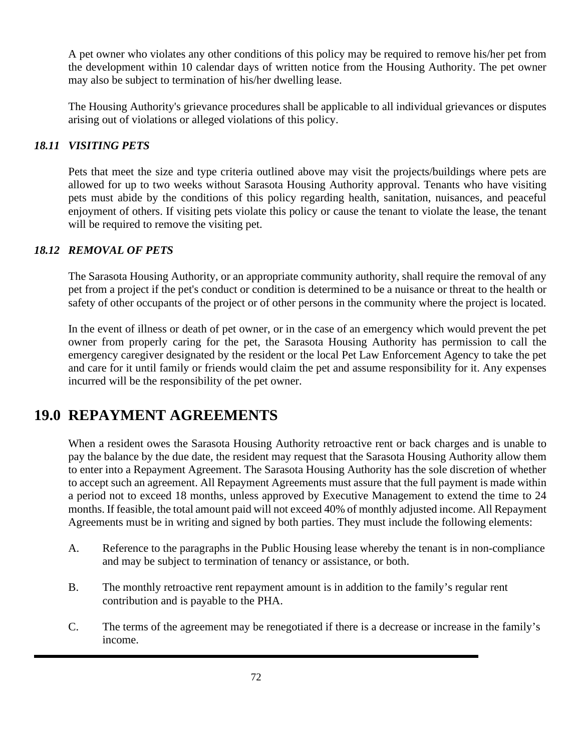A pet owner who violates any other conditions of this policy may be required to remove his/her pet from the development within 10 calendar days of written notice from the Housing Authority. The pet owner may also be subject to termination of his/her dwelling lease.

The Housing Authority's grievance procedures shall be applicable to all individual grievances or disputes arising out of violations or alleged violations of this policy.

### *18.11 VISITING PETS*

Pets that meet the size and type criteria outlined above may visit the projects/buildings where pets are allowed for up to two weeks without Sarasota Housing Authority approval. Tenants who have visiting pets must abide by the conditions of this policy regarding health, sanitation, nuisances, and peaceful enjoyment of others. If visiting pets violate this policy or cause the tenant to violate the lease, the tenant will be required to remove the visiting pet.

### *18.12 REMOVAL OF PETS*

The Sarasota Housing Authority, or an appropriate community authority, shall require the removal of any pet from a project if the pet's conduct or condition is determined to be a nuisance or threat to the health or safety of other occupants of the project or of other persons in the community where the project is located.

In the event of illness or death of pet owner, or in the case of an emergency which would prevent the pet owner from properly caring for the pet, the Sarasota Housing Authority has permission to call the emergency caregiver designated by the resident or the local Pet Law Enforcement Agency to take the pet and care for it until family or friends would claim the pet and assume responsibility for it. Any expenses incurred will be the responsibility of the pet owner.

## 19.0 REPAYMENT AGREEMENTS

When a resident owes the Sarasota Housing Authority retroactive rent or back charges and is unable to pay the balance by the due date, the resident may request that the Sarasota Housing Authority allow them to enter into a Repayment Agreement. The Sarasota Housing Authority has the sole discretion of whether to accept such an agreement. All Repayment Agreements must assure that the full payment is made within a period not to exceed 18 months, unless approved by Executive Management to extend the time to 24 months. If feasible, the total amount paid will not exceed 40% of monthly adjusted income. All Repayment Agreements must be in writing and signed by both parties. They must include the following elements:

A. Reference to the paragraphs in the Public Housing lease whereby the tenant is in non-compliance and may be subject to termination of tenancy or assistance, or both.

B. The monthly retroactive rent repayment amount is in addition to the family's regular rent contribution and is payable to the PHA.

C. The terms of the agreement may be renegotiated if there is a decrease or increase in the family's income.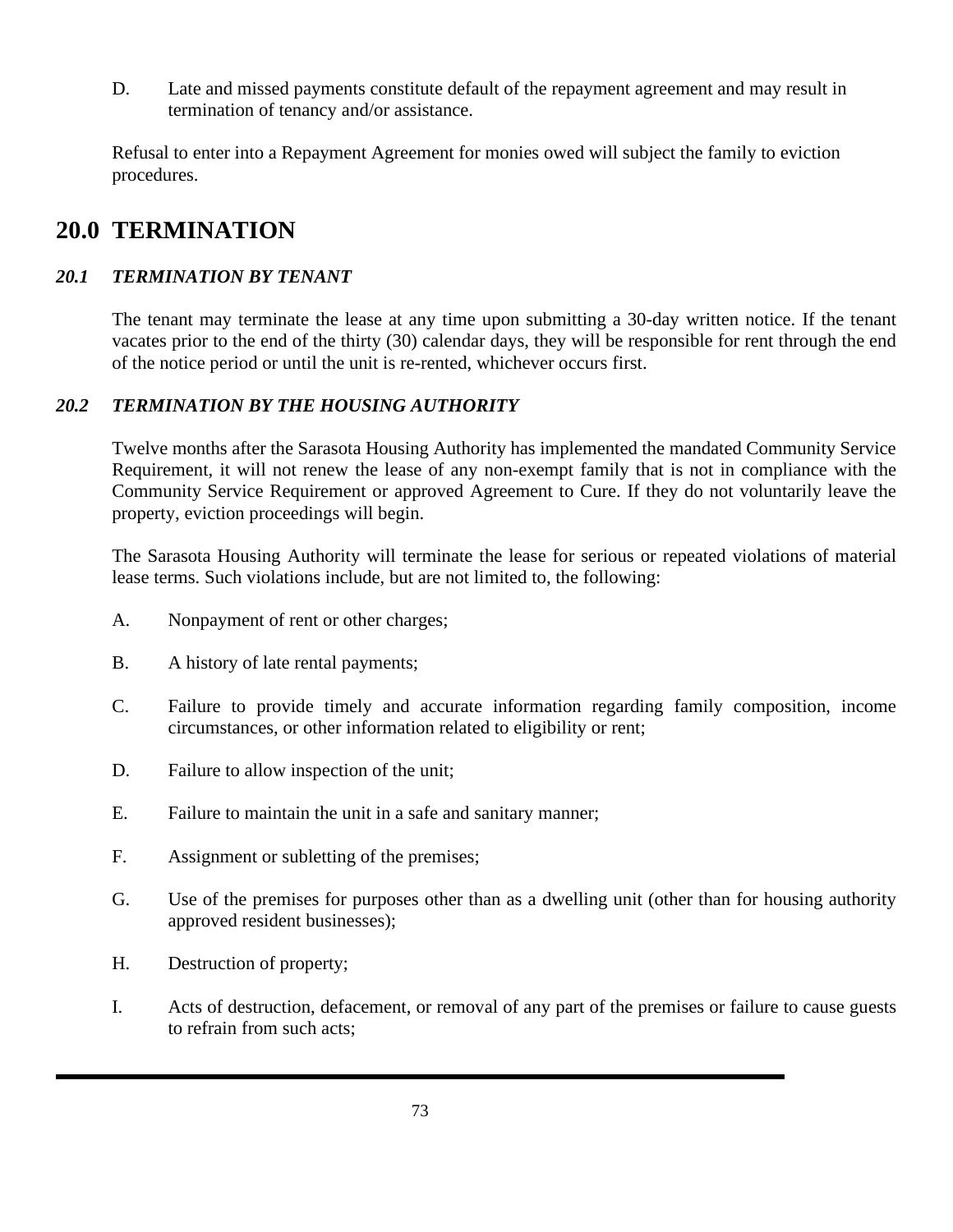D. Late and missed payments constitute default of the repayment agreement and may result in termination of tenancy and/or assistance.

Refusal to enter into a Repayment Agreement for monies owed will subject the family to eviction procedures.

# 20.0 TERMINATION

### *20.1 TERMINATION BY TENANT*

The tenant may terminate the lease at any time upon submitting a 30-day written notice. If the tenant vacates prior to the end of the thirty (30) calendar days, they will be responsible for rent through the end of the notice period or until the unit is re-rented, whichever occurs first.

### *20.2 TERMINATION BY THE HOUSING AUTHORITY*

Twelve months after the Sarasota Housing Authority has implemented the mandated Community Service Requirement, it will not renew the lease of any non-exempt family that is not in compliance with the Community Service Requirement or approved Agreement to Cure. If they do not voluntarily leave the property, eviction proceedings will begin.

The Sarasota Housing Authority will terminate the lease for serious or repeated violations of material lease terms. Such violations include, but are not limited to, the following:

A. Nonpayment of rent or other charges;

B. A history of late rental payments;

C. Failure to provide timely and accurate information regarding family composition, income circumstances, or other information related to eligibility or rent;

D. Failure to allow inspection of the unit;

E. Failure to maintain the unit in a safe and sanitary manner;

F. Assignment or subletting of the premises;

G. Use of the premises for purposes other than as a dwelling unit (other than for housing authority approved resident businesses);

H. Destruction of property;

I. Acts of destruction, defacement, or removal of any part of the premises or failure to cause guests to refrain from such acts;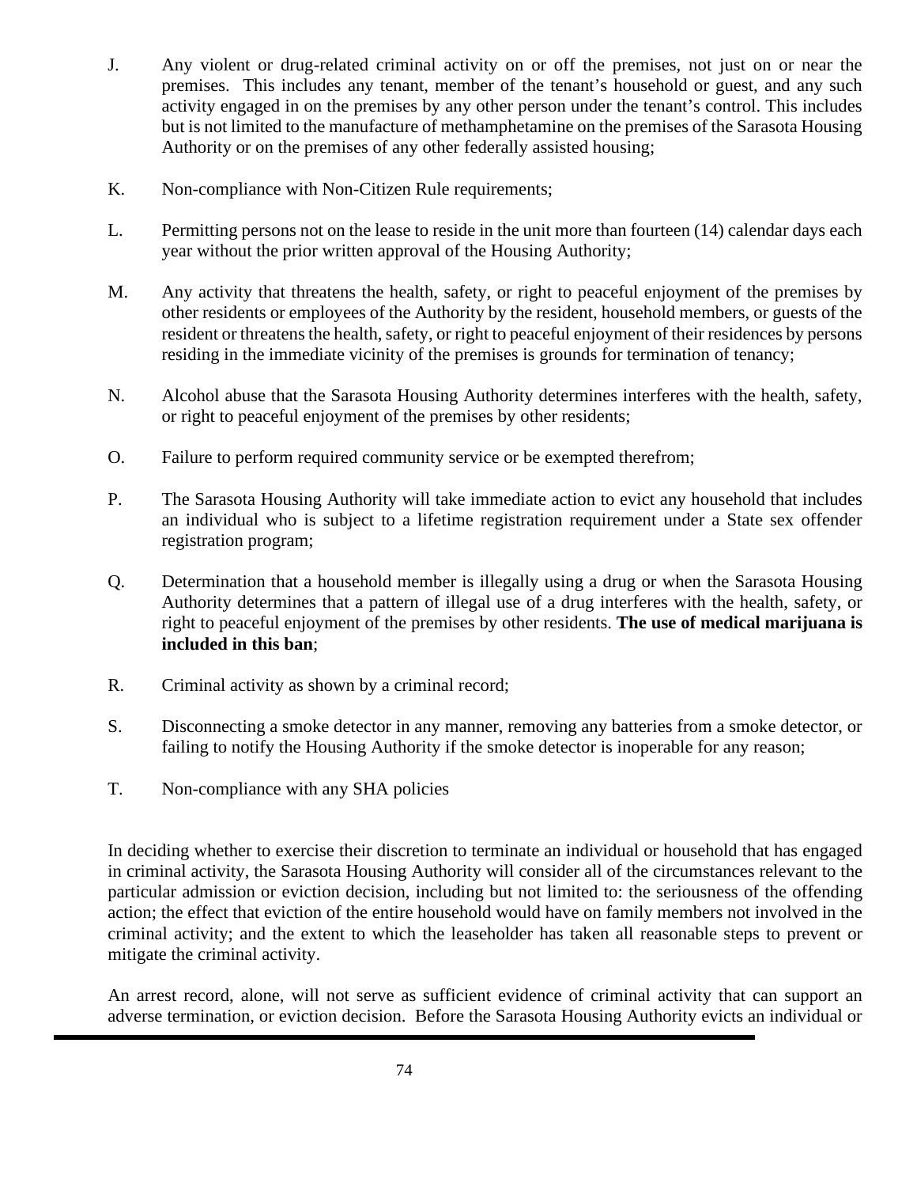J. Any violent or drug-related criminal activity on or off the premises, not just on or near the premises. This includes any tenant, member of the tenant's household or guest, and any such activity engaged in on the premises by any other person under the tenant's control. This includes but is not limited to the manufacture of methamphetamine on the premises of the Sarasota Housing Authority or on the premises of any other federally assisted housing;

K. Non-compliance with Non-Citizen Rule requirements;

L. Permitting persons not on the lease to reside in the unit more than fourteen (14) calendar days each year without the prior written approval of the Housing Authority;

M. Any activity that threatens the health, safety, or right to peaceful enjoyment of the premises by other residents or employees of the Authority by the resident, household members, or guests of the resident or threatens the health, safety, or right to peaceful enjoyment of their residences by persons residing in the immediate vicinity of the premises is grounds for termination of tenancy;

N. Alcohol abuse that the Sarasota Housing Authority determines interferes with the health, safety, or right to peaceful enjoyment of the premises by other residents;

O. Failure to perform required community service or be exempted therefrom;

P. The Sarasota Housing Authority will take immediate action to evict any household that includes an individual who is subject to a lifetime registration requirement under a State sex offender registration program;

Q. Determination that a household member is illegally using a drug or when the Sarasota Housing Authority determines that a pattern of illegal use of a drug interferes with the health, safety, or right to peaceful enjoyment of the premises by other residents. **The use of medical marijuana is included in this ban**;

R. Criminal activity as shown by a criminal record;

S. Disconnecting a smoke detector in any manner, removing any batteries from a smoke detector, or failing to notify the Housing Authority if the smoke detector is inoperable for any reason;

T. Non-compliance with any SHA policies

In deciding whether to exercise their discretion to terminate an individual or household that has engaged in criminal activity, the Sarasota Housing Authority will consider all of the circumstances relevant to the particular admission or eviction decision, including but not limited to: the seriousness of the offending action; the effect that eviction of the entire household would have on family members not involved in the criminal activity; and the extent to which the leaseholder has taken all reasonable steps to prevent or mitigate the criminal activity.

An arrest record, alone, will not serve as sufficient evidence of criminal activity that can support an adverse termination, or eviction decision. Before the Sarasota Housing Authority evicts an individual or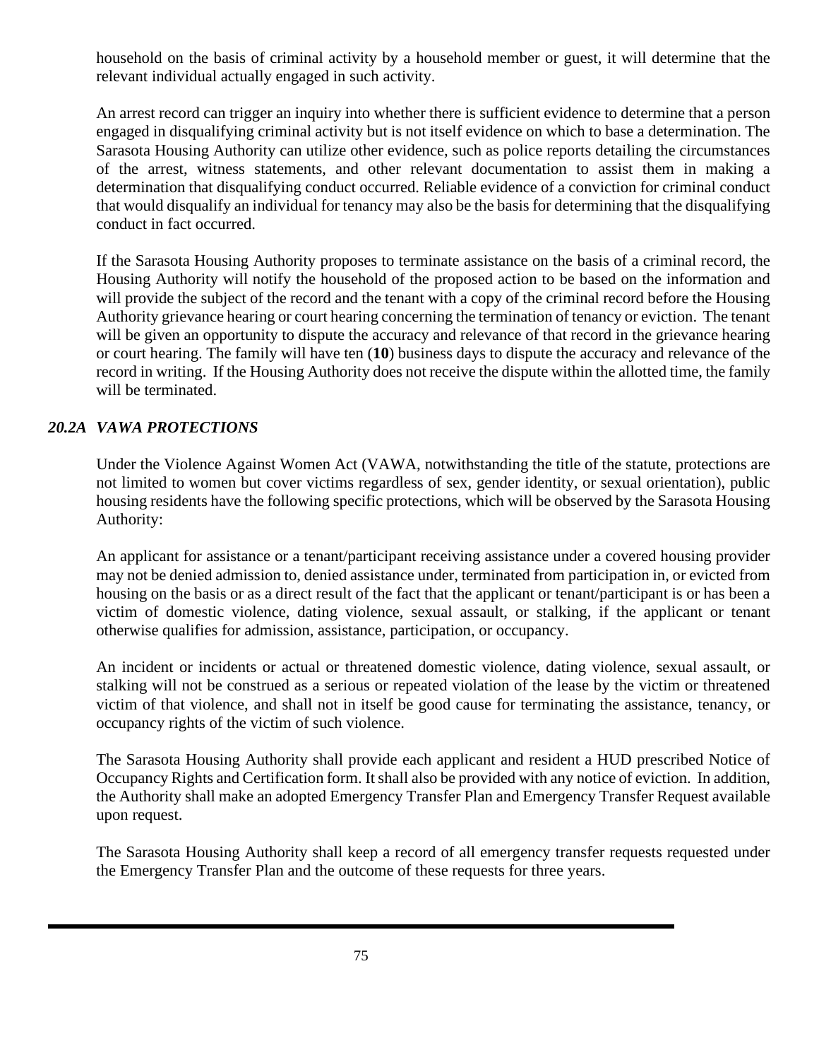household on the basis of criminal activity by a household member or guest, it will determine that the relevant individual actually engaged in such activity.

An arrest record can trigger an inquiry into whether there is sufficient evidence to determine that a person engaged in disqualifying criminal activity but is not itself evidence on which to base a determination. The Sarasota Housing Authority can utilize other evidence, such as police reports detailing the circumstances of the arrest, witness statements, and other relevant documentation to assist them in making a determination that disqualifying conduct occurred. Reliable evidence of a conviction for criminal conduct that would disqualify an individual for tenancy may also be the basis for determining that the disqualifying conduct in fact occurred.

If the Sarasota Housing Authority proposes to terminate assistance on the basis of a criminal record, the Housing Authority will notify the household of the proposed action to be based on the information and will provide the subject of the record and the tenant with a copy of the criminal record before the Housing Authority grievance hearing or court hearing concerning the termination of tenancy or eviction. The tenant will be given an opportunity to dispute the accuracy and relevance of that record in the grievance hearing or court hearing. The family will have ten (**10**) business days to dispute the accuracy and relevance of the record in writing. If the Housing Authority does not receive the dispute within the allotted time, the family will be terminated.

### *20.2A VAWA PROTECTIONS*

Under the Violence Against Women Act (VAWA, notwithstanding the title of the statute, protections are not limited to women but cover victims regardless of sex, gender identity, or sexual orientation), public housing residents have the following specific protections, which will be observed by the Sarasota Housing Authority:

An applicant for assistance or a tenant/participant receiving assistance under a covered housing provider may not be denied admission to, denied assistance under, terminated from participation in, or evicted from housing on the basis or as a direct result of the fact that the applicant or tenant/participant is or has been a victim of domestic violence, dating violence, sexual assault, or stalking, if the applicant or tenant otherwise qualifies for admission, assistance, participation, or occupancy.

An incident or incidents or actual or threatened domestic violence, dating violence, sexual assault, or stalking will not be construed as a serious or repeated violation of the lease by the victim or threatened victim of that violence, and shall not in itself be good cause for terminating the assistance, tenancy, or occupancy rights of the victim of such violence.

The Sarasota Housing Authority shall provide each applicant and resident a HUD prescribed Notice of Occupancy Rights and Certification form. It shall also be provided with any notice of eviction. In addition, the Authority shall make an adopted Emergency Transfer Plan and Emergency Transfer Request available upon request.

The Sarasota Housing Authority shall keep a record of all emergency transfer requests requested under the Emergency Transfer Plan and the outcome of these requests for three years.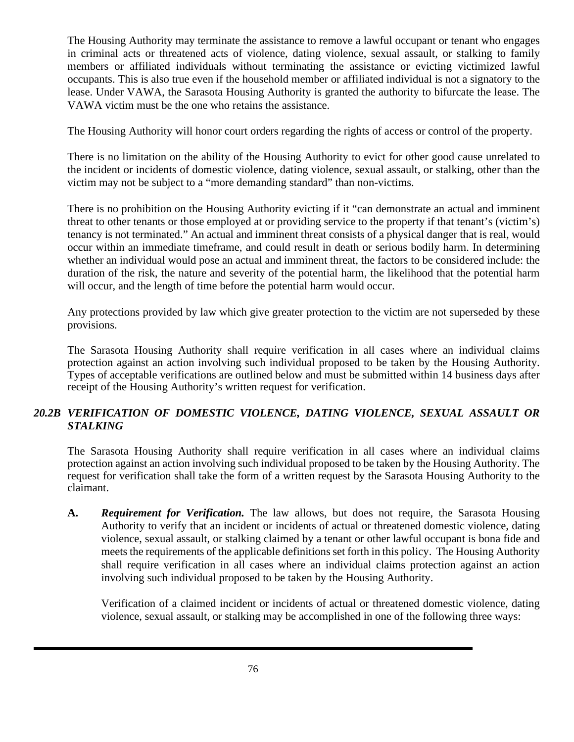The Housing Authority may terminate the assistance to remove a lawful occupant or tenant who engages in criminal acts or threatened acts of violence, dating violence, sexual assault, or stalking to family members or affiliated individuals without terminating the assistance or evicting victimized lawful occupants. This is also true even if the household member or affiliated individual is not a signatory to the lease. Under VAWA, the Sarasota Housing Authority is granted the authority to bifurcate the lease. The VAWA victim must be the one who retains the assistance.

The Housing Authority will honor court orders regarding the rights of access or control of the property.

There is no limitation on the ability of the Housing Authority to evict for other good cause unrelated to the incident or incidents of domestic violence, dating violence, sexual assault, or stalking, other than the victim may not be subject to a "more demanding standard" than non-victims.

There is no prohibition on the Housing Authority evicting if it "can demonstrate an actual and imminent threat to other tenants or those employed at or providing service to the property if that tenant's (victim's) tenancy is not terminated." An actual and imminent threat consists of a physical danger that is real, would occur within an immediate timeframe, and could result in death or serious bodily harm. In determining whether an individual would pose an actual and imminent threat, the factors to be considered include: the duration of the risk, the nature and severity of the potential harm, the likelihood that the potential harm will occur, and the length of time before the potential harm would occur.

Any protections provided by law which give greater protection to the victim are not superseded by these provisions.

The Sarasota Housing Authority shall require verification in all cases where an individual claims protection against an action involving such individual proposed to be taken by the Housing Authority. Types of acceptable verifications are outlined below and must be submitted within 14 business days after receipt of the Housing Authority's written request for verification.

### *20.2B VERIFICATION OF DOMESTIC VIOLENCE, DATING VIOLENCE, SEXUAL ASSAULT OR STALKING*

The Sarasota Housing Authority shall require verification in all cases where an individual claims protection against an action involving such individual proposed to be taken by the Housing Authority. The request for verification shall take the form of a written request by the Sarasota Housing Authority to the claimant.

**A.** ***Requirement for Verification.*** The law allows, but does not require, the Sarasota Housing Authority to verify that an incident or incidents of actual or threatened domestic violence, dating violence, sexual assault, or stalking claimed by a tenant or other lawful occupant is bona fide and meets the requirements of the applicable definitions set forth in this policy. The Housing Authority shall require verification in all cases where an individual claims protection against an action involving such individual proposed to be taken by the Housing Authority.

Verification of a claimed incident or incidents of actual or threatened domestic violence, dating violence, sexual assault, or stalking may be accomplished in one of the following three ways: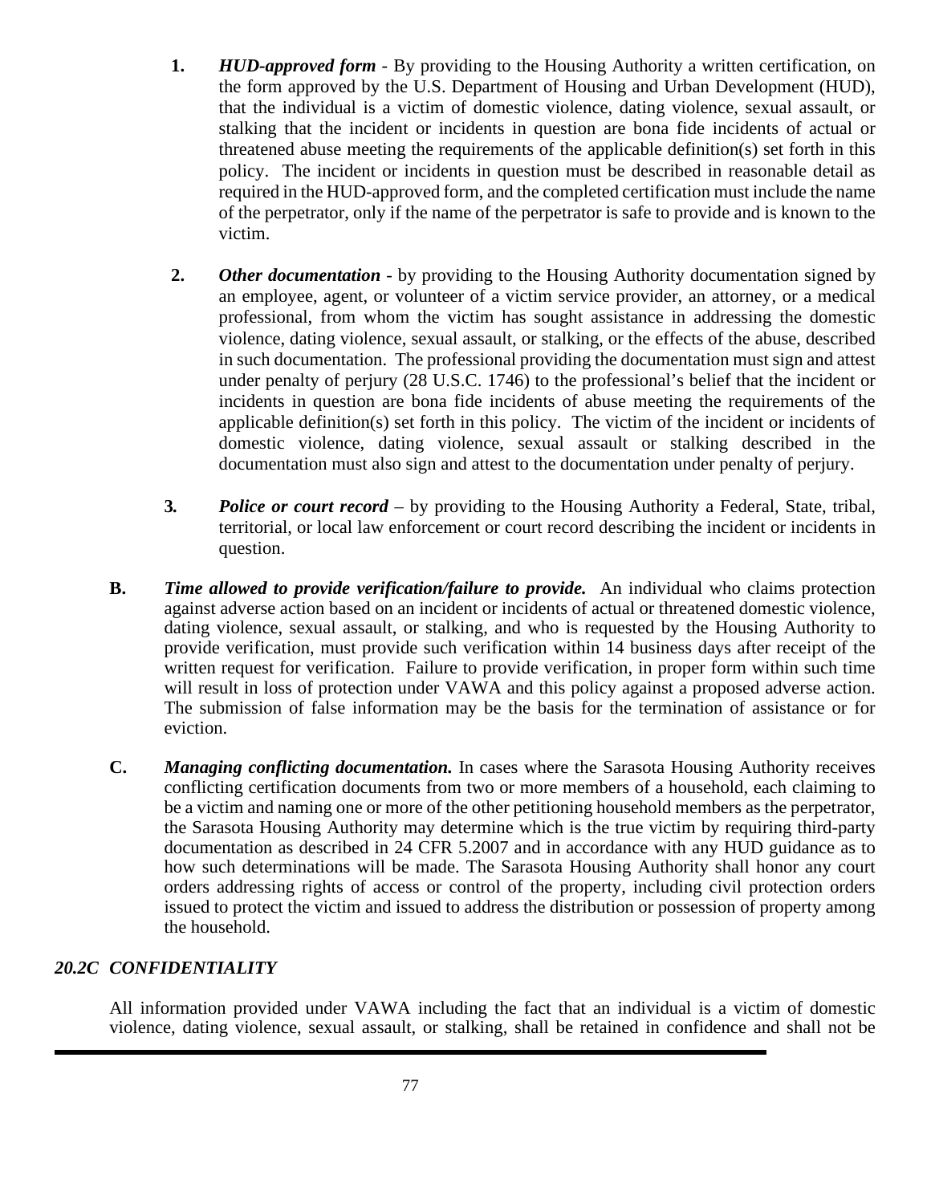1. ***HUD-approved form*** - By providing to the Housing Authority a written certification, on the form approved by the U.S. Department of Housing and Urban Development (HUD), that the individual is a victim of domestic violence, dating violence, sexual assault, or stalking that the incident or incidents in question are bona fide incidents of actual or threatened abuse meeting the requirements of the applicable definition(s) set forth in this policy. The incident or incidents in question must be described in reasonable detail as required in the HUD-approved form, and the completed certification must include the name of the perpetrator, only if the name of the perpetrator is safe to provide and is known to the victim.

2. ***Other documentation*** - by providing to the Housing Authority documentation signed by an employee, agent, or volunteer of a victim service provider, an attorney, or a medical professional, from whom the victim has sought assistance in addressing the domestic violence, dating violence, sexual assault, or stalking, or the effects of the abuse, described in such documentation. The professional providing the documentation must sign and attest under penalty of perjury (28 U.S.C. 1746) to the professional's belief that the incident or incidents in question are bona fide incidents of abuse meeting the requirements of the applicable definition(s) set forth in this policy. The victim of the incident or incidents of domestic violence, dating violence, sexual assault or stalking described in the documentation must also sign and attest to the documentation under penalty of perjury.

3. ***Police or court record*** – by providing to the Housing Authority a Federal, State, tribal, territorial, or local law enforcement or court record describing the incident or incidents in question.

**B.** ***Time allowed to provide verification/failure to provide.*** An individual who claims protection against adverse action based on an incident or incidents of actual or threatened domestic violence, dating violence, sexual assault, or stalking, and who is requested by the Housing Authority to provide verification, must provide such verification within 14 business days after receipt of the written request for verification. Failure to provide verification, in proper form within such time will result in loss of protection under VAWA and this policy against a proposed adverse action. The submission of false information may be the basis for the termination of assistance or for eviction.

**C.** ***Managing conflicting documentation.*** In cases where the Sarasota Housing Authority receives conflicting certification documents from two or more members of a household, each claiming to be a victim and naming one or more of the other petitioning household members as the perpetrator, the Sarasota Housing Authority may determine which is the true victim by requiring third-party documentation as described in 24 CFR 5.2007 and in accordance with any HUD guidance as to how such determinations will be made. The Sarasota Housing Authority shall honor any court orders addressing rights of access or control of the property, including civil protection orders issued to protect the victim and issued to address the distribution or possession of property among the household.

### *20.2C CONFIDENTIALITY*

All information provided under VAWA including the fact that an individual is a victim of domestic violence, dating violence, sexual assault, or stalking, shall be retained in confidence and shall not be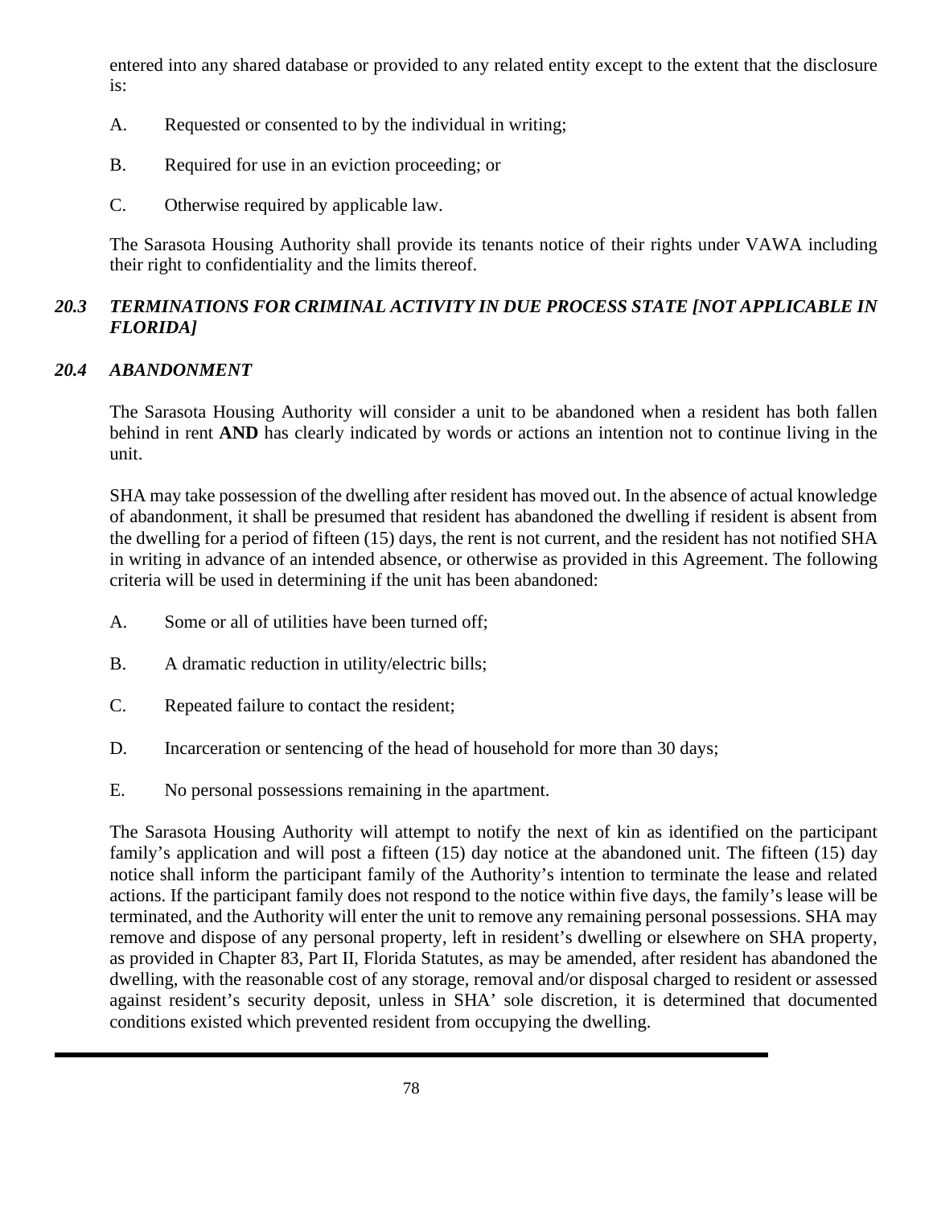entered into any shared database or provided to any related entity except to the extent that the disclosure is:

A. Requested or consented to by the individual in writing;

B. Required for use in an eviction proceeding; or

C. Otherwise required by applicable law.

The Sarasota Housing Authority shall provide its tenants notice of their rights under VAWA including their right to confidentiality and the limits thereof.

### *20.3 TERMINATIONS FOR CRIMINAL ACTIVITY IN DUE PROCESS STATE [NOT APPLICABLE IN FLORIDA]*

### *20.4 ABANDONMENT*

The Sarasota Housing Authority will consider a unit to be abandoned when a resident has both fallen behind in rent **AND** has clearly indicated by words or actions an intention not to continue living in the unit.

SHA may take possession of the dwelling after resident has moved out. In the absence of actual knowledge of abandonment, it shall be presumed that resident has abandoned the dwelling if resident is absent from the dwelling for a period of fifteen (15) days, the rent is not current, and the resident has not notified SHA in writing in advance of an intended absence, or otherwise as provided in this Agreement. The following criteria will be used in determining if the unit has been abandoned:

A. Some or all of utilities have been turned off;

B. A dramatic reduction in utility/electric bills;

C. Repeated failure to contact the resident;

D. Incarceration or sentencing of the head of household for more than 30 days;

E. No personal possessions remaining in the apartment.

The Sarasota Housing Authority will attempt to notify the next of kin as identified on the participant family's application and will post a fifteen (15) day notice at the abandoned unit. The fifteen (15) day notice shall inform the participant family of the Authority's intention to terminate the lease and related actions. If the participant family does not respond to the notice within five days, the family's lease will be terminated, and the Authority will enter the unit to remove any remaining personal possessions. SHA may remove and dispose of any personal property, left in resident's dwelling or elsewhere on SHA property, as provided in Chapter 83, Part II, Florida Statutes, as may be amended, after resident has abandoned the dwelling, with the reasonable cost of any storage, removal and/or disposal charged to resident or assessed against resident's security deposit, unless in SHA' sole discretion, it is determined that documented conditions existed which prevented resident from occupying the dwelling.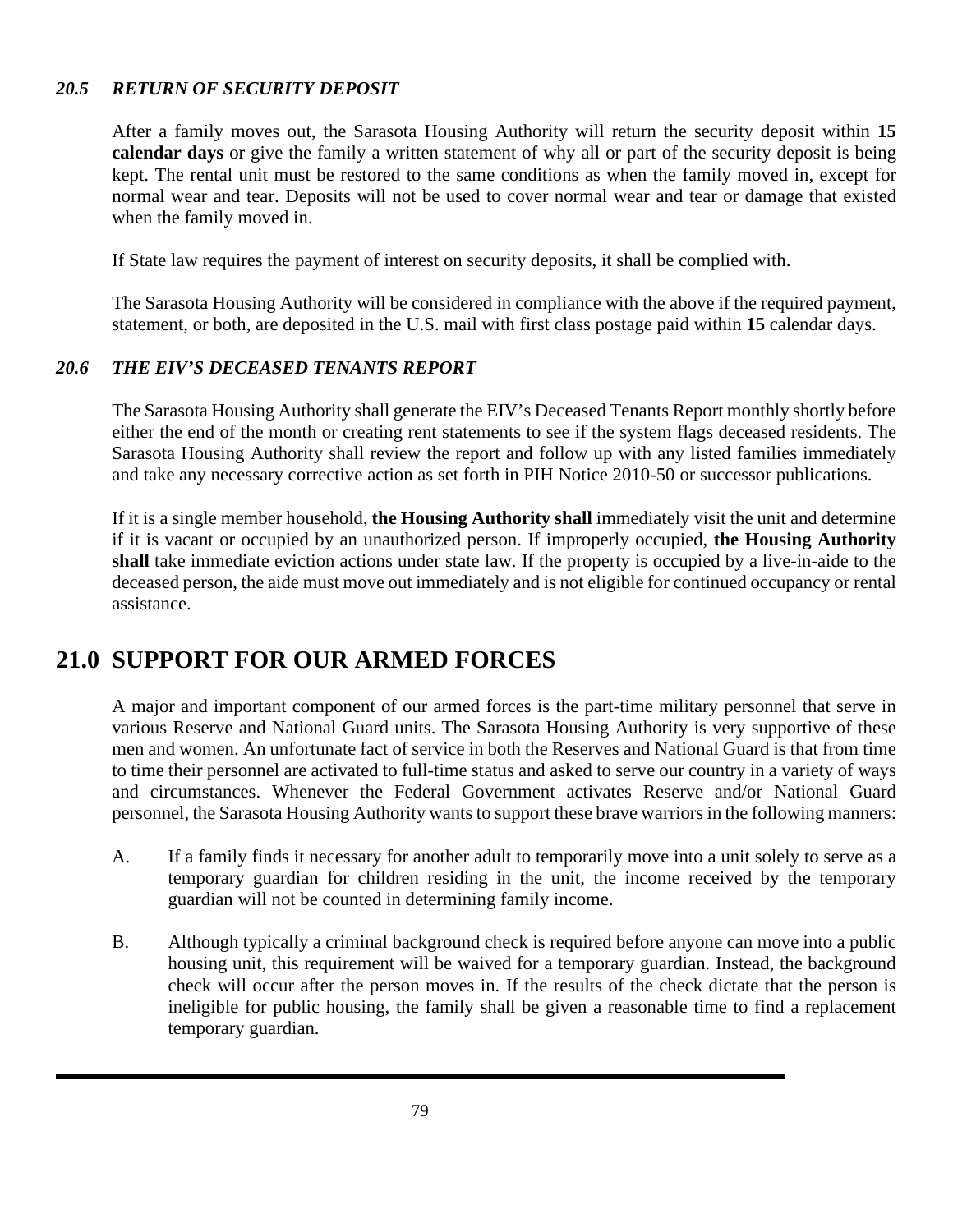### *20.5 RETURN OF SECURITY DEPOSIT*

After a family moves out, the Sarasota Housing Authority will return the security deposit within **15 calendar days** or give the family a written statement of why all or part of the security deposit is being kept. The rental unit must be restored to the same conditions as when the family moved in, except for normal wear and tear. Deposits will not be used to cover normal wear and tear or damage that existed when the family moved in.

If State law requires the payment of interest on security deposits, it shall be complied with.

The Sarasota Housing Authority will be considered in compliance with the above if the required payment, statement, or both, are deposited in the U.S. mail with first class postage paid within **15** calendar days.

### *20.6 THE EIV'S DECEASED TENANTS REPORT*

The Sarasota Housing Authority shall generate the EIV's Deceased Tenants Report monthly shortly before either the end of the month or creating rent statements to see if the system flags deceased residents. The Sarasota Housing Authority shall review the report and follow up with any listed families immediately and take any necessary corrective action as set forth in PIH Notice 2010-50 or successor publications.

If it is a single member household, **the Housing Authority shall** immediately visit the unit and determine if it is vacant or occupied by an unauthorized person. If improperly occupied, **the Housing Authority shall** take immediate eviction actions under state law. If the property is occupied by a live-in-aide to the deceased person, the aide must move out immediately and is not eligible for continued occupancy or rental assistance.

## 21.0 SUPPORT FOR OUR ARMED FORCES

A major and important component of our armed forces is the part-time military personnel that serve in various Reserve and National Guard units. The Sarasota Housing Authority is very supportive of these men and women. An unfortunate fact of service in both the Reserves and National Guard is that from time to time their personnel are activated to full-time status and asked to serve our country in a variety of ways and circumstances. Whenever the Federal Government activates Reserve and/or National Guard personnel, the Sarasota Housing Authority wants to support these brave warriors in the following manners:

A. If a family finds it necessary for another adult to temporarily move into a unit solely to serve as a temporary guardian for children residing in the unit, the income received by the temporary guardian will not be counted in determining family income.

B. Although typically a criminal background check is required before anyone can move into a public housing unit, this requirement will be waived for a temporary guardian. Instead, the background check will occur after the person moves in. If the results of the check dictate that the person is ineligible for public housing, the family shall be given a reasonable time to find a replacement temporary guardian.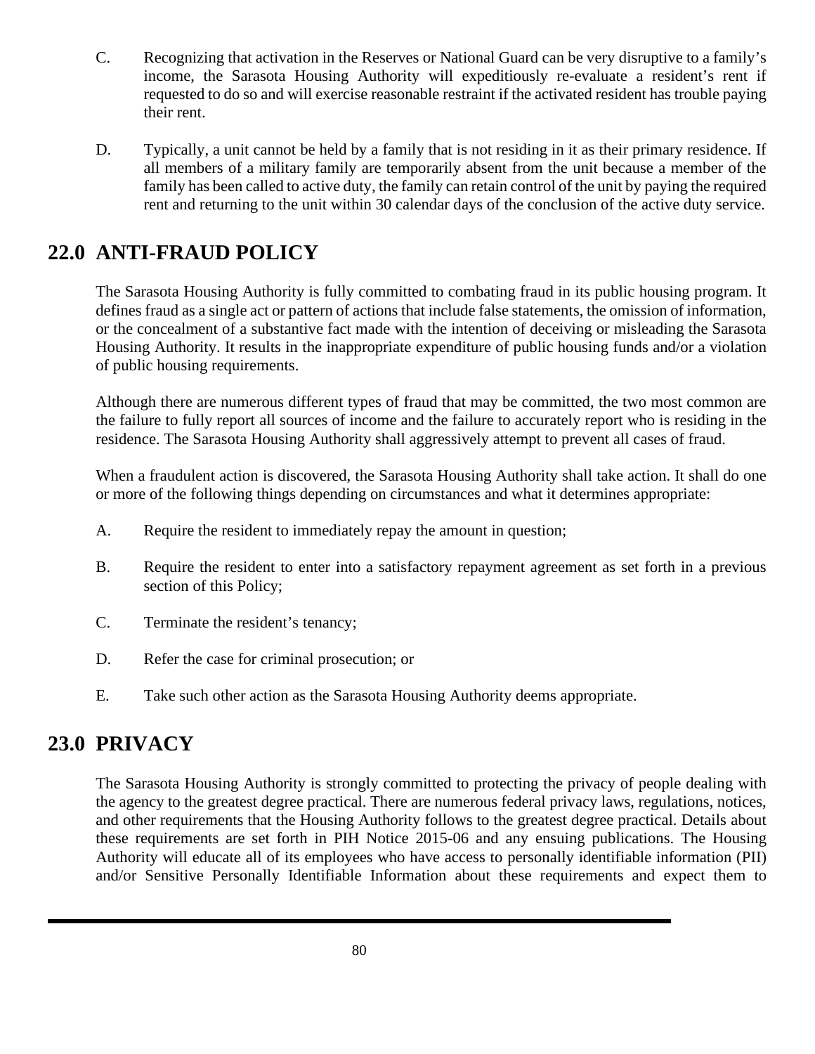C. Recognizing that activation in the Reserves or National Guard can be very disruptive to a family's income, the Sarasota Housing Authority will expeditiously re-evaluate a resident's rent if requested to do so and will exercise reasonable restraint if the activated resident has trouble paying their rent.

D. Typically, a unit cannot be held by a family that is not residing in it as their primary residence. If all members of a military family are temporarily absent from the unit because a member of the family has been called to active duty, the family can retain control of the unit by paying the required rent and returning to the unit within 30 calendar days of the conclusion of the active duty service.

## 22.0 ANTI-FRAUD POLICY

The Sarasota Housing Authority is fully committed to combating fraud in its public housing program. It defines fraud as a single act or pattern of actions that include false statements, the omission of information, or the concealment of a substantive fact made with the intention of deceiving or misleading the Sarasota Housing Authority. It results in the inappropriate expenditure of public housing funds and/or a violation of public housing requirements.

Although there are numerous different types of fraud that may be committed, the two most common are the failure to fully report all sources of income and the failure to accurately report who is residing in the residence. The Sarasota Housing Authority shall aggressively attempt to prevent all cases of fraud.

When a fraudulent action is discovered, the Sarasota Housing Authority shall take action. It shall do one or more of the following things depending on circumstances and what it determines appropriate:

A. Require the resident to immediately repay the amount in question;

B. Require the resident to enter into a satisfactory repayment agreement as set forth in a previous section of this Policy;

C. Terminate the resident's tenancy;

D. Refer the case for criminal prosecution; or

E. Take such other action as the Sarasota Housing Authority deems appropriate.

## 23.0 PRIVACY

The Sarasota Housing Authority is strongly committed to protecting the privacy of people dealing with the agency to the greatest degree practical. There are numerous federal privacy laws, regulations, notices, and other requirements that the Housing Authority follows to the greatest degree practical. Details about these requirements are set forth in PIH Notice 2015-06 and any ensuing publications. The Housing Authority will educate all of its employees who have access to personally identifiable information (PII) and/or Sensitive Personally Identifiable Information about these requirements and expect them to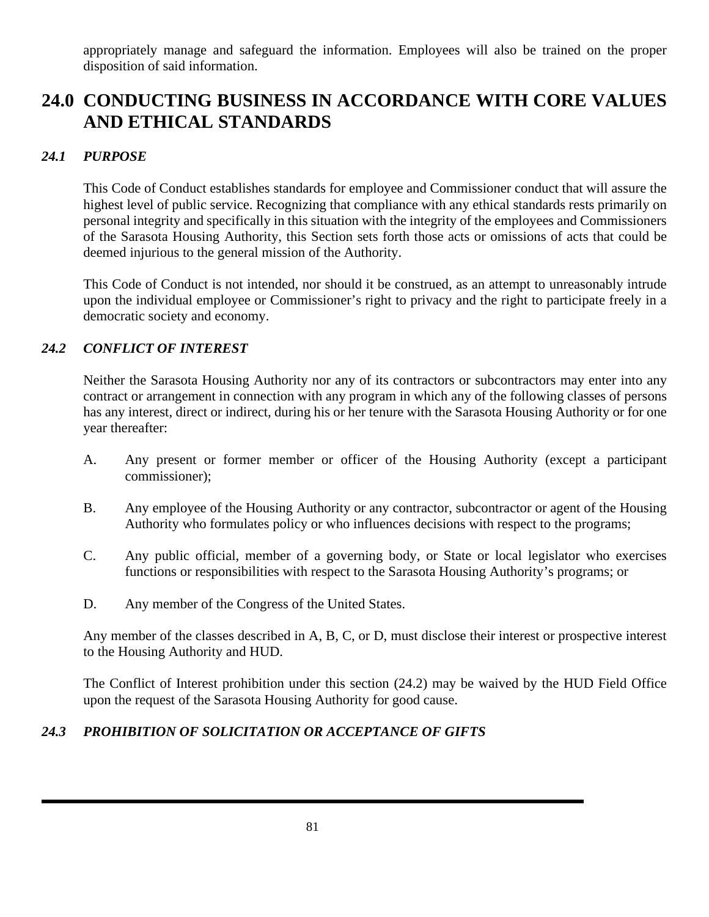appropriately manage and safeguard the information. Employees will also be trained on the proper disposition of said information.

# 24.0 CONDUCTING BUSINESS IN ACCORDANCE WITH CORE VALUES AND ETHICAL STANDARDS

### *24.1 PURPOSE*

This Code of Conduct establishes standards for employee and Commissioner conduct that will assure the highest level of public service. Recognizing that compliance with any ethical standards rests primarily on personal integrity and specifically in this situation with the integrity of the employees and Commissioners of the Sarasota Housing Authority, this Section sets forth those acts or omissions of acts that could be deemed injurious to the general mission of the Authority.

This Code of Conduct is not intended, nor should it be construed, as an attempt to unreasonably intrude upon the individual employee or Commissioner's right to privacy and the right to participate freely in a democratic society and economy.

### *24.2 CONFLICT OF INTEREST*

Neither the Sarasota Housing Authority nor any of its contractors or subcontractors may enter into any contract or arrangement in connection with any program in which any of the following classes of persons has any interest, direct or indirect, during his or her tenure with the Sarasota Housing Authority or for one year thereafter:

A. Any present or former member or officer of the Housing Authority (except a participant commissioner);

B. Any employee of the Housing Authority or any contractor, subcontractor or agent of the Housing Authority who formulates policy or who influences decisions with respect to the programs;

C. Any public official, member of a governing body, or State or local legislator who exercises functions or responsibilities with respect to the Sarasota Housing Authority's programs; or

D. Any member of the Congress of the United States.

Any member of the classes described in A, B, C, or D, must disclose their interest or prospective interest to the Housing Authority and HUD.

The Conflict of Interest prohibition under this section (24.2) may be waived by the HUD Field Office upon the request of the Sarasota Housing Authority for good cause.

### *24.3 PROHIBITION OF SOLICITATION OR ACCEPTANCE OF GIFTS*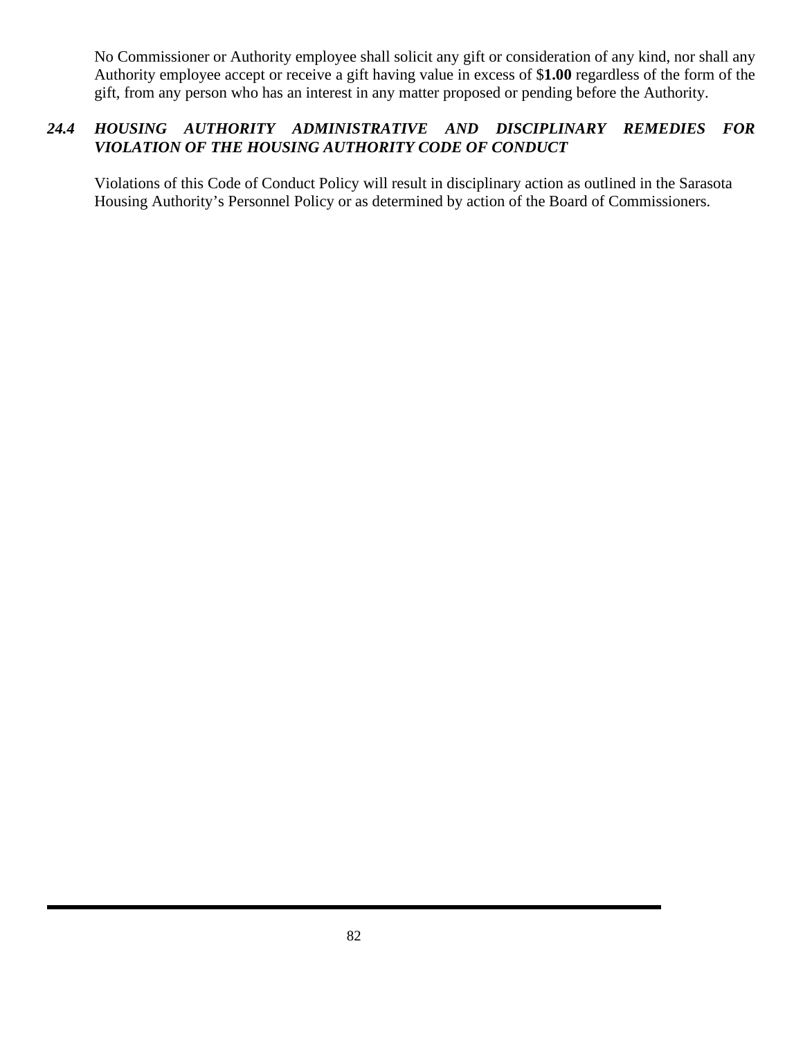No Commissioner or Authority employee shall solicit any gift or consideration of any kind, nor shall any Authority employee accept or receive a gift having value in excess of $**1.00** regardless of the form of the gift, from any person who has an interest in any matter proposed or pending before the Authority.

### *24.4 HOUSING AUTHORITY ADMINISTRATIVE AND DISCIPLINARY REMEDIES FOR VIOLATION OF THE HOUSING AUTHORITY CODE OF CONDUCT*

Violations of this Code of Conduct Policy will result in disciplinary action as outlined in the Sarasota Housing Authority's Personnel Policy or as determined by action of the Board of Commissioners.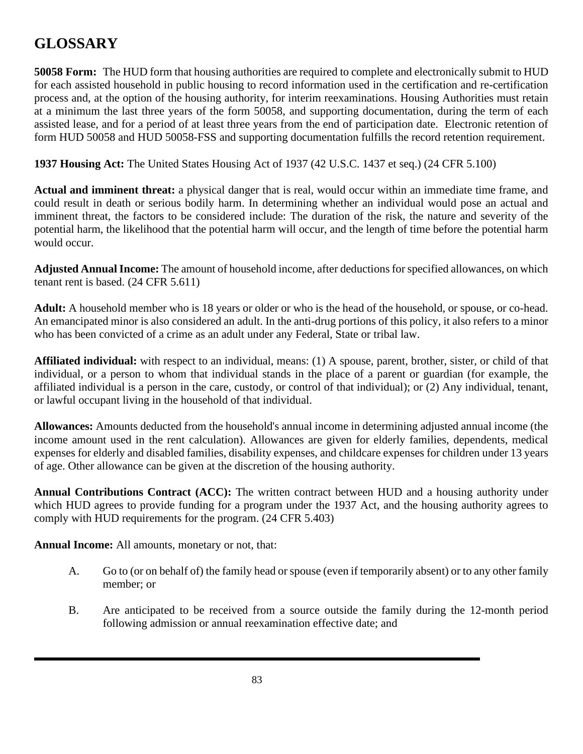# GLOSSARY

**50058 Form:** The HUD form that housing authorities are required to complete and electronically submit to HUD for each assisted household in public housing to record information used in the certification and re-certification process and, at the option of the housing authority, for interim reexaminations. Housing Authorities must retain at a minimum the last three years of the form 50058, and supporting documentation, during the term of each assisted lease, and for a period of at least three years from the end of participation date. Electronic retention of form HUD 50058 and HUD 50058-FSS and supporting documentation fulfills the record retention requirement.

**1937 Housing Act:** The United States Housing Act of 1937 (42 U.S.C. 1437 et seq.) (24 CFR 5.100)

**Actual and imminent threat:** a physical danger that is real, would occur within an immediate time frame, and could result in death or serious bodily harm. In determining whether an individual would pose an actual and imminent threat, the factors to be considered include: The duration of the risk, the nature and severity of the potential harm, the likelihood that the potential harm will occur, and the length of time before the potential harm would occur.

**Adjusted Annual Income:** The amount of household income, after deductions for specified allowances, on which tenant rent is based. (24 CFR 5.611)

**Adult:** A household member who is 18 years or older or who is the head of the household, or spouse, or co-head. An emancipated minor is also considered an adult. In the anti-drug portions of this policy, it also refers to a minor who has been convicted of a crime as an adult under any Federal, State or tribal law.

**Affiliated individual:** with respect to an individual, means: (1) A spouse, parent, brother, sister, or child of that individual, or a person to whom that individual stands in the place of a parent or guardian (for example, the affiliated individual is a person in the care, custody, or control of that individual); or (2) Any individual, tenant, or lawful occupant living in the household of that individual.

**Allowances:** Amounts deducted from the household's annual income in determining adjusted annual income (the income amount used in the rent calculation). Allowances are given for elderly families, dependents, medical expenses for elderly and disabled families, disability expenses, and childcare expenses for children under 13 years of age. Other allowance can be given at the discretion of the housing authority.

**Annual Contributions Contract (ACC):** The written contract between HUD and a housing authority under which HUD agrees to provide funding for a program under the 1937 Act, and the housing authority agrees to comply with HUD requirements for the program. (24 CFR 5.403)

**Annual Income:** All amounts, monetary or not, that:

A. Go to (or on behalf of) the family head or spouse (even if temporarily absent) or to any other family member; or

B. Are anticipated to be received from a source outside the family during the 12-month period following admission or annual reexamination effective date; and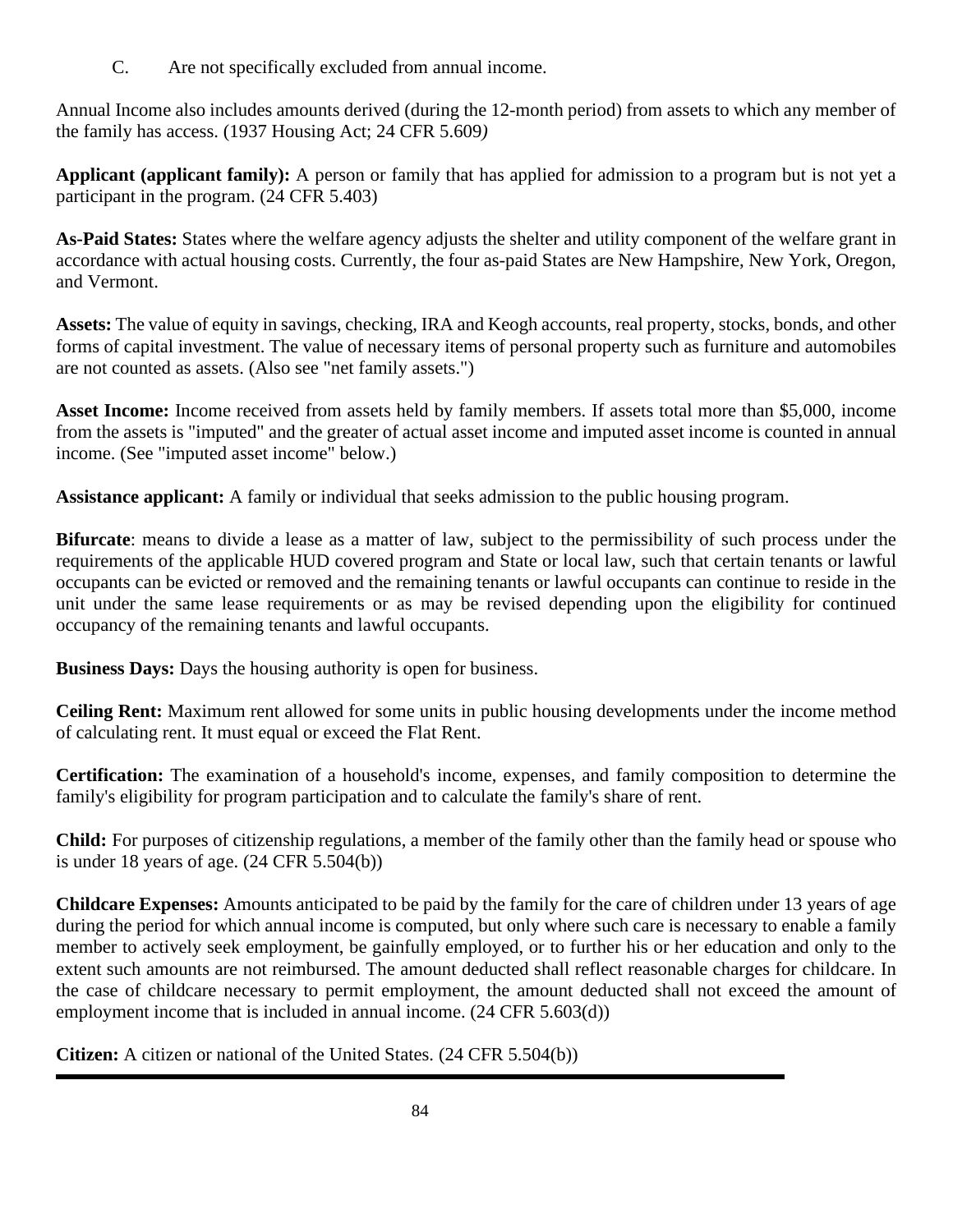C. Are not specifically excluded from annual income.

Annual Income also includes amounts derived (during the 12-month period) from assets to which any member of the family has access. (1937 Housing Act; 24 CFR 5.609*)*

**Applicant (applicant family):** A person or family that has applied for admission to a program but is not yet a participant in the program. (24 CFR 5.403)

**As-Paid States:** States where the welfare agency adjusts the shelter and utility component of the welfare grant in accordance with actual housing costs. Currently, the four as-paid States are New Hampshire, New York, Oregon, and Vermont.

**Assets:** The value of equity in savings, checking, IRA and Keogh accounts, real property, stocks, bonds, and other forms of capital investment. The value of necessary items of personal property such as furniture and automobiles are not counted as assets. (Also see "net family assets.")

**Asset Income:** Income received from assets held by family members. If assets total more than $5,000, income from the assets is "imputed" and the greater of actual asset income and imputed asset income is counted in annual income. (See "imputed asset income" below.)

**Assistance applicant:** A family or individual that seeks admission to the public housing program.

**Bifurcate**: means to divide a lease as a matter of law, subject to the permissibility of such process under the requirements of the applicable HUD covered program and State or local law, such that certain tenants or lawful occupants can be evicted or removed and the remaining tenants or lawful occupants can continue to reside in the unit under the same lease requirements or as may be revised depending upon the eligibility for continued occupancy of the remaining tenants and lawful occupants.

**Business Days:** Days the housing authority is open for business.

**Ceiling Rent:** Maximum rent allowed for some units in public housing developments under the income method of calculating rent. It must equal or exceed the Flat Rent.

**Certification:** The examination of a household's income, expenses, and family composition to determine the family's eligibility for program participation and to calculate the family's share of rent.

**Child:** For purposes of citizenship regulations, a member of the family other than the family head or spouse who is under 18 years of age. (24 CFR 5.504(b))

**Childcare Expenses:** Amounts anticipated to be paid by the family for the care of children under 13 years of age during the period for which annual income is computed, but only where such care is necessary to enable a family member to actively seek employment, be gainfully employed, or to further his or her education and only to the extent such amounts are not reimbursed. The amount deducted shall reflect reasonable charges for childcare. In the case of childcare necessary to permit employment, the amount deducted shall not exceed the amount of employment income that is included in annual income. (24 CFR 5.603(d))

**Citizen:** A citizen or national of the United States. (24 CFR 5.504(b))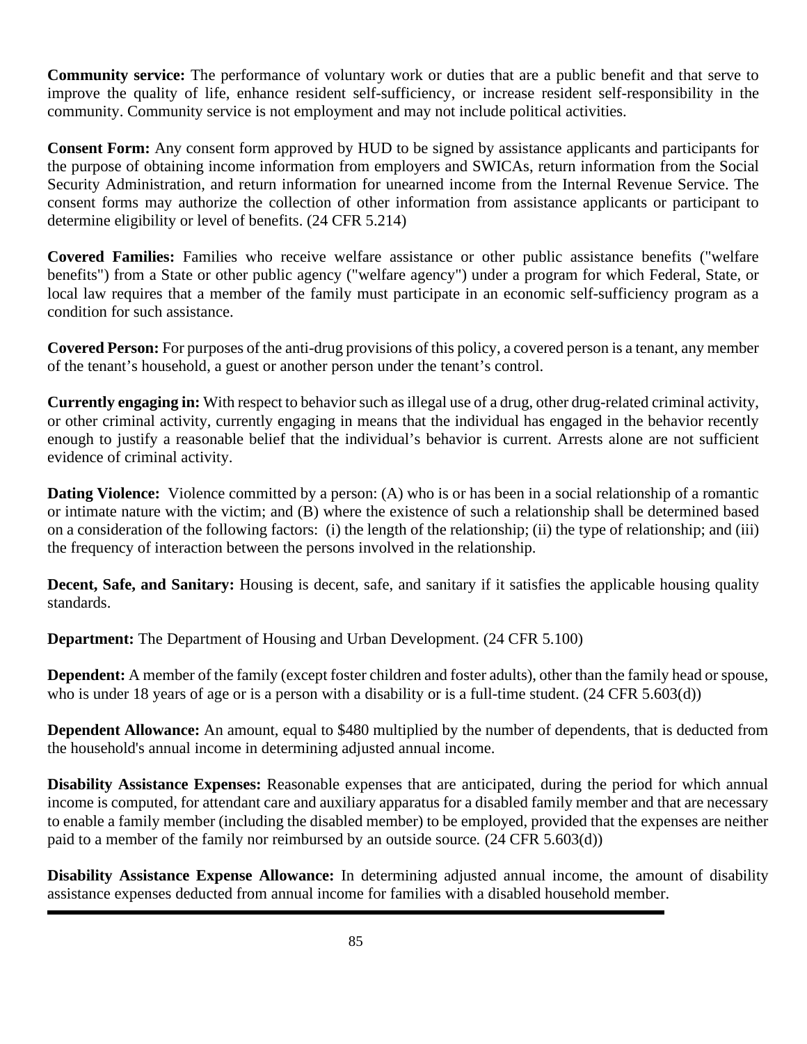**Community service:** The performance of voluntary work or duties that are a public benefit and that serve to improve the quality of life, enhance resident self-sufficiency, or increase resident self-responsibility in the community. Community service is not employment and may not include political activities.

**Consent Form:** Any consent form approved by HUD to be signed by assistance applicants and participants for the purpose of obtaining income information from employers and SWICAs, return information from the Social Security Administration, and return information for unearned income from the Internal Revenue Service. The consent forms may authorize the collection of other information from assistance applicants or participant to determine eligibility or level of benefits. (24 CFR 5.214)

**Covered Families:** Families who receive welfare assistance or other public assistance benefits ("welfare benefits") from a State or other public agency ("welfare agency") under a program for which Federal, State, or local law requires that a member of the family must participate in an economic self-sufficiency program as a condition for such assistance.

**Covered Person:** For purposes of the anti-drug provisions of this policy, a covered person is a tenant, any member of the tenant's household, a guest or another person under the tenant's control.

**Currently engaging in:** With respect to behavior such as illegal use of a drug, other drug-related criminal activity, or other criminal activity, currently engaging in means that the individual has engaged in the behavior recently enough to justify a reasonable belief that the individual's behavior is current. Arrests alone are not sufficient evidence of criminal activity.

**Dating Violence:** Violence committed by a person: (A) who is or has been in a social relationship of a romantic or intimate nature with the victim; and (B) where the existence of such a relationship shall be determined based on a consideration of the following factors: (i) the length of the relationship; (ii) the type of relationship; and (iii) the frequency of interaction between the persons involved in the relationship.

**Decent, Safe, and Sanitary:** Housing is decent, safe, and sanitary if it satisfies the applicable housing quality standards.

**Department:** The Department of Housing and Urban Development. (24 CFR 5.100)

**Dependent:** A member of the family (except foster children and foster adults), other than the family head or spouse, who is under 18 years of age or is a person with a disability or is a full-time student. (24 CFR 5.603(d))

**Dependent Allowance:** An amount, equal to $480 multiplied by the number of dependents, that is deducted from the household's annual income in determining adjusted annual income.

**Disability Assistance Expenses:** Reasonable expenses that are anticipated, during the period for which annual income is computed, for attendant care and auxiliary apparatus for a disabled family member and that are necessary to enable a family member (including the disabled member) to be employed, provided that the expenses are neither paid to a member of the family nor reimbursed by an outside source. (24 CFR 5.603(d))

**Disability Assistance Expense Allowance:** In determining adjusted annual income, the amount of disability assistance expenses deducted from annual income for families with a disabled household member.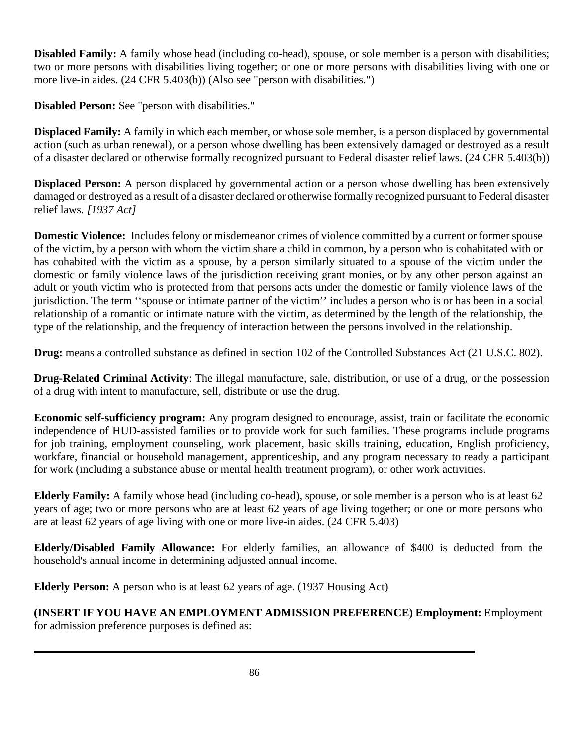**Disabled Family:** A family whose head (including co-head), spouse, or sole member is a person with disabilities; two or more persons with disabilities living together; or one or more persons with disabilities living with one or more live-in aides. (24 CFR 5.403(b)) (Also see "person with disabilities.")

**Disabled Person:** See "person with disabilities."

**Displaced Family:** A family in which each member, or whose sole member, is a person displaced by governmental action (such as urban renewal), or a person whose dwelling has been extensively damaged or destroyed as a result of a disaster declared or otherwise formally recognized pursuant to Federal disaster relief laws. (24 CFR 5.403(b))

**Displaced Person:** A person displaced by governmental action or a person whose dwelling has been extensively damaged or destroyed as a result of a disaster declared or otherwise formally recognized pursuant to Federal disaster relief laws. *[1937 Act]*

**Domestic Violence:** Includes felony or misdemeanor crimes of violence committed by a current or former spouse of the victim, by a person with whom the victim share a child in common, by a person who is cohabitated with or has cohabited with the victim as a spouse, by a person similarly situated to a spouse of the victim under the domestic or family violence laws of the jurisdiction receiving grant monies, or by any other person against an adult or youth victim who is protected from that persons acts under the domestic or family violence laws of the jurisdiction. The term ''spouse or intimate partner of the victim'' includes a person who is or has been in a social relationship of a romantic or intimate nature with the victim, as determined by the length of the relationship, the type of the relationship, and the frequency of interaction between the persons involved in the relationship.

**Drug:** means a controlled substance as defined in section 102 of the Controlled Substances Act (21 U.S.C. 802).

**Drug-Related Criminal Activity**: The illegal manufacture, sale, distribution, or use of a drug, or the possession of a drug with intent to manufacture, sell, distribute or use the drug.

**Economic self-sufficiency program:** Any program designed to encourage, assist, train or facilitate the economic independence of HUD-assisted families or to provide work for such families. These programs include programs for job training, employment counseling, work placement, basic skills training, education, English proficiency, workfare, financial or household management, apprenticeship, and any program necessary to ready a participant for work (including a substance abuse or mental health treatment program), or other work activities.

**Elderly Family:** A family whose head (including co-head), spouse, or sole member is a person who is at least 62 years of age; two or more persons who are at least 62 years of age living together; or one or more persons who are at least 62 years of age living with one or more live-in aides. (24 CFR 5.403)

**Elderly/Disabled Family Allowance:** For elderly families, an allowance of $400 is deducted from the household's annual income in determining adjusted annual income.

**Elderly Person:** A person who is at least 62 years of age. (1937 Housing Act)

**(INSERT IF YOU HAVE AN EMPLOYMENT ADMISSION PREFERENCE) Employment:** Employment for admission preference purposes is defined as: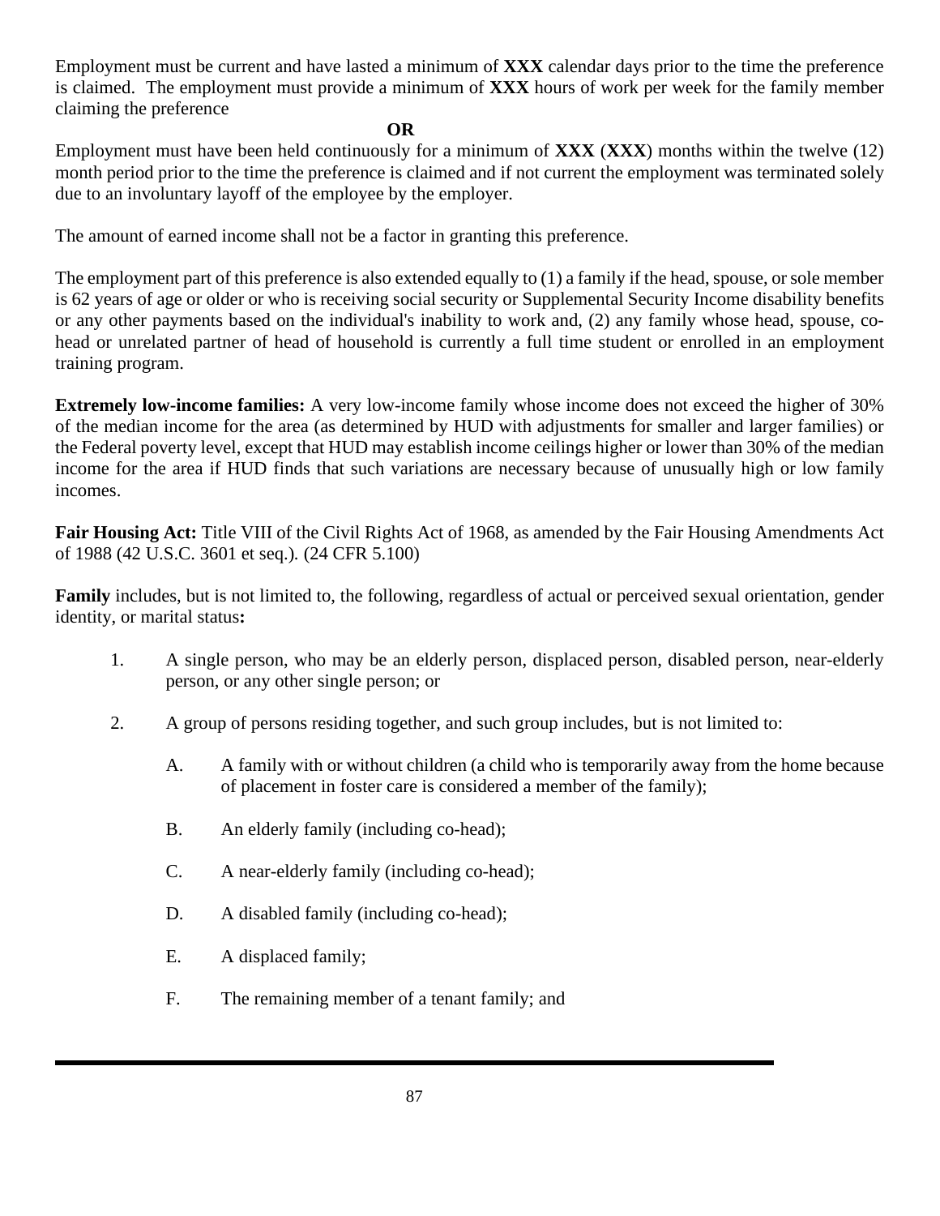Employment must be current and have lasted a minimum of **XXX** calendar days prior to the time the preference is claimed. The employment must provide a minimum of **XXX** hours of work per week for the family member claiming the preference

**OR**

Employment must have been held continuously for a minimum of **XXX** (**XXX**) months within the twelve (12) month period prior to the time the preference is claimed and if not current the employment was terminated solely due to an involuntary layoff of the employee by the employer.

The amount of earned income shall not be a factor in granting this preference.

The employment part of this preference is also extended equally to (1) a family if the head, spouse, or sole member is 62 years of age or older or who is receiving social security or Supplemental Security Income disability benefits or any other payments based on the individual's inability to work and, (2) any family whose head, spouse, co-head or unrelated partner of head of household is currently a full time student or enrolled in an employment training program.

**Extremely low-income families:** A very low-income family whose income does not exceed the higher of 30% of the median income for the area (as determined by HUD with adjustments for smaller and larger families) or the Federal poverty level, except that HUD may establish income ceilings higher or lower than 30% of the median income for the area if HUD finds that such variations are necessary because of unusually high or low family incomes.

**Fair Housing Act:** Title VIII of the Civil Rights Act of 1968, as amended by the Fair Housing Amendments Act of 1988 (42 U.S.C. 3601 et seq.). (24 CFR 5.100)

**Family** includes, but is not limited to, the following, regardless of actual or perceived sexual orientation, gender identity, or marital status**:**

1. A single person, who may be an elderly person, displaced person, disabled person, near-elderly person, or any other single person; or

2. A group of persons residing together, and such group includes, but is not limited to:

   A. A family with or without children (a child who is temporarily away from the home because of placement in foster care is considered a member of the family);

   B. An elderly family (including co-head);

   C. A near-elderly family (including co-head);

   D. A disabled family (including co-head);

   E. A displaced family;

   F. The remaining member of a tenant family; and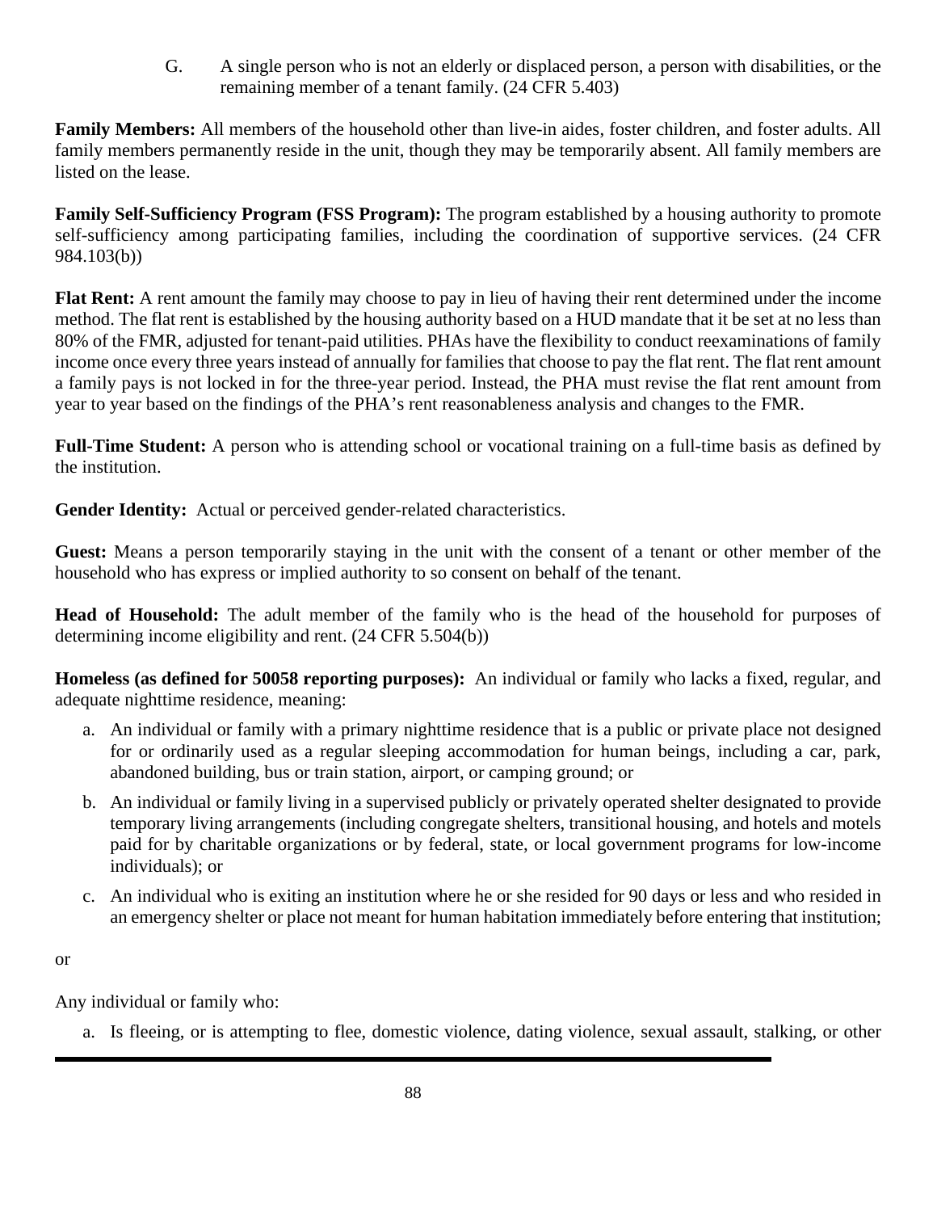G. A single person who is not an elderly or displaced person, a person with disabilities, or the remaining member of a tenant family. (24 CFR 5.403)

**Family Members:** All members of the household other than live-in aides, foster children, and foster adults. All family members permanently reside in the unit, though they may be temporarily absent. All family members are listed on the lease.

**Family Self-Sufficiency Program (FSS Program):** The program established by a housing authority to promote self-sufficiency among participating families, including the coordination of supportive services. (24 CFR 984.103(b))

**Flat Rent:** A rent amount the family may choose to pay in lieu of having their rent determined under the income method. The flat rent is established by the housing authority based on a HUD mandate that it be set at no less than 80% of the FMR, adjusted for tenant-paid utilities. PHAs have the flexibility to conduct reexaminations of family income once every three years instead of annually for families that choose to pay the flat rent. The flat rent amount a family pays is not locked in for the three-year period. Instead, the PHA must revise the flat rent amount from year to year based on the findings of the PHA's rent reasonableness analysis and changes to the FMR.

**Full-Time Student:** A person who is attending school or vocational training on a full-time basis as defined by the institution.

**Gender Identity:** Actual or perceived gender-related characteristics.

**Guest:** Means a person temporarily staying in the unit with the consent of a tenant or other member of the household who has express or implied authority to so consent on behalf of the tenant.

**Head of Household:** The adult member of the family who is the head of the household for purposes of determining income eligibility and rent. (24 CFR 5.504(b))

**Homeless (as defined for 50058 reporting purposes):** An individual or family who lacks a fixed, regular, and adequate nighttime residence, meaning:

a. An individual or family with a primary nighttime residence that is a public or private place not designed for or ordinarily used as a regular sleeping accommodation for human beings, including a car, park, abandoned building, bus or train station, airport, or camping ground; or

b. An individual or family living in a supervised publicly or privately operated shelter designated to provide temporary living arrangements (including congregate shelters, transitional housing, and hotels and motels paid for by charitable organizations or by federal, state, or local government programs for low-income individuals); or

c. An individual who is exiting an institution where he or she resided for 90 days or less and who resided in an emergency shelter or place not meant for human habitation immediately before entering that institution;

or

Any individual or family who:

a. Is fleeing, or is attempting to flee, domestic violence, dating violence, sexual assault, stalking, or other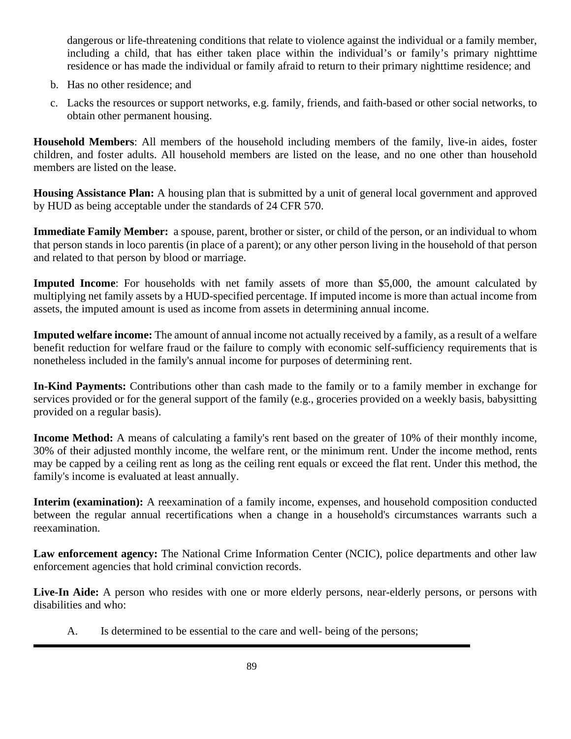dangerous or life-threatening conditions that relate to violence against the individual or a family member, including a child, that has either taken place within the individual's or family's primary nighttime residence or has made the individual or family afraid to return to their primary nighttime residence; and

b. Has no other residence; and

c. Lacks the resources or support networks, e.g. family, friends, and faith-based or other social networks, to obtain other permanent housing.

**Household Members**: All members of the household including members of the family, live-in aides, foster children, and foster adults. All household members are listed on the lease, and no one other than household members are listed on the lease.

**Housing Assistance Plan:** A housing plan that is submitted by a unit of general local government and approved by HUD as being acceptable under the standards of 24 CFR 570.

**Immediate Family Member:** a spouse, parent, brother or sister, or child of the person, or an individual to whom that person stands in loco parentis (in place of a parent); or any other person living in the household of that person and related to that person by blood or marriage.

**Imputed Income**: For households with net family assets of more than $5,000, the amount calculated by multiplying net family assets by a HUD-specified percentage. If imputed income is more than actual income from assets, the imputed amount is used as income from assets in determining annual income.

**Imputed welfare income:** The amount of annual income not actually received by a family, as a result of a welfare benefit reduction for welfare fraud or the failure to comply with economic self-sufficiency requirements that is nonetheless included in the family's annual income for purposes of determining rent.

**In-Kind Payments:** Contributions other than cash made to the family or to a family member in exchange for services provided or for the general support of the family (e.g., groceries provided on a weekly basis, babysitting provided on a regular basis).

**Income Method:** A means of calculating a family's rent based on the greater of 10% of their monthly income, 30% of their adjusted monthly income, the welfare rent, or the minimum rent. Under the income method, rents may be capped by a ceiling rent as long as the ceiling rent equals or exceed the flat rent. Under this method, the family's income is evaluated at least annually.

**Interim (examination):** A reexamination of a family income, expenses, and household composition conducted between the regular annual recertifications when a change in a household's circumstances warrants such a reexamination.

**Law enforcement agency:** The National Crime Information Center (NCIC), police departments and other law enforcement agencies that hold criminal conviction records.

**Live-In Aide:** A person who resides with one or more elderly persons, near-elderly persons, or persons with disabilities and who:

A. Is determined to be essential to the care and well- being of the persons;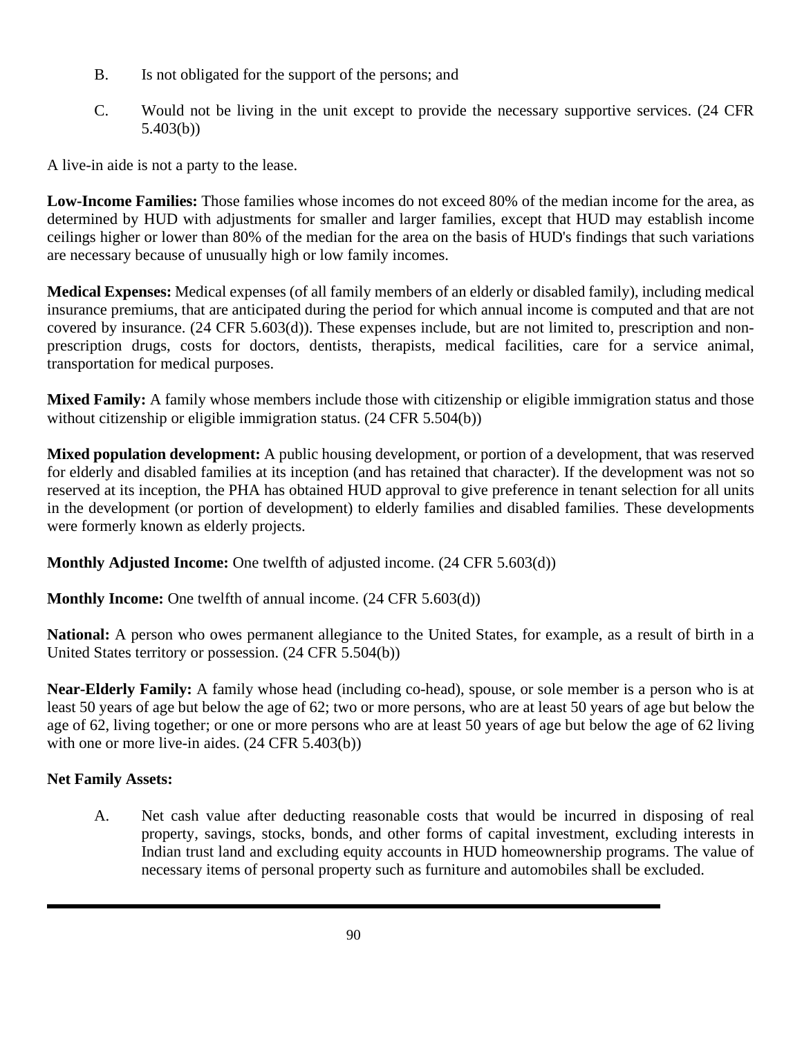B. Is not obligated for the support of the persons; and

C. Would not be living in the unit except to provide the necessary supportive services. (24 CFR 5.403(b))

A live-in aide is not a party to the lease.

**Low-Income Families:** Those families whose incomes do not exceed 80% of the median income for the area, as determined by HUD with adjustments for smaller and larger families, except that HUD may establish income ceilings higher or lower than 80% of the median for the area on the basis of HUD's findings that such variations are necessary because of unusually high or low family incomes.

**Medical Expenses:** Medical expenses (of all family members of an elderly or disabled family), including medical insurance premiums, that are anticipated during the period for which annual income is computed and that are not covered by insurance. (24 CFR 5.603(d)). These expenses include, but are not limited to, prescription and non-prescription drugs, costs for doctors, dentists, therapists, medical facilities, care for a service animal, transportation for medical purposes.

**Mixed Family:** A family whose members include those with citizenship or eligible immigration status and those without citizenship or eligible immigration status. (24 CFR 5.504(b))

**Mixed population development:** A public housing development, or portion of a development, that was reserved for elderly and disabled families at its inception (and has retained that character). If the development was not so reserved at its inception, the PHA has obtained HUD approval to give preference in tenant selection for all units in the development (or portion of development) to elderly families and disabled families. These developments were formerly known as elderly projects.

**Monthly Adjusted Income:** One twelfth of adjusted income. (24 CFR 5.603(d))

**Monthly Income:** One twelfth of annual income. (24 CFR 5.603(d))

**National:** A person who owes permanent allegiance to the United States, for example, as a result of birth in a United States territory or possession. (24 CFR 5.504(b))

**Near-Elderly Family:** A family whose head (including co-head), spouse, or sole member is a person who is at least 50 years of age but below the age of 62; two or more persons, who are at least 50 years of age but below the age of 62, living together; or one or more persons who are at least 50 years of age but below the age of 62 living with one or more live-in aides. (24 CFR 5.403(b))

**Net Family Assets:**

A. Net cash value after deducting reasonable costs that would be incurred in disposing of real property, savings, stocks, bonds, and other forms of capital investment, excluding interests in Indian trust land and excluding equity accounts in HUD homeownership programs. The value of necessary items of personal property such as furniture and automobiles shall be excluded.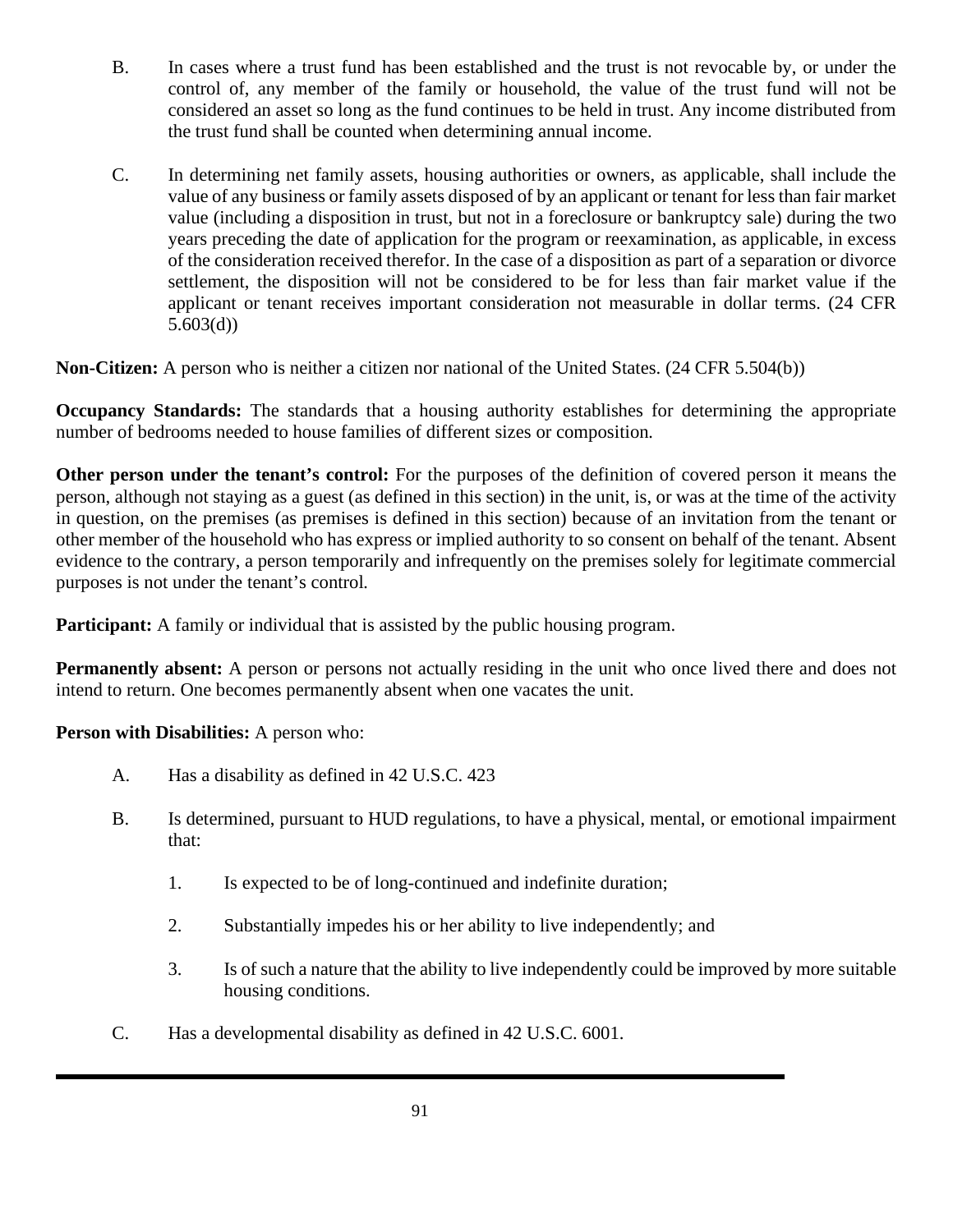B. In cases where a trust fund has been established and the trust is not revocable by, or under the control of, any member of the family or household, the value of the trust fund will not be considered an asset so long as the fund continues to be held in trust. Any income distributed from the trust fund shall be counted when determining annual income.

C. In determining net family assets, housing authorities or owners, as applicable, shall include the value of any business or family assets disposed of by an applicant or tenant for less than fair market value (including a disposition in trust, but not in a foreclosure or bankruptcy sale) during the two years preceding the date of application for the program or reexamination, as applicable, in excess of the consideration received therefor. In the case of a disposition as part of a separation or divorce settlement, the disposition will not be considered to be for less than fair market value if the applicant or tenant receives important consideration not measurable in dollar terms. (24 CFR 5.603(d))

**Non-Citizen:** A person who is neither a citizen nor national of the United States. (24 CFR 5.504(b))

**Occupancy Standards:** The standards that a housing authority establishes for determining the appropriate number of bedrooms needed to house families of different sizes or composition.

**Other person under the tenant's control:** For the purposes of the definition of covered person it means the person, although not staying as a guest (as defined in this section) in the unit, is, or was at the time of the activity in question, on the premises (as premises is defined in this section) because of an invitation from the tenant or other member of the household who has express or implied authority to so consent on behalf of the tenant. Absent evidence to the contrary, a person temporarily and infrequently on the premises solely for legitimate commercial purposes is not under the tenant's control.

**Participant:** A family or individual that is assisted by the public housing program.

**Permanently absent:** A person or persons not actually residing in the unit who once lived there and does not intend to return. One becomes permanently absent when one vacates the unit.

**Person with Disabilities:** A person who:

A. Has a disability as defined in 42 U.S.C. 423

B. Is determined, pursuant to HUD regulations, to have a physical, mental, or emotional impairment that:

   1. Is expected to be of long-continued and indefinite duration;

   2. Substantially impedes his or her ability to live independently; and

   3. Is of such a nature that the ability to live independently could be improved by more suitable housing conditions.

C. Has a developmental disability as defined in 42 U.S.C. 6001.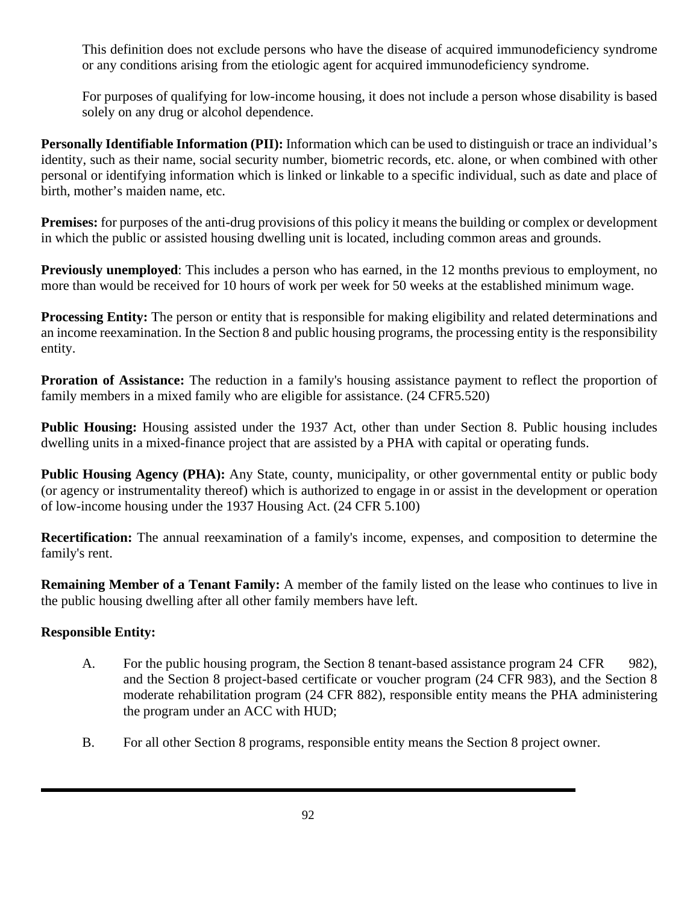This definition does not exclude persons who have the disease of acquired immunodeficiency syndrome or any conditions arising from the etiologic agent for acquired immunodeficiency syndrome.

For purposes of qualifying for low-income housing, it does not include a person whose disability is based solely on any drug or alcohol dependence.

**Personally Identifiable Information (PII):** Information which can be used to distinguish or trace an individual's identity, such as their name, social security number, biometric records, etc. alone, or when combined with other personal or identifying information which is linked or linkable to a specific individual, such as date and place of birth, mother's maiden name, etc.

**Premises:** for purposes of the anti-drug provisions of this policy it means the building or complex or development in which the public or assisted housing dwelling unit is located, including common areas and grounds.

**Previously unemployed**: This includes a person who has earned, in the 12 months previous to employment, no more than would be received for 10 hours of work per week for 50 weeks at the established minimum wage.

**Processing Entity:** The person or entity that is responsible for making eligibility and related determinations and an income reexamination. In the Section 8 and public housing programs, the processing entity is the responsibility entity.

**Proration of Assistance:** The reduction in a family's housing assistance payment to reflect the proportion of family members in a mixed family who are eligible for assistance. (24 CFR5.520)

**Public Housing:** Housing assisted under the 1937 Act, other than under Section 8. Public housing includes dwelling units in a mixed-finance project that are assisted by a PHA with capital or operating funds.

**Public Housing Agency (PHA):** Any State, county, municipality, or other governmental entity or public body (or agency or instrumentality thereof) which is authorized to engage in or assist in the development or operation of low-income housing under the 1937 Housing Act. (24 CFR 5.100)

**Recertification:** The annual reexamination of a family's income, expenses, and composition to determine the family's rent.

**Remaining Member of a Tenant Family:** A member of the family listed on the lease who continues to live in the public housing dwelling after all other family members have left.

**Responsible Entity:**

A. For the public housing program, the Section 8 tenant-based assistance program 24 CFR 982), and the Section 8 project-based certificate or voucher program (24 CFR 983), and the Section 8 moderate rehabilitation program (24 CFR 882), responsible entity means the PHA administering the program under an ACC with HUD;

B. For all other Section 8 programs, responsible entity means the Section 8 project owner.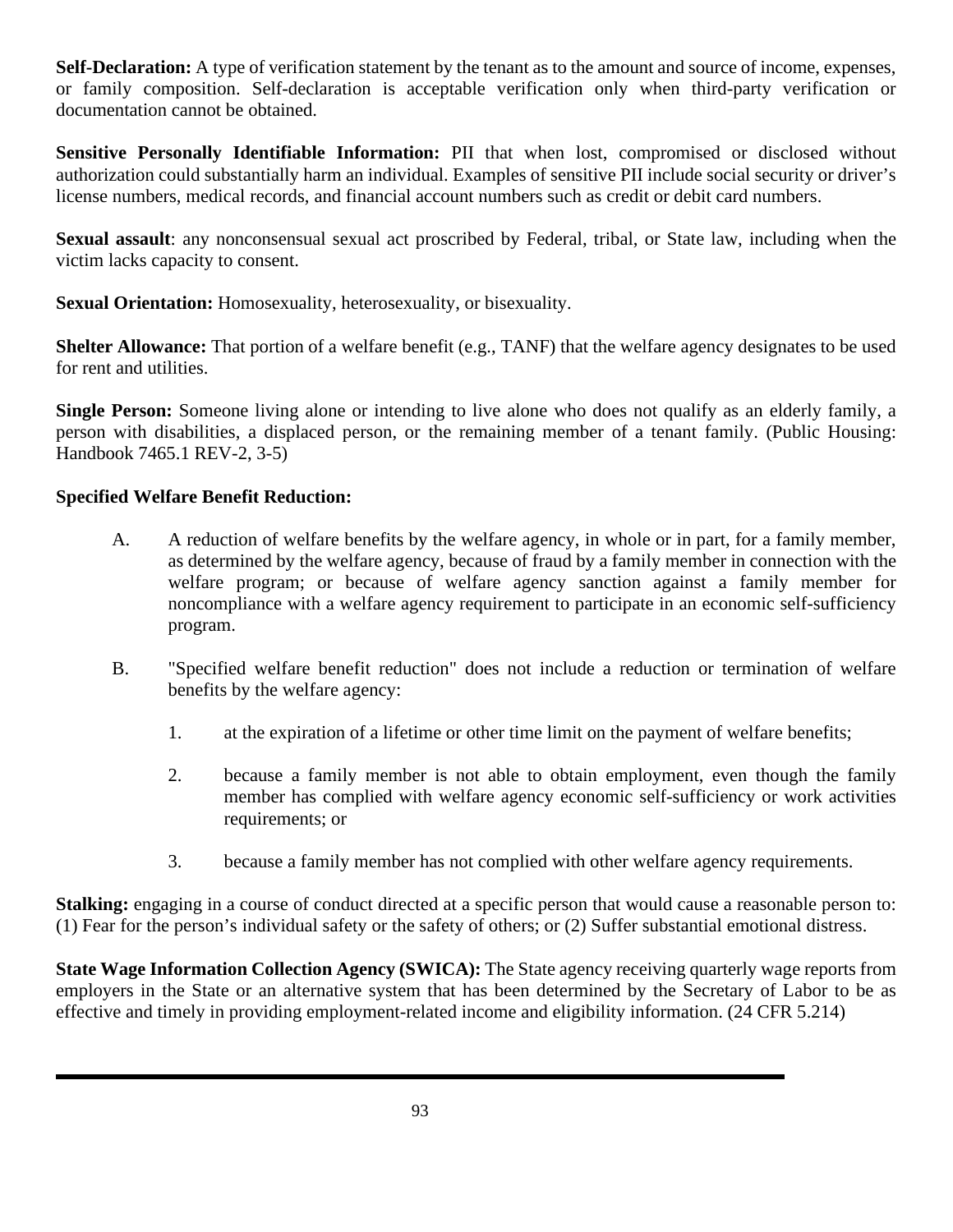**Self-Declaration:** A type of verification statement by the tenant as to the amount and source of income, expenses, or family composition. Self-declaration is acceptable verification only when third-party verification or documentation cannot be obtained.

**Sensitive Personally Identifiable Information:** PII that when lost, compromised or disclosed without authorization could substantially harm an individual. Examples of sensitive PII include social security or driver's license numbers, medical records, and financial account numbers such as credit or debit card numbers.

**Sexual assault**: any nonconsensual sexual act proscribed by Federal, tribal, or State law, including when the victim lacks capacity to consent.

**Sexual Orientation:** Homosexuality, heterosexuality, or bisexuality.

**Shelter Allowance:** That portion of a welfare benefit (e.g., TANF) that the welfare agency designates to be used for rent and utilities.

**Single Person:** Someone living alone or intending to live alone who does not qualify as an elderly family, a person with disabilities, a displaced person, or the remaining member of a tenant family. (Public Housing: Handbook 7465.1 REV-2, 3-5)

**Specified Welfare Benefit Reduction:**

A. A reduction of welfare benefits by the welfare agency, in whole or in part, for a family member, as determined by the welfare agency, because of fraud by a family member in connection with the welfare program; or because of welfare agency sanction against a family member for noncompliance with a welfare agency requirement to participate in an economic self-sufficiency program.

B. "Specified welfare benefit reduction" does not include a reduction or termination of welfare benefits by the welfare agency:

   1. at the expiration of a lifetime or other time limit on the payment of welfare benefits;

   2. because a family member is not able to obtain employment, even though the family member has complied with welfare agency economic self-sufficiency or work activities requirements; or

   3. because a family member has not complied with other welfare agency requirements.

**Stalking:** engaging in a course of conduct directed at a specific person that would cause a reasonable person to: (1) Fear for the person's individual safety or the safety of others; or (2) Suffer substantial emotional distress.

**State Wage Information Collection Agency (SWICA):** The State agency receiving quarterly wage reports from employers in the State or an alternative system that has been determined by the Secretary of Labor to be as effective and timely in providing employment-related income and eligibility information. (24 CFR 5.214)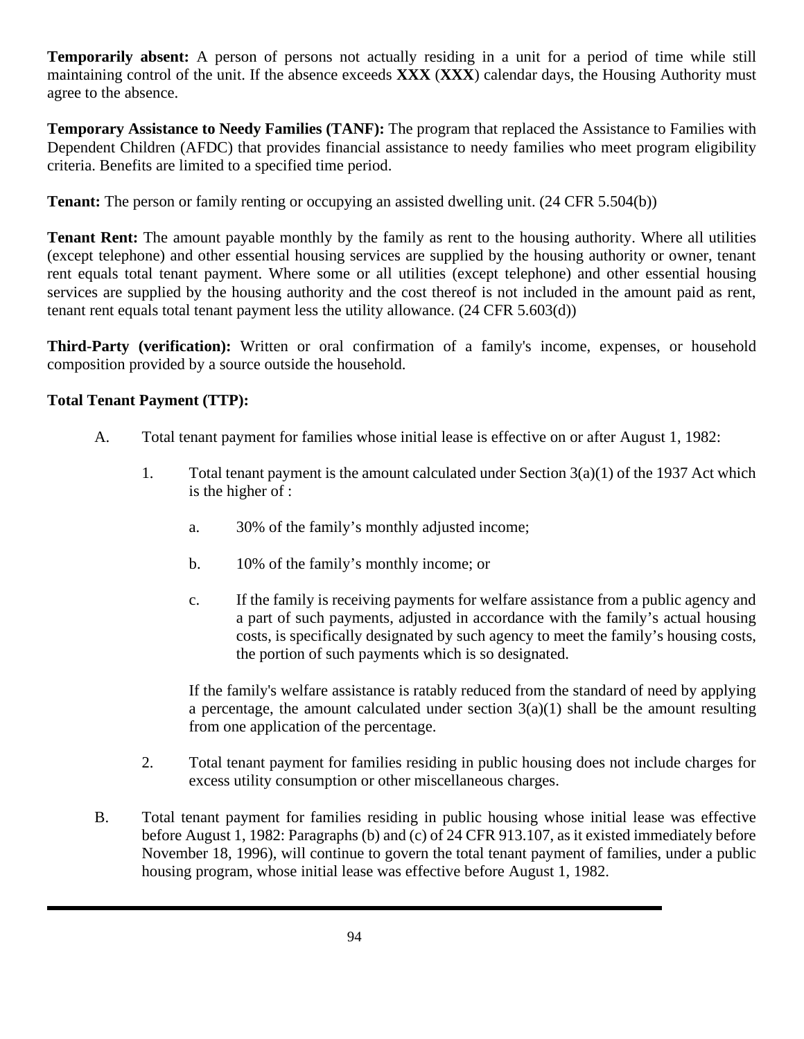**Temporarily absent:** A person of persons not actually residing in a unit for a period of time while still maintaining control of the unit. If the absence exceeds **XXX** (**XXX**) calendar days, the Housing Authority must agree to the absence.

**Temporary Assistance to Needy Families (TANF):** The program that replaced the Assistance to Families with Dependent Children (AFDC) that provides financial assistance to needy families who meet program eligibility criteria. Benefits are limited to a specified time period.

**Tenant:** The person or family renting or occupying an assisted dwelling unit. (24 CFR 5.504(b))

**Tenant Rent:** The amount payable monthly by the family as rent to the housing authority. Where all utilities (except telephone) and other essential housing services are supplied by the housing authority or owner, tenant rent equals total tenant payment. Where some or all utilities (except telephone) and other essential housing services are supplied by the housing authority and the cost thereof is not included in the amount paid as rent, tenant rent equals total tenant payment less the utility allowance. (24 CFR 5.603(d))

**Third-Party (verification):** Written or oral confirmation of a family's income, expenses, or household composition provided by a source outside the household.

**Total Tenant Payment (TTP):**

A. Total tenant payment for families whose initial lease is effective on or after August 1, 1982:

   1. Total tenant payment is the amount calculated under Section 3(a)(1) of the 1937 Act which is the higher of :

      a. 30% of the family's monthly adjusted income;

      b. 10% of the family's monthly income; or

      c. If the family is receiving payments for welfare assistance from a public agency and a part of such payments, adjusted in accordance with the family's actual housing costs, is specifically designated by such agency to meet the family's housing costs, the portion of such payments which is so designated.

      If the family's welfare assistance is ratably reduced from the standard of need by applying a percentage, the amount calculated under section 3(a)(1) shall be the amount resulting from one application of the percentage.

   2. Total tenant payment for families residing in public housing does not include charges for excess utility consumption or other miscellaneous charges.

B. Total tenant payment for families residing in public housing whose initial lease was effective before August 1, 1982: Paragraphs (b) and (c) of 24 CFR 913.107, as it existed immediately before November 18, 1996), will continue to govern the total tenant payment of families, under a public housing program, whose initial lease was effective before August 1, 1982.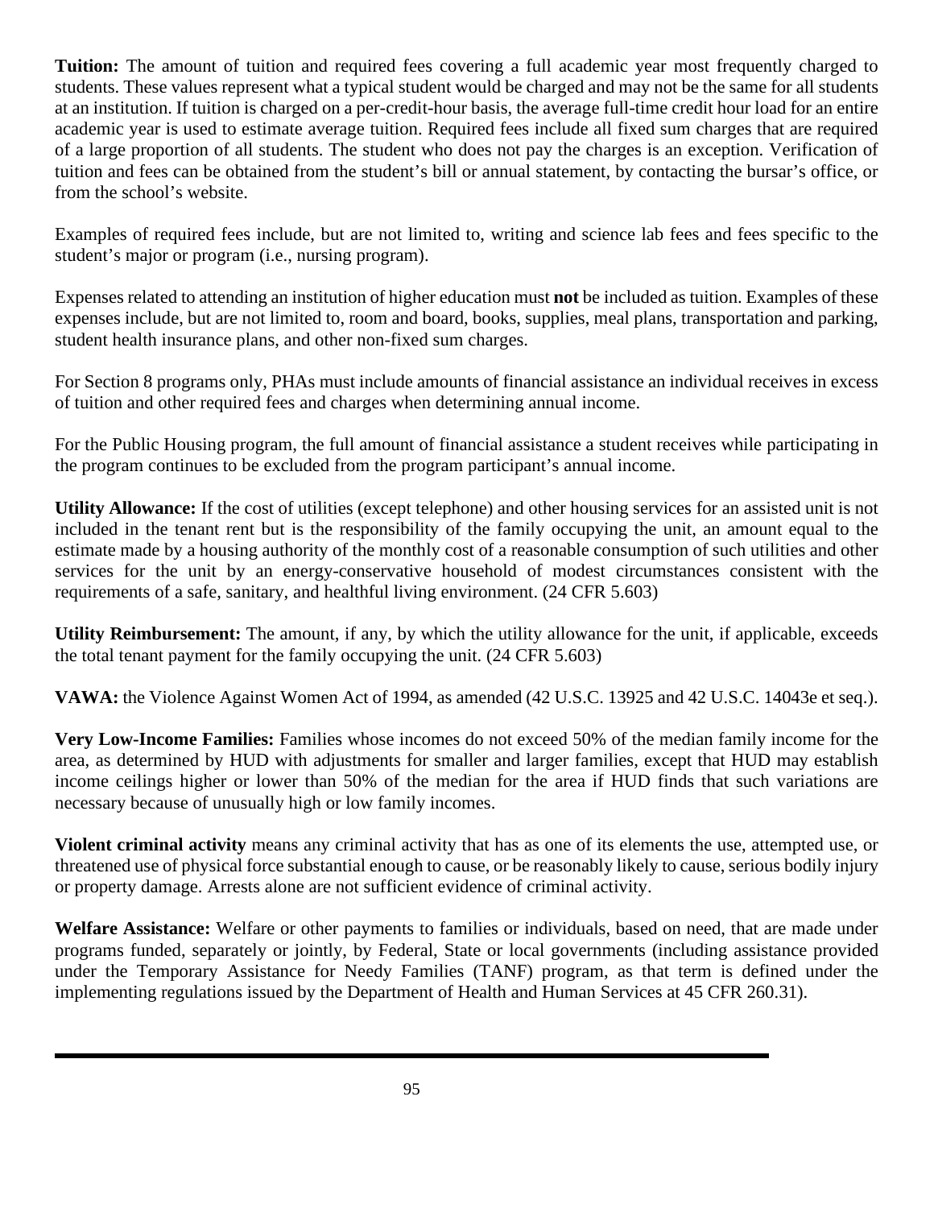**Tuition:** The amount of tuition and required fees covering a full academic year most frequently charged to students. These values represent what a typical student would be charged and may not be the same for all students at an institution. If tuition is charged on a per-credit-hour basis, the average full-time credit hour load for an entire academic year is used to estimate average tuition. Required fees include all fixed sum charges that are required of a large proportion of all students. The student who does not pay the charges is an exception. Verification of tuition and fees can be obtained from the student's bill or annual statement, by contacting the bursar's office, or from the school's website.

Examples of required fees include, but are not limited to, writing and science lab fees and fees specific to the student's major or program (i.e., nursing program).

Expenses related to attending an institution of higher education must **not** be included as tuition. Examples of these expenses include, but are not limited to, room and board, books, supplies, meal plans, transportation and parking, student health insurance plans, and other non-fixed sum charges.

For Section 8 programs only, PHAs must include amounts of financial assistance an individual receives in excess of tuition and other required fees and charges when determining annual income.

For the Public Housing program, the full amount of financial assistance a student receives while participating in the program continues to be excluded from the program participant's annual income.

**Utility Allowance:** If the cost of utilities (except telephone) and other housing services for an assisted unit is not included in the tenant rent but is the responsibility of the family occupying the unit, an amount equal to the estimate made by a housing authority of the monthly cost of a reasonable consumption of such utilities and other services for the unit by an energy-conservative household of modest circumstances consistent with the requirements of a safe, sanitary, and healthful living environment. (24 CFR 5.603)

**Utility Reimbursement:** The amount, if any, by which the utility allowance for the unit, if applicable, exceeds the total tenant payment for the family occupying the unit. (24 CFR 5.603)

**VAWA:** the Violence Against Women Act of 1994, as amended (42 U.S.C. 13925 and 42 U.S.C. 14043e et seq.).

**Very Low-Income Families:** Families whose incomes do not exceed 50% of the median family income for the area, as determined by HUD with adjustments for smaller and larger families, except that HUD may establish income ceilings higher or lower than 50% of the median for the area if HUD finds that such variations are necessary because of unusually high or low family incomes.

**Violent criminal activity** means any criminal activity that has as one of its elements the use, attempted use, or threatened use of physical force substantial enough to cause, or be reasonably likely to cause, serious bodily injury or property damage. Arrests alone are not sufficient evidence of criminal activity.

**Welfare Assistance:** Welfare or other payments to families or individuals, based on need, that are made under programs funded, separately or jointly, by Federal, State or local governments (including assistance provided under the Temporary Assistance for Needy Families (TANF) program, as that term is defined under the implementing regulations issued by the Department of Health and Human Services at 45 CFR 260.31).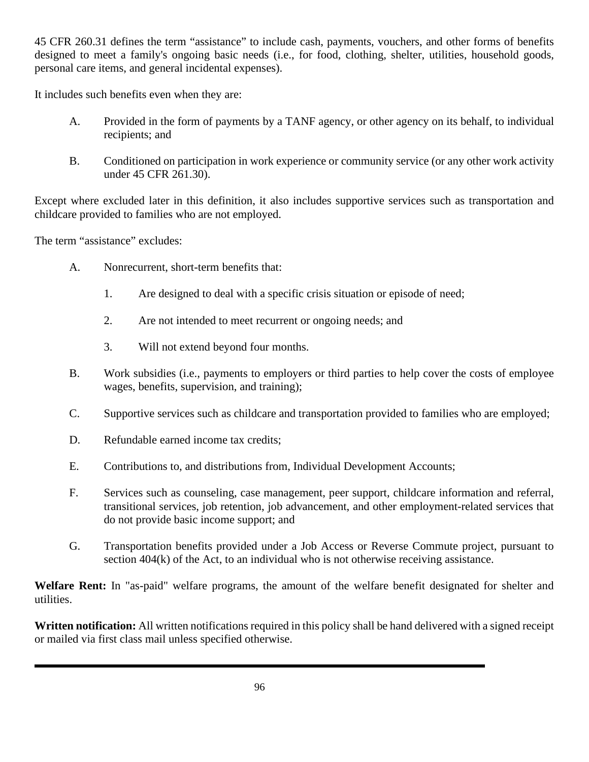45 CFR 260.31 defines the term “assistance” to include cash, payments, vouchers, and other forms of benefits designed to meet a family's ongoing basic needs (i.e., for food, clothing, shelter, utilities, household goods, personal care items, and general incidental expenses).

It includes such benefits even when they are:

A. Provided in the form of payments by a TANF agency, or other agency on its behalf, to individual recipients; and

B. Conditioned on participation in work experience or community service (or any other work activity under 45 CFR 261.30).

Except where excluded later in this definition, it also includes supportive services such as transportation and childcare provided to families who are not employed.

The term “assistance” excludes:

A. Nonrecurrent, short-term benefits that:

   1. Are designed to deal with a specific crisis situation or episode of need;

   2. Are not intended to meet recurrent or ongoing needs; and

   3. Will not extend beyond four months.

B. Work subsidies (i.e., payments to employers or third parties to help cover the costs of employee wages, benefits, supervision, and training);

C. Supportive services such as childcare and transportation provided to families who are employed;

D. Refundable earned income tax credits;

E. Contributions to, and distributions from, Individual Development Accounts;

F. Services such as counseling, case management, peer support, childcare information and referral, transitional services, job retention, job advancement, and other employment-related services that do not provide basic income support; and

G. Transportation benefits provided under a Job Access or Reverse Commute project, pursuant to section 404(k) of the Act, to an individual who is not otherwise receiving assistance.

**Welfare Rent:** In "as-paid" welfare programs, the amount of the welfare benefit designated for shelter and utilities.

**Written notification:** All written notifications required in this policy shall be hand delivered with a signed receipt or mailed via first class mail unless specified otherwise.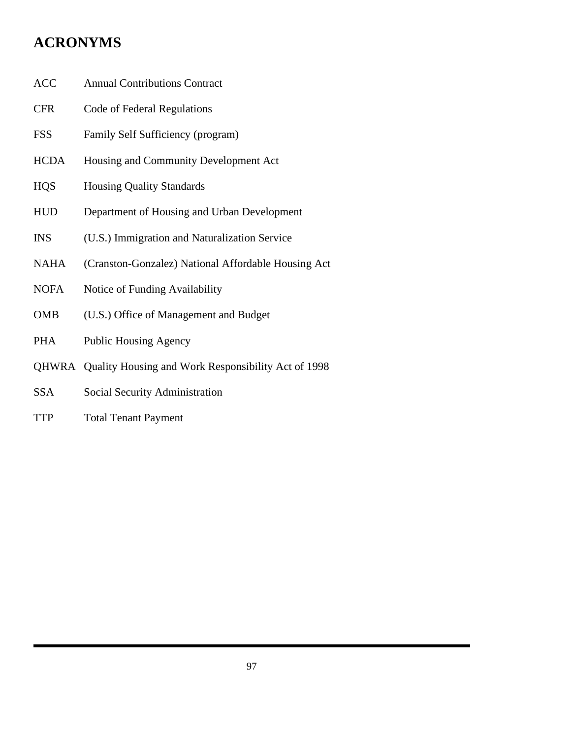# ACRONYMS

| | |
|---|---|
| ACC | Annual Contributions Contract |
| CFR | Code of Federal Regulations |
| FSS | Family Self Sufficiency (program) |
| HCDA | Housing and Community Development Act |
| HQS | Housing Quality Standards |
| HUD | Department of Housing and Urban Development |
| INS | (U.S.) Immigration and Naturalization Service |
| NAHA | (Cranston-Gonzalez) National Affordable Housing Act |
| NOFA | Notice of Funding Availability |
| OMB | (U.S.) Office of Management and Budget |
| PHA | Public Housing Agency |
| QHWRA | Quality Housing and Work Responsibility Act of 1998 |
| SSA | Social Security Administration |
| TTP | Total Tenant Payment |